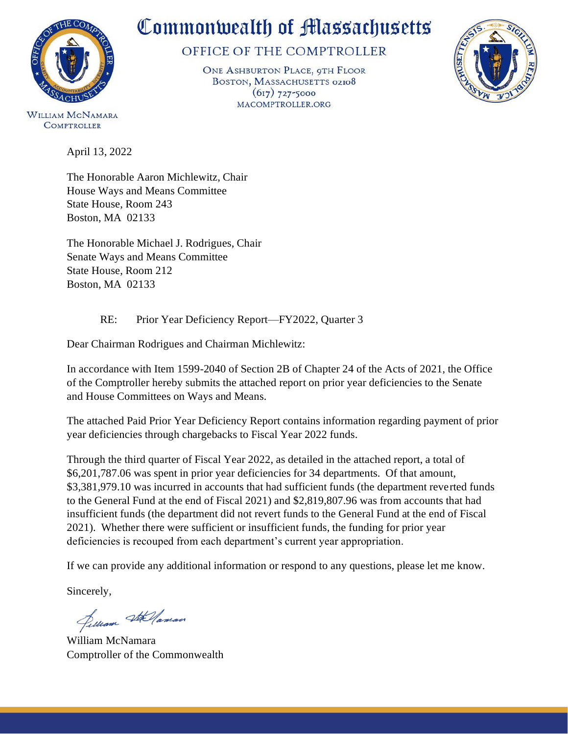# Commonwealth of Massachusetts

OFFICE OF THE COMPTROLLER

ONE ASHBURTON PLACE, 9TH FLOOR
BOSTON, MASSACHUSETTS 02108
(617) 727-5000
MACOMPTROLLER.ORG

WILLIAM MCNAMARA
COMPTROLLER

April 13, 2022

The Honorable Aaron Michlewitz, Chair
House Ways and Means Committee
State House, Room 243
Boston, MA 02133

The Honorable Michael J. Rodrigues, Chair
Senate Ways and Means Committee
State House, Room 212
Boston, MA 02133

RE: Prior Year Deficiency Report—FY2022, Quarter 3

Dear Chairman Rodrigues and Chairman Michlewitz:

In accordance with Item 1599-2040 of Section 2B of Chapter 24 of the Acts of 2021, the Office of the Comptroller hereby submits the attached report on prior year deficiencies to the Senate and House Committees on Ways and Means.

The attached Paid Prior Year Deficiency Report contains information regarding payment of prior year deficiencies through chargebacks to Fiscal Year 2022 funds.

Through the third quarter of Fiscal Year 2022, as detailed in the attached report, a total of $6,201,787.06 was spent in prior year deficiencies for 34 departments. Of that amount, $3,381,979.10 was incurred in accounts that had sufficient funds (the department reverted funds to the General Fund at the end of Fiscal 2021) and $2,819,807.96 was from accounts that had insufficient funds (the department did not revert funds to the General Fund at the end of Fiscal 2021). Whether there were sufficient or insufficient funds, the funding for prior year deficiencies is recouped from each department's current year appropriation.

If we can provide any additional information or respond to any questions, please let me know.

Sincerely,

William McNamara
Comptroller of the Commonwealth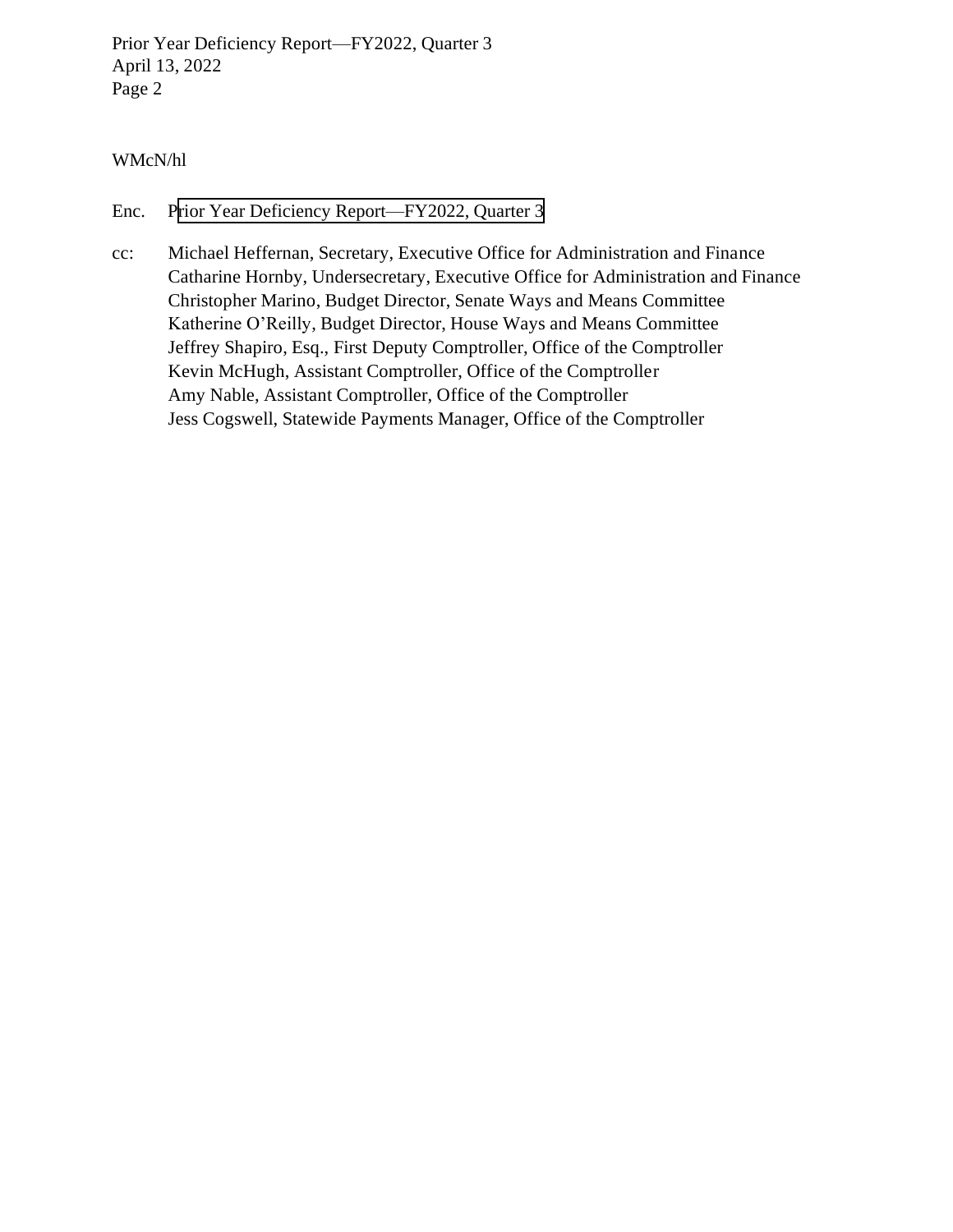WMcN/hl

Enc. Prior Year Deficiency Report—FY2022, Quarter 3

cc: Michael Heffernan, Secretary, Executive Office for Administration and Finance
Catharine Hornby, Undersecretary, Executive Office for Administration and Finance
Christopher Marino, Budget Director, Senate Ways and Means Committee
Katherine O'Reilly, Budget Director, House Ways and Means Committee
Jeffrey Shapiro, Esq., First Deputy Comptroller, Office of the Comptroller
Kevin McHugh, Assistant Comptroller, Office of the Comptroller
Amy Nable, Assistant Comptroller, Office of the Comptroller
Jess Cogswell, Statewide Payments Manager, Office of the Comptroller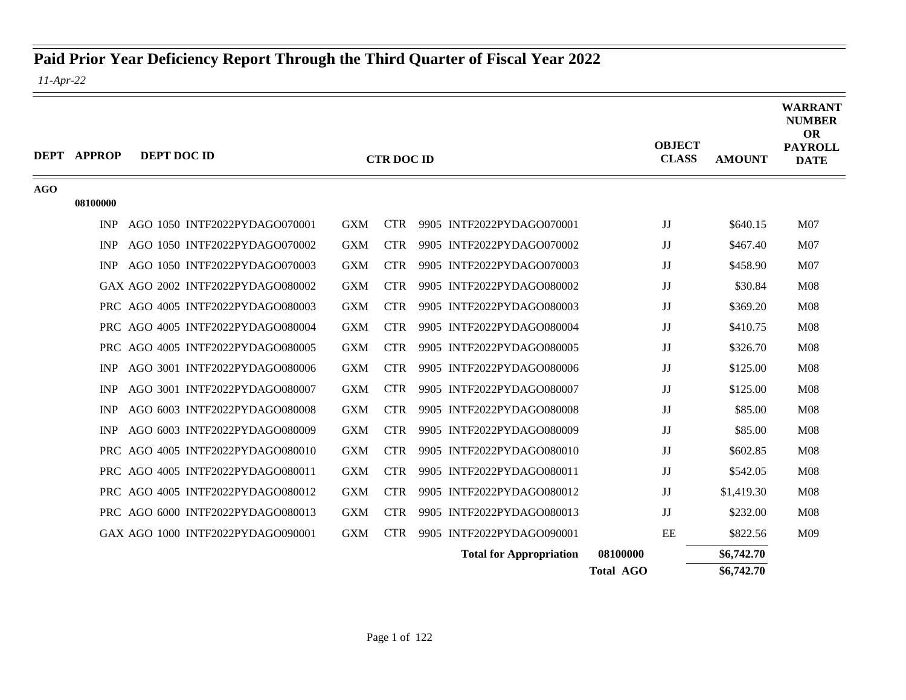# Paid Prior Year Deficiency Report Through the Third Quarter of Fiscal Year 2022

*11-Apr-22*

| DEPT | APPROP | DEPT DOC ID | CTR DOC ID | | OBJECT CLASS | AMOUNT | WARRANT NUMBER OR PAYROLL DATE |
|---|---|---|---|---|---|---|---|
| AGO | | | | | | | |
| | 08100000 | | | | | | |
| | | INP AGO 1050 INTF2022PYDAGO070001 | GXM CTR 9905 INTF2022PYDAGO070001 | | JJ | $640.15 | M07 |
| | | INP AGO 1050 INTF2022PYDAGO070002 | GXM CTR 9905 INTF2022PYDAGO070002 | | JJ | $467.40 | M07 |
| | | INP AGO 1050 INTF2022PYDAGO070003 | GXM CTR 9905 INTF2022PYDAGO070003 | | JJ | $458.90 | M07 |
| | | GAX AGO 2002 INTF2022PYDAGO080002 | GXM CTR 9905 INTF2022PYDAGO080002 | | JJ | $30.84 | M08 |
| | | PRC AGO 4005 INTF2022PYDAGO080003 | GXM CTR 9905 INTF2022PYDAGO080003 | | JJ | $369.20 | M08 |
| | | PRC AGO 4005 INTF2022PYDAGO080004 | GXM CTR 9905 INTF2022PYDAGO080004 | | JJ | $410.75 | M08 |
| | | PRC AGO 4005 INTF2022PYDAGO080005 | GXM CTR 9905 INTF2022PYDAGO080005 | | JJ | $326.70 | M08 |
| | | INP AGO 3001 INTF2022PYDAGO080006 | GXM CTR 9905 INTF2022PYDAGO080006 | | JJ | $125.00 | M08 |
| | | INP AGO 3001 INTF2022PYDAGO080007 | GXM CTR 9905 INTF2022PYDAGO080007 | | JJ | $125.00 | M08 |
| | | INP AGO 6003 INTF2022PYDAGO080008 | GXM CTR 9905 INTF2022PYDAGO080008 | | JJ | $85.00 | M08 |
| | | INP AGO 6003 INTF2022PYDAGO080009 | GXM CTR 9905 INTF2022PYDAGO080009 | | JJ | $85.00 | M08 |
| | | PRC AGO 4005 INTF2022PYDAGO080010 | GXM CTR 9905 INTF2022PYDAGO080010 | | JJ | $602.85 | M08 |
| | | PRC AGO 4005 INTF2022PYDAGO080011 | GXM CTR 9905 INTF2022PYDAGO080011 | | JJ | $542.05 | M08 |
| | | PRC AGO 4005 INTF2022PYDAGO080012 | GXM CTR 9905 INTF2022PYDAGO080012 | | JJ | $1,419.30 | M08 |
| | | PRC AGO 6000 INTF2022PYDAGO080013 | GXM CTR 9905 INTF2022PYDAGO080013 | | JJ | $232.00 | M08 |
| | | GAX AGO 1000 INTF2022PYDAGO090001 | GXM CTR 9905 INTF2022PYDAGO090001 | | EE | $822.56 | M09 |
| | | | **Total for Appropriation** | **08100000** | | **$6,742.70** | |
| | | | | **Total AGO** | | **$6,742.70** | |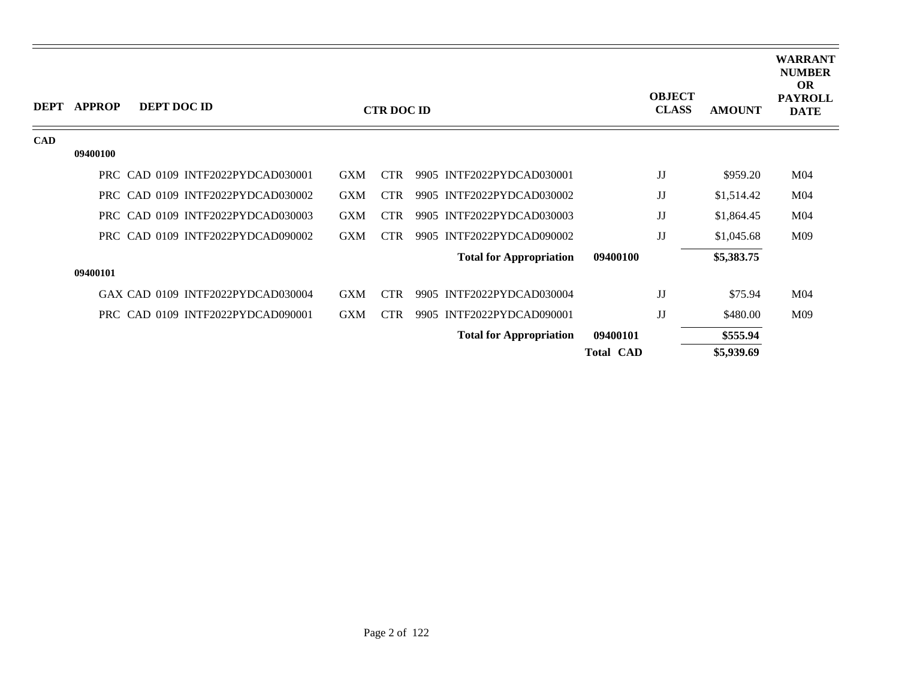| DEPT | APPROP | DEPT DOC ID | CTR DOC ID | | | | OBJECT CLASS | AMOUNT | WARRANT NUMBER OR PAYROLL DATE |
|---|---|---|---|---|---|---|---|---|---|
| CAD | | | | | | | | | |
| | 09400100 | | | | | | | | |
| | | PRC CAD 0109 INTF2022PYDCAD030001 | GXM | CTR | 9905 INTF2022PYDCAD030001 | | JJ | $959.20 | M04 |
| | | PRC CAD 0109 INTF2022PYDCAD030002 | GXM | CTR | 9905 INTF2022PYDCAD030002 | | JJ | $1,514.42 | M04 |
| | | PRC CAD 0109 INTF2022PYDCAD030003 | GXM | CTR | 9905 INTF2022PYDCAD030003 | | JJ | $1,864.45 | M04 |
| | | PRC CAD 0109 INTF2022PYDCAD090002 | GXM | CTR | 9905 INTF2022PYDCAD090002 | | JJ | $1,045.68 | M09 |
| | | | | | **Total for Appropriation** | **09400100** | | **$5,383.75** | |
| | 09400101 | | | | | | | | |
| | | GAX CAD 0109 INTF2022PYDCAD030004 | GXM | CTR | 9905 INTF2022PYDCAD030004 | | JJ | $75.94 | M04 |
| | | PRC CAD 0109 INTF2022PYDCAD090001 | GXM | CTR | 9905 INTF2022PYDCAD090001 | | JJ | $480.00 | M09 |
| | | | | | **Total for Appropriation** | **09400101** | | **$555.94** | |
| | | | | | | **Total CAD** | | **$5,939.69** | |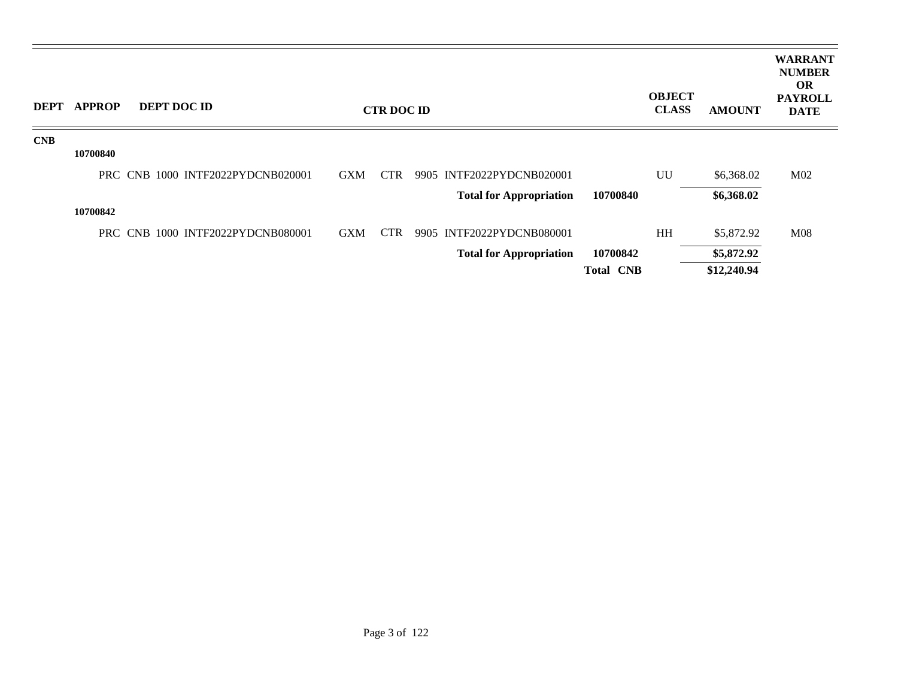| DEPT | APPROP | DEPT DOC ID | CTR DOC ID | | | | OBJECT CLASS | AMOUNT | WARRANT NUMBER OR PAYROLL DATE |
|---|---|---|---|---|---|---|---|---|---|
| **CNB** | | | | | | | | | |
| | **10700840** | | | | | | | | |
| | | PRC CNB 1000 INTF2022PYDCNB020001 | GXM | CTR | 9905 INTF2022PYDCNB020001 | | UU | $6,368.02 | M02 |
| | | | | | **Total for Appropriation** | **10700840** | | **$6,368.02** | |
| | **10700842** | | | | | | | | |
| | | PRC CNB 1000 INTF2022PYDCNB080001 | GXM | CTR | 9905 INTF2022PYDCNB080001 | | HH | $5,872.92 | M08 |
| | | | | | **Total for Appropriation** | **10700842** | | **$5,872.92** | |
| | | | | | | **Total CNB** | | **$12,240.94** | |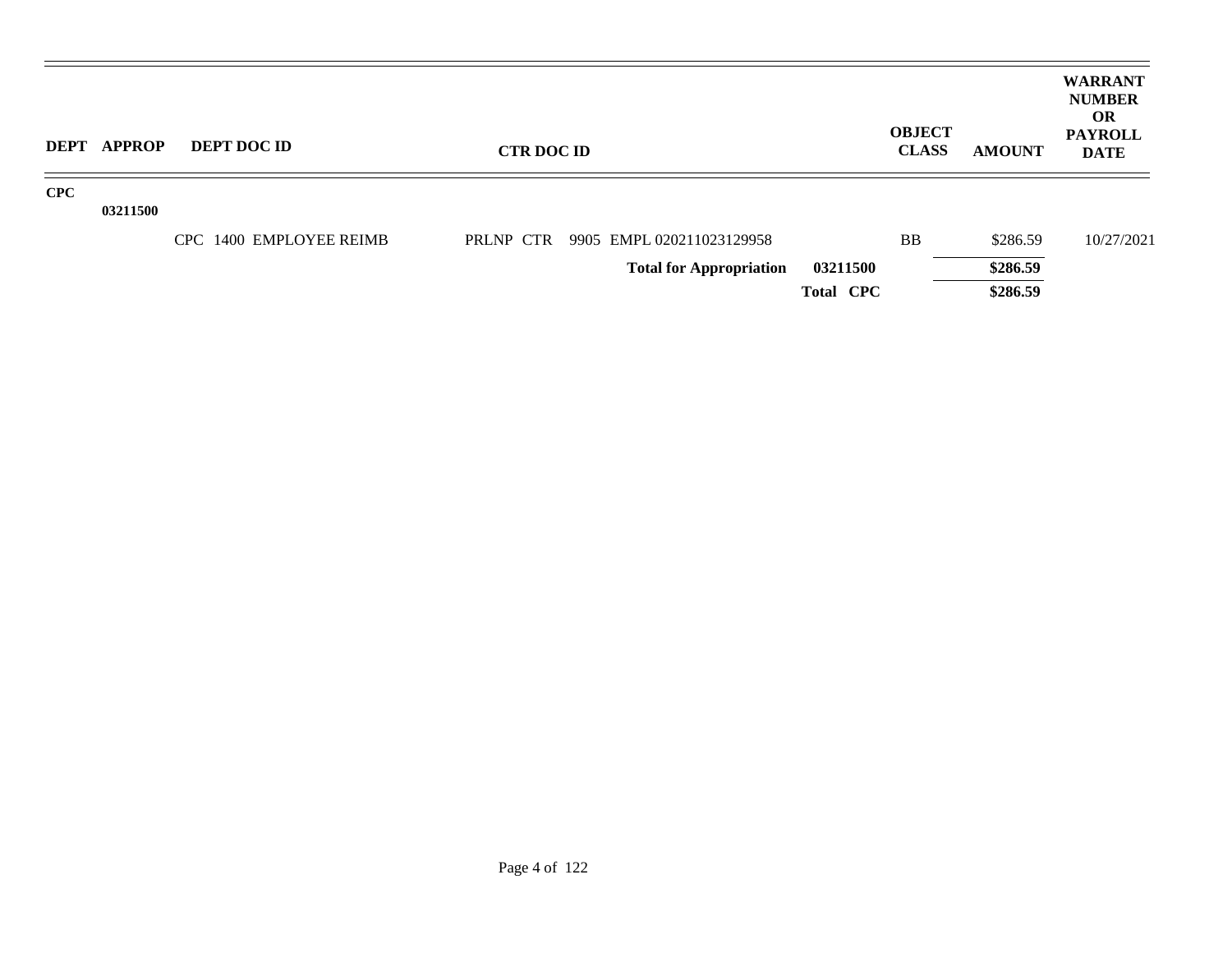| DEPT | APPROP | DEPT DOC ID | CTR DOC ID | | OBJECT CLASS | AMOUNT | WARRANT NUMBER OR PAYROLL DATE |
|---|---|---|---|---|---|---|---|
| **CPC** | | | | | | | |
| | **03211500** | | | | | | |
| | | CPC 1400 EMPLOYEE REIMB | PRLNP CTR 9905 EMPL 020211023129958 | | BB | $286.59 | 10/27/2021 |
| | | | **Total for Appropriation** | **03211500** | | **$286.59** | |
| | | | | **Total CPC** | | **$286.59** | |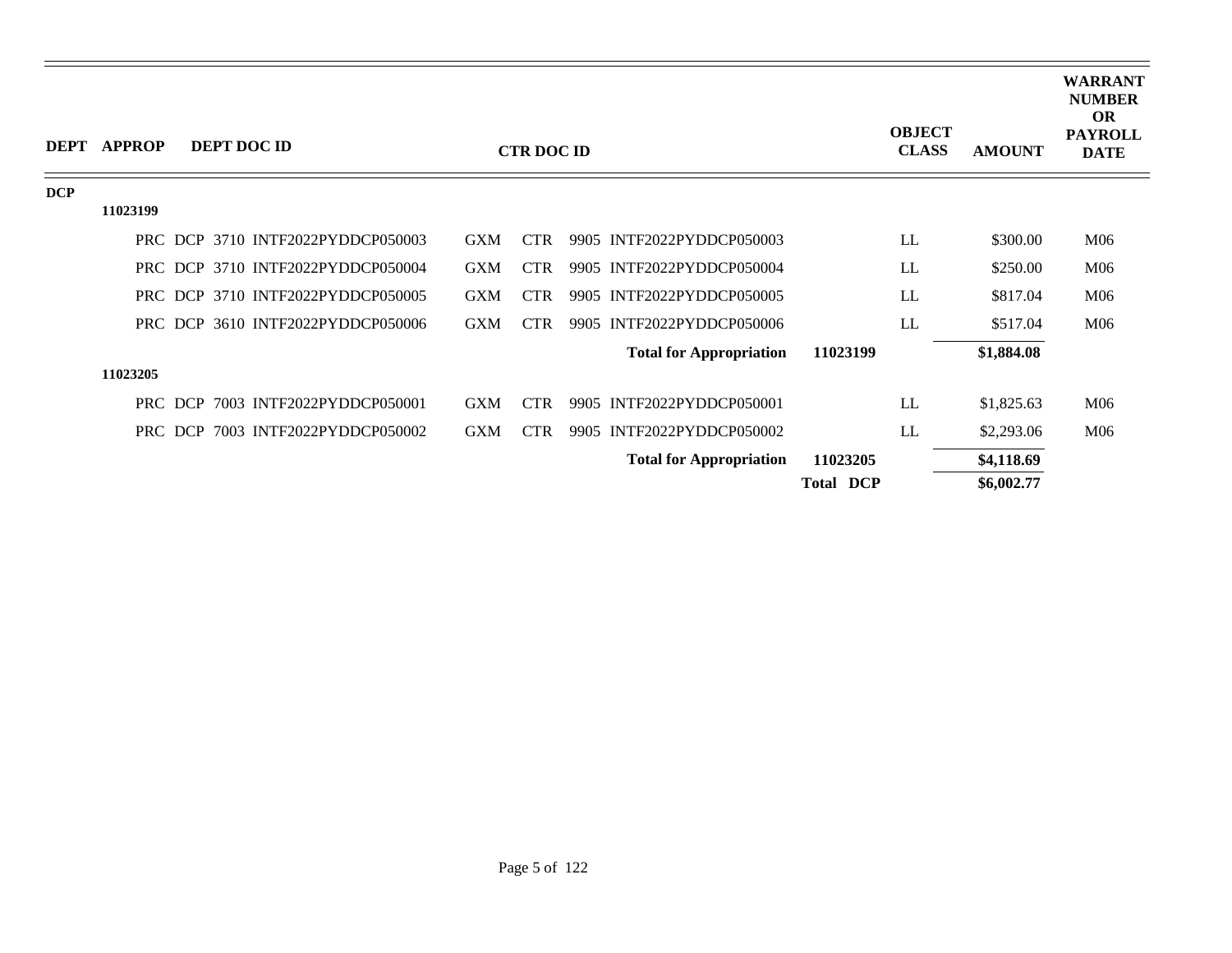| DEPT | APPROP | DEPT DOC ID | CTR DOC ID | | | | OBJECT CLASS | AMOUNT | WARRANT NUMBER OR PAYROLL DATE |
|---|---|---|---|---|---|---|---|---|---|
| DCP | | | | | | | | | |
| | 11023199 | | | | | | | | |
| | | PRC DCP 3710 INTF2022PYDDCP050003 | GXM | CTR | 9905 INTF2022PYDDCP050003 | | LL | $300.00 | M06 |
| | | PRC DCP 3710 INTF2022PYDDCP050004 | GXM | CTR | 9905 INTF2022PYDDCP050004 | | LL | $250.00 | M06 |
| | | PRC DCP 3710 INTF2022PYDDCP050005 | GXM | CTR | 9905 INTF2022PYDDCP050005 | | LL | $817.04 | M06 |
| | | PRC DCP 3610 INTF2022PYDDCP050006 | GXM | CTR | 9905 INTF2022PYDDCP050006 | | LL | $517.04 | M06 |
| | | | | | **Total for Appropriation** | **11023199** | | **$1,884.08** | |
| | 11023205 | | | | | | | | |
| | | PRC DCP 7003 INTF2022PYDDCP050001 | GXM | CTR | 9905 INTF2022PYDDCP050001 | | LL | $1,825.63 | M06 |
| | | PRC DCP 7003 INTF2022PYDDCP050002 | GXM | CTR | 9905 INTF2022PYDDCP050002 | | LL | $2,293.06 | M06 |
| | | | | | **Total for Appropriation** | **11023205** | | **$4,118.69** | |
| | | | | | | **Total DCP** | | **$6,002.77** | |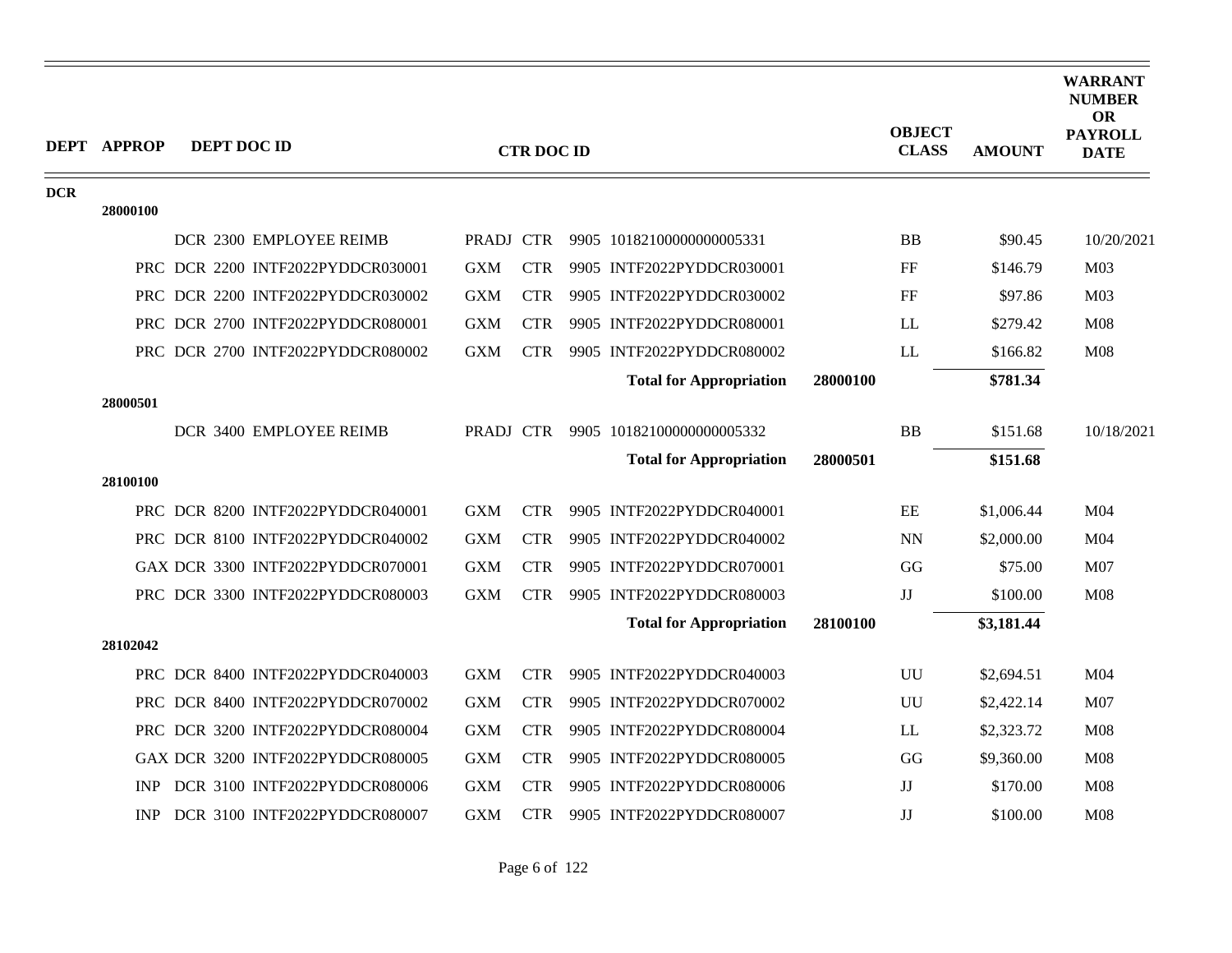| DEPT | APPROP | DEPT DOC ID | CTR DOC ID | | OBJECT CLASS | AMOUNT | WARRANT NUMBER OR PAYROLL DATE |
|---|---|---|---|---|---|---|---|
| DCR | | | | | | | |
| | 28000100 | | | | | | |
| | | DCR 2300 EMPLOYEE REIMB | PRADJ CTR 9905 10182100000000005331 | | BB | $90.45 | 10/20/2021 |
| | | PRC DCR 2200 INTF2022PYDDCR030001 | GXM CTR 9905 INTF2022PYDDCR030001 | | FF | $146.79 | M03 |
| | | PRC DCR 2200 INTF2022PYDDCR030002 | GXM CTR 9905 INTF2022PYDDCR030002 | | FF | $97.86 | M03 |
| | | PRC DCR 2700 INTF2022PYDDCR080001 | GXM CTR 9905 INTF2022PYDDCR080001 | | LL | $279.42 | M08 |
| | | PRC DCR 2700 INTF2022PYDDCR080002 | GXM CTR 9905 INTF2022PYDDCR080002 | | LL | $166.82 | M08 |
| | | | **Total for Appropriation** | **28000100** | | **$781.34** | |
| | 28000501 | | | | | | |
| | | DCR 3400 EMPLOYEE REIMB | PRADJ CTR 9905 10182100000000005332 | | BB | $151.68 | 10/18/2021 |
| | | | **Total for Appropriation** | **28000501** | | **$151.68** | |
| | 28100100 | | | | | | |
| | | PRC DCR 8200 INTF2022PYDDCR040001 | GXM CTR 9905 INTF2022PYDDCR040001 | | EE | $1,006.44 | M04 |
| | | PRC DCR 8100 INTF2022PYDDCR040002 | GXM CTR 9905 INTF2022PYDDCR040002 | | NN | $2,000.00 | M04 |
| | | GAX DCR 3300 INTF2022PYDDCR070001 | GXM CTR 9905 INTF2022PYDDCR070001 | | GG | $75.00 | M07 |
| | | PRC DCR 3300 INTF2022PYDDCR080003 | GXM CTR 9905 INTF2022PYDDCR080003 | | JJ | $100.00 | M08 |
| | | | **Total for Appropriation** | **28100100** | | **$3,181.44** | |
| | 28102042 | | | | | | |
| | | PRC DCR 8400 INTF2022PYDDCR040003 | GXM CTR 9905 INTF2022PYDDCR040003 | | UU | $2,694.51 | M04 |
| | | PRC DCR 8400 INTF2022PYDDCR070002 | GXM CTR 9905 INTF2022PYDDCR070002 | | UU | $2,422.14 | M07 |
| | | PRC DCR 3200 INTF2022PYDDCR080004 | GXM CTR 9905 INTF2022PYDDCR080004 | | LL | $2,323.72 | M08 |
| | | GAX DCR 3200 INTF2022PYDDCR080005 | GXM CTR 9905 INTF2022PYDDCR080005 | | GG | $9,360.00 | M08 |
| | | INP DCR 3100 INTF2022PYDDCR080006 | GXM CTR 9905 INTF2022PYDDCR080006 | | JJ | $170.00 | M08 |
| | | INP DCR 3100 INTF2022PYDDCR080007 | GXM CTR 9905 INTF2022PYDDCR080007 | | JJ | $100.00 | M08 |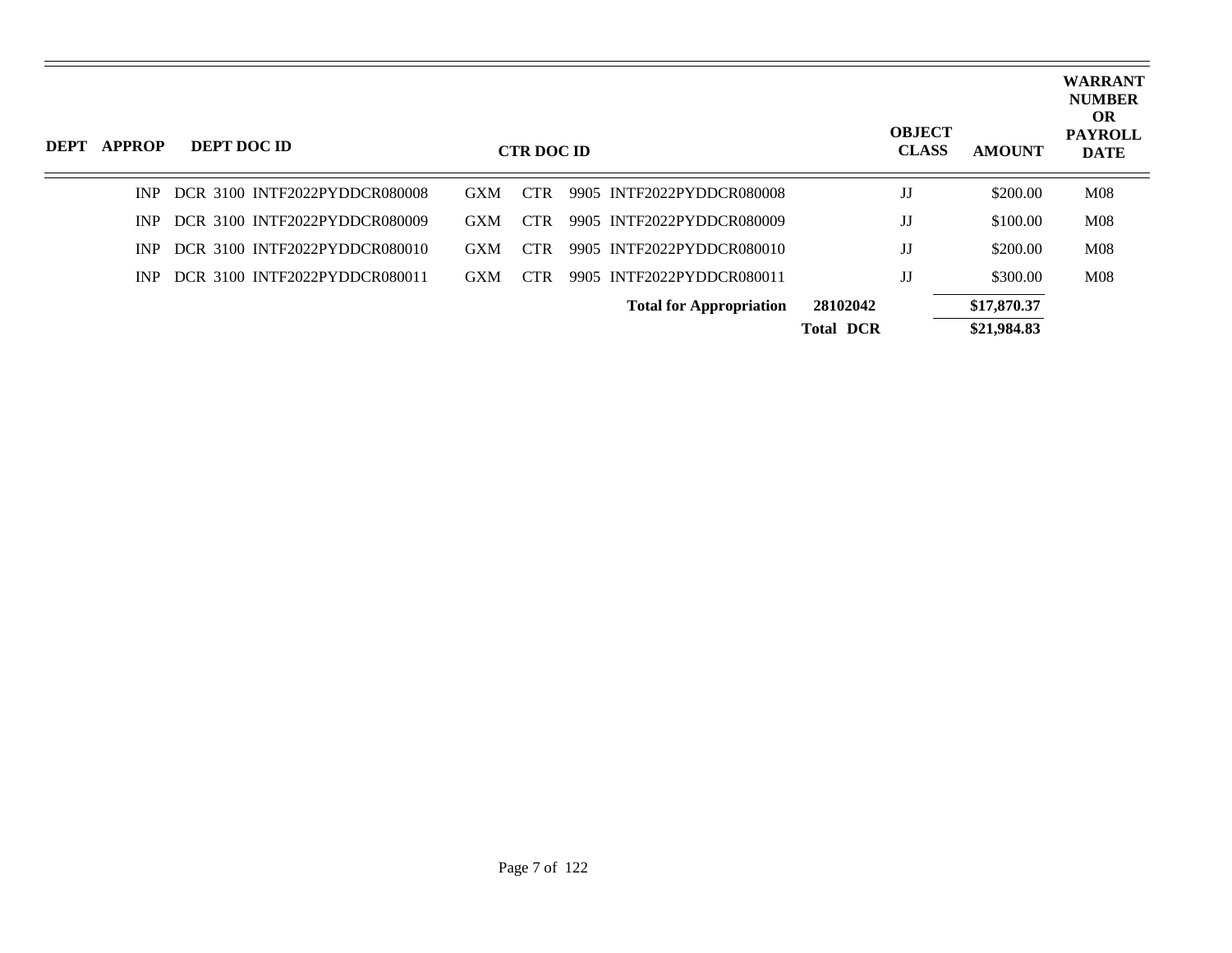| DEPT | APPROP | DEPT DOC ID | CTR DOC ID | | OBJECT CLASS | AMOUNT | WARRANT NUMBER OR PAYROLL DATE |
|---|---|---|---|---|---|---|---|
| INP | DCR 3100 | INTF2022PYDDCR080008 | GXM CTR 9905 INTF2022PYDDCR080008 | | JJ | $200.00 | M08 |
| INP | DCR 3100 | INTF2022PYDDCR080009 | GXM CTR 9905 INTF2022PYDDCR080009 | | JJ | $100.00 | M08 |
| INP | DCR 3100 | INTF2022PYDDCR080010 | GXM CTR 9905 INTF2022PYDDCR080010 | | JJ | $200.00 | M08 |
| INP | DCR 3100 | INTF2022PYDDCR080011 | GXM CTR 9905 INTF2022PYDDCR080011 | | JJ | $300.00 | M08 |
| | | | **Total for Appropriation** | **28102042** | | **$17,870.37** | |
| | | | | **Total DCR** | | **$21,984.83** | |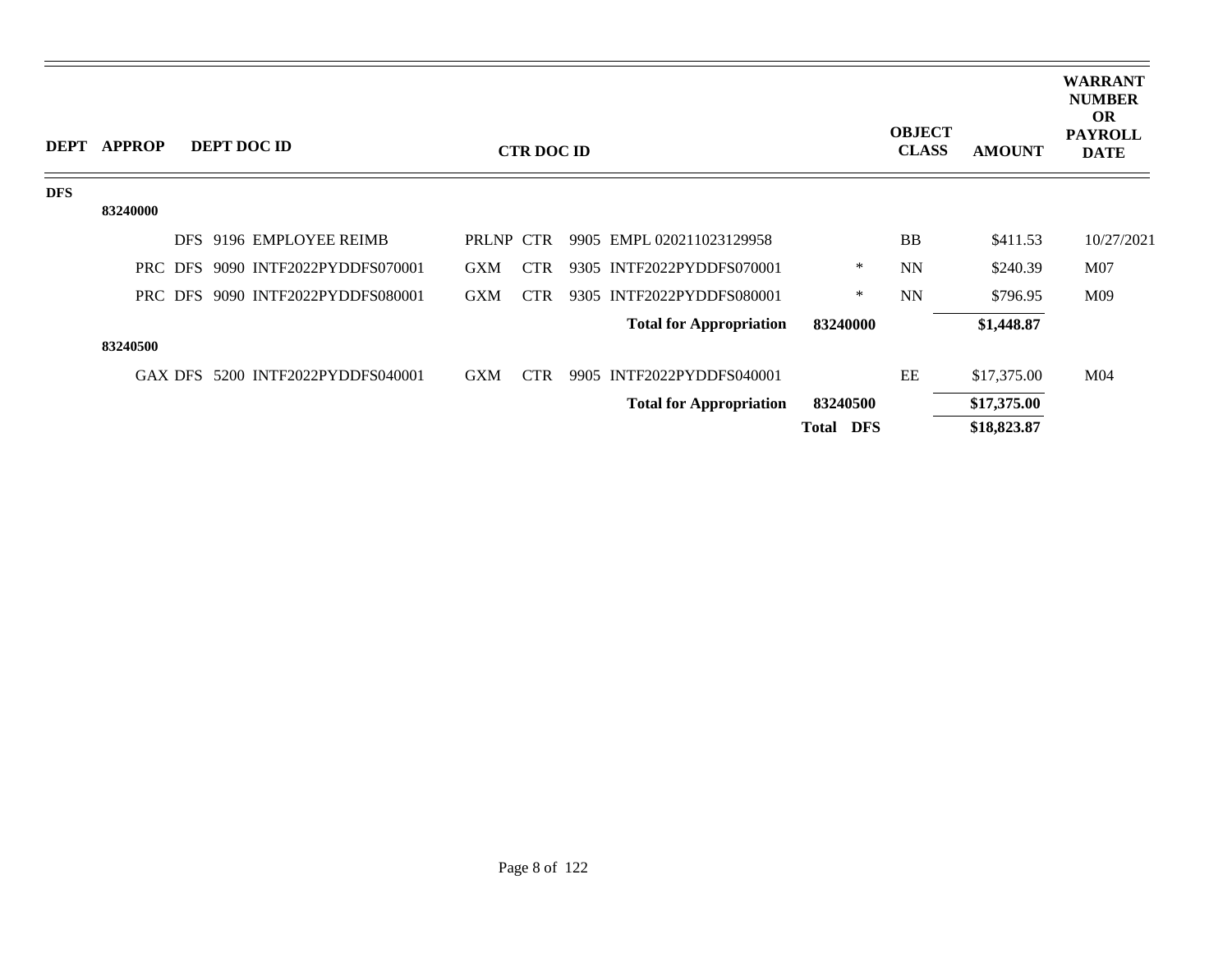| DEPT | APPROP | DEPT DOC ID | CTR DOC ID | | OBJECT CLASS | AMOUNT | WARRANT NUMBER OR PAYROLL DATE |
|---|---|---|---|---|---|---|---|
| DFS | | | | | | | |
| | 83240000 | | | | | | |
| | | DFS 9196 EMPLOYEE REIMB | PRLNP CTR 9905 EMPL 020211023129958 | | BB | $411.53 | 10/27/2021 |
| | | PRC DFS 9090 INTF2022PYDDFS070001 | GXM CTR 9305 INTF2022PYDDFS070001 | * | NN | $240.39 | M07 |
| | | PRC DFS 9090 INTF2022PYDDFS080001 | GXM CTR 9305 INTF2022PYDDFS080001 | * | NN | $796.95 | M09 |
| | | | **Total for Appropriation** | **83240000** | | **$1,448.87** | |
| | 83240500 | | | | | | |
| | | GAX DFS 5200 INTF2022PYDDFS040001 | GXM CTR 9905 INTF2022PYDDFS040001 | | EE | $17,375.00 | M04 |
| | | | **Total for Appropriation** | **83240500** | | **$17,375.00** | |
| | | | | **Total DFS** | | **$18,823.87** | |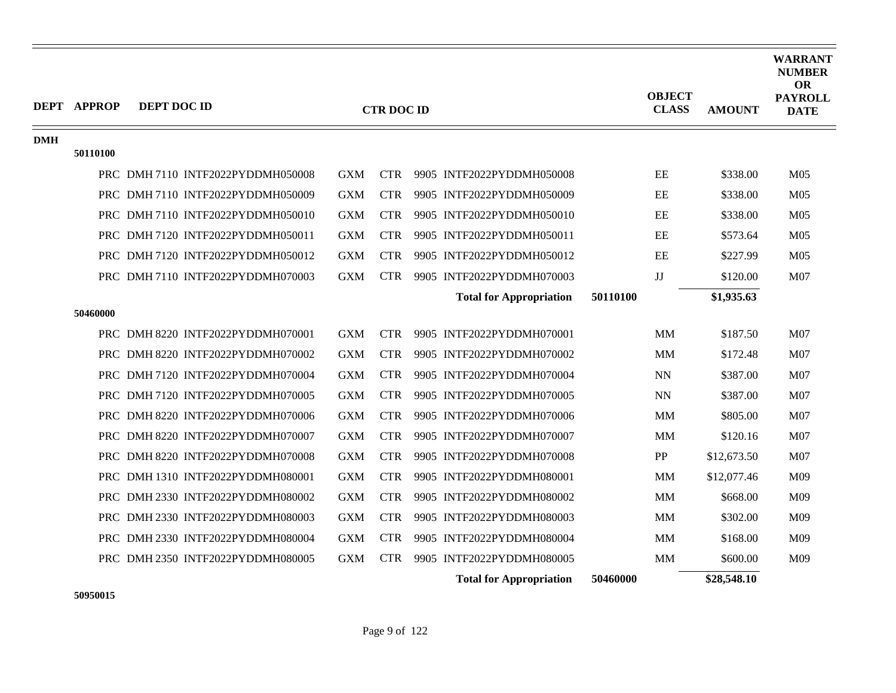| DEPT | APPROP | DEPT DOC ID | CTR DOC ID | | OBJECT CLASS | AMOUNT | WARRANT NUMBER OR PAYROLL DATE |
|---|---|---|---|---|---|---|---|
| DMH | | | | | | | |
| | 50110100 | | | | | | |
| | | PRC DMH 7110 INTF2022PYDDMH050008 | GXM CTR 9905 INTF2022PYDDMH050008 | | EE | $338.00 | M05 |
| | | PRC DMH 7110 INTF2022PYDDMH050009 | GXM CTR 9905 INTF2022PYDDMH050009 | | EE | $338.00 | M05 |
| | | PRC DMH 7110 INTF2022PYDDMH050010 | GXM CTR 9905 INTF2022PYDDMH050010 | | EE | $338.00 | M05 |
| | | PRC DMH 7120 INTF2022PYDDMH050011 | GXM CTR 9905 INTF2022PYDDMH050011 | | EE | $573.64 | M05 |
| | | PRC DMH 7120 INTF2022PYDDMH050012 | GXM CTR 9905 INTF2022PYDDMH050012 | | EE | $227.99 | M05 |
| | | PRC DMH 7110 INTF2022PYDDMH070003 | GXM CTR 9905 INTF2022PYDDMH070003 | | JJ | $120.00 | M07 |
| | | | **Total for Appropriation** | **50110100** | | **$1,935.63** | |
| | 50460000 | | | | | | |
| | | PRC DMH 8220 INTF2022PYDDMH070001 | GXM CTR 9905 INTF2022PYDDMH070001 | | MM | $187.50 | M07 |
| | | PRC DMH 8220 INTF2022PYDDMH070002 | GXM CTR 9905 INTF2022PYDDMH070002 | | MM | $172.48 | M07 |
| | | PRC DMH 7120 INTF2022PYDDMH070004 | GXM CTR 9905 INTF2022PYDDMH070004 | | NN | $387.00 | M07 |
| | | PRC DMH 7120 INTF2022PYDDMH070005 | GXM CTR 9905 INTF2022PYDDMH070005 | | NN | $387.00 | M07 |
| | | PRC DMH 8220 INTF2022PYDDMH070006 | GXM CTR 9905 INTF2022PYDDMH070006 | | MM | $805.00 | M07 |
| | | PRC DMH 8220 INTF2022PYDDMH070007 | GXM CTR 9905 INTF2022PYDDMH070007 | | MM | $120.16 | M07 |
| | | PRC DMH 8220 INTF2022PYDDMH070008 | GXM CTR 9905 INTF2022PYDDMH070008 | | PP | $12,673.50 | M07 |
| | | PRC DMH 1310 INTF2022PYDDMH080001 | GXM CTR 9905 INTF2022PYDDMH080001 | | MM | $12,077.46 | M09 |
| | | PRC DMH 2330 INTF2022PYDDMH080002 | GXM CTR 9905 INTF2022PYDDMH080002 | | MM | $668.00 | M09 |
| | | PRC DMH 2330 INTF2022PYDDMH080003 | GXM CTR 9905 INTF2022PYDDMH080003 | | MM | $302.00 | M09 |
| | | PRC DMH 2330 INTF2022PYDDMH080004 | GXM CTR 9905 INTF2022PYDDMH080004 | | MM | $168.00 | M09 |
| | | PRC DMH 2350 INTF2022PYDDMH080005 | GXM CTR 9905 INTF2022PYDDMH080005 | | MM | $600.00 | M09 |
| | | | **Total for Appropriation** | **50460000** | | **$28,548.10** | |
| | 50950015 | | | | | | |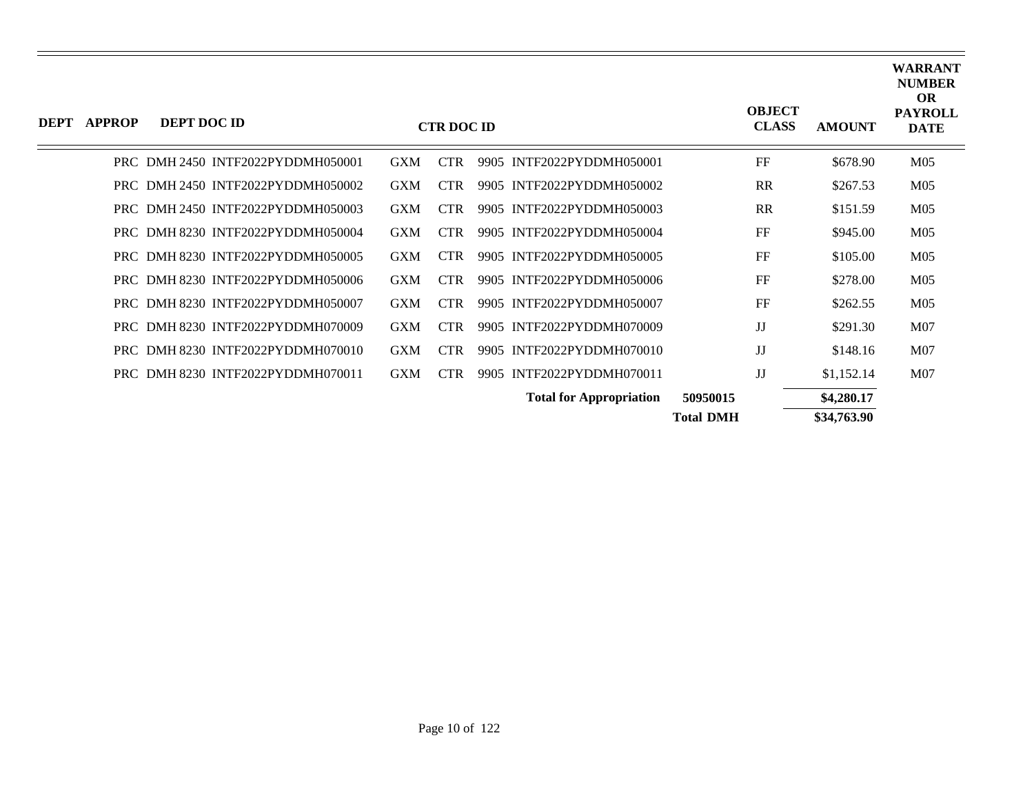| DEPT | APPROP | DEPT DOC ID | CTR DOC ID | | | | OBJECT CLASS | AMOUNT | WARRANT NUMBER OR PAYROLL DATE |
|---|---|---|---|---|---|---|---|---|---|
| PRC | DMH 2450 | INTF2022PYDDMH050001 | GXM | CTR | 9905 | INTF2022PYDDMH050001 | FF | $678.90 | M05 |
| PRC | DMH 2450 | INTF2022PYDDMH050002 | GXM | CTR | 9905 | INTF2022PYDDMH050002 | RR | $267.53 | M05 |
| PRC | DMH 2450 | INTF2022PYDDMH050003 | GXM | CTR | 9905 | INTF2022PYDDMH050003 | RR | $151.59 | M05 |
| PRC | DMH 8230 | INTF2022PYDDMH050004 | GXM | CTR | 9905 | INTF2022PYDDMH050004 | FF | $945.00 | M05 |
| PRC | DMH 8230 | INTF2022PYDDMH050005 | GXM | CTR | 9905 | INTF2022PYDDMH050005 | FF | $105.00 | M05 |
| PRC | DMH 8230 | INTF2022PYDDMH050006 | GXM | CTR | 9905 | INTF2022PYDDMH050006 | FF | $278.00 | M05 |
| PRC | DMH 8230 | INTF2022PYDDMH050007 | GXM | CTR | 9905 | INTF2022PYDDMH050007 | FF | $262.55 | M05 |
| PRC | DMH 8230 | INTF2022PYDDMH070009 | GXM | CTR | 9905 | INTF2022PYDDMH070009 | JJ | $291.30 | M07 |
| PRC | DMH 8230 | INTF2022PYDDMH070010 | GXM | CTR | 9905 | INTF2022PYDDMH070010 | JJ | $148.16 | M07 |
| PRC | DMH 8230 | INTF2022PYDDMH070011 | GXM | CTR | 9905 | INTF2022PYDDMH070011 | JJ | $1,152.14 | M07 |
| | | | | | | **Total for Appropriation** | **50950015** | **$4,280.17** | |
| | | | | | | | **Total DMH** | **$34,763.90** | |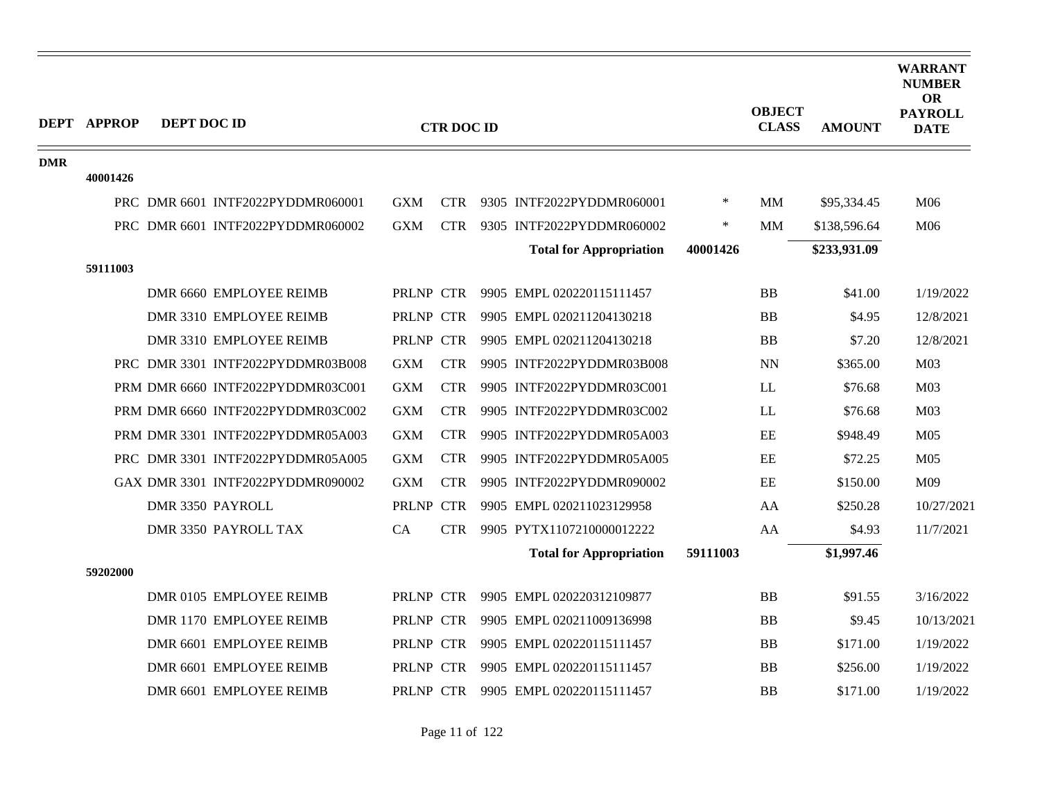| DEPT | APPROP | DEPT DOC ID | CTR DOC ID | | | | OBJECT CLASS | AMOUNT | WARRANT NUMBER OR PAYROLL DATE |
|---|---|---|---|---|---|---|---|---|---|
| DMR | | | | | | | | | |
| | 40001426 | | | | | | | | |
| | | PRC DMR 6601 INTF2022PYDDMR060001 | GXM | CTR | 9305 INTF2022PYDDMR060001 | * | MM | $95,334.45 | M06 |
| | | PRC DMR 6601 INTF2022PYDDMR060002 | GXM | CTR | 9305 INTF2022PYDDMR060002 | * | MM | $138,596.64 | M06 |
| | | | | | **Total for Appropriation** | **40001426** | | **$233,931.09** | |
| | 59111003 | | | | | | | | |
| | | DMR 6660 EMPLOYEE REIMB | PRLNP | CTR | 9905 EMPL 020220115111457 | | BB | $41.00 | 1/19/2022 |
| | | DMR 3310 EMPLOYEE REIMB | PRLNP | CTR | 9905 EMPL 020211204130218 | | BB | $4.95 | 12/8/2021 |
| | | DMR 3310 EMPLOYEE REIMB | PRLNP | CTR | 9905 EMPL 020211204130218 | | BB | $7.20 | 12/8/2021 |
| | | PRC DMR 3301 INTF2022PYDDMR03B008 | GXM | CTR | 9905 INTF2022PYDDMR03B008 | | NN | $365.00 | M03 |
| | | PRM DMR 6660 INTF2022PYDDMR03C001 | GXM | CTR | 9905 INTF2022PYDDMR03C001 | | LL | $76.68 | M03 |
| | | PRM DMR 6660 INTF2022PYDDMR03C002 | GXM | CTR | 9905 INTF2022PYDDMR03C002 | | LL | $76.68 | M03 |
| | | PRM DMR 3301 INTF2022PYDDMR05A003 | GXM | CTR | 9905 INTF2022PYDDMR05A003 | | EE | $948.49 | M05 |
| | | PRC DMR 3301 INTF2022PYDDMR05A005 | GXM | CTR | 9905 INTF2022PYDDMR05A005 | | EE | $72.25 | M05 |
| | | GAX DMR 3301 INTF2022PYDDMR090002 | GXM | CTR | 9905 INTF2022PYDDMR090002 | | EE | $150.00 | M09 |
| | | DMR 3350 PAYROLL | PRLNP | CTR | 9905 EMPL 020211023129958 | | AA | $250.28 | 10/27/2021 |
| | | DMR 3350 PAYROLL TAX | CA | CTR | 9905 PYTX1107210000012222 | | AA | $4.93 | 11/7/2021 |
| | | | | | **Total for Appropriation** | **59111003** | | **$1,997.46** | |
| | 59202000 | | | | | | | | |
| | | DMR 0105 EMPLOYEE REIMB | PRLNP | CTR | 9905 EMPL 020220312109877 | | BB | $91.55 | 3/16/2022 |
| | | DMR 1170 EMPLOYEE REIMB | PRLNP | CTR | 9905 EMPL 020211009136998 | | BB | $9.45 | 10/13/2021 |
| | | DMR 6601 EMPLOYEE REIMB | PRLNP | CTR | 9905 EMPL 020220115111457 | | BB | $171.00 | 1/19/2022 |
| | | DMR 6601 EMPLOYEE REIMB | PRLNP | CTR | 9905 EMPL 020220115111457 | | BB | $256.00 | 1/19/2022 |
| | | DMR 6601 EMPLOYEE REIMB | PRLNP | CTR | 9905 EMPL 020220115111457 | | BB | $171.00 | 1/19/2022 |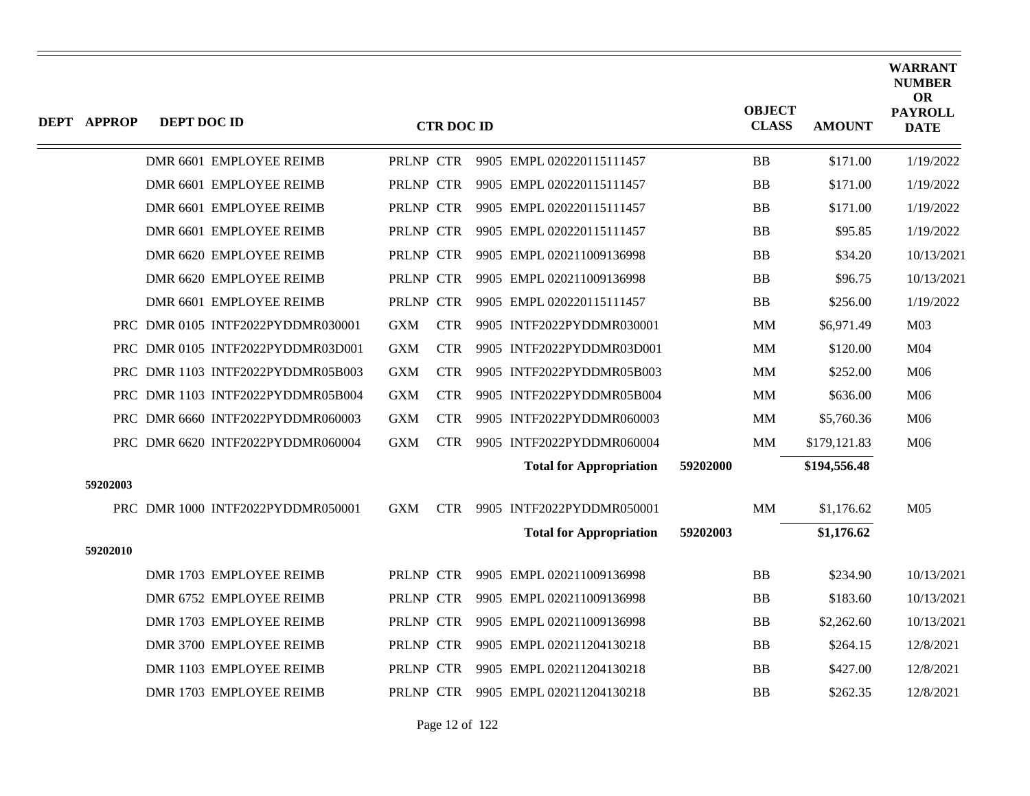| DEPT | APPROP | DEPT DOC ID | CTR DOC ID | | OBJECT CLASS | AMOUNT | WARRANT NUMBER OR PAYROLL DATE |
|---|---|---|---|---|---|---|---|
| | | DMR 6601 EMPLOYEE REIMB | PRLNP CTR 9905 EMPL 020220115111457 | | BB | $171.00 | 1/19/2022 |
| | | DMR 6601 EMPLOYEE REIMB | PRLNP CTR 9905 EMPL 020220115111457 | | BB | $171.00 | 1/19/2022 |
| | | DMR 6601 EMPLOYEE REIMB | PRLNP CTR 9905 EMPL 020220115111457 | | BB | $171.00 | 1/19/2022 |
| | | DMR 6601 EMPLOYEE REIMB | PRLNP CTR 9905 EMPL 020220115111457 | | BB | $95.85 | 1/19/2022 |
| | | DMR 6620 EMPLOYEE REIMB | PRLNP CTR 9905 EMPL 020211009136998 | | BB | $34.20 | 10/13/2021 |
| | | DMR 6620 EMPLOYEE REIMB | PRLNP CTR 9905 EMPL 020211009136998 | | BB | $96.75 | 10/13/2021 |
| | | DMR 6601 EMPLOYEE REIMB | PRLNP CTR 9905 EMPL 020220115111457 | | BB | $256.00 | 1/19/2022 |
| | PRC | DMR 0105 INTF2022PYDDMR030001 | GXM CTR 9905 INTF2022PYDDMR030001 | | MM | $6,971.49 | M03 |
| | PRC | DMR 0105 INTF2022PYDDMR03D001 | GXM CTR 9905 INTF2022PYDDMR03D001 | | MM | $120.00 | M04 |
| | PRC | DMR 1103 INTF2022PYDDMR05B003 | GXM CTR 9905 INTF2022PYDDMR05B003 | | MM | $252.00 | M06 |
| | PRC | DMR 1103 INTF2022PYDDMR05B004 | GXM CTR 9905 INTF2022PYDDMR05B004 | | MM | $636.00 | M06 |
| | PRC | DMR 6660 INTF2022PYDDMR060003 | GXM CTR 9905 INTF2022PYDDMR060003 | | MM | $5,760.36 | M06 |
| | PRC | DMR 6620 INTF2022PYDDMR060004 | GXM CTR 9905 INTF2022PYDDMR060004 | | MM | $179,121.83 | M06 |
| | | | **Total for Appropriation** | **59202000** | | **$194,556.48** | |
| **59202003** | | | | | | | |
| | PRC | DMR 1000 INTF2022PYDDMR050001 | GXM CTR 9905 INTF2022PYDDMR050001 | | MM | $1,176.62 | M05 |
| | | | **Total for Appropriation** | **59202003** | | **$1,176.62** | |
| **59202010** | | | | | | | |
| | | DMR 1703 EMPLOYEE REIMB | PRLNP CTR 9905 EMPL 020211009136998 | | BB | $234.90 | 10/13/2021 |
| | | DMR 6752 EMPLOYEE REIMB | PRLNP CTR 9905 EMPL 020211009136998 | | BB | $183.60 | 10/13/2021 |
| | | DMR 1703 EMPLOYEE REIMB | PRLNP CTR 9905 EMPL 020211009136998 | | BB | $2,262.60 | 10/13/2021 |
| | | DMR 3700 EMPLOYEE REIMB | PRLNP CTR 9905 EMPL 020211204130218 | | BB | $264.15 | 12/8/2021 |
| | | DMR 1103 EMPLOYEE REIMB | PRLNP CTR 9905 EMPL 020211204130218 | | BB | $427.00 | 12/8/2021 |
| | | DMR 1703 EMPLOYEE REIMB | PRLNP CTR 9905 EMPL 020211204130218 | | BB | $262.35 | 12/8/2021 |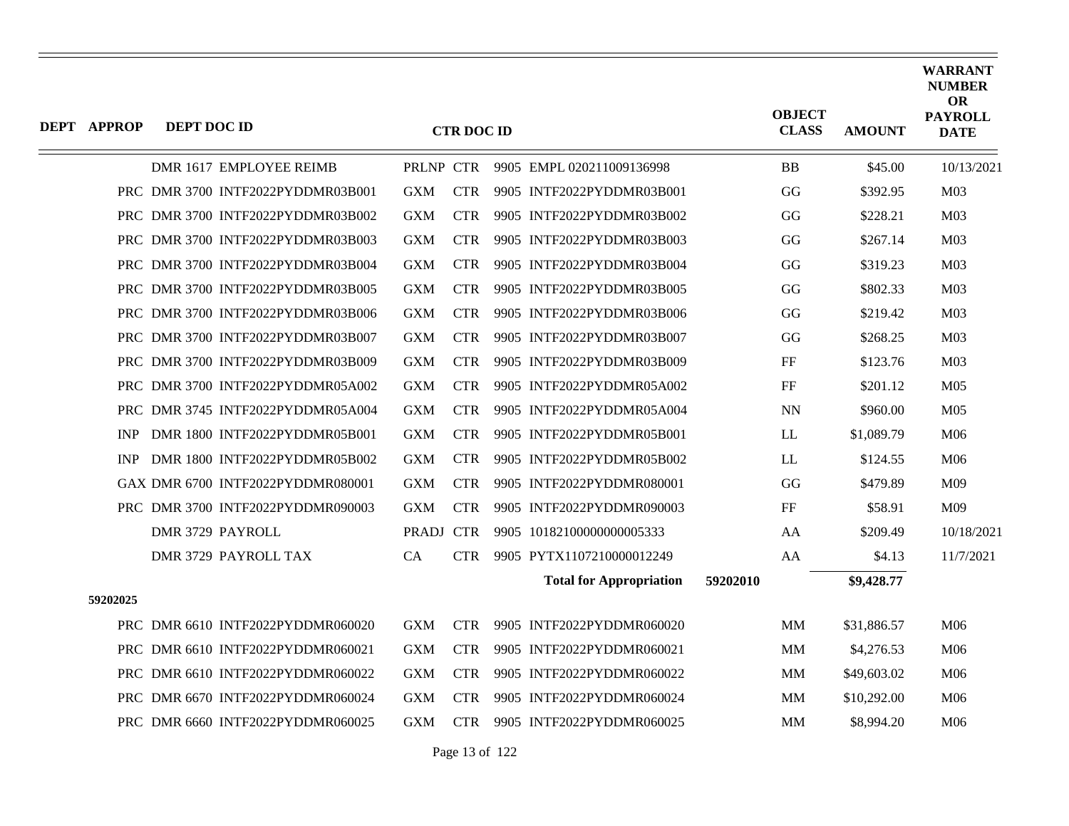| DEPT | APPROP | DEPT DOC ID | CTR DOC ID | | | | OBJECT CLASS | AMOUNT | WARRANT NUMBER OR PAYROLL DATE |
|---|---|---|---|---|---|---|---|---|---|
| | | DMR 1617 EMPLOYEE REIMB | PRLNP | CTR | 9905 EMPL 020211009136998 | | BB | $45.00 | 10/13/2021 |
| | | PRC DMR 3700 INTF2022PYDDMR03B001 | GXM | CTR | 9905 INTF2022PYDDMR03B001 | | GG | $392.95 | M03 |
| | | PRC DMR 3700 INTF2022PYDDMR03B002 | GXM | CTR | 9905 INTF2022PYDDMR03B002 | | GG | $228.21 | M03 |
| | | PRC DMR 3700 INTF2022PYDDMR03B003 | GXM | CTR | 9905 INTF2022PYDDMR03B003 | | GG | $267.14 | M03 |
| | | PRC DMR 3700 INTF2022PYDDMR03B004 | GXM | CTR | 9905 INTF2022PYDDMR03B004 | | GG | $319.23 | M03 |
| | | PRC DMR 3700 INTF2022PYDDMR03B005 | GXM | CTR | 9905 INTF2022PYDDMR03B005 | | GG | $802.33 | M03 |
| | | PRC DMR 3700 INTF2022PYDDMR03B006 | GXM | CTR | 9905 INTF2022PYDDMR03B006 | | GG | $219.42 | M03 |
| | | PRC DMR 3700 INTF2022PYDDMR03B007 | GXM | CTR | 9905 INTF2022PYDDMR03B007 | | GG | $268.25 | M03 |
| | | PRC DMR 3700 INTF2022PYDDMR03B009 | GXM | CTR | 9905 INTF2022PYDDMR03B009 | | FF | $123.76 | M03 |
| | | PRC DMR 3700 INTF2022PYDDMR05A002 | GXM | CTR | 9905 INTF2022PYDDMR05A002 | | FF | $201.12 | M05 |
| | | PRC DMR 3745 INTF2022PYDDMR05A004 | GXM | CTR | 9905 INTF2022PYDDMR05A004 | | NN | $960.00 | M05 |
| | | INP DMR 1800 INTF2022PYDDMR05B001 | GXM | CTR | 9905 INTF2022PYDDMR05B001 | | LL | $1,089.79 | M06 |
| | | INP DMR 1800 INTF2022PYDDMR05B002 | GXM | CTR | 9905 INTF2022PYDDMR05B002 | | LL | $124.55 | M06 |
| | | GAX DMR 6700 INTF2022PYDDMR080001 | GXM | CTR | 9905 INTF2022PYDDMR080001 | | GG | $479.89 | M09 |
| | | PRC DMR 3700 INTF2022PYDDMR090003 | GXM | CTR | 9905 INTF2022PYDDMR090003 | | FF | $58.91 | M09 |
| | | DMR 3729 PAYROLL | PRADJ | CTR | 9905 10182100000000005333 | | AA | $209.49 | 10/18/2021 |
| | | DMR 3729 PAYROLL TAX | CA | CTR | 9905 PYTX1107210000012249 | | AA | $4.13 | 11/7/2021 |
| | | | | | **Total for Appropriation** | **59202010** | | **$9,428.77** | |
| | **59202025** | | | | | | | | |
| | | PRC DMR 6610 INTF2022PYDDMR060020 | GXM | CTR | 9905 INTF2022PYDDMR060020 | | MM | $31,886.57 | M06 |
| | | PRC DMR 6610 INTF2022PYDDMR060021 | GXM | CTR | 9905 INTF2022PYDDMR060021 | | MM | $4,276.53 | M06 |
| | | PRC DMR 6610 INTF2022PYDDMR060022 | GXM | CTR | 9905 INTF2022PYDDMR060022 | | MM | $49,603.02 | M06 |
| | | PRC DMR 6670 INTF2022PYDDMR060024 | GXM | CTR | 9905 INTF2022PYDDMR060024 | | MM | $10,292.00 | M06 |
| | | PRC DMR 6660 INTF2022PYDDMR060025 | GXM | CTR | 9905 INTF2022PYDDMR060025 | | MM | $8,994.20 | M06 |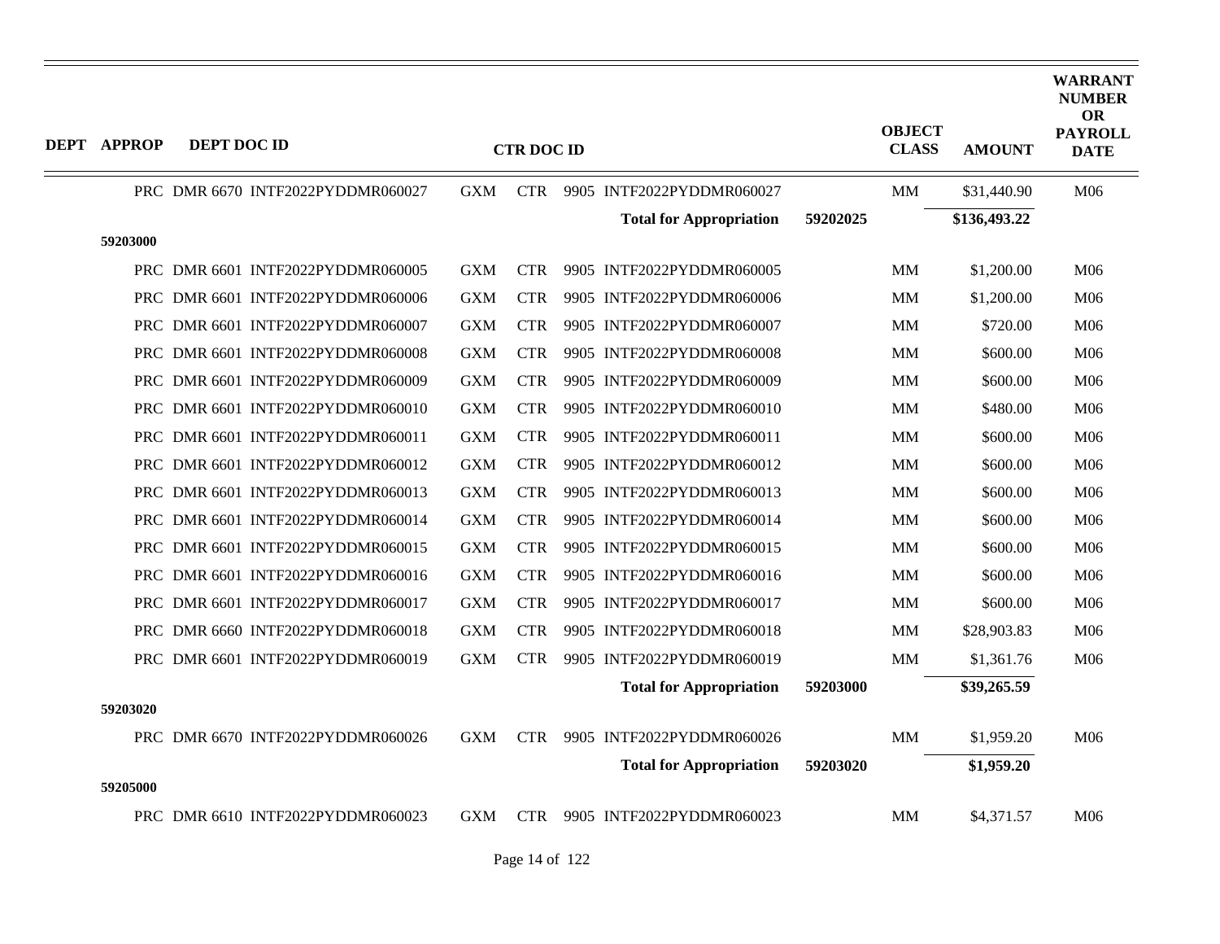| DEPT | APPROP | DEPT DOC ID | CTR DOC ID | | | | OBJECT CLASS | AMOUNT | WARRANT NUMBER OR PAYROLL DATE |
|---|---|---|---|---|---|---|---|---|---|
| | | PRC DMR 6670 INTF2022PYDDMR060027 | GXM | CTR | 9905 INTF2022PYDDMR060027 | | MM | $31,440.90 | M06 |
| | | | | | **Total for Appropriation** | **59202025** | | **$136,493.22** | |
| | **59203000** | | | | | | | | |
| | | PRC DMR 6601 INTF2022PYDDMR060005 | GXM | CTR | 9905 INTF2022PYDDMR060005 | | MM | $1,200.00 | M06 |
| | | PRC DMR 6601 INTF2022PYDDMR060006 | GXM | CTR | 9905 INTF2022PYDDMR060006 | | MM | $1,200.00 | M06 |
| | | PRC DMR 6601 INTF2022PYDDMR060007 | GXM | CTR | 9905 INTF2022PYDDMR060007 | | MM | $720.00 | M06 |
| | | PRC DMR 6601 INTF2022PYDDMR060008 | GXM | CTR | 9905 INTF2022PYDDMR060008 | | MM | $600.00 | M06 |
| | | PRC DMR 6601 INTF2022PYDDMR060009 | GXM | CTR | 9905 INTF2022PYDDMR060009 | | MM | $600.00 | M06 |
| | | PRC DMR 6601 INTF2022PYDDMR060010 | GXM | CTR | 9905 INTF2022PYDDMR060010 | | MM | $480.00 | M06 |
| | | PRC DMR 6601 INTF2022PYDDMR060011 | GXM | CTR | 9905 INTF2022PYDDMR060011 | | MM | $600.00 | M06 |
| | | PRC DMR 6601 INTF2022PYDDMR060012 | GXM | CTR | 9905 INTF2022PYDDMR060012 | | MM | $600.00 | M06 |
| | | PRC DMR 6601 INTF2022PYDDMR060013 | GXM | CTR | 9905 INTF2022PYDDMR060013 | | MM | $600.00 | M06 |
| | | PRC DMR 6601 INTF2022PYDDMR060014 | GXM | CTR | 9905 INTF2022PYDDMR060014 | | MM | $600.00 | M06 |
| | | PRC DMR 6601 INTF2022PYDDMR060015 | GXM | CTR | 9905 INTF2022PYDDMR060015 | | MM | $600.00 | M06 |
| | | PRC DMR 6601 INTF2022PYDDMR060016 | GXM | CTR | 9905 INTF2022PYDDMR060016 | | MM | $600.00 | M06 |
| | | PRC DMR 6601 INTF2022PYDDMR060017 | GXM | CTR | 9905 INTF2022PYDDMR060017 | | MM | $600.00 | M06 |
| | | PRC DMR 6660 INTF2022PYDDMR060018 | GXM | CTR | 9905 INTF2022PYDDMR060018 | | MM | $28,903.83 | M06 |
| | | PRC DMR 6601 INTF2022PYDDMR060019 | GXM | CTR | 9905 INTF2022PYDDMR060019 | | MM | $1,361.76 | M06 |
| | | | | | **Total for Appropriation** | **59203000** | | **$39,265.59** | |
| | **59203020** | | | | | | | | |
| | | PRC DMR 6670 INTF2022PYDDMR060026 | GXM | CTR | 9905 INTF2022PYDDMR060026 | | MM | $1,959.20 | M06 |
| | | | | | **Total for Appropriation** | **59203020** | | **$1,959.20** | |
| | **59205000** | | | | | | | | |
| | | PRC DMR 6610 INTF2022PYDDMR060023 | GXM | CTR | 9905 INTF2022PYDDMR060023 | | MM | $4,371.57 | M06 |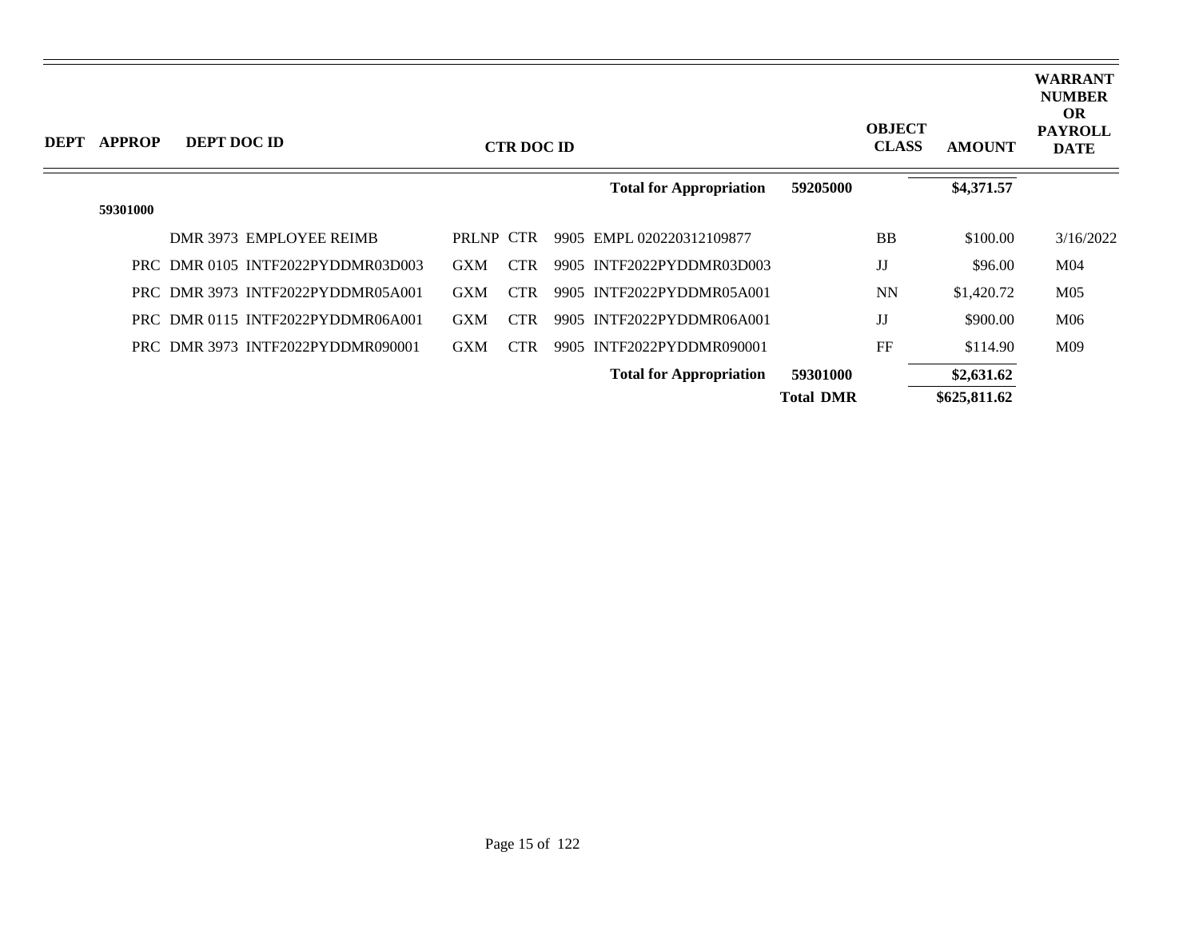| DEPT | APPROP | DEPT DOC ID | CTR DOC ID | | | | OBJECT CLASS | AMOUNT | WARRANT NUMBER OR PAYROLL DATE |
|---|---|---|---|---|---|---|---|---|---|
| | | | | | | Total for Appropriation 59205000 | | \$4,371.57 | |
| | 59301000 | | | | | | | | |
| | | DMR 3973 EMPLOYEE REIMB | PRLNP | CTR | 9905 | EMPL 020220312109877 | BB | \$100.00 | 3/16/2022 |
| | | PRC DMR 0105 INTF2022PYDDMR03D003 | GXM | CTR | 9905 | INTF2022PYDDMR03D003 | JJ | \$96.00 | M04 |
| | | PRC DMR 3973 INTF2022PYDDMR05A001 | GXM | CTR | 9905 | INTF2022PYDDMR05A001 | NN | \$1,420.72 | M05 |
| | | PRC DMR 0115 INTF2022PYDDMR06A001 | GXM | CTR | 9905 | INTF2022PYDDMR06A001 | JJ | \$900.00 | M06 |
| | | PRC DMR 3973 INTF2022PYDDMR090001 | GXM | CTR | 9905 | INTF2022PYDDMR090001 | FF | \$114.90 | M09 |
| | | | | | | Total for Appropriation 59301000 | | \$2,631.62 | |
| | | | | | | Total DMR | | \$625,811.62 | |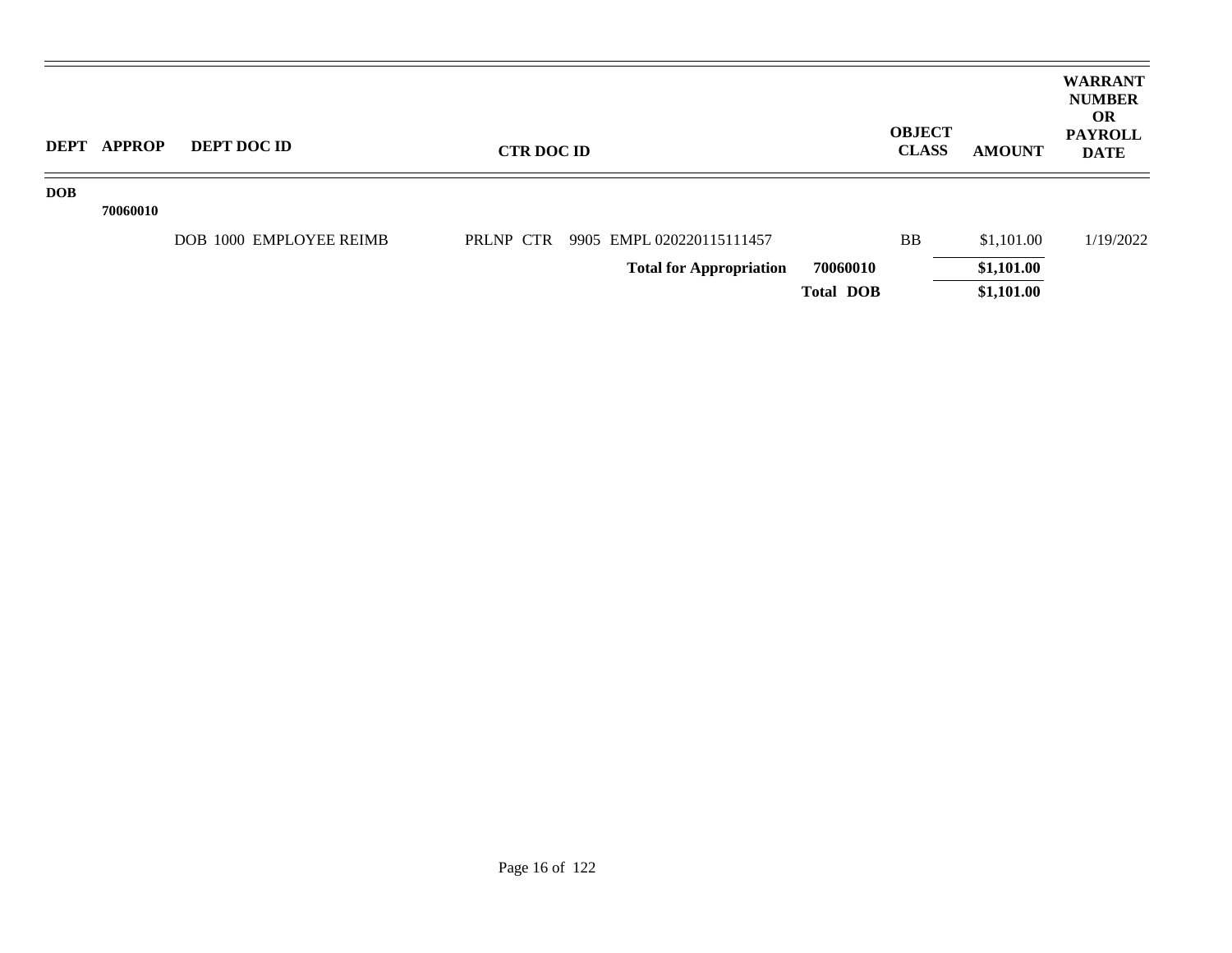| DEPT | APPROP | DEPT DOC ID | CTR DOC ID | | OBJECT CLASS | AMOUNT | WARRANT NUMBER OR PAYROLL DATE |
|---|---|---|---|---|---|---|---|
| **DOB** | | | | | | | |
| | **70060010** | | | | | | |
| | | DOB 1000 EMPLOYEE REIMB | PRLNP CTR 9905 EMPL 020220115111457 | | BB | $1,101.00 | 1/19/2022 |
| | | | **Total for Appropriation** | **70060010** | | **$1,101.00** | |
| | | | | **Total DOB** | | **$1,101.00** | |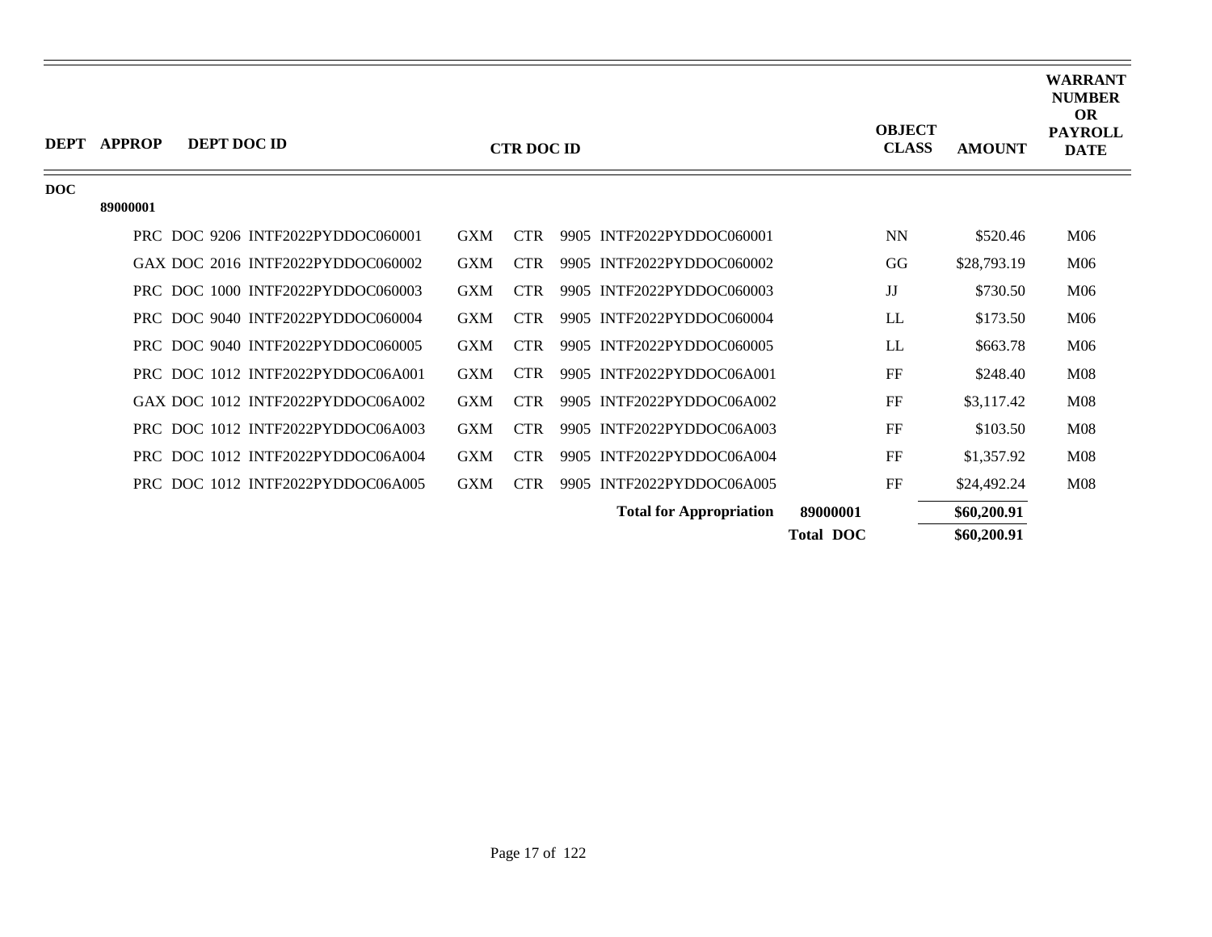| DEPT | APPROP | DEPT DOC ID | CTR DOC ID | | | | OBJECT CLASS | AMOUNT | WARRANT NUMBER OR PAYROLL DATE |
|---|---|---|---|---|---|---|---|---|---|
| DOC | | | | | | | | | |
| | 89000001 | | | | | | | | |
| | | PRC DOC 9206 INTF2022PYDDOC060001 | GXM | CTR | 9905 INTF2022PYDDOC060001 | | NN | $520.46 | M06 |
| | | GAX DOC 2016 INTF2022PYDDOC060002 | GXM | CTR | 9905 INTF2022PYDDOC060002 | | GG | $28,793.19 | M06 |
| | | PRC DOC 1000 INTF2022PYDDOC060003 | GXM | CTR | 9905 INTF2022PYDDOC060003 | | JJ | $730.50 | M06 |
| | | PRC DOC 9040 INTF2022PYDDOC060004 | GXM | CTR | 9905 INTF2022PYDDOC060004 | | LL | $173.50 | M06 |
| | | PRC DOC 9040 INTF2022PYDDOC060005 | GXM | CTR | 9905 INTF2022PYDDOC060005 | | LL | $663.78 | M06 |
| | | PRC DOC 1012 INTF2022PYDDOC06A001 | GXM | CTR | 9905 INTF2022PYDDOC06A001 | | FF | $248.40 | M08 |
| | | GAX DOC 1012 INTF2022PYDDOC06A002 | GXM | CTR | 9905 INTF2022PYDDOC06A002 | | FF | $3,117.42 | M08 |
| | | PRC DOC 1012 INTF2022PYDDOC06A003 | GXM | CTR | 9905 INTF2022PYDDOC06A003 | | FF | $103.50 | M08 |
| | | PRC DOC 1012 INTF2022PYDDOC06A004 | GXM | CTR | 9905 INTF2022PYDDOC06A004 | | FF | $1,357.92 | M08 |
| | | PRC DOC 1012 INTF2022PYDDOC06A005 | GXM | CTR | 9905 INTF2022PYDDOC06A005 | | FF | $24,492.24 | M08 |
| | | | | | **Total for Appropriation** | **89000001** | | **$60,200.91** | |
| | | | | | | **Total DOC** | | **$60,200.91** | |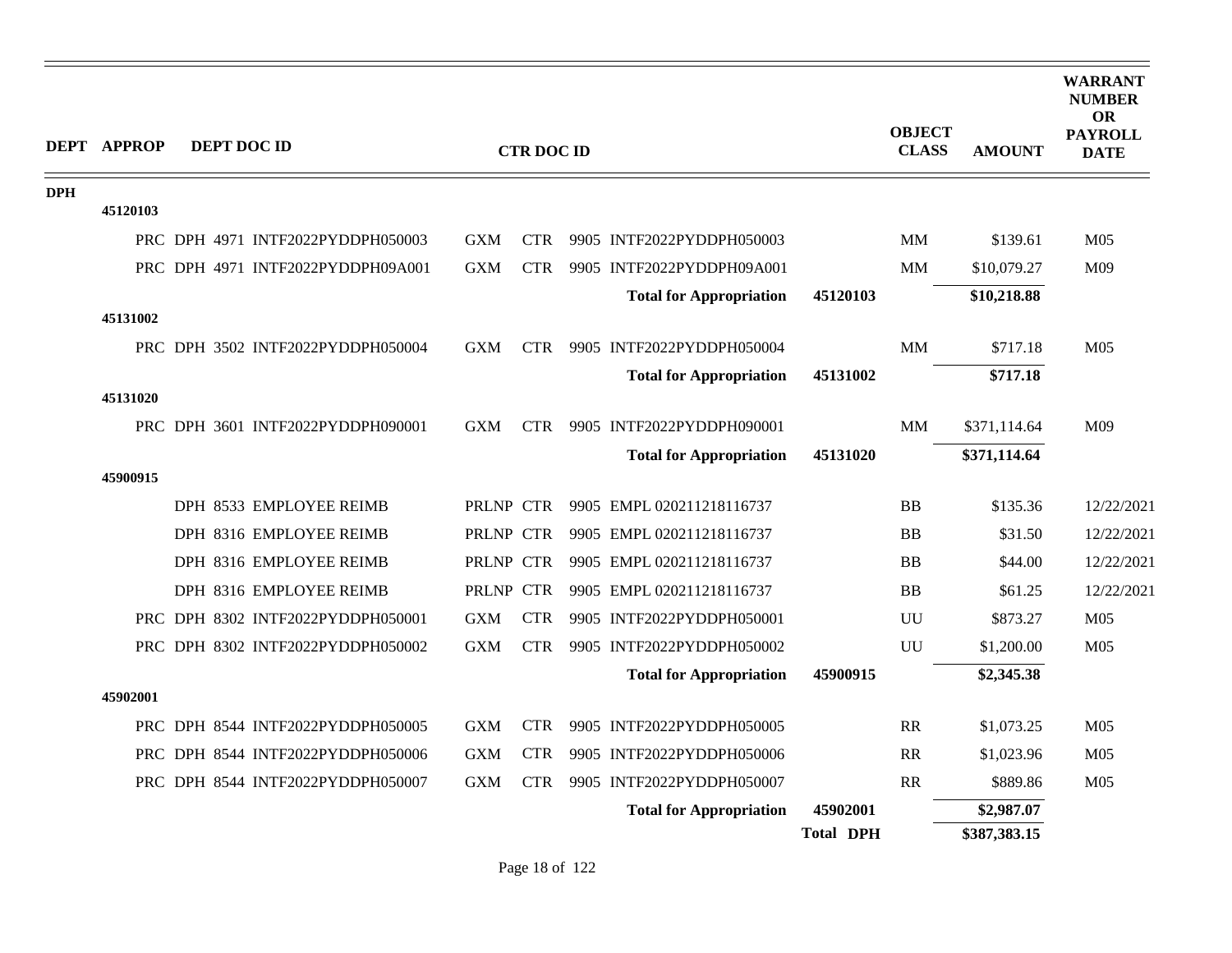| DEPT | APPROP | DEPT DOC ID | CTR DOC ID | | OBJECT CLASS | AMOUNT | WARRANT NUMBER OR PAYROLL DATE |
|---|---|---|---|---|---|---|---|
| DPH | | | | | | | |
| | 45120103 | | | | | | |
| | | PRC DPH 4971 INTF2022PYDDPH050003 | GXM CTR 9905 INTF2022PYDDPH050003 | | MM | $139.61 | M05 |
| | | PRC DPH 4971 INTF2022PYDDPH09A001 | GXM CTR 9905 INTF2022PYDDPH09A001 | | MM | $10,079.27 | M09 |
| | | | **Total for Appropriation** | **45120103** | | **$10,218.88** | |
| | 45131002 | | | | | | |
| | | PRC DPH 3502 INTF2022PYDDPH050004 | GXM CTR 9905 INTF2022PYDDPH050004 | | MM | $717.18 | M05 |
| | | | **Total for Appropriation** | **45131002** | | **$717.18** | |
| | 45131020 | | | | | | |
| | | PRC DPH 3601 INTF2022PYDDPH090001 | GXM CTR 9905 INTF2022PYDDPH090001 | | MM | $371,114.64 | M09 |
| | | | **Total for Appropriation** | **45131020** | | **$371,114.64** | |
| | 45900915 | | | | | | |
| | | DPH 8533 EMPLOYEE REIMB | PRLNP CTR 9905 EMPL 020211218116737 | | BB | $135.36 | 12/22/2021 |
| | | DPH 8316 EMPLOYEE REIMB | PRLNP CTR 9905 EMPL 020211218116737 | | BB | $31.50 | 12/22/2021 |
| | | DPH 8316 EMPLOYEE REIMB | PRLNP CTR 9905 EMPL 020211218116737 | | BB | $44.00 | 12/22/2021 |
| | | DPH 8316 EMPLOYEE REIMB | PRLNP CTR 9905 EMPL 020211218116737 | | BB | $61.25 | 12/22/2021 |
| | | PRC DPH 8302 INTF2022PYDDPH050001 | GXM CTR 9905 INTF2022PYDDPH050001 | | UU | $873.27 | M05 |
| | | PRC DPH 8302 INTF2022PYDDPH050002 | GXM CTR 9905 INTF2022PYDDPH050002 | | UU | $1,200.00 | M05 |
| | | | **Total for Appropriation** | **45900915** | | **$2,345.38** | |
| | 45902001 | | | | | | |
| | | PRC DPH 8544 INTF2022PYDDPH050005 | GXM CTR 9905 INTF2022PYDDPH050005 | | RR | $1,073.25 | M05 |
| | | PRC DPH 8544 INTF2022PYDDPH050006 | GXM CTR 9905 INTF2022PYDDPH050006 | | RR | $1,023.96 | M05 |
| | | PRC DPH 8544 INTF2022PYDDPH050007 | GXM CTR 9905 INTF2022PYDDPH050007 | | RR | $889.86 | M05 |
| | | | **Total for Appropriation** | **45902001** | | **$2,987.07** | |
| | | | | **Total DPH** | | **$387,383.15** | |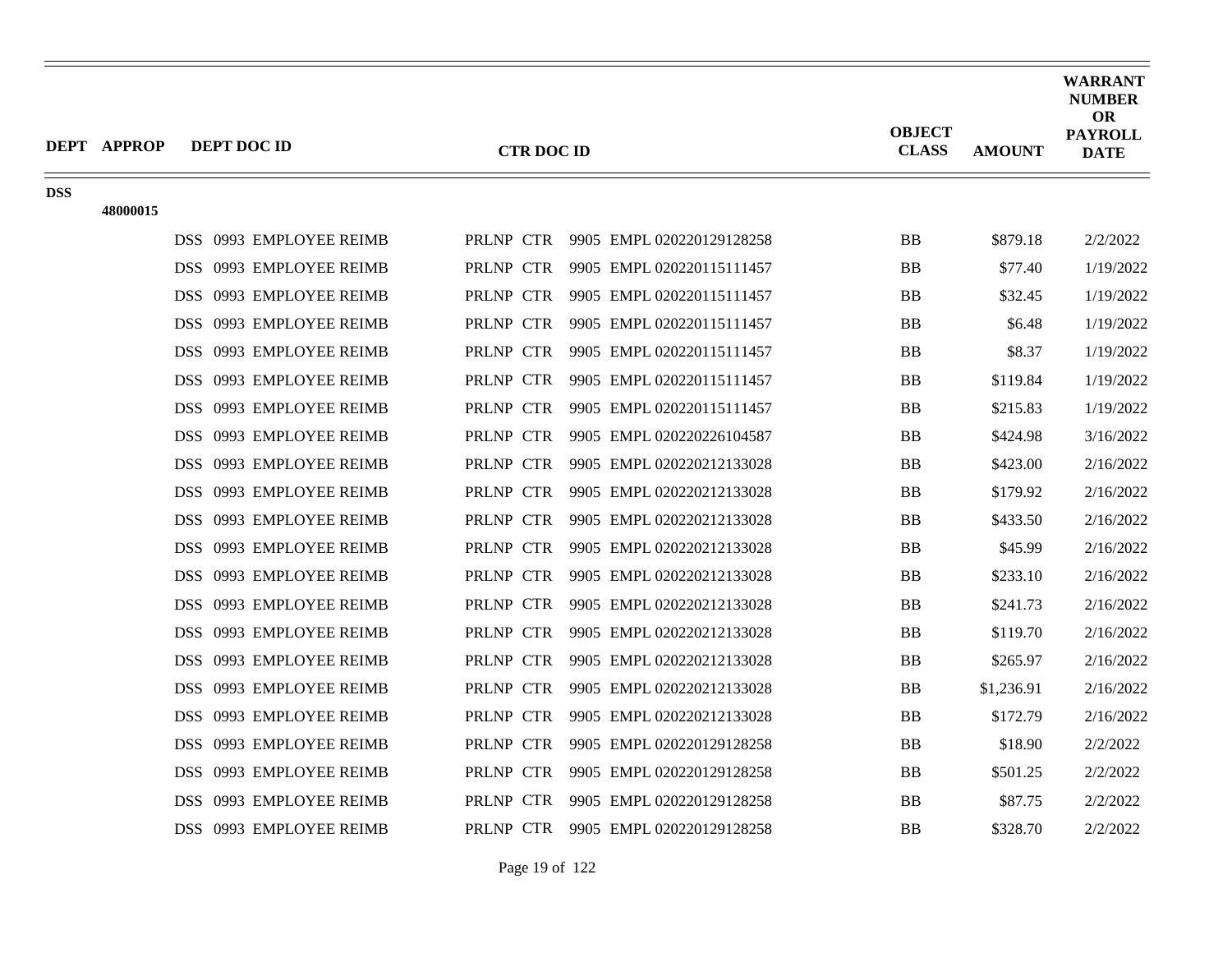| DEPT | APPROP | DEPT DOC ID | CTR DOC ID | OBJECT CLASS | AMOUNT | WARRANT NUMBER OR PAYROLL DATE |
|---|---|---|---|---|---|---|
| DSS | | | | | | |
| | 48000015 | | | | | |
| | | DSS 0993 EMPLOYEE REIMB | PRLNP CTR 9905 EMPL 020220129128258 | BB | $879.18 | 2/2/2022 |
| | | DSS 0993 EMPLOYEE REIMB | PRLNP CTR 9905 EMPL 020220115111457 | BB | $77.40 | 1/19/2022 |
| | | DSS 0993 EMPLOYEE REIMB | PRLNP CTR 9905 EMPL 020220115111457 | BB | $32.45 | 1/19/2022 |
| | | DSS 0993 EMPLOYEE REIMB | PRLNP CTR 9905 EMPL 020220115111457 | BB | $6.48 | 1/19/2022 |
| | | DSS 0993 EMPLOYEE REIMB | PRLNP CTR 9905 EMPL 020220115111457 | BB | $8.37 | 1/19/2022 |
| | | DSS 0993 EMPLOYEE REIMB | PRLNP CTR 9905 EMPL 020220115111457 | BB | $119.84 | 1/19/2022 |
| | | DSS 0993 EMPLOYEE REIMB | PRLNP CTR 9905 EMPL 020220115111457 | BB | $215.83 | 1/19/2022 |
| | | DSS 0993 EMPLOYEE REIMB | PRLNP CTR 9905 EMPL 020220226104587 | BB | $424.98 | 3/16/2022 |
| | | DSS 0993 EMPLOYEE REIMB | PRLNP CTR 9905 EMPL 020220212133028 | BB | $423.00 | 2/16/2022 |
| | | DSS 0993 EMPLOYEE REIMB | PRLNP CTR 9905 EMPL 020220212133028 | BB | $179.92 | 2/16/2022 |
| | | DSS 0993 EMPLOYEE REIMB | PRLNP CTR 9905 EMPL 020220212133028 | BB | $433.50 | 2/16/2022 |
| | | DSS 0993 EMPLOYEE REIMB | PRLNP CTR 9905 EMPL 020220212133028 | BB | $45.99 | 2/16/2022 |
| | | DSS 0993 EMPLOYEE REIMB | PRLNP CTR 9905 EMPL 020220212133028 | BB | $233.10 | 2/16/2022 |
| | | DSS 0993 EMPLOYEE REIMB | PRLNP CTR 9905 EMPL 020220212133028 | BB | $241.73 | 2/16/2022 |
| | | DSS 0993 EMPLOYEE REIMB | PRLNP CTR 9905 EMPL 020220212133028 | BB | $119.70 | 2/16/2022 |
| | | DSS 0993 EMPLOYEE REIMB | PRLNP CTR 9905 EMPL 020220212133028 | BB | $265.97 | 2/16/2022 |
| | | DSS 0993 EMPLOYEE REIMB | PRLNP CTR 9905 EMPL 020220212133028 | BB | $1,236.91 | 2/16/2022 |
| | | DSS 0993 EMPLOYEE REIMB | PRLNP CTR 9905 EMPL 020220212133028 | BB | $172.79 | 2/16/2022 |
| | | DSS 0993 EMPLOYEE REIMB | PRLNP CTR 9905 EMPL 020220129128258 | BB | $18.90 | 2/2/2022 |
| | | DSS 0993 EMPLOYEE REIMB | PRLNP CTR 9905 EMPL 020220129128258 | BB | $501.25 | 2/2/2022 |
| | | DSS 0993 EMPLOYEE REIMB | PRLNP CTR 9905 EMPL 020220129128258 | BB | $87.75 | 2/2/2022 |
| | | DSS 0993 EMPLOYEE REIMB | PRLNP CTR 9905 EMPL 020220129128258 | BB | $328.70 | 2/2/2022 |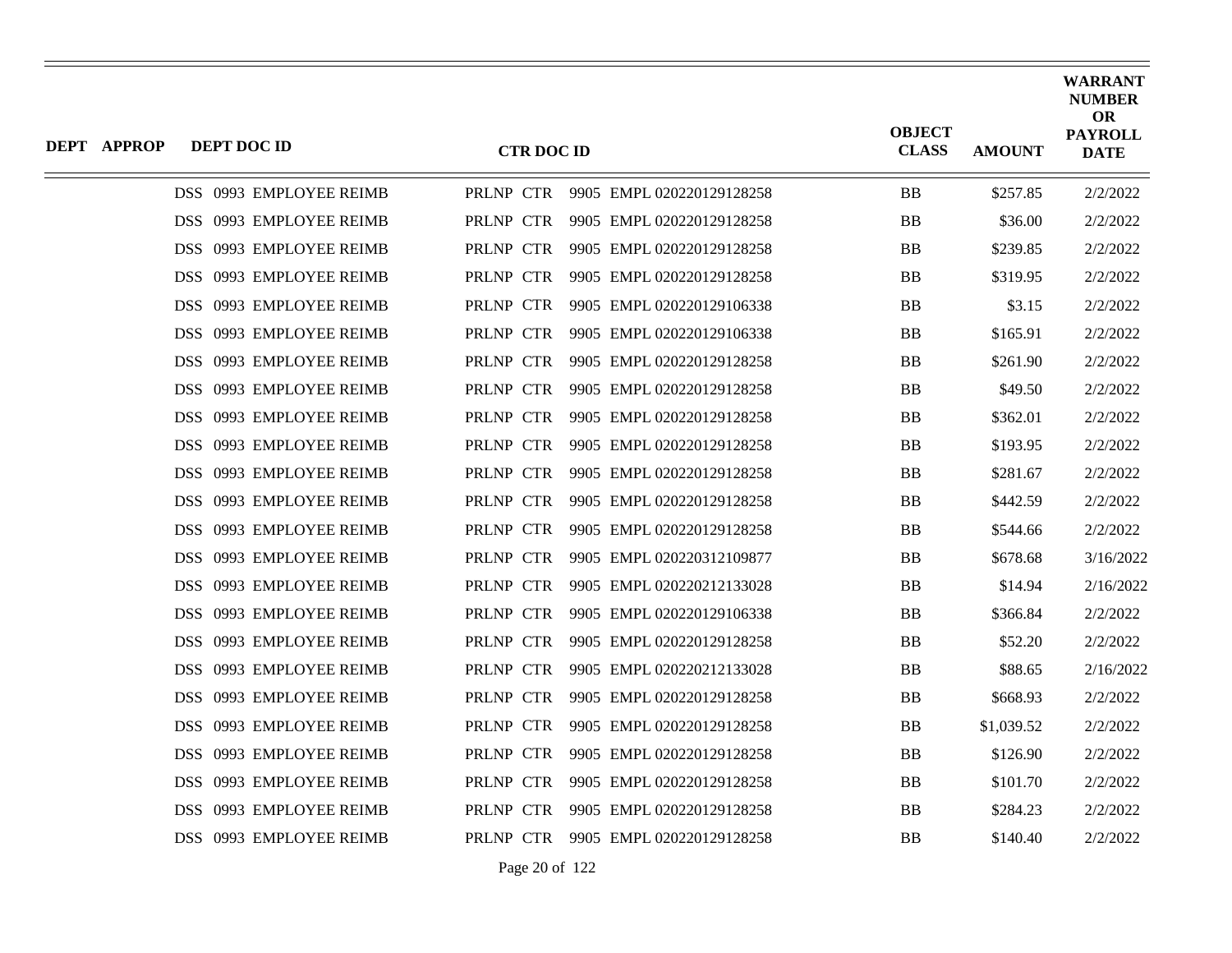| DEPT | APPROP | DEPT DOC ID | CTR DOC ID | OBJECT CLASS | AMOUNT | WARRANT NUMBER OR PAYROLL DATE |
|---|---|---|---|---|---|---|
| | | DSS 0993 EMPLOYEE REIMB | PRLNP CTR 9905 EMPL 020220129128258 | BB | $257.85 | 2/2/2022 |
| | | DSS 0993 EMPLOYEE REIMB | PRLNP CTR 9905 EMPL 020220129128258 | BB | $36.00 | 2/2/2022 |
| | | DSS 0993 EMPLOYEE REIMB | PRLNP CTR 9905 EMPL 020220129128258 | BB | $239.85 | 2/2/2022 |
| | | DSS 0993 EMPLOYEE REIMB | PRLNP CTR 9905 EMPL 020220129128258 | BB | $319.95 | 2/2/2022 |
| | | DSS 0993 EMPLOYEE REIMB | PRLNP CTR 9905 EMPL 020220129106338 | BB | $3.15 | 2/2/2022 |
| | | DSS 0993 EMPLOYEE REIMB | PRLNP CTR 9905 EMPL 020220129106338 | BB | $165.91 | 2/2/2022 |
| | | DSS 0993 EMPLOYEE REIMB | PRLNP CTR 9905 EMPL 020220129128258 | BB | $261.90 | 2/2/2022 |
| | | DSS 0993 EMPLOYEE REIMB | PRLNP CTR 9905 EMPL 020220129128258 | BB | $49.50 | 2/2/2022 |
| | | DSS 0993 EMPLOYEE REIMB | PRLNP CTR 9905 EMPL 020220129128258 | BB | $362.01 | 2/2/2022 |
| | | DSS 0993 EMPLOYEE REIMB | PRLNP CTR 9905 EMPL 020220129128258 | BB | $193.95 | 2/2/2022 |
| | | DSS 0993 EMPLOYEE REIMB | PRLNP CTR 9905 EMPL 020220129128258 | BB | $281.67 | 2/2/2022 |
| | | DSS 0993 EMPLOYEE REIMB | PRLNP CTR 9905 EMPL 020220129128258 | BB | $442.59 | 2/2/2022 |
| | | DSS 0993 EMPLOYEE REIMB | PRLNP CTR 9905 EMPL 020220129128258 | BB | $544.66 | 2/2/2022 |
| | | DSS 0993 EMPLOYEE REIMB | PRLNP CTR 9905 EMPL 020220312109877 | BB | $678.68 | 3/16/2022 |
| | | DSS 0993 EMPLOYEE REIMB | PRLNP CTR 9905 EMPL 020220212133028 | BB | $14.94 | 2/16/2022 |
| | | DSS 0993 EMPLOYEE REIMB | PRLNP CTR 9905 EMPL 020220129106338 | BB | $366.84 | 2/2/2022 |
| | | DSS 0993 EMPLOYEE REIMB | PRLNP CTR 9905 EMPL 020220129128258 | BB | $52.20 | 2/2/2022 |
| | | DSS 0993 EMPLOYEE REIMB | PRLNP CTR 9905 EMPL 020220212133028 | BB | $88.65 | 2/16/2022 |
| | | DSS 0993 EMPLOYEE REIMB | PRLNP CTR 9905 EMPL 020220129128258 | BB | $668.93 | 2/2/2022 |
| | | DSS 0993 EMPLOYEE REIMB | PRLNP CTR 9905 EMPL 020220129128258 | BB | $1,039.52 | 2/2/2022 |
| | | DSS 0993 EMPLOYEE REIMB | PRLNP CTR 9905 EMPL 020220129128258 | BB | $126.90 | 2/2/2022 |
| | | DSS 0993 EMPLOYEE REIMB | PRLNP CTR 9905 EMPL 020220129128258 | BB | $101.70 | 2/2/2022 |
| | | DSS 0993 EMPLOYEE REIMB | PRLNP CTR 9905 EMPL 020220129128258 | BB | $284.23 | 2/2/2022 |
| | | DSS 0993 EMPLOYEE REIMB | PRLNP CTR 9905 EMPL 020220129128258 | BB | $140.40 | 2/2/2022 |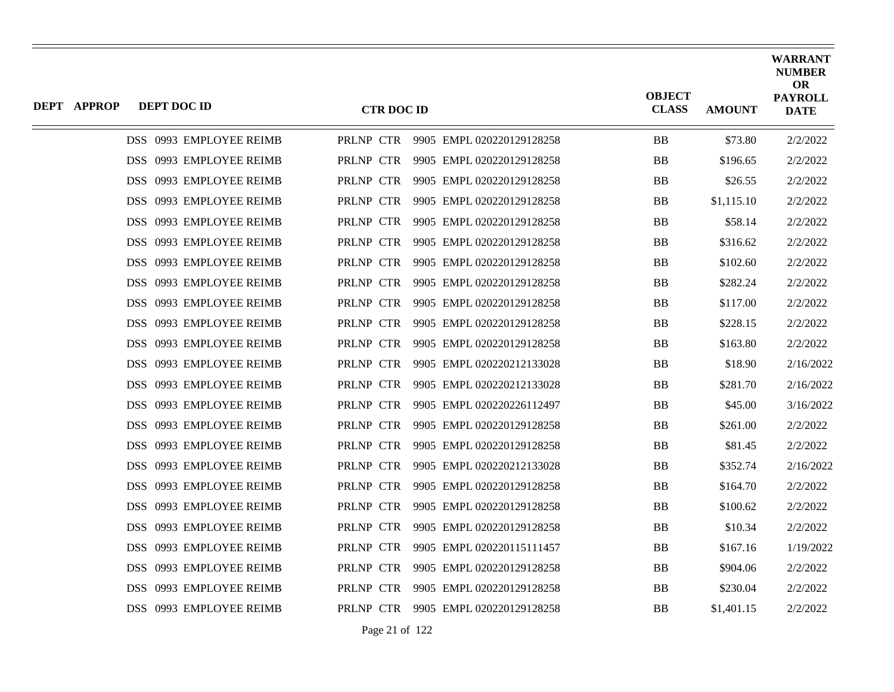| DEPT | APPROP | DEPT DOC ID | CTR DOC ID | OBJECT CLASS | AMOUNT | WARRANT NUMBER OR PAYROLL DATE |
|---|---|---|---|---|---|---|
| | | DSS 0993 EMPLOYEE REIMB | PRLNP CTR 9905 EMPL 020220129128258 | BB | $73.80 | 2/2/2022 |
| | | DSS 0993 EMPLOYEE REIMB | PRLNP CTR 9905 EMPL 020220129128258 | BB | $196.65 | 2/2/2022 |
| | | DSS 0993 EMPLOYEE REIMB | PRLNP CTR 9905 EMPL 020220129128258 | BB | $26.55 | 2/2/2022 |
| | | DSS 0993 EMPLOYEE REIMB | PRLNP CTR 9905 EMPL 020220129128258 | BB | $1,115.10 | 2/2/2022 |
| | | DSS 0993 EMPLOYEE REIMB | PRLNP CTR 9905 EMPL 020220129128258 | BB | $58.14 | 2/2/2022 |
| | | DSS 0993 EMPLOYEE REIMB | PRLNP CTR 9905 EMPL 020220129128258 | BB | $316.62 | 2/2/2022 |
| | | DSS 0993 EMPLOYEE REIMB | PRLNP CTR 9905 EMPL 020220129128258 | BB | $102.60 | 2/2/2022 |
| | | DSS 0993 EMPLOYEE REIMB | PRLNP CTR 9905 EMPL 020220129128258 | BB | $282.24 | 2/2/2022 |
| | | DSS 0993 EMPLOYEE REIMB | PRLNP CTR 9905 EMPL 020220129128258 | BB | $117.00 | 2/2/2022 |
| | | DSS 0993 EMPLOYEE REIMB | PRLNP CTR 9905 EMPL 020220129128258 | BB | $228.15 | 2/2/2022 |
| | | DSS 0993 EMPLOYEE REIMB | PRLNP CTR 9905 EMPL 020220129128258 | BB | $163.80 | 2/2/2022 |
| | | DSS 0993 EMPLOYEE REIMB | PRLNP CTR 9905 EMPL 020220212133028 | BB | $18.90 | 2/16/2022 |
| | | DSS 0993 EMPLOYEE REIMB | PRLNP CTR 9905 EMPL 020220212133028 | BB | $281.70 | 2/16/2022 |
| | | DSS 0993 EMPLOYEE REIMB | PRLNP CTR 9905 EMPL 020220226112497 | BB | $45.00 | 3/16/2022 |
| | | DSS 0993 EMPLOYEE REIMB | PRLNP CTR 9905 EMPL 020220129128258 | BB | $261.00 | 2/2/2022 |
| | | DSS 0993 EMPLOYEE REIMB | PRLNP CTR 9905 EMPL 020220129128258 | BB | $81.45 | 2/2/2022 |
| | | DSS 0993 EMPLOYEE REIMB | PRLNP CTR 9905 EMPL 020220212133028 | BB | $352.74 | 2/16/2022 |
| | | DSS 0993 EMPLOYEE REIMB | PRLNP CTR 9905 EMPL 020220129128258 | BB | $164.70 | 2/2/2022 |
| | | DSS 0993 EMPLOYEE REIMB | PRLNP CTR 9905 EMPL 020220129128258 | BB | $100.62 | 2/2/2022 |
| | | DSS 0993 EMPLOYEE REIMB | PRLNP CTR 9905 EMPL 020220129128258 | BB | $10.34 | 2/2/2022 |
| | | DSS 0993 EMPLOYEE REIMB | PRLNP CTR 9905 EMPL 020220115111457 | BB | $167.16 | 1/19/2022 |
| | | DSS 0993 EMPLOYEE REIMB | PRLNP CTR 9905 EMPL 020220129128258 | BB | $904.06 | 2/2/2022 |
| | | DSS 0993 EMPLOYEE REIMB | PRLNP CTR 9905 EMPL 020220129128258 | BB | $230.04 | 2/2/2022 |
| | | DSS 0993 EMPLOYEE REIMB | PRLNP CTR 9905 EMPL 020220129128258 | BB | $1,401.15 | 2/2/2022 |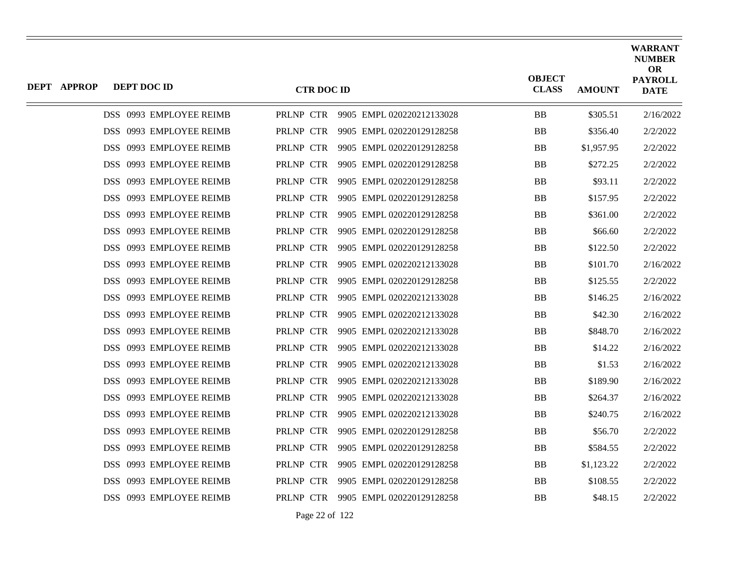| DEPT | APPROP | DEPT DOC ID | CTR DOC ID | OBJECT CLASS | AMOUNT | WARRANT NUMBER OR PAYROLL DATE |
|---|---|---|---|---|---|---|
| | | DSS 0993 EMPLOYEE REIMB | PRLNP CTR 9905 EMPL 020220212133028 | BB | $305.51 | 2/16/2022 |
| | | DSS 0993 EMPLOYEE REIMB | PRLNP CTR 9905 EMPL 020220129128258 | BB | $356.40 | 2/2/2022 |
| | | DSS 0993 EMPLOYEE REIMB | PRLNP CTR 9905 EMPL 020220129128258 | BB | $1,957.95 | 2/2/2022 |
| | | DSS 0993 EMPLOYEE REIMB | PRLNP CTR 9905 EMPL 020220129128258 | BB | $272.25 | 2/2/2022 |
| | | DSS 0993 EMPLOYEE REIMB | PRLNP CTR 9905 EMPL 020220129128258 | BB | $93.11 | 2/2/2022 |
| | | DSS 0993 EMPLOYEE REIMB | PRLNP CTR 9905 EMPL 020220129128258 | BB | $157.95 | 2/2/2022 |
| | | DSS 0993 EMPLOYEE REIMB | PRLNP CTR 9905 EMPL 020220129128258 | BB | $361.00 | 2/2/2022 |
| | | DSS 0993 EMPLOYEE REIMB | PRLNP CTR 9905 EMPL 020220129128258 | BB | $66.60 | 2/2/2022 |
| | | DSS 0993 EMPLOYEE REIMB | PRLNP CTR 9905 EMPL 020220129128258 | BB | $122.50 | 2/2/2022 |
| | | DSS 0993 EMPLOYEE REIMB | PRLNP CTR 9905 EMPL 020220212133028 | BB | $101.70 | 2/16/2022 |
| | | DSS 0993 EMPLOYEE REIMB | PRLNP CTR 9905 EMPL 020220129128258 | BB | $125.55 | 2/2/2022 |
| | | DSS 0993 EMPLOYEE REIMB | PRLNP CTR 9905 EMPL 020220212133028 | BB | $146.25 | 2/16/2022 |
| | | DSS 0993 EMPLOYEE REIMB | PRLNP CTR 9905 EMPL 020220212133028 | BB | $42.30 | 2/16/2022 |
| | | DSS 0993 EMPLOYEE REIMB | PRLNP CTR 9905 EMPL 020220212133028 | BB | $848.70 | 2/16/2022 |
| | | DSS 0993 EMPLOYEE REIMB | PRLNP CTR 9905 EMPL 020220212133028 | BB | $14.22 | 2/16/2022 |
| | | DSS 0993 EMPLOYEE REIMB | PRLNP CTR 9905 EMPL 020220212133028 | BB | $1.53 | 2/16/2022 |
| | | DSS 0993 EMPLOYEE REIMB | PRLNP CTR 9905 EMPL 020220212133028 | BB | $189.90 | 2/16/2022 |
| | | DSS 0993 EMPLOYEE REIMB | PRLNP CTR 9905 EMPL 020220212133028 | BB | $264.37 | 2/16/2022 |
| | | DSS 0993 EMPLOYEE REIMB | PRLNP CTR 9905 EMPL 020220212133028 | BB | $240.75 | 2/16/2022 |
| | | DSS 0993 EMPLOYEE REIMB | PRLNP CTR 9905 EMPL 020220129128258 | BB | $56.70 | 2/2/2022 |
| | | DSS 0993 EMPLOYEE REIMB | PRLNP CTR 9905 EMPL 020220129128258 | BB | $584.55 | 2/2/2022 |
| | | DSS 0993 EMPLOYEE REIMB | PRLNP CTR 9905 EMPL 020220129128258 | BB | $1,123.22 | 2/2/2022 |
| | | DSS 0993 EMPLOYEE REIMB | PRLNP CTR 9905 EMPL 020220129128258 | BB | $108.55 | 2/2/2022 |
| | | DSS 0993 EMPLOYEE REIMB | PRLNP CTR 9905 EMPL 020220129128258 | BB | $48.15 | 2/2/2022 |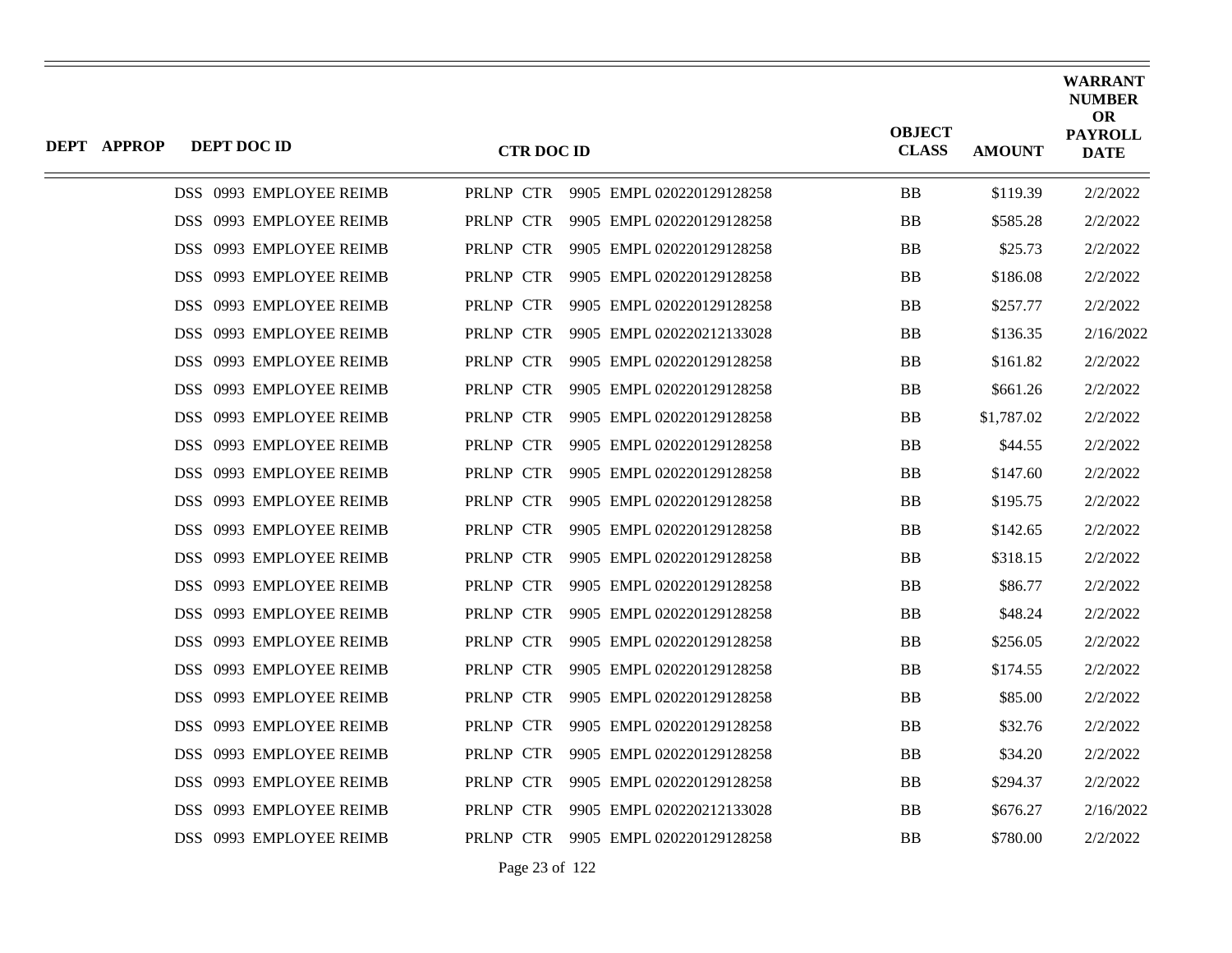| DEPT | APPROP | DEPT DOC ID | CTR DOC ID | OBJECT CLASS | AMOUNT | WARRANT NUMBER OR PAYROLL DATE |
|---|---|---|---|---|---|---|
| | | DSS 0993 EMPLOYEE REIMB | PRLNP CTR 9905 EMPL 020220129128258 | BB | $119.39 | 2/2/2022 |
| | | DSS 0993 EMPLOYEE REIMB | PRLNP CTR 9905 EMPL 020220129128258 | BB | $585.28 | 2/2/2022 |
| | | DSS 0993 EMPLOYEE REIMB | PRLNP CTR 9905 EMPL 020220129128258 | BB | $25.73 | 2/2/2022 |
| | | DSS 0993 EMPLOYEE REIMB | PRLNP CTR 9905 EMPL 020220129128258 | BB | $186.08 | 2/2/2022 |
| | | DSS 0993 EMPLOYEE REIMB | PRLNP CTR 9905 EMPL 020220129128258 | BB | $257.77 | 2/2/2022 |
| | | DSS 0993 EMPLOYEE REIMB | PRLNP CTR 9905 EMPL 020220212133028 | BB | $136.35 | 2/16/2022 |
| | | DSS 0993 EMPLOYEE REIMB | PRLNP CTR 9905 EMPL 020220129128258 | BB | $161.82 | 2/2/2022 |
| | | DSS 0993 EMPLOYEE REIMB | PRLNP CTR 9905 EMPL 020220129128258 | BB | $661.26 | 2/2/2022 |
| | | DSS 0993 EMPLOYEE REIMB | PRLNP CTR 9905 EMPL 020220129128258 | BB | $1,787.02 | 2/2/2022 |
| | | DSS 0993 EMPLOYEE REIMB | PRLNP CTR 9905 EMPL 020220129128258 | BB | $44.55 | 2/2/2022 |
| | | DSS 0993 EMPLOYEE REIMB | PRLNP CTR 9905 EMPL 020220129128258 | BB | $147.60 | 2/2/2022 |
| | | DSS 0993 EMPLOYEE REIMB | PRLNP CTR 9905 EMPL 020220129128258 | BB | $195.75 | 2/2/2022 |
| | | DSS 0993 EMPLOYEE REIMB | PRLNP CTR 9905 EMPL 020220129128258 | BB | $142.65 | 2/2/2022 |
| | | DSS 0993 EMPLOYEE REIMB | PRLNP CTR 9905 EMPL 020220129128258 | BB | $318.15 | 2/2/2022 |
| | | DSS 0993 EMPLOYEE REIMB | PRLNP CTR 9905 EMPL 020220129128258 | BB | $86.77 | 2/2/2022 |
| | | DSS 0993 EMPLOYEE REIMB | PRLNP CTR 9905 EMPL 020220129128258 | BB | $48.24 | 2/2/2022 |
| | | DSS 0993 EMPLOYEE REIMB | PRLNP CTR 9905 EMPL 020220129128258 | BB | $256.05 | 2/2/2022 |
| | | DSS 0993 EMPLOYEE REIMB | PRLNP CTR 9905 EMPL 020220129128258 | BB | $174.55 | 2/2/2022 |
| | | DSS 0993 EMPLOYEE REIMB | PRLNP CTR 9905 EMPL 020220129128258 | BB | $85.00 | 2/2/2022 |
| | | DSS 0993 EMPLOYEE REIMB | PRLNP CTR 9905 EMPL 020220129128258 | BB | $32.76 | 2/2/2022 |
| | | DSS 0993 EMPLOYEE REIMB | PRLNP CTR 9905 EMPL 020220129128258 | BB | $34.20 | 2/2/2022 |
| | | DSS 0993 EMPLOYEE REIMB | PRLNP CTR 9905 EMPL 020220129128258 | BB | $294.37 | 2/2/2022 |
| | | DSS 0993 EMPLOYEE REIMB | PRLNP CTR 9905 EMPL 020220212133028 | BB | $676.27 | 2/16/2022 |
| | | DSS 0993 EMPLOYEE REIMB | PRLNP CTR 9905 EMPL 020220129128258 | BB | $780.00 | 2/2/2022 |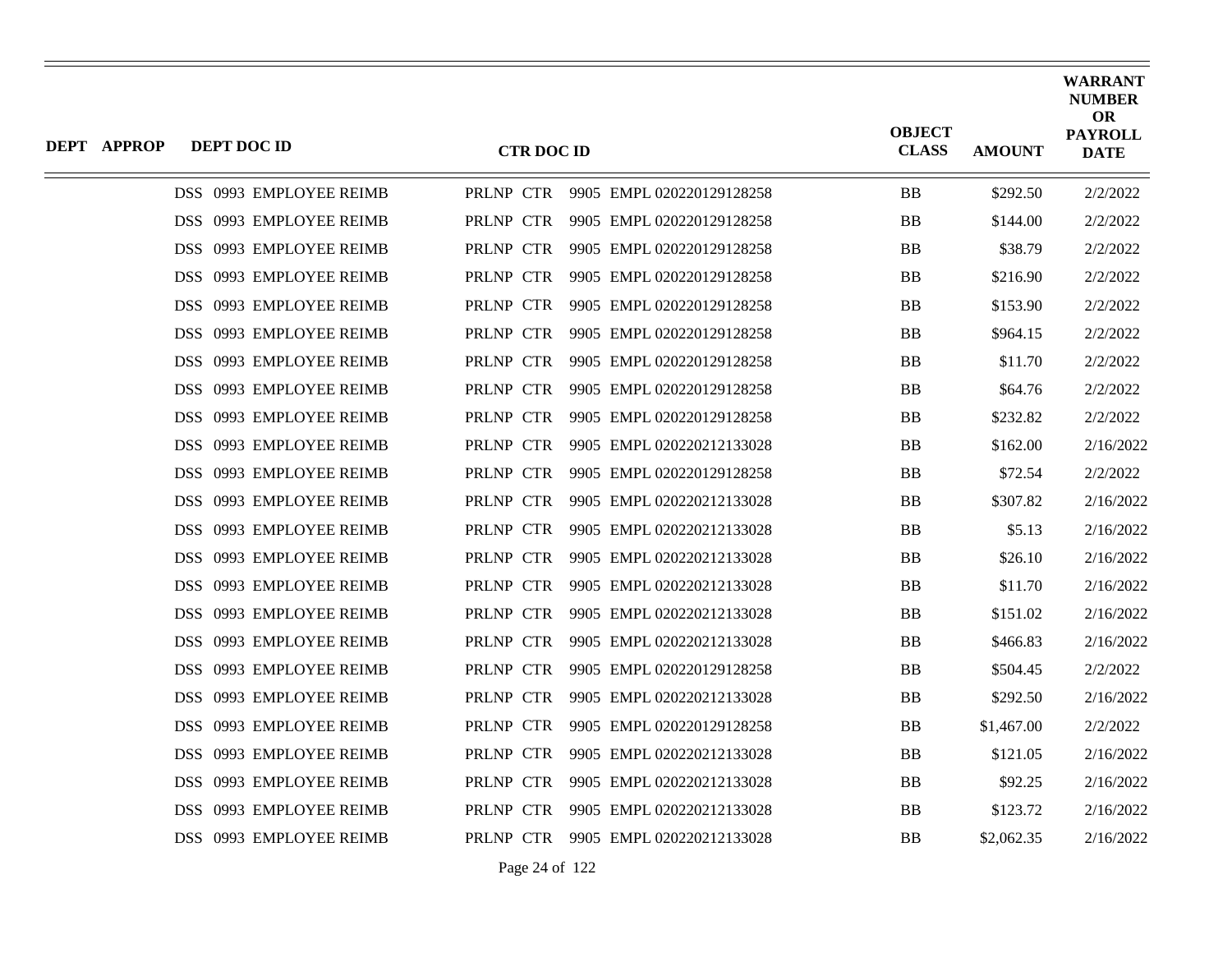| DEPT | APPROP | DEPT DOC ID | CTR DOC ID | OBJECT CLASS | AMOUNT | WARRANT NUMBER OR PAYROLL DATE |
|---|---|---|---|---|---|---|
| | | DSS 0993 EMPLOYEE REIMB | PRLNP CTR 9905 EMPL 020220129128258 | BB | $292.50 | 2/2/2022 |
| | | DSS 0993 EMPLOYEE REIMB | PRLNP CTR 9905 EMPL 020220129128258 | BB | $144.00 | 2/2/2022 |
| | | DSS 0993 EMPLOYEE REIMB | PRLNP CTR 9905 EMPL 020220129128258 | BB | $38.79 | 2/2/2022 |
| | | DSS 0993 EMPLOYEE REIMB | PRLNP CTR 9905 EMPL 020220129128258 | BB | $216.90 | 2/2/2022 |
| | | DSS 0993 EMPLOYEE REIMB | PRLNP CTR 9905 EMPL 020220129128258 | BB | $153.90 | 2/2/2022 |
| | | DSS 0993 EMPLOYEE REIMB | PRLNP CTR 9905 EMPL 020220129128258 | BB | $964.15 | 2/2/2022 |
| | | DSS 0993 EMPLOYEE REIMB | PRLNP CTR 9905 EMPL 020220129128258 | BB | $11.70 | 2/2/2022 |
| | | DSS 0993 EMPLOYEE REIMB | PRLNP CTR 9905 EMPL 020220129128258 | BB | $64.76 | 2/2/2022 |
| | | DSS 0993 EMPLOYEE REIMB | PRLNP CTR 9905 EMPL 020220129128258 | BB | $232.82 | 2/2/2022 |
| | | DSS 0993 EMPLOYEE REIMB | PRLNP CTR 9905 EMPL 020220212133028 | BB | $162.00 | 2/16/2022 |
| | | DSS 0993 EMPLOYEE REIMB | PRLNP CTR 9905 EMPL 020220129128258 | BB | $72.54 | 2/2/2022 |
| | | DSS 0993 EMPLOYEE REIMB | PRLNP CTR 9905 EMPL 020220212133028 | BB | $307.82 | 2/16/2022 |
| | | DSS 0993 EMPLOYEE REIMB | PRLNP CTR 9905 EMPL 020220212133028 | BB | $5.13 | 2/16/2022 |
| | | DSS 0993 EMPLOYEE REIMB | PRLNP CTR 9905 EMPL 020220212133028 | BB | $26.10 | 2/16/2022 |
| | | DSS 0993 EMPLOYEE REIMB | PRLNP CTR 9905 EMPL 020220212133028 | BB | $11.70 | 2/16/2022 |
| | | DSS 0993 EMPLOYEE REIMB | PRLNP CTR 9905 EMPL 020220212133028 | BB | $151.02 | 2/16/2022 |
| | | DSS 0993 EMPLOYEE REIMB | PRLNP CTR 9905 EMPL 020220212133028 | BB | $466.83 | 2/16/2022 |
| | | DSS 0993 EMPLOYEE REIMB | PRLNP CTR 9905 EMPL 020220129128258 | BB | $504.45 | 2/2/2022 |
| | | DSS 0993 EMPLOYEE REIMB | PRLNP CTR 9905 EMPL 020220212133028 | BB | $292.50 | 2/16/2022 |
| | | DSS 0993 EMPLOYEE REIMB | PRLNP CTR 9905 EMPL 020220129128258 | BB | $1,467.00 | 2/2/2022 |
| | | DSS 0993 EMPLOYEE REIMB | PRLNP CTR 9905 EMPL 020220212133028 | BB | $121.05 | 2/16/2022 |
| | | DSS 0993 EMPLOYEE REIMB | PRLNP CTR 9905 EMPL 020220212133028 | BB | $92.25 | 2/16/2022 |
| | | DSS 0993 EMPLOYEE REIMB | PRLNP CTR 9905 EMPL 020220212133028 | BB | $123.72 | 2/16/2022 |
| | | DSS 0993 EMPLOYEE REIMB | PRLNP CTR 9905 EMPL 020220212133028 | BB | $2,062.35 | 2/16/2022 |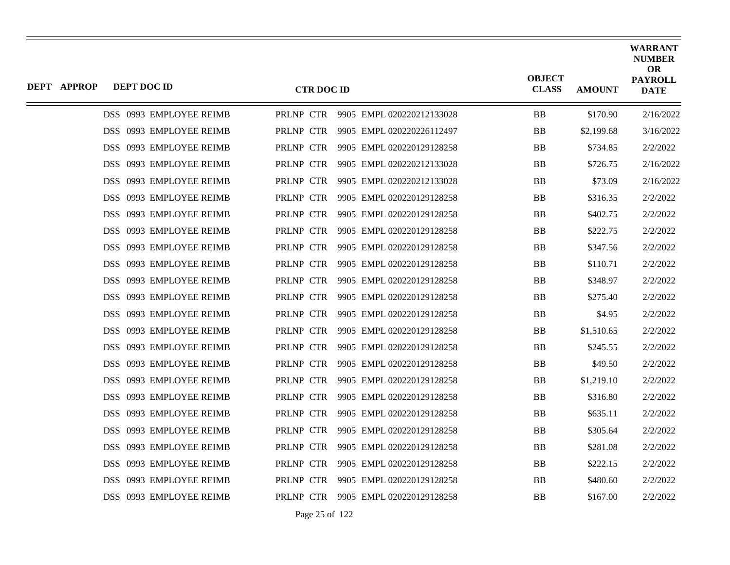| DEPT | APPROP | DEPT DOC ID | CTR DOC ID | OBJECT CLASS | AMOUNT | WARRANT NUMBER OR PAYROLL DATE |
|---|---|---|---|---|---|---|
| | | DSS 0993 EMPLOYEE REIMB | PRLNP CTR 9905 EMPL 020220212133028 | BB | $170.90 | 2/16/2022 |
| | | DSS 0993 EMPLOYEE REIMB | PRLNP CTR 9905 EMPL 020220226112497 | BB | $2,199.68 | 3/16/2022 |
| | | DSS 0993 EMPLOYEE REIMB | PRLNP CTR 9905 EMPL 020220129128258 | BB | $734.85 | 2/2/2022 |
| | | DSS 0993 EMPLOYEE REIMB | PRLNP CTR 9905 EMPL 020220212133028 | BB | $726.75 | 2/16/2022 |
| | | DSS 0993 EMPLOYEE REIMB | PRLNP CTR 9905 EMPL 020220212133028 | BB | $73.09 | 2/16/2022 |
| | | DSS 0993 EMPLOYEE REIMB | PRLNP CTR 9905 EMPL 020220129128258 | BB | $316.35 | 2/2/2022 |
| | | DSS 0993 EMPLOYEE REIMB | PRLNP CTR 9905 EMPL 020220129128258 | BB | $402.75 | 2/2/2022 |
| | | DSS 0993 EMPLOYEE REIMB | PRLNP CTR 9905 EMPL 020220129128258 | BB | $222.75 | 2/2/2022 |
| | | DSS 0993 EMPLOYEE REIMB | PRLNP CTR 9905 EMPL 020220129128258 | BB | $347.56 | 2/2/2022 |
| | | DSS 0993 EMPLOYEE REIMB | PRLNP CTR 9905 EMPL 020220129128258 | BB | $110.71 | 2/2/2022 |
| | | DSS 0993 EMPLOYEE REIMB | PRLNP CTR 9905 EMPL 020220129128258 | BB | $348.97 | 2/2/2022 |
| | | DSS 0993 EMPLOYEE REIMB | PRLNP CTR 9905 EMPL 020220129128258 | BB | $275.40 | 2/2/2022 |
| | | DSS 0993 EMPLOYEE REIMB | PRLNP CTR 9905 EMPL 020220129128258 | BB | $4.95 | 2/2/2022 |
| | | DSS 0993 EMPLOYEE REIMB | PRLNP CTR 9905 EMPL 020220129128258 | BB | $1,510.65 | 2/2/2022 |
| | | DSS 0993 EMPLOYEE REIMB | PRLNP CTR 9905 EMPL 020220129128258 | BB | $245.55 | 2/2/2022 |
| | | DSS 0993 EMPLOYEE REIMB | PRLNP CTR 9905 EMPL 020220129128258 | BB | $49.50 | 2/2/2022 |
| | | DSS 0993 EMPLOYEE REIMB | PRLNP CTR 9905 EMPL 020220129128258 | BB | $1,219.10 | 2/2/2022 |
| | | DSS 0993 EMPLOYEE REIMB | PRLNP CTR 9905 EMPL 020220129128258 | BB | $316.80 | 2/2/2022 |
| | | DSS 0993 EMPLOYEE REIMB | PRLNP CTR 9905 EMPL 020220129128258 | BB | $635.11 | 2/2/2022 |
| | | DSS 0993 EMPLOYEE REIMB | PRLNP CTR 9905 EMPL 020220129128258 | BB | $305.64 | 2/2/2022 |
| | | DSS 0993 EMPLOYEE REIMB | PRLNP CTR 9905 EMPL 020220129128258 | BB | $281.08 | 2/2/2022 |
| | | DSS 0993 EMPLOYEE REIMB | PRLNP CTR 9905 EMPL 020220129128258 | BB | $222.15 | 2/2/2022 |
| | | DSS 0993 EMPLOYEE REIMB | PRLNP CTR 9905 EMPL 020220129128258 | BB | $480.60 | 2/2/2022 |
| | | DSS 0993 EMPLOYEE REIMB | PRLNP CTR 9905 EMPL 020220129128258 | BB | $167.00 | 2/2/2022 |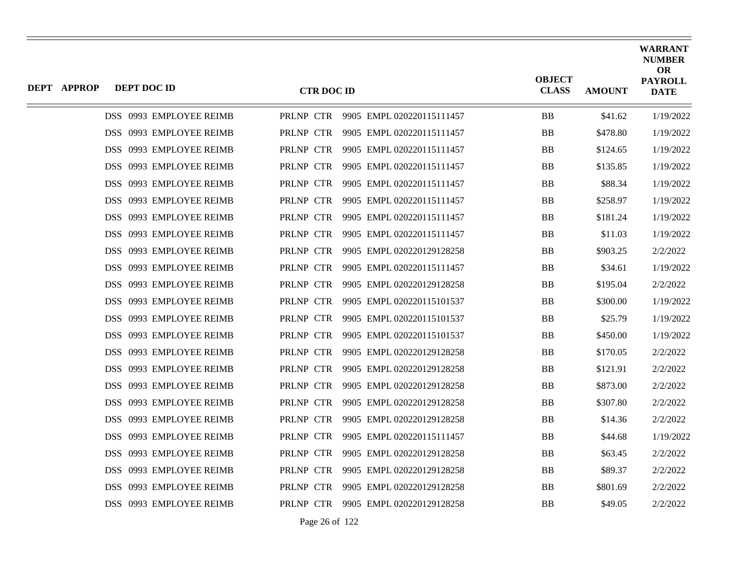| DEPT | APPROP | DEPT DOC ID | CTR DOC ID | OBJECT CLASS | AMOUNT | WARRANT NUMBER OR PAYROLL DATE |
|---|---|---|---|---|---|---|
| | | DSS 0993 EMPLOYEE REIMB | PRLNP CTR 9905 EMPL 020220115111457 | BB | $41.62 | 1/19/2022 |
| | | DSS 0993 EMPLOYEE REIMB | PRLNP CTR 9905 EMPL 020220115111457 | BB | $478.80 | 1/19/2022 |
| | | DSS 0993 EMPLOYEE REIMB | PRLNP CTR 9905 EMPL 020220115111457 | BB | $124.65 | 1/19/2022 |
| | | DSS 0993 EMPLOYEE REIMB | PRLNP CTR 9905 EMPL 020220115111457 | BB | $135.85 | 1/19/2022 |
| | | DSS 0993 EMPLOYEE REIMB | PRLNP CTR 9905 EMPL 020220115111457 | BB | $88.34 | 1/19/2022 |
| | | DSS 0993 EMPLOYEE REIMB | PRLNP CTR 9905 EMPL 020220115111457 | BB | $258.97 | 1/19/2022 |
| | | DSS 0993 EMPLOYEE REIMB | PRLNP CTR 9905 EMPL 020220115111457 | BB | $181.24 | 1/19/2022 |
| | | DSS 0993 EMPLOYEE REIMB | PRLNP CTR 9905 EMPL 020220115111457 | BB | $11.03 | 1/19/2022 |
| | | DSS 0993 EMPLOYEE REIMB | PRLNP CTR 9905 EMPL 020220129128258 | BB | $903.25 | 2/2/2022 |
| | | DSS 0993 EMPLOYEE REIMB | PRLNP CTR 9905 EMPL 020220115111457 | BB | $34.61 | 1/19/2022 |
| | | DSS 0993 EMPLOYEE REIMB | PRLNP CTR 9905 EMPL 020220129128258 | BB | $195.04 | 2/2/2022 |
| | | DSS 0993 EMPLOYEE REIMB | PRLNP CTR 9905 EMPL 020220115101537 | BB | $300.00 | 1/19/2022 |
| | | DSS 0993 EMPLOYEE REIMB | PRLNP CTR 9905 EMPL 020220115101537 | BB | $25.79 | 1/19/2022 |
| | | DSS 0993 EMPLOYEE REIMB | PRLNP CTR 9905 EMPL 020220115101537 | BB | $450.00 | 1/19/2022 |
| | | DSS 0993 EMPLOYEE REIMB | PRLNP CTR 9905 EMPL 020220129128258 | BB | $170.05 | 2/2/2022 |
| | | DSS 0993 EMPLOYEE REIMB | PRLNP CTR 9905 EMPL 020220129128258 | BB | $121.91 | 2/2/2022 |
| | | DSS 0993 EMPLOYEE REIMB | PRLNP CTR 9905 EMPL 020220129128258 | BB | $873.00 | 2/2/2022 |
| | | DSS 0993 EMPLOYEE REIMB | PRLNP CTR 9905 EMPL 020220129128258 | BB | $307.80 | 2/2/2022 |
| | | DSS 0993 EMPLOYEE REIMB | PRLNP CTR 9905 EMPL 020220129128258 | BB | $14.36 | 2/2/2022 |
| | | DSS 0993 EMPLOYEE REIMB | PRLNP CTR 9905 EMPL 020220115111457 | BB | $44.68 | 1/19/2022 |
| | | DSS 0993 EMPLOYEE REIMB | PRLNP CTR 9905 EMPL 020220129128258 | BB | $63.45 | 2/2/2022 |
| | | DSS 0993 EMPLOYEE REIMB | PRLNP CTR 9905 EMPL 020220129128258 | BB | $89.37 | 2/2/2022 |
| | | DSS 0993 EMPLOYEE REIMB | PRLNP CTR 9905 EMPL 020220129128258 | BB | $801.69 | 2/2/2022 |
| | | DSS 0993 EMPLOYEE REIMB | PRLNP CTR 9905 EMPL 020220129128258 | BB | $49.05 | 2/2/2022 |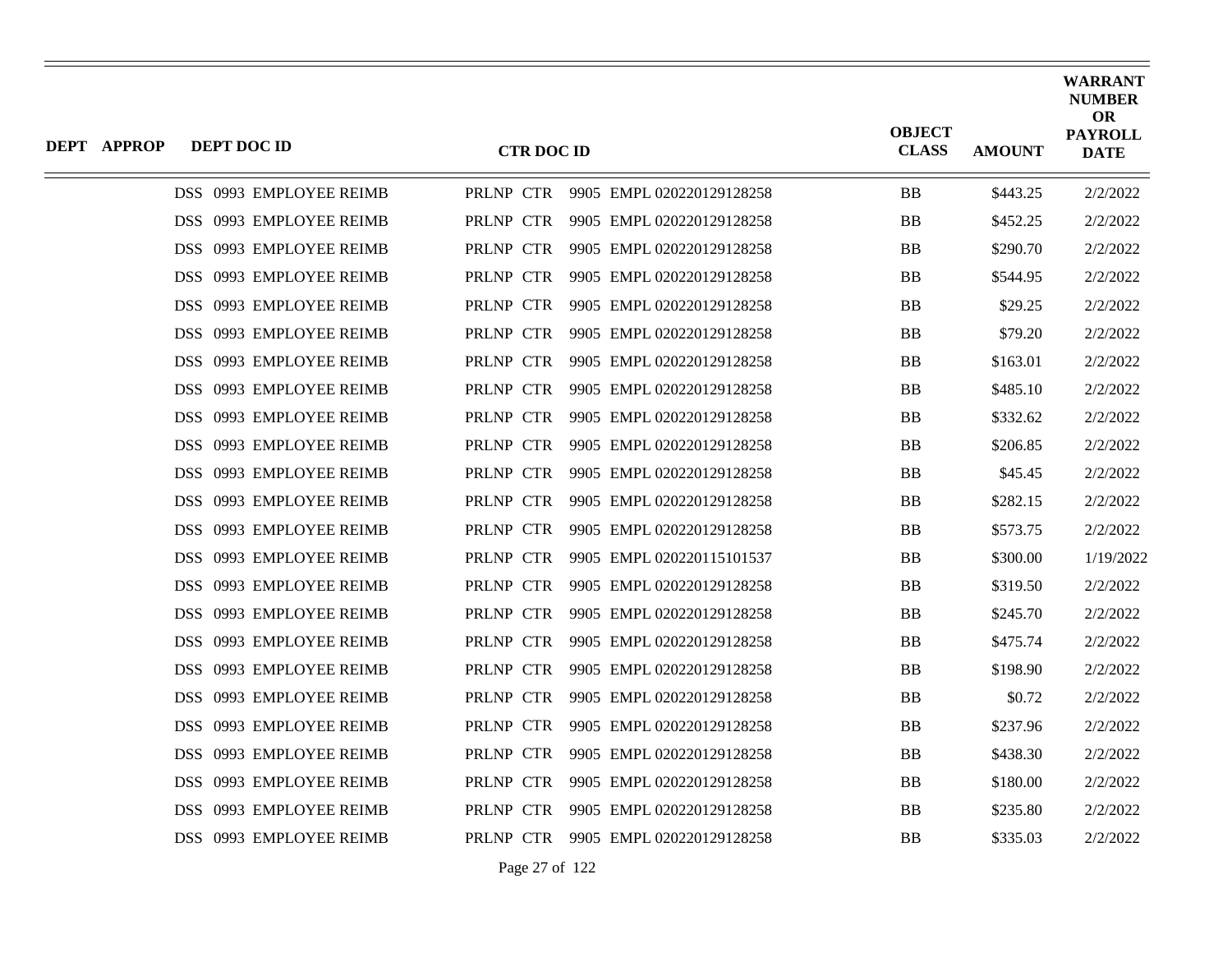| DEPT | APPROP | DEPT DOC ID | CTR DOC ID | OBJECT CLASS | AMOUNT | WARRANT NUMBER OR PAYROLL DATE |
|---|---|---|---|---|---|---|
| | | DSS 0993 EMPLOYEE REIMB | PRLNP CTR 9905 EMPL 020220129128258 | BB | $443.25 | 2/2/2022 |
| | | DSS 0993 EMPLOYEE REIMB | PRLNP CTR 9905 EMPL 020220129128258 | BB | $452.25 | 2/2/2022 |
| | | DSS 0993 EMPLOYEE REIMB | PRLNP CTR 9905 EMPL 020220129128258 | BB | $290.70 | 2/2/2022 |
| | | DSS 0993 EMPLOYEE REIMB | PRLNP CTR 9905 EMPL 020220129128258 | BB | $544.95 | 2/2/2022 |
| | | DSS 0993 EMPLOYEE REIMB | PRLNP CTR 9905 EMPL 020220129128258 | BB | $29.25 | 2/2/2022 |
| | | DSS 0993 EMPLOYEE REIMB | PRLNP CTR 9905 EMPL 020220129128258 | BB | $79.20 | 2/2/2022 |
| | | DSS 0993 EMPLOYEE REIMB | PRLNP CTR 9905 EMPL 020220129128258 | BB | $163.01 | 2/2/2022 |
| | | DSS 0993 EMPLOYEE REIMB | PRLNP CTR 9905 EMPL 020220129128258 | BB | $485.10 | 2/2/2022 |
| | | DSS 0993 EMPLOYEE REIMB | PRLNP CTR 9905 EMPL 020220129128258 | BB | $332.62 | 2/2/2022 |
| | | DSS 0993 EMPLOYEE REIMB | PRLNP CTR 9905 EMPL 020220129128258 | BB | $206.85 | 2/2/2022 |
| | | DSS 0993 EMPLOYEE REIMB | PRLNP CTR 9905 EMPL 020220129128258 | BB | $45.45 | 2/2/2022 |
| | | DSS 0993 EMPLOYEE REIMB | PRLNP CTR 9905 EMPL 020220129128258 | BB | $282.15 | 2/2/2022 |
| | | DSS 0993 EMPLOYEE REIMB | PRLNP CTR 9905 EMPL 020220129128258 | BB | $573.75 | 2/2/2022 |
| | | DSS 0993 EMPLOYEE REIMB | PRLNP CTR 9905 EMPL 020220115101537 | BB | $300.00 | 1/19/2022 |
| | | DSS 0993 EMPLOYEE REIMB | PRLNP CTR 9905 EMPL 020220129128258 | BB | $319.50 | 2/2/2022 |
| | | DSS 0993 EMPLOYEE REIMB | PRLNP CTR 9905 EMPL 020220129128258 | BB | $245.70 | 2/2/2022 |
| | | DSS 0993 EMPLOYEE REIMB | PRLNP CTR 9905 EMPL 020220129128258 | BB | $475.74 | 2/2/2022 |
| | | DSS 0993 EMPLOYEE REIMB | PRLNP CTR 9905 EMPL 020220129128258 | BB | $198.90 | 2/2/2022 |
| | | DSS 0993 EMPLOYEE REIMB | PRLNP CTR 9905 EMPL 020220129128258 | BB | $0.72 | 2/2/2022 |
| | | DSS 0993 EMPLOYEE REIMB | PRLNP CTR 9905 EMPL 020220129128258 | BB | $237.96 | 2/2/2022 |
| | | DSS 0993 EMPLOYEE REIMB | PRLNP CTR 9905 EMPL 020220129128258 | BB | $438.30 | 2/2/2022 |
| | | DSS 0993 EMPLOYEE REIMB | PRLNP CTR 9905 EMPL 020220129128258 | BB | $180.00 | 2/2/2022 |
| | | DSS 0993 EMPLOYEE REIMB | PRLNP CTR 9905 EMPL 020220129128258 | BB | $235.80 | 2/2/2022 |
| | | DSS 0993 EMPLOYEE REIMB | PRLNP CTR 9905 EMPL 020220129128258 | BB | $335.03 | 2/2/2022 |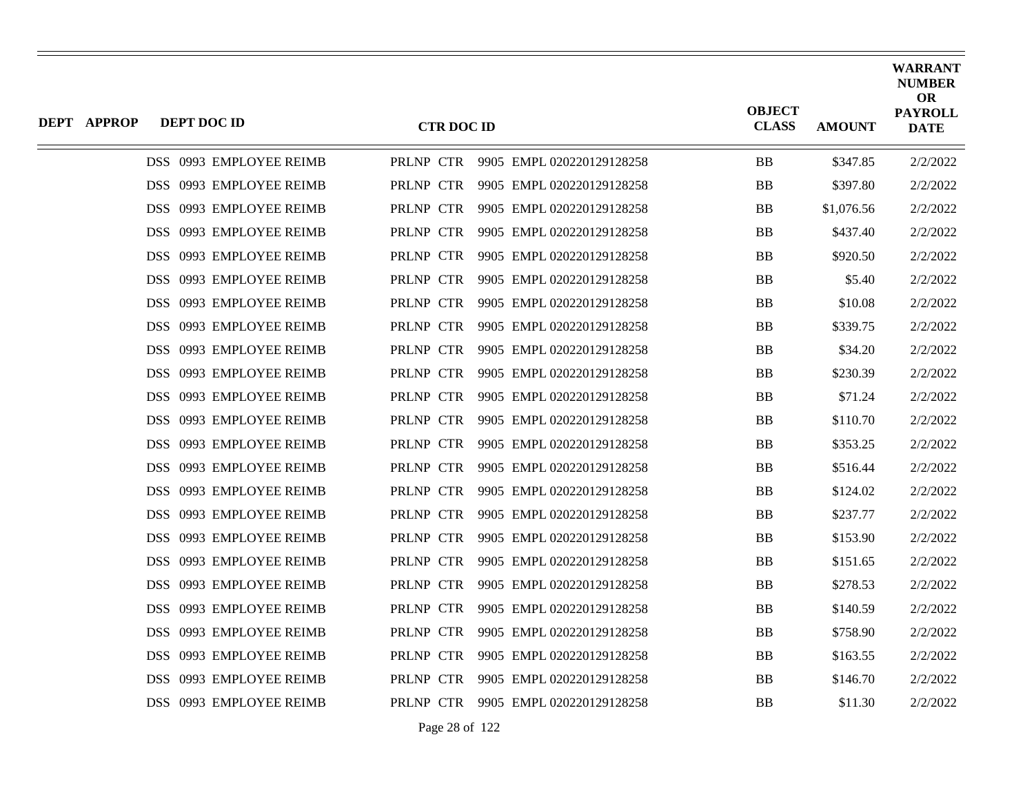| DEPT | APPROP | DEPT DOC ID | CTR DOC ID | OBJECT CLASS | AMOUNT | WARRANT NUMBER OR PAYROLL DATE |
|---|---|---|---|---|---|---|
| DSS | 0993 | EMPLOYEE REIMB | PRLNP CTR 9905 EMPL 020220129128258 | BB | $347.85 | 2/2/2022 |
| DSS | 0993 | EMPLOYEE REIMB | PRLNP CTR 9905 EMPL 020220129128258 | BB | $397.80 | 2/2/2022 |
| DSS | 0993 | EMPLOYEE REIMB | PRLNP CTR 9905 EMPL 020220129128258 | BB | $1,076.56 | 2/2/2022 |
| DSS | 0993 | EMPLOYEE REIMB | PRLNP CTR 9905 EMPL 020220129128258 | BB | $437.40 | 2/2/2022 |
| DSS | 0993 | EMPLOYEE REIMB | PRLNP CTR 9905 EMPL 020220129128258 | BB | $920.50 | 2/2/2022 |
| DSS | 0993 | EMPLOYEE REIMB | PRLNP CTR 9905 EMPL 020220129128258 | BB | $5.40 | 2/2/2022 |
| DSS | 0993 | EMPLOYEE REIMB | PRLNP CTR 9905 EMPL 020220129128258 | BB | $10.08 | 2/2/2022 |
| DSS | 0993 | EMPLOYEE REIMB | PRLNP CTR 9905 EMPL 020220129128258 | BB | $339.75 | 2/2/2022 |
| DSS | 0993 | EMPLOYEE REIMB | PRLNP CTR 9905 EMPL 020220129128258 | BB | $34.20 | 2/2/2022 |
| DSS | 0993 | EMPLOYEE REIMB | PRLNP CTR 9905 EMPL 020220129128258 | BB | $230.39 | 2/2/2022 |
| DSS | 0993 | EMPLOYEE REIMB | PRLNP CTR 9905 EMPL 020220129128258 | BB | $71.24 | 2/2/2022 |
| DSS | 0993 | EMPLOYEE REIMB | PRLNP CTR 9905 EMPL 020220129128258 | BB | $110.70 | 2/2/2022 |
| DSS | 0993 | EMPLOYEE REIMB | PRLNP CTR 9905 EMPL 020220129128258 | BB | $353.25 | 2/2/2022 |
| DSS | 0993 | EMPLOYEE REIMB | PRLNP CTR 9905 EMPL 020220129128258 | BB | $516.44 | 2/2/2022 |
| DSS | 0993 | EMPLOYEE REIMB | PRLNP CTR 9905 EMPL 020220129128258 | BB | $124.02 | 2/2/2022 |
| DSS | 0993 | EMPLOYEE REIMB | PRLNP CTR 9905 EMPL 020220129128258 | BB | $237.77 | 2/2/2022 |
| DSS | 0993 | EMPLOYEE REIMB | PRLNP CTR 9905 EMPL 020220129128258 | BB | $153.90 | 2/2/2022 |
| DSS | 0993 | EMPLOYEE REIMB | PRLNP CTR 9905 EMPL 020220129128258 | BB | $151.65 | 2/2/2022 |
| DSS | 0993 | EMPLOYEE REIMB | PRLNP CTR 9905 EMPL 020220129128258 | BB | $278.53 | 2/2/2022 |
| DSS | 0993 | EMPLOYEE REIMB | PRLNP CTR 9905 EMPL 020220129128258 | BB | $140.59 | 2/2/2022 |
| DSS | 0993 | EMPLOYEE REIMB | PRLNP CTR 9905 EMPL 020220129128258 | BB | $758.90 | 2/2/2022 |
| DSS | 0993 | EMPLOYEE REIMB | PRLNP CTR 9905 EMPL 020220129128258 | BB | $163.55 | 2/2/2022 |
| DSS | 0993 | EMPLOYEE REIMB | PRLNP CTR 9905 EMPL 020220129128258 | BB | $146.70 | 2/2/2022 |
| DSS | 0993 | EMPLOYEE REIMB | PRLNP CTR 9905 EMPL 020220129128258 | BB | $11.30 | 2/2/2022 |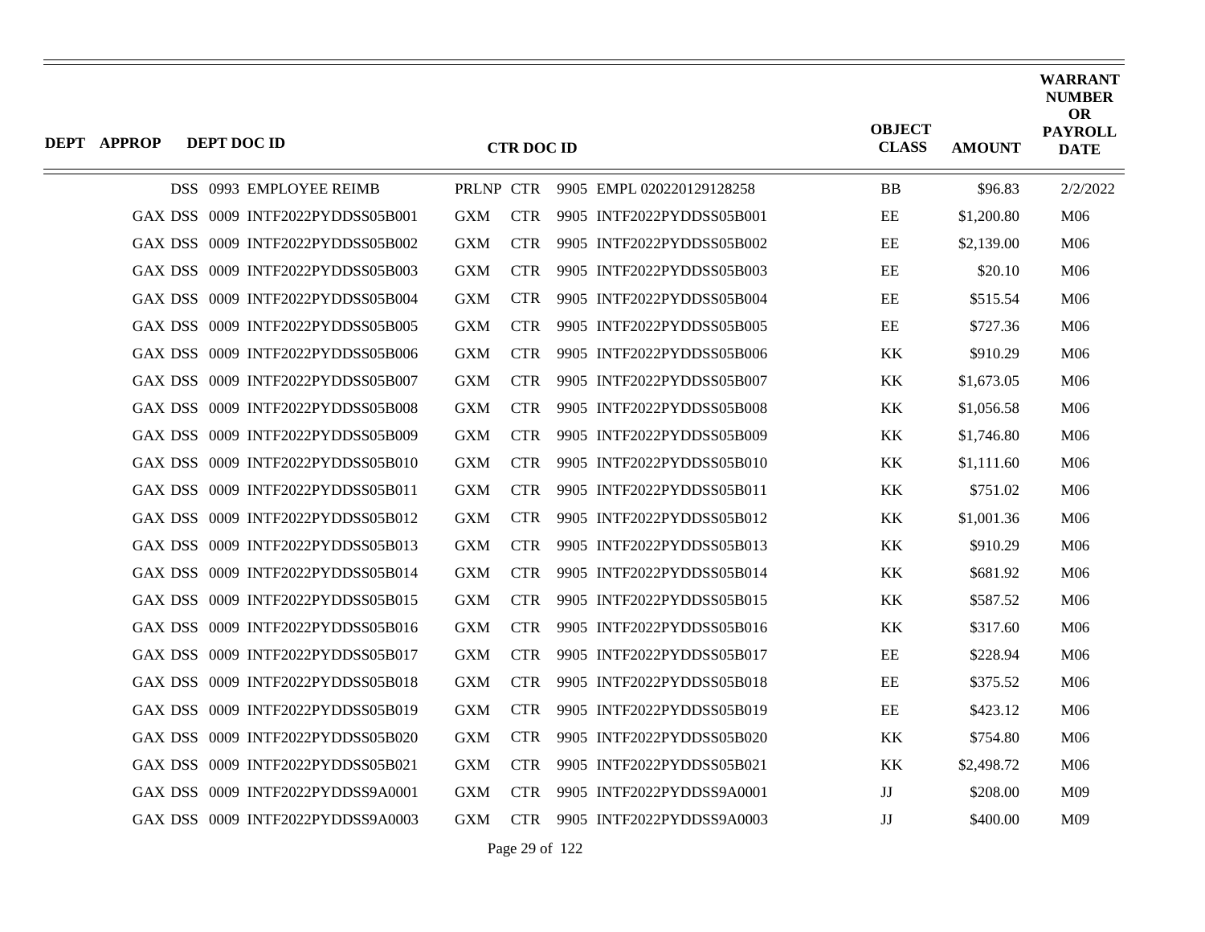| DEPT | APPROP | DEPT DOC ID | CTR DOC ID | OBJECT CLASS | AMOUNT | WARRANT NUMBER OR PAYROLL DATE |
|---|---|---|---|---|---|---|
| DSS | 0993 | EMPLOYEE REIMB | PRLNP CTR 9905 EMPL 020220129128258 | BB | $96.83 | 2/2/2022 |
| GAX DSS | 0009 | INTF2022PYDDSS05B001 | GXM CTR 9905 INTF2022PYDDSS05B001 | EE | $1,200.80 | M06 |
| GAX DSS | 0009 | INTF2022PYDDSS05B002 | GXM CTR 9905 INTF2022PYDDSS05B002 | EE | $2,139.00 | M06 |
| GAX DSS | 0009 | INTF2022PYDDSS05B003 | GXM CTR 9905 INTF2022PYDDSS05B003 | EE | $20.10 | M06 |
| GAX DSS | 0009 | INTF2022PYDDSS05B004 | GXM CTR 9905 INTF2022PYDDSS05B004 | EE | $515.54 | M06 |
| GAX DSS | 0009 | INTF2022PYDDSS05B005 | GXM CTR 9905 INTF2022PYDDSS05B005 | EE | $727.36 | M06 |
| GAX DSS | 0009 | INTF2022PYDDSS05B006 | GXM CTR 9905 INTF2022PYDDSS05B006 | KK | $910.29 | M06 |
| GAX DSS | 0009 | INTF2022PYDDSS05B007 | GXM CTR 9905 INTF2022PYDDSS05B007 | KK | $1,673.05 | M06 |
| GAX DSS | 0009 | INTF2022PYDDSS05B008 | GXM CTR 9905 INTF2022PYDDSS05B008 | KK | $1,056.58 | M06 |
| GAX DSS | 0009 | INTF2022PYDDSS05B009 | GXM CTR 9905 INTF2022PYDDSS05B009 | KK | $1,746.80 | M06 |
| GAX DSS | 0009 | INTF2022PYDDSS05B010 | GXM CTR 9905 INTF2022PYDDSS05B010 | KK | $1,111.60 | M06 |
| GAX DSS | 0009 | INTF2022PYDDSS05B011 | GXM CTR 9905 INTF2022PYDDSS05B011 | KK | $751.02 | M06 |
| GAX DSS | 0009 | INTF2022PYDDSS05B012 | GXM CTR 9905 INTF2022PYDDSS05B012 | KK | $1,001.36 | M06 |
| GAX DSS | 0009 | INTF2022PYDDSS05B013 | GXM CTR 9905 INTF2022PYDDSS05B013 | KK | $910.29 | M06 |
| GAX DSS | 0009 | INTF2022PYDDSS05B014 | GXM CTR 9905 INTF2022PYDDSS05B014 | KK | $681.92 | M06 |
| GAX DSS | 0009 | INTF2022PYDDSS05B015 | GXM CTR 9905 INTF2022PYDDSS05B015 | KK | $587.52 | M06 |
| GAX DSS | 0009 | INTF2022PYDDSS05B016 | GXM CTR 9905 INTF2022PYDDSS05B016 | KK | $317.60 | M06 |
| GAX DSS | 0009 | INTF2022PYDDSS05B017 | GXM CTR 9905 INTF2022PYDDSS05B017 | EE | $228.94 | M06 |
| GAX DSS | 0009 | INTF2022PYDDSS05B018 | GXM CTR 9905 INTF2022PYDDSS05B018 | EE | $375.52 | M06 |
| GAX DSS | 0009 | INTF2022PYDDSS05B019 | GXM CTR 9905 INTF2022PYDDSS05B019 | EE | $423.12 | M06 |
| GAX DSS | 0009 | INTF2022PYDDSS05B020 | GXM CTR 9905 INTF2022PYDDSS05B020 | KK | $754.80 | M06 |
| GAX DSS | 0009 | INTF2022PYDDSS05B021 | GXM CTR 9905 INTF2022PYDDSS05B021 | KK | $2,498.72 | M06 |
| GAX DSS | 0009 | INTF2022PYDDSS9A0001 | GXM CTR 9905 INTF2022PYDDSS9A0001 | JJ | $208.00 | M09 |
| GAX DSS | 0009 | INTF2022PYDDSS9A0003 | GXM CTR 9905 INTF2022PYDDSS9A0003 | JJ | $400.00 | M09 |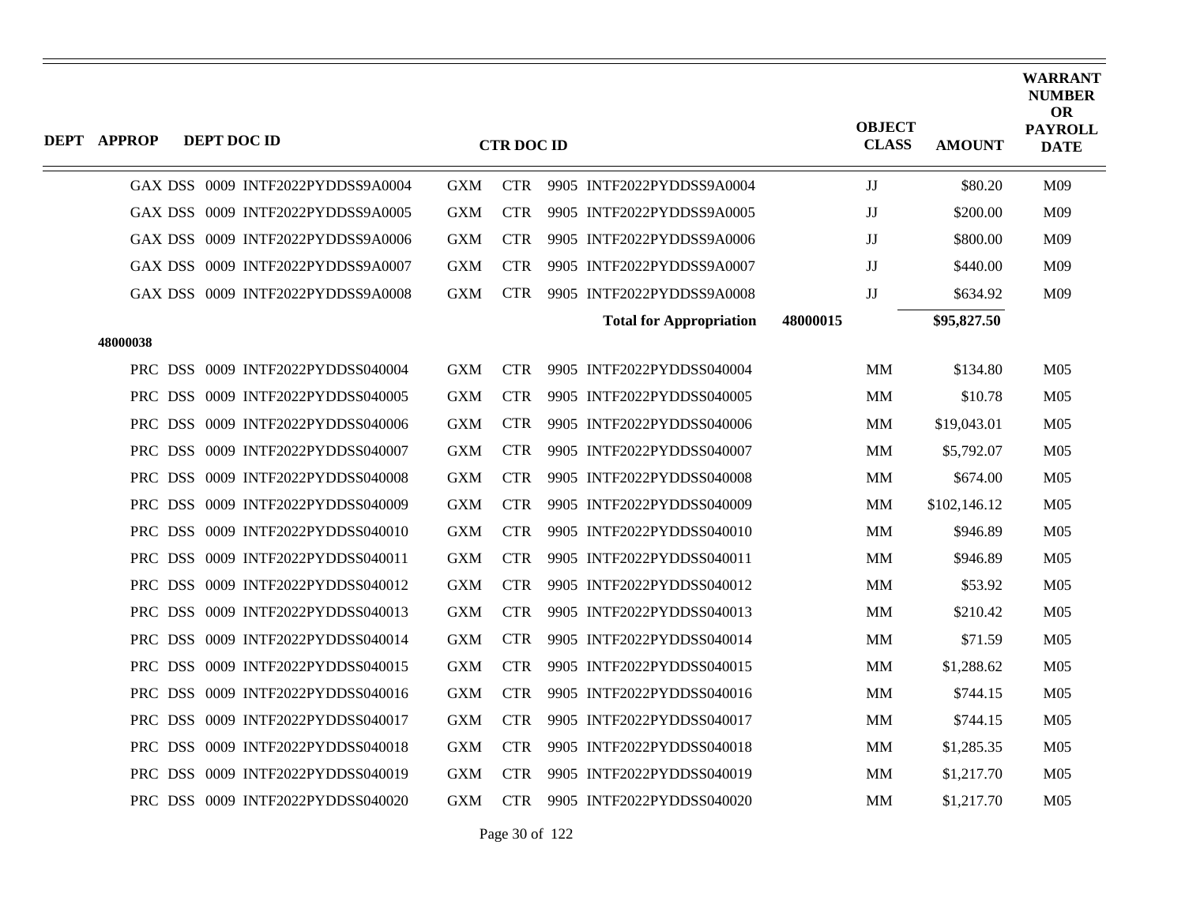| DEPT | APPROP | DEPT DOC ID | CTR DOC ID | OBJECT CLASS | AMOUNT | WARRANT NUMBER OR PAYROLL DATE |
|---|---|---|---|---|---|---|
| | | GAX DSS 0009 INTF2022PYDDSS9A0004 | GXM CTR 9905 INTF2022PYDDSS9A0004 | JJ | $80.20 | M09 |
| | | GAX DSS 0009 INTF2022PYDDSS9A0005 | GXM CTR 9905 INTF2022PYDDSS9A0005 | JJ | $200.00 | M09 |
| | | GAX DSS 0009 INTF2022PYDDSS9A0006 | GXM CTR 9905 INTF2022PYDDSS9A0006 | JJ | $800.00 | M09 |
| | | GAX DSS 0009 INTF2022PYDDSS9A0007 | GXM CTR 9905 INTF2022PYDDSS9A0007 | JJ | $440.00 | M09 |
| | | GAX DSS 0009 INTF2022PYDDSS9A0008 | GXM CTR 9905 INTF2022PYDDSS9A0008 | JJ | $634.92 | M09 |
| | | | **Total for Appropriation** **48000015** | | **$95,827.50** | |
| | **48000038** | | | | | |
| | | PRC DSS 0009 INTF2022PYDDSS040004 | GXM CTR 9905 INTF2022PYDDSS040004 | MM | $134.80 | M05 |
| | | PRC DSS 0009 INTF2022PYDDSS040005 | GXM CTR 9905 INTF2022PYDDSS040005 | MM | $10.78 | M05 |
| | | PRC DSS 0009 INTF2022PYDDSS040006 | GXM CTR 9905 INTF2022PYDDSS040006 | MM | $19,043.01 | M05 |
| | | PRC DSS 0009 INTF2022PYDDSS040007 | GXM CTR 9905 INTF2022PYDDSS040007 | MM | $5,792.07 | M05 |
| | | PRC DSS 0009 INTF2022PYDDSS040008 | GXM CTR 9905 INTF2022PYDDSS040008 | MM | $674.00 | M05 |
| | | PRC DSS 0009 INTF2022PYDDSS040009 | GXM CTR 9905 INTF2022PYDDSS040009 | MM | $102,146.12 | M05 |
| | | PRC DSS 0009 INTF2022PYDDSS040010 | GXM CTR 9905 INTF2022PYDDSS040010 | MM | $946.89 | M05 |
| | | PRC DSS 0009 INTF2022PYDDSS040011 | GXM CTR 9905 INTF2022PYDDSS040011 | MM | $946.89 | M05 |
| | | PRC DSS 0009 INTF2022PYDDSS040012 | GXM CTR 9905 INTF2022PYDDSS040012 | MM | $53.92 | M05 |
| | | PRC DSS 0009 INTF2022PYDDSS040013 | GXM CTR 9905 INTF2022PYDDSS040013 | MM | $210.42 | M05 |
| | | PRC DSS 0009 INTF2022PYDDSS040014 | GXM CTR 9905 INTF2022PYDDSS040014 | MM | $71.59 | M05 |
| | | PRC DSS 0009 INTF2022PYDDSS040015 | GXM CTR 9905 INTF2022PYDDSS040015 | MM | $1,288.62 | M05 |
| | | PRC DSS 0009 INTF2022PYDDSS040016 | GXM CTR 9905 INTF2022PYDDSS040016 | MM | $744.15 | M05 |
| | | PRC DSS 0009 INTF2022PYDDSS040017 | GXM CTR 9905 INTF2022PYDDSS040017 | MM | $744.15 | M05 |
| | | PRC DSS 0009 INTF2022PYDDSS040018 | GXM CTR 9905 INTF2022PYDDSS040018 | MM | $1,285.35 | M05 |
| | | PRC DSS 0009 INTF2022PYDDSS040019 | GXM CTR 9905 INTF2022PYDDSS040019 | MM | $1,217.70 | M05 |
| | | PRC DSS 0009 INTF2022PYDDSS040020 | GXM CTR 9905 INTF2022PYDDSS040020 | MM | $1,217.70 | M05 |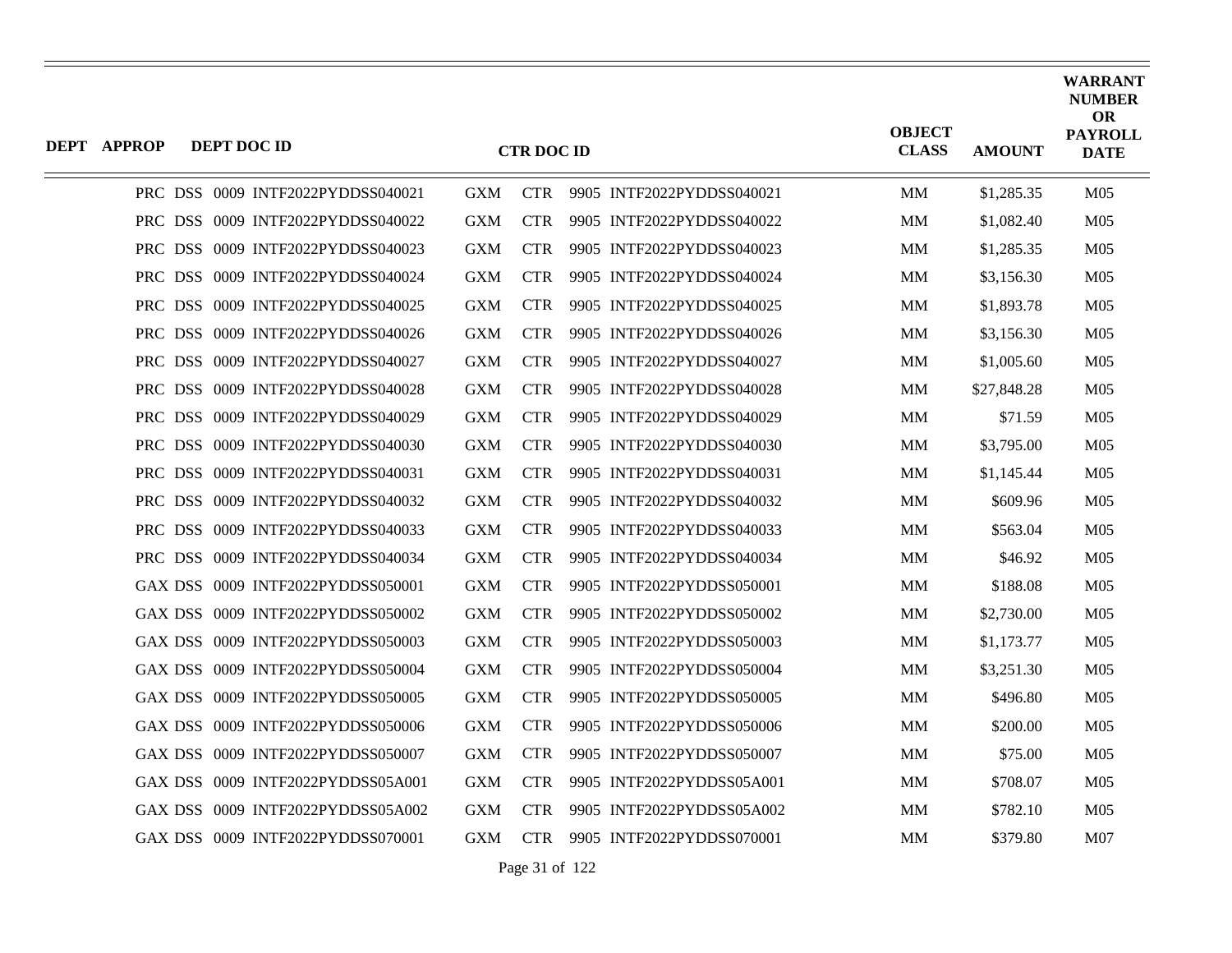| DEPT | APPROP | DEPT DOC ID | CTR DOC ID | OBJECT CLASS | AMOUNT | WARRANT NUMBER OR PAYROLL DATE |
|---|---|---|---|---|---|---|
| PRC | DSS | 0009 INTF2022PYDDSS040021 | GXM CTR 9905 INTF2022PYDDSS040021 | MM | $1,285.35 | M05 |
| PRC | DSS | 0009 INTF2022PYDDSS040022 | GXM CTR 9905 INTF2022PYDDSS040022 | MM | $1,082.40 | M05 |
| PRC | DSS | 0009 INTF2022PYDDSS040023 | GXM CTR 9905 INTF2022PYDDSS040023 | MM | $1,285.35 | M05 |
| PRC | DSS | 0009 INTF2022PYDDSS040024 | GXM CTR 9905 INTF2022PYDDSS040024 | MM | $3,156.30 | M05 |
| PRC | DSS | 0009 INTF2022PYDDSS040025 | GXM CTR 9905 INTF2022PYDDSS040025 | MM | $1,893.78 | M05 |
| PRC | DSS | 0009 INTF2022PYDDSS040026 | GXM CTR 9905 INTF2022PYDDSS040026 | MM | $3,156.30 | M05 |
| PRC | DSS | 0009 INTF2022PYDDSS040027 | GXM CTR 9905 INTF2022PYDDSS040027 | MM | $1,005.60 | M05 |
| PRC | DSS | 0009 INTF2022PYDDSS040028 | GXM CTR 9905 INTF2022PYDDSS040028 | MM | $27,848.28 | M05 |
| PRC | DSS | 0009 INTF2022PYDDSS040029 | GXM CTR 9905 INTF2022PYDDSS040029 | MM | $71.59 | M05 |
| PRC | DSS | 0009 INTF2022PYDDSS040030 | GXM CTR 9905 INTF2022PYDDSS040030 | MM | $3,795.00 | M05 |
| PRC | DSS | 0009 INTF2022PYDDSS040031 | GXM CTR 9905 INTF2022PYDDSS040031 | MM | $1,145.44 | M05 |
| PRC | DSS | 0009 INTF2022PYDDSS040032 | GXM CTR 9905 INTF2022PYDDSS040032 | MM | $609.96 | M05 |
| PRC | DSS | 0009 INTF2022PYDDSS040033 | GXM CTR 9905 INTF2022PYDDSS040033 | MM | $563.04 | M05 |
| PRC | DSS | 0009 INTF2022PYDDSS040034 | GXM CTR 9905 INTF2022PYDDSS040034 | MM | $46.92 | M05 |
| GAX | DSS | 0009 INTF2022PYDDSS050001 | GXM CTR 9905 INTF2022PYDDSS050001 | MM | $188.08 | M05 |
| GAX | DSS | 0009 INTF2022PYDDSS050002 | GXM CTR 9905 INTF2022PYDDSS050002 | MM | $2,730.00 | M05 |
| GAX | DSS | 0009 INTF2022PYDDSS050003 | GXM CTR 9905 INTF2022PYDDSS050003 | MM | $1,173.77 | M05 |
| GAX | DSS | 0009 INTF2022PYDDSS050004 | GXM CTR 9905 INTF2022PYDDSS050004 | MM | $3,251.30 | M05 |
| GAX | DSS | 0009 INTF2022PYDDSS050005 | GXM CTR 9905 INTF2022PYDDSS050005 | MM | $496.80 | M05 |
| GAX | DSS | 0009 INTF2022PYDDSS050006 | GXM CTR 9905 INTF2022PYDDSS050006 | MM | $200.00 | M05 |
| GAX | DSS | 0009 INTF2022PYDDSS050007 | GXM CTR 9905 INTF2022PYDDSS050007 | MM | $75.00 | M05 |
| GAX | DSS | 0009 INTF2022PYDDSS05A001 | GXM CTR 9905 INTF2022PYDDSS05A001 | MM | $708.07 | M05 |
| GAX | DSS | 0009 INTF2022PYDDSS05A002 | GXM CTR 9905 INTF2022PYDDSS05A002 | MM | $782.10 | M05 |
| GAX | DSS | 0009 INTF2022PYDDSS070001 | GXM CTR 9905 INTF2022PYDDSS070001 | MM | $379.80 | M07 |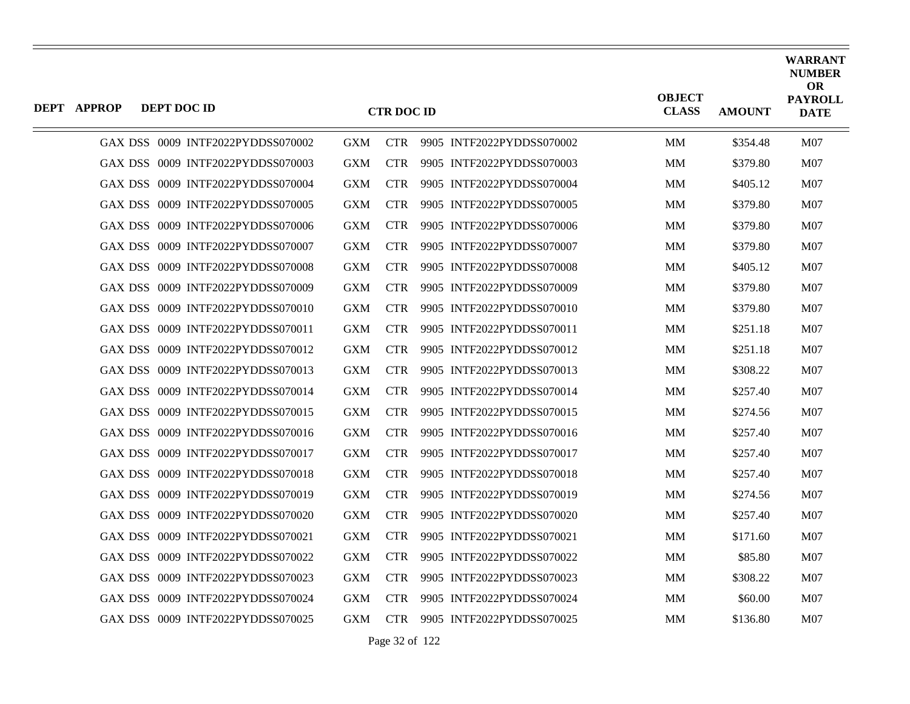| DEPT | APPROP | DEPT DOC ID | CTR DOC ID | OBJECT CLASS | AMOUNT | WARRANT NUMBER OR PAYROLL DATE |
|---|---|---|---|---|---|---|
| GAX DSS | 0009 | INTF2022PYDDSS070002 | GXM CTR 9905 INTF2022PYDDSS070002 | MM | $354.48 | M07 |
| GAX DSS | 0009 | INTF2022PYDDSS070003 | GXM CTR 9905 INTF2022PYDDSS070003 | MM | $379.80 | M07 |
| GAX DSS | 0009 | INTF2022PYDDSS070004 | GXM CTR 9905 INTF2022PYDDSS070004 | MM | $405.12 | M07 |
| GAX DSS | 0009 | INTF2022PYDDSS070005 | GXM CTR 9905 INTF2022PYDDSS070005 | MM | $379.80 | M07 |
| GAX DSS | 0009 | INTF2022PYDDSS070006 | GXM CTR 9905 INTF2022PYDDSS070006 | MM | $379.80 | M07 |
| GAX DSS | 0009 | INTF2022PYDDSS070007 | GXM CTR 9905 INTF2022PYDDSS070007 | MM | $379.80 | M07 |
| GAX DSS | 0009 | INTF2022PYDDSS070008 | GXM CTR 9905 INTF2022PYDDSS070008 | MM | $405.12 | M07 |
| GAX DSS | 0009 | INTF2022PYDDSS070009 | GXM CTR 9905 INTF2022PYDDSS070009 | MM | $379.80 | M07 |
| GAX DSS | 0009 | INTF2022PYDDSS070010 | GXM CTR 9905 INTF2022PYDDSS070010 | MM | $379.80 | M07 |
| GAX DSS | 0009 | INTF2022PYDDSS070011 | GXM CTR 9905 INTF2022PYDDSS070011 | MM | $251.18 | M07 |
| GAX DSS | 0009 | INTF2022PYDDSS070012 | GXM CTR 9905 INTF2022PYDDSS070012 | MM | $251.18 | M07 |
| GAX DSS | 0009 | INTF2022PYDDSS070013 | GXM CTR 9905 INTF2022PYDDSS070013 | MM | $308.22 | M07 |
| GAX DSS | 0009 | INTF2022PYDDSS070014 | GXM CTR 9905 INTF2022PYDDSS070014 | MM | $257.40 | M07 |
| GAX DSS | 0009 | INTF2022PYDDSS070015 | GXM CTR 9905 INTF2022PYDDSS070015 | MM | $274.56 | M07 |
| GAX DSS | 0009 | INTF2022PYDDSS070016 | GXM CTR 9905 INTF2022PYDDSS070016 | MM | $257.40 | M07 |
| GAX DSS | 0009 | INTF2022PYDDSS070017 | GXM CTR 9905 INTF2022PYDDSS070017 | MM | $257.40 | M07 |
| GAX DSS | 0009 | INTF2022PYDDSS070018 | GXM CTR 9905 INTF2022PYDDSS070018 | MM | $257.40 | M07 |
| GAX DSS | 0009 | INTF2022PYDDSS070019 | GXM CTR 9905 INTF2022PYDDSS070019 | MM | $274.56 | M07 |
| GAX DSS | 0009 | INTF2022PYDDSS070020 | GXM CTR 9905 INTF2022PYDDSS070020 | MM | $257.40 | M07 |
| GAX DSS | 0009 | INTF2022PYDDSS070021 | GXM CTR 9905 INTF2022PYDDSS070021 | MM | $171.60 | M07 |
| GAX DSS | 0009 | INTF2022PYDDSS070022 | GXM CTR 9905 INTF2022PYDDSS070022 | MM | $85.80 | M07 |
| GAX DSS | 0009 | INTF2022PYDDSS070023 | GXM CTR 9905 INTF2022PYDDSS070023 | MM | $308.22 | M07 |
| GAX DSS | 0009 | INTF2022PYDDSS070024 | GXM CTR 9905 INTF2022PYDDSS070024 | MM | $60.00 | M07 |
| GAX DSS | 0009 | INTF2022PYDDSS070025 | GXM CTR 9905 INTF2022PYDDSS070025 | MM | $136.80 | M07 |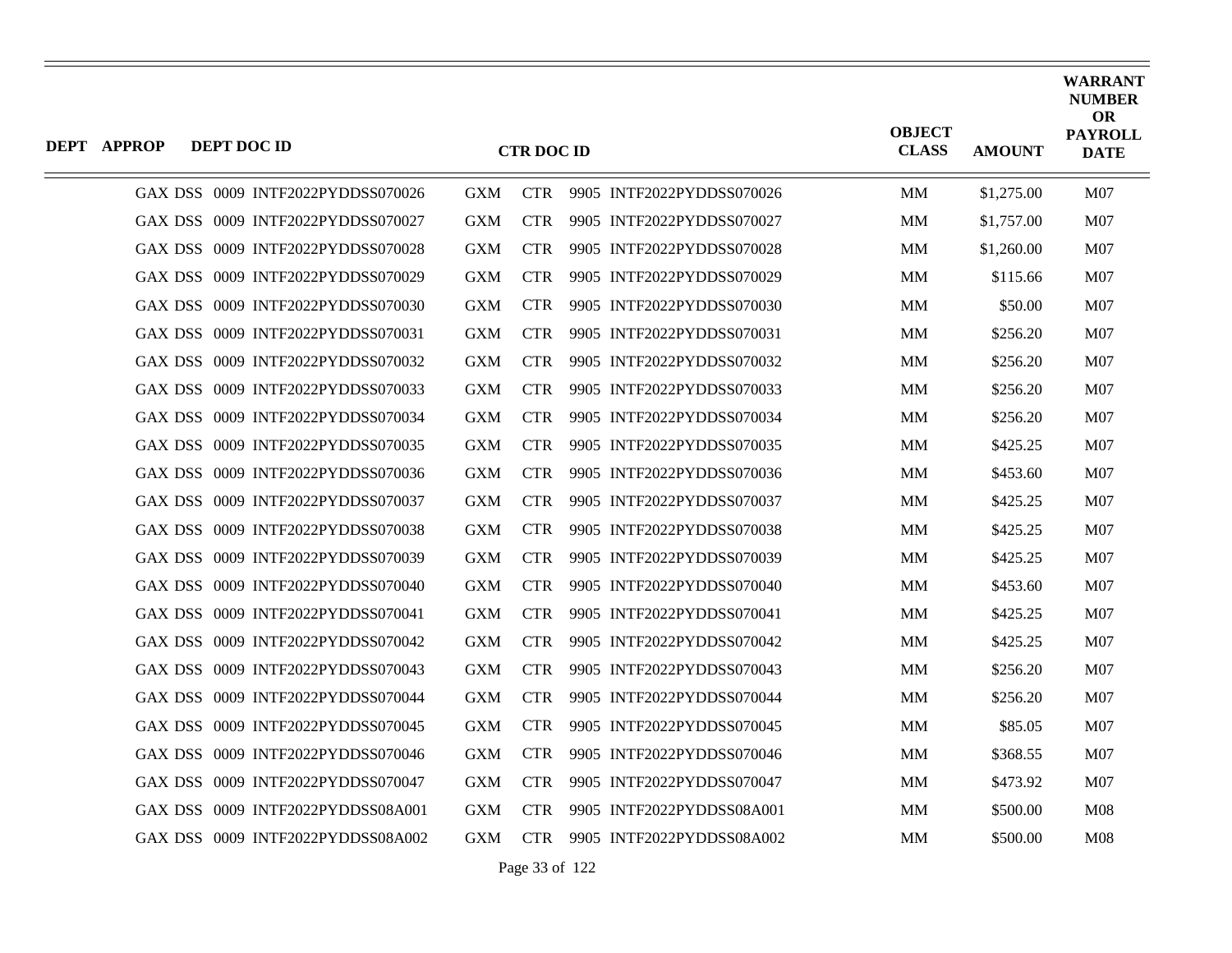| DEPT | APPROP | DEPT DOC ID | CTR DOC ID | OBJECT CLASS | AMOUNT | WARRANT NUMBER OR PAYROLL DATE |
|---|---|---|---|---|---|---|
| GAX | DSS | 0009 INTF2022PYDDSS070026 | GXM CTR 9905 INTF2022PYDDSS070026 | MM | $1,275.00 | M07 |
| GAX | DSS | 0009 INTF2022PYDDSS070027 | GXM CTR 9905 INTF2022PYDDSS070027 | MM | $1,757.00 | M07 |
| GAX | DSS | 0009 INTF2022PYDDSS070028 | GXM CTR 9905 INTF2022PYDDSS070028 | MM | $1,260.00 | M07 |
| GAX | DSS | 0009 INTF2022PYDDSS070029 | GXM CTR 9905 INTF2022PYDDSS070029 | MM | $115.66 | M07 |
| GAX | DSS | 0009 INTF2022PYDDSS070030 | GXM CTR 9905 INTF2022PYDDSS070030 | MM | $50.00 | M07 |
| GAX | DSS | 0009 INTF2022PYDDSS070031 | GXM CTR 9905 INTF2022PYDDSS070031 | MM | $256.20 | M07 |
| GAX | DSS | 0009 INTF2022PYDDSS070032 | GXM CTR 9905 INTF2022PYDDSS070032 | MM | $256.20 | M07 |
| GAX | DSS | 0009 INTF2022PYDDSS070033 | GXM CTR 9905 INTF2022PYDDSS070033 | MM | $256.20 | M07 |
| GAX | DSS | 0009 INTF2022PYDDSS070034 | GXM CTR 9905 INTF2022PYDDSS070034 | MM | $256.20 | M07 |
| GAX | DSS | 0009 INTF2022PYDDSS070035 | GXM CTR 9905 INTF2022PYDDSS070035 | MM | $425.25 | M07 |
| GAX | DSS | 0009 INTF2022PYDDSS070036 | GXM CTR 9905 INTF2022PYDDSS070036 | MM | $453.60 | M07 |
| GAX | DSS | 0009 INTF2022PYDDSS070037 | GXM CTR 9905 INTF2022PYDDSS070037 | MM | $425.25 | M07 |
| GAX | DSS | 0009 INTF2022PYDDSS070038 | GXM CTR 9905 INTF2022PYDDSS070038 | MM | $425.25 | M07 |
| GAX | DSS | 0009 INTF2022PYDDSS070039 | GXM CTR 9905 INTF2022PYDDSS070039 | MM | $425.25 | M07 |
| GAX | DSS | 0009 INTF2022PYDDSS070040 | GXM CTR 9905 INTF2022PYDDSS070040 | MM | $453.60 | M07 |
| GAX | DSS | 0009 INTF2022PYDDSS070041 | GXM CTR 9905 INTF2022PYDDSS070041 | MM | $425.25 | M07 |
| GAX | DSS | 0009 INTF2022PYDDSS070042 | GXM CTR 9905 INTF2022PYDDSS070042 | MM | $425.25 | M07 |
| GAX | DSS | 0009 INTF2022PYDDSS070043 | GXM CTR 9905 INTF2022PYDDSS070043 | MM | $256.20 | M07 |
| GAX | DSS | 0009 INTF2022PYDDSS070044 | GXM CTR 9905 INTF2022PYDDSS070044 | MM | $256.20 | M07 |
| GAX | DSS | 0009 INTF2022PYDDSS070045 | GXM CTR 9905 INTF2022PYDDSS070045 | MM | $85.05 | M07 |
| GAX | DSS | 0009 INTF2022PYDDSS070046 | GXM CTR 9905 INTF2022PYDDSS070046 | MM | $368.55 | M07 |
| GAX | DSS | 0009 INTF2022PYDDSS070047 | GXM CTR 9905 INTF2022PYDDSS070047 | MM | $473.92 | M07 |
| GAX | DSS | 0009 INTF2022PYDDSS08A001 | GXM CTR 9905 INTF2022PYDDSS08A001 | MM | $500.00 | M08 |
| GAX | DSS | 0009 INTF2022PYDDSS08A002 | GXM CTR 9905 INTF2022PYDDSS08A002 | MM | $500.00 | M08 |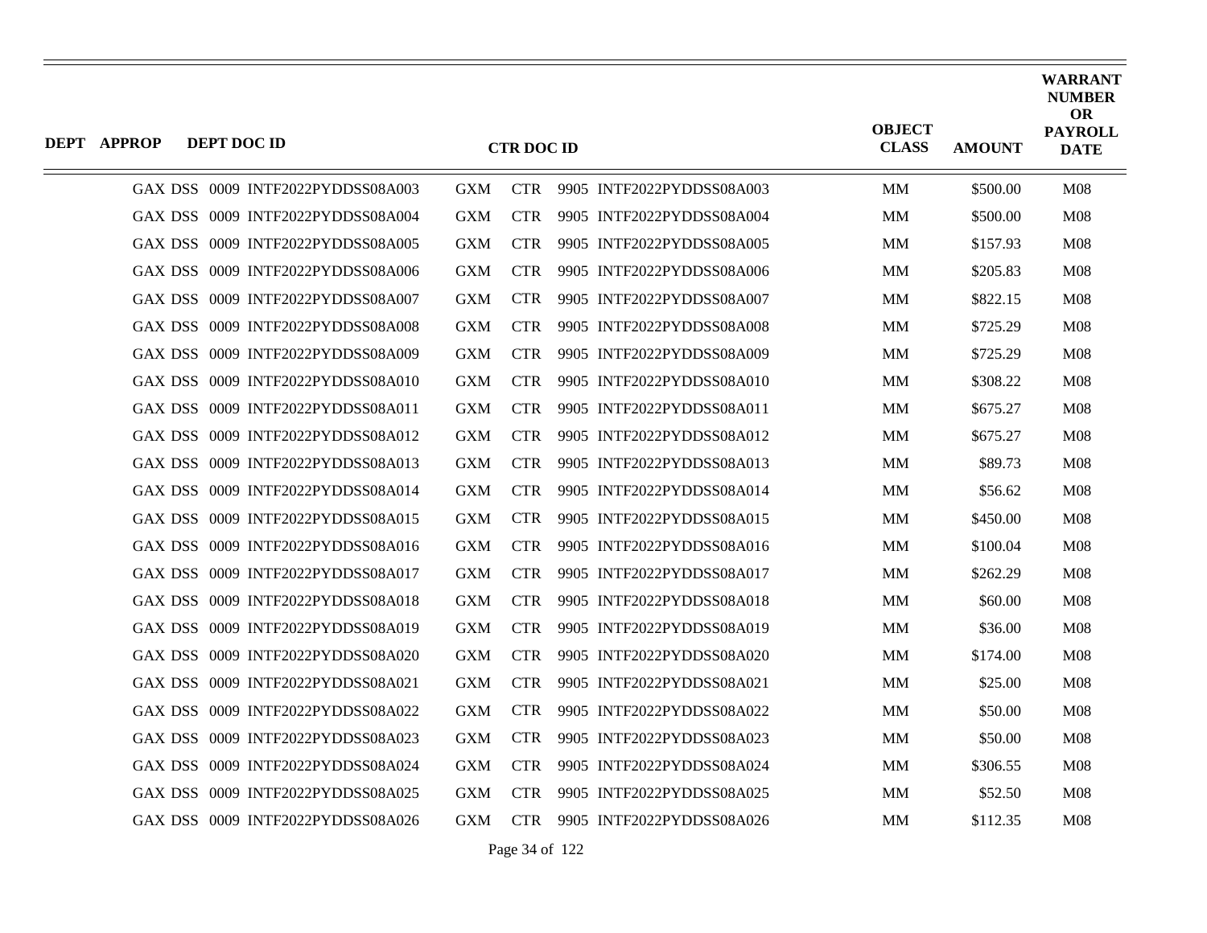| DEPT | APPROP | DEPT DOC ID | CTR DOC ID | OBJECT CLASS | AMOUNT | WARRANT NUMBER OR PAYROLL DATE |
|---|---|---|---|---|---|---|
| GAX | DSS | 0009 INTF2022PYDDSS08A003 | GXM CTR 9905 INTF2022PYDDSS08A003 | MM | $500.00 | M08 |
| GAX | DSS | 0009 INTF2022PYDDSS08A004 | GXM CTR 9905 INTF2022PYDDSS08A004 | MM | $500.00 | M08 |
| GAX | DSS | 0009 INTF2022PYDDSS08A005 | GXM CTR 9905 INTF2022PYDDSS08A005 | MM | $157.93 | M08 |
| GAX | DSS | 0009 INTF2022PYDDSS08A006 | GXM CTR 9905 INTF2022PYDDSS08A006 | MM | $205.83 | M08 |
| GAX | DSS | 0009 INTF2022PYDDSS08A007 | GXM CTR 9905 INTF2022PYDDSS08A007 | MM | $822.15 | M08 |
| GAX | DSS | 0009 INTF2022PYDDSS08A008 | GXM CTR 9905 INTF2022PYDDSS08A008 | MM | $725.29 | M08 |
| GAX | DSS | 0009 INTF2022PYDDSS08A009 | GXM CTR 9905 INTF2022PYDDSS08A009 | MM | $725.29 | M08 |
| GAX | DSS | 0009 INTF2022PYDDSS08A010 | GXM CTR 9905 INTF2022PYDDSS08A010 | MM | $308.22 | M08 |
| GAX | DSS | 0009 INTF2022PYDDSS08A011 | GXM CTR 9905 INTF2022PYDDSS08A011 | MM | $675.27 | M08 |
| GAX | DSS | 0009 INTF2022PYDDSS08A012 | GXM CTR 9905 INTF2022PYDDSS08A012 | MM | $675.27 | M08 |
| GAX | DSS | 0009 INTF2022PYDDSS08A013 | GXM CTR 9905 INTF2022PYDDSS08A013 | MM | $89.73 | M08 |
| GAX | DSS | 0009 INTF2022PYDDSS08A014 | GXM CTR 9905 INTF2022PYDDSS08A014 | MM | $56.62 | M08 |
| GAX | DSS | 0009 INTF2022PYDDSS08A015 | GXM CTR 9905 INTF2022PYDDSS08A015 | MM | $450.00 | M08 |
| GAX | DSS | 0009 INTF2022PYDDSS08A016 | GXM CTR 9905 INTF2022PYDDSS08A016 | MM | $100.04 | M08 |
| GAX | DSS | 0009 INTF2022PYDDSS08A017 | GXM CTR 9905 INTF2022PYDDSS08A017 | MM | $262.29 | M08 |
| GAX | DSS | 0009 INTF2022PYDDSS08A018 | GXM CTR 9905 INTF2022PYDDSS08A018 | MM | $60.00 | M08 |
| GAX | DSS | 0009 INTF2022PYDDSS08A019 | GXM CTR 9905 INTF2022PYDDSS08A019 | MM | $36.00 | M08 |
| GAX | DSS | 0009 INTF2022PYDDSS08A020 | GXM CTR 9905 INTF2022PYDDSS08A020 | MM | $174.00 | M08 |
| GAX | DSS | 0009 INTF2022PYDDSS08A021 | GXM CTR 9905 INTF2022PYDDSS08A021 | MM | $25.00 | M08 |
| GAX | DSS | 0009 INTF2022PYDDSS08A022 | GXM CTR 9905 INTF2022PYDDSS08A022 | MM | $50.00 | M08 |
| GAX | DSS | 0009 INTF2022PYDDSS08A023 | GXM CTR 9905 INTF2022PYDDSS08A023 | MM | $50.00 | M08 |
| GAX | DSS | 0009 INTF2022PYDDSS08A024 | GXM CTR 9905 INTF2022PYDDSS08A024 | MM | $306.55 | M08 |
| GAX | DSS | 0009 INTF2022PYDDSS08A025 | GXM CTR 9905 INTF2022PYDDSS08A025 | MM | $52.50 | M08 |
| GAX | DSS | 0009 INTF2022PYDDSS08A026 | GXM CTR 9905 INTF2022PYDDSS08A026 | MM | $112.35 | M08 |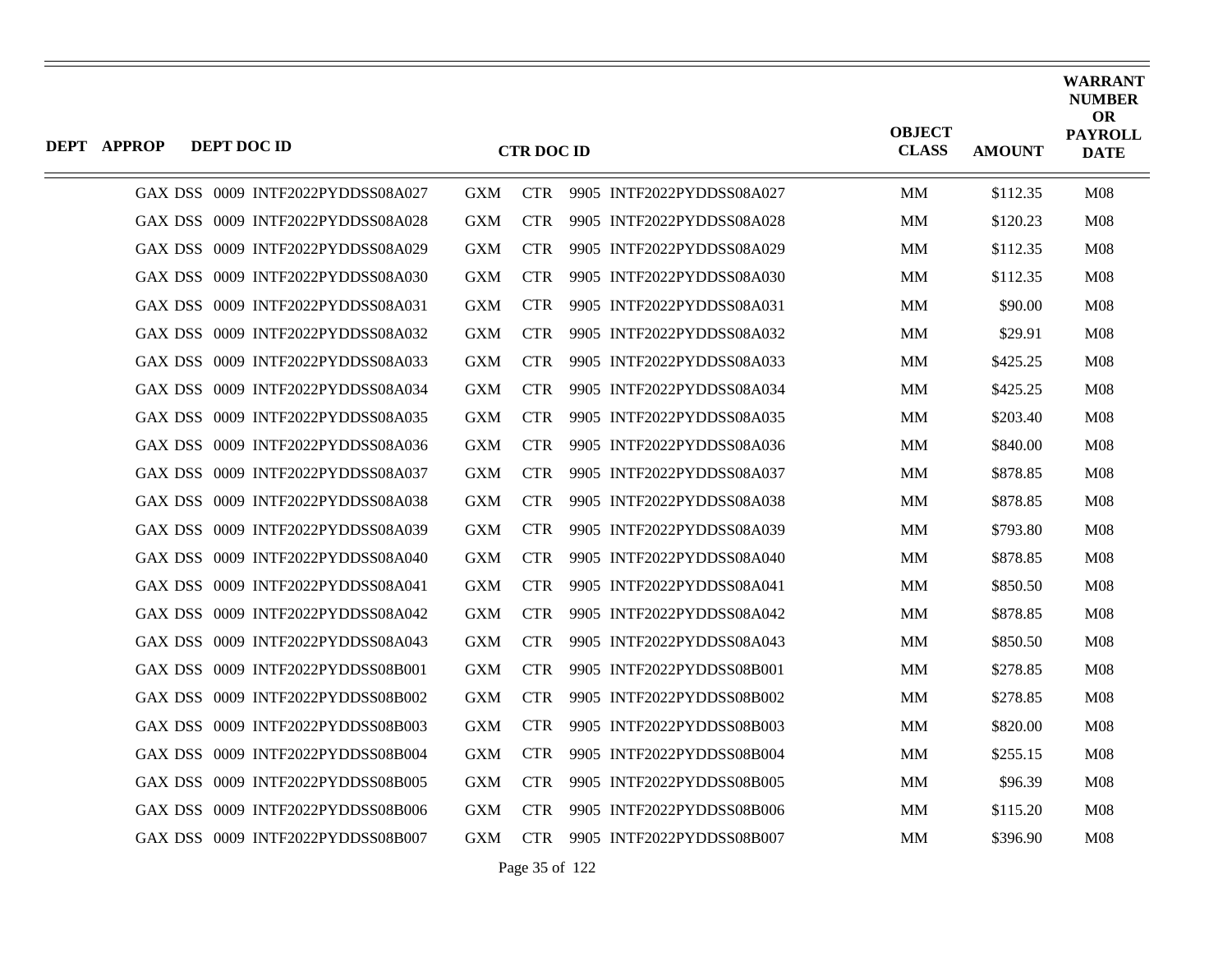| DEPT | APPROP | DEPT DOC ID | CTR DOC ID | OBJECT CLASS | AMOUNT | WARRANT NUMBER OR PAYROLL DATE |
|---|---|---|---|---|---|---|
| GAX | DSS | 0009 INTF2022PYDDSS08A027 | GXM CTR 9905 INTF2022PYDDSS08A027 | MM | $112.35 | M08 |
| GAX | DSS | 0009 INTF2022PYDDSS08A028 | GXM CTR 9905 INTF2022PYDDSS08A028 | MM | $120.23 | M08 |
| GAX | DSS | 0009 INTF2022PYDDSS08A029 | GXM CTR 9905 INTF2022PYDDSS08A029 | MM | $112.35 | M08 |
| GAX | DSS | 0009 INTF2022PYDDSS08A030 | GXM CTR 9905 INTF2022PYDDSS08A030 | MM | $112.35 | M08 |
| GAX | DSS | 0009 INTF2022PYDDSS08A031 | GXM CTR 9905 INTF2022PYDDSS08A031 | MM | $90.00 | M08 |
| GAX | DSS | 0009 INTF2022PYDDSS08A032 | GXM CTR 9905 INTF2022PYDDSS08A032 | MM | $29.91 | M08 |
| GAX | DSS | 0009 INTF2022PYDDSS08A033 | GXM CTR 9905 INTF2022PYDDSS08A033 | MM | $425.25 | M08 |
| GAX | DSS | 0009 INTF2022PYDDSS08A034 | GXM CTR 9905 INTF2022PYDDSS08A034 | MM | $425.25 | M08 |
| GAX | DSS | 0009 INTF2022PYDDSS08A035 | GXM CTR 9905 INTF2022PYDDSS08A035 | MM | $203.40 | M08 |
| GAX | DSS | 0009 INTF2022PYDDSS08A036 | GXM CTR 9905 INTF2022PYDDSS08A036 | MM | $840.00 | M08 |
| GAX | DSS | 0009 INTF2022PYDDSS08A037 | GXM CTR 9905 INTF2022PYDDSS08A037 | MM | $878.85 | M08 |
| GAX | DSS | 0009 INTF2022PYDDSS08A038 | GXM CTR 9905 INTF2022PYDDSS08A038 | MM | $878.85 | M08 |
| GAX | DSS | 0009 INTF2022PYDDSS08A039 | GXM CTR 9905 INTF2022PYDDSS08A039 | MM | $793.80 | M08 |
| GAX | DSS | 0009 INTF2022PYDDSS08A040 | GXM CTR 9905 INTF2022PYDDSS08A040 | MM | $878.85 | M08 |
| GAX | DSS | 0009 INTF2022PYDDSS08A041 | GXM CTR 9905 INTF2022PYDDSS08A041 | MM | $850.50 | M08 |
| GAX | DSS | 0009 INTF2022PYDDSS08A042 | GXM CTR 9905 INTF2022PYDDSS08A042 | MM | $878.85 | M08 |
| GAX | DSS | 0009 INTF2022PYDDSS08A043 | GXM CTR 9905 INTF2022PYDDSS08A043 | MM | $850.50 | M08 |
| GAX | DSS | 0009 INTF2022PYDDSS08B001 | GXM CTR 9905 INTF2022PYDDSS08B001 | MM | $278.85 | M08 |
| GAX | DSS | 0009 INTF2022PYDDSS08B002 | GXM CTR 9905 INTF2022PYDDSS08B002 | MM | $278.85 | M08 |
| GAX | DSS | 0009 INTF2022PYDDSS08B003 | GXM CTR 9905 INTF2022PYDDSS08B003 | MM | $820.00 | M08 |
| GAX | DSS | 0009 INTF2022PYDDSS08B004 | GXM CTR 9905 INTF2022PYDDSS08B004 | MM | $255.15 | M08 |
| GAX | DSS | 0009 INTF2022PYDDSS08B005 | GXM CTR 9905 INTF2022PYDDSS08B005 | MM | $96.39 | M08 |
| GAX | DSS | 0009 INTF2022PYDDSS08B006 | GXM CTR 9905 INTF2022PYDDSS08B006 | MM | $115.20 | M08 |
| GAX | DSS | 0009 INTF2022PYDDSS08B007 | GXM CTR 9905 INTF2022PYDDSS08B007 | MM | $396.90 | M08 |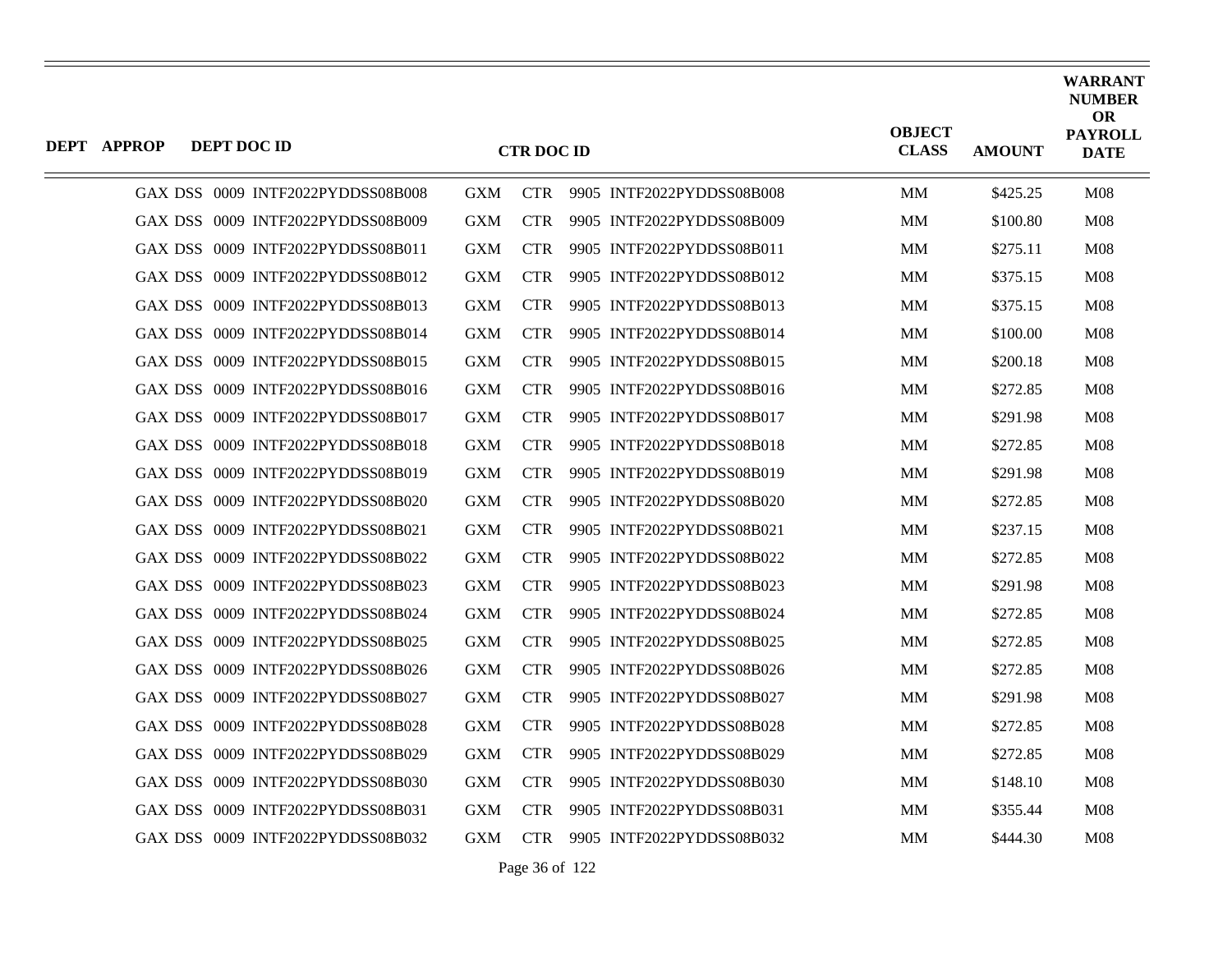| DEPT | APPROP | DEPT DOC ID | CTR DOC ID | OBJECT CLASS | AMOUNT | WARRANT NUMBER OR PAYROLL DATE |
|---|---|---|---|---|---|---|
| GAX | DSS | 0009 INTF2022PYDDSS08B008 | GXM CTR 9905 INTF2022PYDDSS08B008 | MM | $425.25 | M08 |
| GAX | DSS | 0009 INTF2022PYDDSS08B009 | GXM CTR 9905 INTF2022PYDDSS08B009 | MM | $100.80 | M08 |
| GAX | DSS | 0009 INTF2022PYDDSS08B011 | GXM CTR 9905 INTF2022PYDDSS08B011 | MM | $275.11 | M08 |
| GAX | DSS | 0009 INTF2022PYDDSS08B012 | GXM CTR 9905 INTF2022PYDDSS08B012 | MM | $375.15 | M08 |
| GAX | DSS | 0009 INTF2022PYDDSS08B013 | GXM CTR 9905 INTF2022PYDDSS08B013 | MM | $375.15 | M08 |
| GAX | DSS | 0009 INTF2022PYDDSS08B014 | GXM CTR 9905 INTF2022PYDDSS08B014 | MM | $100.00 | M08 |
| GAX | DSS | 0009 INTF2022PYDDSS08B015 | GXM CTR 9905 INTF2022PYDDSS08B015 | MM | $200.18 | M08 |
| GAX | DSS | 0009 INTF2022PYDDSS08B016 | GXM CTR 9905 INTF2022PYDDSS08B016 | MM | $272.85 | M08 |
| GAX | DSS | 0009 INTF2022PYDDSS08B017 | GXM CTR 9905 INTF2022PYDDSS08B017 | MM | $291.98 | M08 |
| GAX | DSS | 0009 INTF2022PYDDSS08B018 | GXM CTR 9905 INTF2022PYDDSS08B018 | MM | $272.85 | M08 |
| GAX | DSS | 0009 INTF2022PYDDSS08B019 | GXM CTR 9905 INTF2022PYDDSS08B019 | MM | $291.98 | M08 |
| GAX | DSS | 0009 INTF2022PYDDSS08B020 | GXM CTR 9905 INTF2022PYDDSS08B020 | MM | $272.85 | M08 |
| GAX | DSS | 0009 INTF2022PYDDSS08B021 | GXM CTR 9905 INTF2022PYDDSS08B021 | MM | $237.15 | M08 |
| GAX | DSS | 0009 INTF2022PYDDSS08B022 | GXM CTR 9905 INTF2022PYDDSS08B022 | MM | $272.85 | M08 |
| GAX | DSS | 0009 INTF2022PYDDSS08B023 | GXM CTR 9905 INTF2022PYDDSS08B023 | MM | $291.98 | M08 |
| GAX | DSS | 0009 INTF2022PYDDSS08B024 | GXM CTR 9905 INTF2022PYDDSS08B024 | MM | $272.85 | M08 |
| GAX | DSS | 0009 INTF2022PYDDSS08B025 | GXM CTR 9905 INTF2022PYDDSS08B025 | MM | $272.85 | M08 |
| GAX | DSS | 0009 INTF2022PYDDSS08B026 | GXM CTR 9905 INTF2022PYDDSS08B026 | MM | $272.85 | M08 |
| GAX | DSS | 0009 INTF2022PYDDSS08B027 | GXM CTR 9905 INTF2022PYDDSS08B027 | MM | $291.98 | M08 |
| GAX | DSS | 0009 INTF2022PYDDSS08B028 | GXM CTR 9905 INTF2022PYDDSS08B028 | MM | $272.85 | M08 |
| GAX | DSS | 0009 INTF2022PYDDSS08B029 | GXM CTR 9905 INTF2022PYDDSS08B029 | MM | $272.85 | M08 |
| GAX | DSS | 0009 INTF2022PYDDSS08B030 | GXM CTR 9905 INTF2022PYDDSS08B030 | MM | $148.10 | M08 |
| GAX | DSS | 0009 INTF2022PYDDSS08B031 | GXM CTR 9905 INTF2022PYDDSS08B031 | MM | $355.44 | M08 |
| GAX | DSS | 0009 INTF2022PYDDSS08B032 | GXM CTR 9905 INTF2022PYDDSS08B032 | MM | $444.30 | M08 |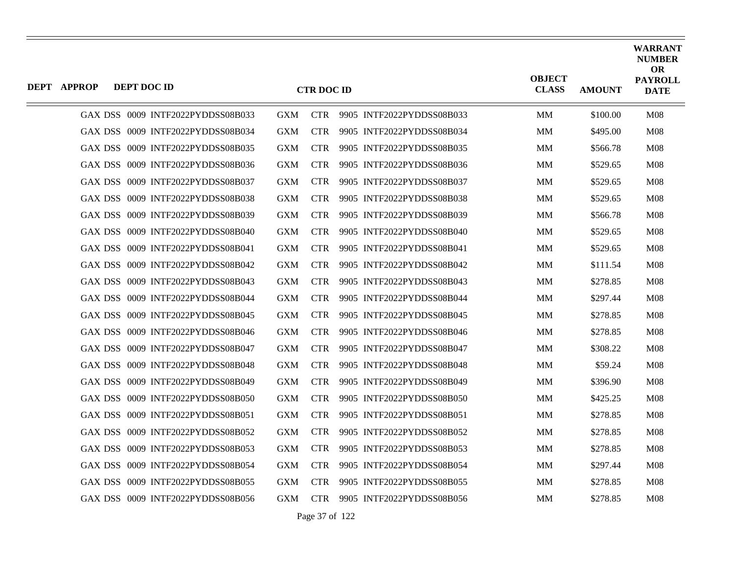| DEPT | APPROP | DEPT DOC ID | CTR DOC ID | OBJECT CLASS | AMOUNT | WARRANT NUMBER OR PAYROLL DATE |
|---|---|---|---|---|---|---|
| GAX | DSS | 0009 INTF2022PYDDSS08B033 | GXM CTR 9905 INTF2022PYDDSS08B033 | MM | $100.00 | M08 |
| GAX | DSS | 0009 INTF2022PYDDSS08B034 | GXM CTR 9905 INTF2022PYDDSS08B034 | MM | $495.00 | M08 |
| GAX | DSS | 0009 INTF2022PYDDSS08B035 | GXM CTR 9905 INTF2022PYDDSS08B035 | MM | $566.78 | M08 |
| GAX | DSS | 0009 INTF2022PYDDSS08B036 | GXM CTR 9905 INTF2022PYDDSS08B036 | MM | $529.65 | M08 |
| GAX | DSS | 0009 INTF2022PYDDSS08B037 | GXM CTR 9905 INTF2022PYDDSS08B037 | MM | $529.65 | M08 |
| GAX | DSS | 0009 INTF2022PYDDSS08B038 | GXM CTR 9905 INTF2022PYDDSS08B038 | MM | $529.65 | M08 |
| GAX | DSS | 0009 INTF2022PYDDSS08B039 | GXM CTR 9905 INTF2022PYDDSS08B039 | MM | $566.78 | M08 |
| GAX | DSS | 0009 INTF2022PYDDSS08B040 | GXM CTR 9905 INTF2022PYDDSS08B040 | MM | $529.65 | M08 |
| GAX | DSS | 0009 INTF2022PYDDSS08B041 | GXM CTR 9905 INTF2022PYDDSS08B041 | MM | $529.65 | M08 |
| GAX | DSS | 0009 INTF2022PYDDSS08B042 | GXM CTR 9905 INTF2022PYDDSS08B042 | MM | $111.54 | M08 |
| GAX | DSS | 0009 INTF2022PYDDSS08B043 | GXM CTR 9905 INTF2022PYDDSS08B043 | MM | $278.85 | M08 |
| GAX | DSS | 0009 INTF2022PYDDSS08B044 | GXM CTR 9905 INTF2022PYDDSS08B044 | MM | $297.44 | M08 |
| GAX | DSS | 0009 INTF2022PYDDSS08B045 | GXM CTR 9905 INTF2022PYDDSS08B045 | MM | $278.85 | M08 |
| GAX | DSS | 0009 INTF2022PYDDSS08B046 | GXM CTR 9905 INTF2022PYDDSS08B046 | MM | $278.85 | M08 |
| GAX | DSS | 0009 INTF2022PYDDSS08B047 | GXM CTR 9905 INTF2022PYDDSS08B047 | MM | $308.22 | M08 |
| GAX | DSS | 0009 INTF2022PYDDSS08B048 | GXM CTR 9905 INTF2022PYDDSS08B048 | MM | $59.24 | M08 |
| GAX | DSS | 0009 INTF2022PYDDSS08B049 | GXM CTR 9905 INTF2022PYDDSS08B049 | MM | $396.90 | M08 |
| GAX | DSS | 0009 INTF2022PYDDSS08B050 | GXM CTR 9905 INTF2022PYDDSS08B050 | MM | $425.25 | M08 |
| GAX | DSS | 0009 INTF2022PYDDSS08B051 | GXM CTR 9905 INTF2022PYDDSS08B051 | MM | $278.85 | M08 |
| GAX | DSS | 0009 INTF2022PYDDSS08B052 | GXM CTR 9905 INTF2022PYDDSS08B052 | MM | $278.85 | M08 |
| GAX | DSS | 0009 INTF2022PYDDSS08B053 | GXM CTR 9905 INTF2022PYDDSS08B053 | MM | $278.85 | M08 |
| GAX | DSS | 0009 INTF2022PYDDSS08B054 | GXM CTR 9905 INTF2022PYDDSS08B054 | MM | $297.44 | M08 |
| GAX | DSS | 0009 INTF2022PYDDSS08B055 | GXM CTR 9905 INTF2022PYDDSS08B055 | MM | $278.85 | M08 |
| GAX | DSS | 0009 INTF2022PYDDSS08B056 | GXM CTR 9905 INTF2022PYDDSS08B056 | MM | $278.85 | M08 |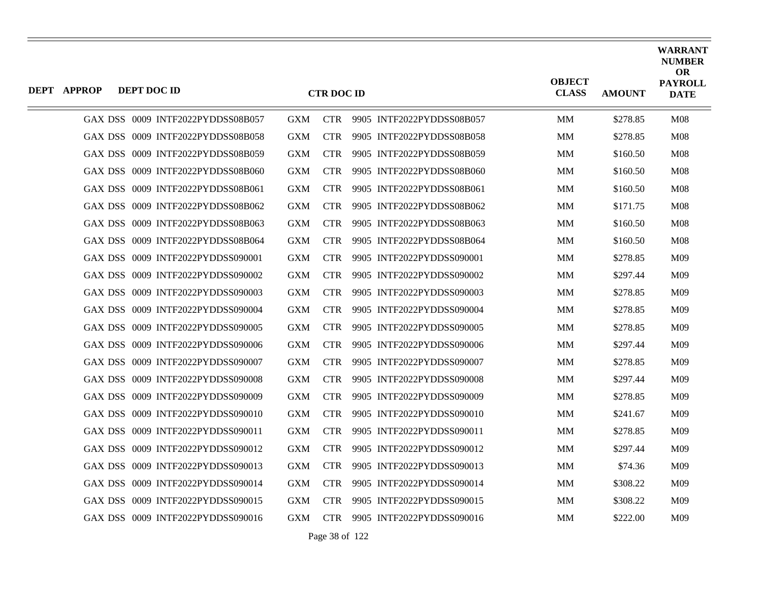| DEPT | APPROP | DEPT DOC ID | CTR DOC ID | OBJECT CLASS | AMOUNT | WARRANT NUMBER OR PAYROLL DATE |
|---|---|---|---|---|---|---|
| GAX | DSS | 0009 INTF2022PYDDSS08B057 | GXM CTR 9905 INTF2022PYDDSS08B057 | MM | $278.85 | M08 |
| GAX | DSS | 0009 INTF2022PYDDSS08B058 | GXM CTR 9905 INTF2022PYDDSS08B058 | MM | $278.85 | M08 |
| GAX | DSS | 0009 INTF2022PYDDSS08B059 | GXM CTR 9905 INTF2022PYDDSS08B059 | MM | $160.50 | M08 |
| GAX | DSS | 0009 INTF2022PYDDSS08B060 | GXM CTR 9905 INTF2022PYDDSS08B060 | MM | $160.50 | M08 |
| GAX | DSS | 0009 INTF2022PYDDSS08B061 | GXM CTR 9905 INTF2022PYDDSS08B061 | MM | $160.50 | M08 |
| GAX | DSS | 0009 INTF2022PYDDSS08B062 | GXM CTR 9905 INTF2022PYDDSS08B062 | MM | $171.75 | M08 |
| GAX | DSS | 0009 INTF2022PYDDSS08B063 | GXM CTR 9905 INTF2022PYDDSS08B063 | MM | $160.50 | M08 |
| GAX | DSS | 0009 INTF2022PYDDSS08B064 | GXM CTR 9905 INTF2022PYDDSS08B064 | MM | $160.50 | M08 |
| GAX | DSS | 0009 INTF2022PYDDSS090001 | GXM CTR 9905 INTF2022PYDDSS090001 | MM | $278.85 | M09 |
| GAX | DSS | 0009 INTF2022PYDDSS090002 | GXM CTR 9905 INTF2022PYDDSS090002 | MM | $297.44 | M09 |
| GAX | DSS | 0009 INTF2022PYDDSS090003 | GXM CTR 9905 INTF2022PYDDSS090003 | MM | $278.85 | M09 |
| GAX | DSS | 0009 INTF2022PYDDSS090004 | GXM CTR 9905 INTF2022PYDDSS090004 | MM | $278.85 | M09 |
| GAX | DSS | 0009 INTF2022PYDDSS090005 | GXM CTR 9905 INTF2022PYDDSS090005 | MM | $278.85 | M09 |
| GAX | DSS | 0009 INTF2022PYDDSS090006 | GXM CTR 9905 INTF2022PYDDSS090006 | MM | $297.44 | M09 |
| GAX | DSS | 0009 INTF2022PYDDSS090007 | GXM CTR 9905 INTF2022PYDDSS090007 | MM | $278.85 | M09 |
| GAX | DSS | 0009 INTF2022PYDDSS090008 | GXM CTR 9905 INTF2022PYDDSS090008 | MM | $297.44 | M09 |
| GAX | DSS | 0009 INTF2022PYDDSS090009 | GXM CTR 9905 INTF2022PYDDSS090009 | MM | $278.85 | M09 |
| GAX | DSS | 0009 INTF2022PYDDSS090010 | GXM CTR 9905 INTF2022PYDDSS090010 | MM | $241.67 | M09 |
| GAX | DSS | 0009 INTF2022PYDDSS090011 | GXM CTR 9905 INTF2022PYDDSS090011 | MM | $278.85 | M09 |
| GAX | DSS | 0009 INTF2022PYDDSS090012 | GXM CTR 9905 INTF2022PYDDSS090012 | MM | $297.44 | M09 |
| GAX | DSS | 0009 INTF2022PYDDSS090013 | GXM CTR 9905 INTF2022PYDDSS090013 | MM | $74.36 | M09 |
| GAX | DSS | 0009 INTF2022PYDDSS090014 | GXM CTR 9905 INTF2022PYDDSS090014 | MM | $308.22 | M09 |
| GAX | DSS | 0009 INTF2022PYDDSS090015 | GXM CTR 9905 INTF2022PYDDSS090015 | MM | $308.22 | M09 |
| GAX | DSS | 0009 INTF2022PYDDSS090016 | GXM CTR 9905 INTF2022PYDDSS090016 | MM | $222.00 | M09 |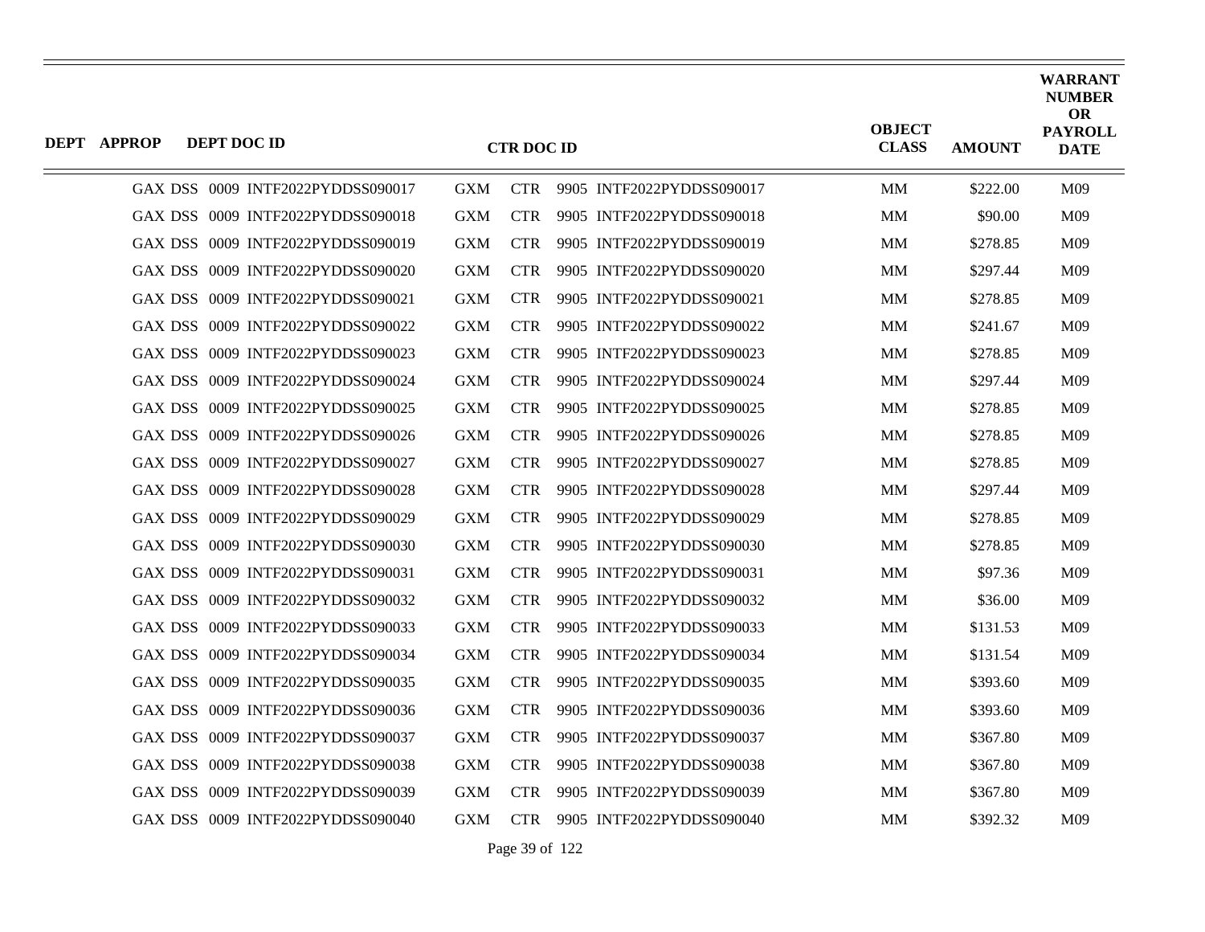| DEPT | APPROP | DEPT DOC ID | CTR DOC ID | | | | OBJECT CLASS | AMOUNT | WARRANT NUMBER OR PAYROLL DATE |
|---|---|---|---|---|---|---|---|---|---|
| GAX | DSS | 0009 INTF2022PYDDSS090017 | GXM | CTR | 9905 | INTF2022PYDDSS090017 | MM | $222.00 | M09 |
| GAX | DSS | 0009 INTF2022PYDDSS090018 | GXM | CTR | 9905 | INTF2022PYDDSS090018 | MM | $90.00 | M09 |
| GAX | DSS | 0009 INTF2022PYDDSS090019 | GXM | CTR | 9905 | INTF2022PYDDSS090019 | MM | $278.85 | M09 |
| GAX | DSS | 0009 INTF2022PYDDSS090020 | GXM | CTR | 9905 | INTF2022PYDDSS090020 | MM | $297.44 | M09 |
| GAX | DSS | 0009 INTF2022PYDDSS090021 | GXM | CTR | 9905 | INTF2022PYDDSS090021 | MM | $278.85 | M09 |
| GAX | DSS | 0009 INTF2022PYDDSS090022 | GXM | CTR | 9905 | INTF2022PYDDSS090022 | MM | $241.67 | M09 |
| GAX | DSS | 0009 INTF2022PYDDSS090023 | GXM | CTR | 9905 | INTF2022PYDDSS090023 | MM | $278.85 | M09 |
| GAX | DSS | 0009 INTF2022PYDDSS090024 | GXM | CTR | 9905 | INTF2022PYDDSS090024 | MM | $297.44 | M09 |
| GAX | DSS | 0009 INTF2022PYDDSS090025 | GXM | CTR | 9905 | INTF2022PYDDSS090025 | MM | $278.85 | M09 |
| GAX | DSS | 0009 INTF2022PYDDSS090026 | GXM | CTR | 9905 | INTF2022PYDDSS090026 | MM | $278.85 | M09 |
| GAX | DSS | 0009 INTF2022PYDDSS090027 | GXM | CTR | 9905 | INTF2022PYDDSS090027 | MM | $278.85 | M09 |
| GAX | DSS | 0009 INTF2022PYDDSS090028 | GXM | CTR | 9905 | INTF2022PYDDSS090028 | MM | $297.44 | M09 |
| GAX | DSS | 0009 INTF2022PYDDSS090029 | GXM | CTR | 9905 | INTF2022PYDDSS090029 | MM | $278.85 | M09 |
| GAX | DSS | 0009 INTF2022PYDDSS090030 | GXM | CTR | 9905 | INTF2022PYDDSS090030 | MM | $278.85 | M09 |
| GAX | DSS | 0009 INTF2022PYDDSS090031 | GXM | CTR | 9905 | INTF2022PYDDSS090031 | MM | $97.36 | M09 |
| GAX | DSS | 0009 INTF2022PYDDSS090032 | GXM | CTR | 9905 | INTF2022PYDDSS090032 | MM | $36.00 | M09 |
| GAX | DSS | 0009 INTF2022PYDDSS090033 | GXM | CTR | 9905 | INTF2022PYDDSS090033 | MM | $131.53 | M09 |
| GAX | DSS | 0009 INTF2022PYDDSS090034 | GXM | CTR | 9905 | INTF2022PYDDSS090034 | MM | $131.54 | M09 |
| GAX | DSS | 0009 INTF2022PYDDSS090035 | GXM | CTR | 9905 | INTF2022PYDDSS090035 | MM | $393.60 | M09 |
| GAX | DSS | 0009 INTF2022PYDDSS090036 | GXM | CTR | 9905 | INTF2022PYDDSS090036 | MM | $393.60 | M09 |
| GAX | DSS | 0009 INTF2022PYDDSS090037 | GXM | CTR | 9905 | INTF2022PYDDSS090037 | MM | $367.80 | M09 |
| GAX | DSS | 0009 INTF2022PYDDSS090038 | GXM | CTR | 9905 | INTF2022PYDDSS090038 | MM | $367.80 | M09 |
| GAX | DSS | 0009 INTF2022PYDDSS090039 | GXM | CTR | 9905 | INTF2022PYDDSS090039 | MM | $367.80 | M09 |
| GAX | DSS | 0009 INTF2022PYDDSS090040 | GXM | CTR | 9905 | INTF2022PYDDSS090040 | MM | $392.32 | M09 |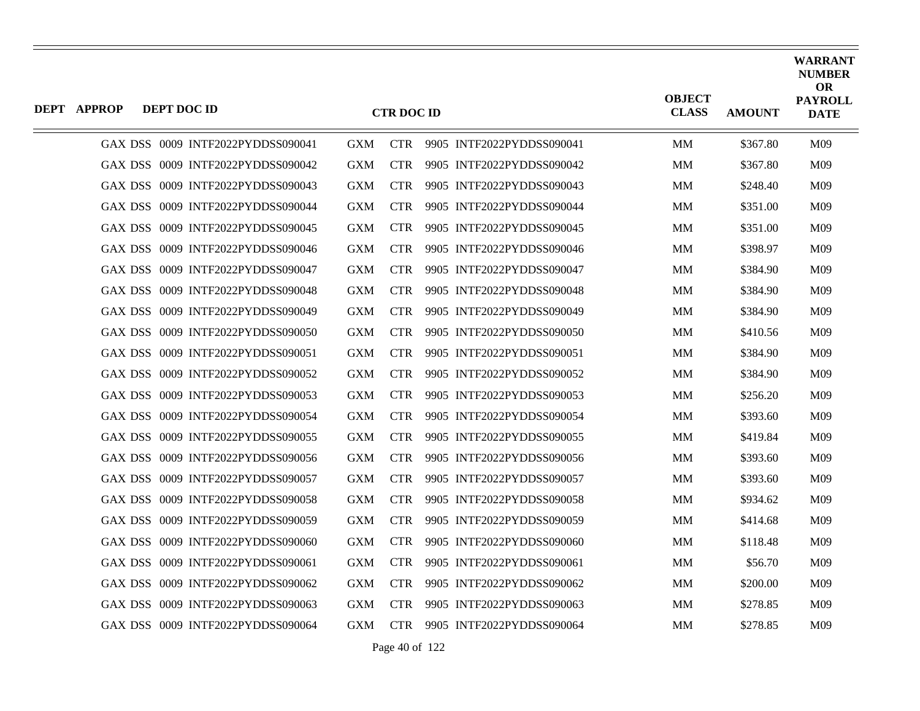| DEPT | APPROP | DEPT DOC ID | CTR DOC ID | OBJECT CLASS | AMOUNT | WARRANT NUMBER OR PAYROLL DATE |
|---|---|---|---|---|---|---|
| GAX DSS | 0009 | INTF2022PYDDSS090041 | GXM CTR 9905 INTF2022PYDDSS090041 | MM | $367.80 | M09 |
| GAX DSS | 0009 | INTF2022PYDDSS090042 | GXM CTR 9905 INTF2022PYDDSS090042 | MM | $367.80 | M09 |
| GAX DSS | 0009 | INTF2022PYDDSS090043 | GXM CTR 9905 INTF2022PYDDSS090043 | MM | $248.40 | M09 |
| GAX DSS | 0009 | INTF2022PYDDSS090044 | GXM CTR 9905 INTF2022PYDDSS090044 | MM | $351.00 | M09 |
| GAX DSS | 0009 | INTF2022PYDDSS090045 | GXM CTR 9905 INTF2022PYDDSS090045 | MM | $351.00 | M09 |
| GAX DSS | 0009 | INTF2022PYDDSS090046 | GXM CTR 9905 INTF2022PYDDSS090046 | MM | $398.97 | M09 |
| GAX DSS | 0009 | INTF2022PYDDSS090047 | GXM CTR 9905 INTF2022PYDDSS090047 | MM | $384.90 | M09 |
| GAX DSS | 0009 | INTF2022PYDDSS090048 | GXM CTR 9905 INTF2022PYDDSS090048 | MM | $384.90 | M09 |
| GAX DSS | 0009 | INTF2022PYDDSS090049 | GXM CTR 9905 INTF2022PYDDSS090049 | MM | $384.90 | M09 |
| GAX DSS | 0009 | INTF2022PYDDSS090050 | GXM CTR 9905 INTF2022PYDDSS090050 | MM | $410.56 | M09 |
| GAX DSS | 0009 | INTF2022PYDDSS090051 | GXM CTR 9905 INTF2022PYDDSS090051 | MM | $384.90 | M09 |
| GAX DSS | 0009 | INTF2022PYDDSS090052 | GXM CTR 9905 INTF2022PYDDSS090052 | MM | $384.90 | M09 |
| GAX DSS | 0009 | INTF2022PYDDSS090053 | GXM CTR 9905 INTF2022PYDDSS090053 | MM | $256.20 | M09 |
| GAX DSS | 0009 | INTF2022PYDDSS090054 | GXM CTR 9905 INTF2022PYDDSS090054 | MM | $393.60 | M09 |
| GAX DSS | 0009 | INTF2022PYDDSS090055 | GXM CTR 9905 INTF2022PYDDSS090055 | MM | $419.84 | M09 |
| GAX DSS | 0009 | INTF2022PYDDSS090056 | GXM CTR 9905 INTF2022PYDDSS090056 | MM | $393.60 | M09 |
| GAX DSS | 0009 | INTF2022PYDDSS090057 | GXM CTR 9905 INTF2022PYDDSS090057 | MM | $393.60 | M09 |
| GAX DSS | 0009 | INTF2022PYDDSS090058 | GXM CTR 9905 INTF2022PYDDSS090058 | MM | $934.62 | M09 |
| GAX DSS | 0009 | INTF2022PYDDSS090059 | GXM CTR 9905 INTF2022PYDDSS090059 | MM | $414.68 | M09 |
| GAX DSS | 0009 | INTF2022PYDDSS090060 | GXM CTR 9905 INTF2022PYDDSS090060 | MM | $118.48 | M09 |
| GAX DSS | 0009 | INTF2022PYDDSS090061 | GXM CTR 9905 INTF2022PYDDSS090061 | MM | $56.70 | M09 |
| GAX DSS | 0009 | INTF2022PYDDSS090062 | GXM CTR 9905 INTF2022PYDDSS090062 | MM | $200.00 | M09 |
| GAX DSS | 0009 | INTF2022PYDDSS090063 | GXM CTR 9905 INTF2022PYDDSS090063 | MM | $278.85 | M09 |
| GAX DSS | 0009 | INTF2022PYDDSS090064 | GXM CTR 9905 INTF2022PYDDSS090064 | MM | $278.85 | M09 |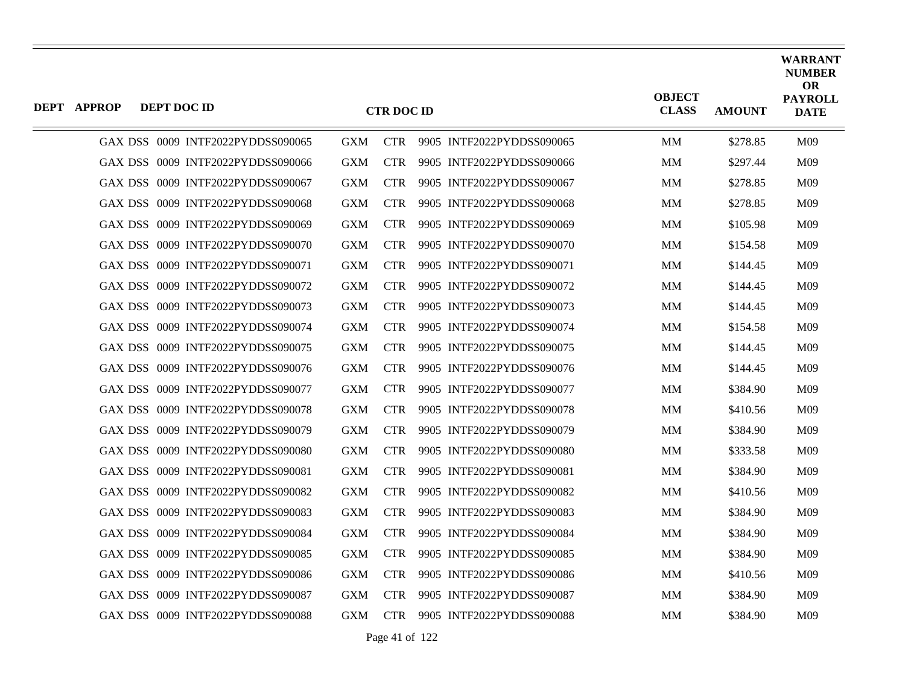| DEPT | APPROP | DEPT DOC ID | CTR DOC ID | OBJECT CLASS | AMOUNT | WARRANT NUMBER OR PAYROLL DATE |
|---|---|---|---|---|---|---|
| GAX | DSS | 0009 INTF2022PYDDSS090065 | GXM CTR 9905 INTF2022PYDDSS090065 | MM | $278.85 | M09 |
| GAX | DSS | 0009 INTF2022PYDDSS090066 | GXM CTR 9905 INTF2022PYDDSS090066 | MM | $297.44 | M09 |
| GAX | DSS | 0009 INTF2022PYDDSS090067 | GXM CTR 9905 INTF2022PYDDSS090067 | MM | $278.85 | M09 |
| GAX | DSS | 0009 INTF2022PYDDSS090068 | GXM CTR 9905 INTF2022PYDDSS090068 | MM | $278.85 | M09 |
| GAX | DSS | 0009 INTF2022PYDDSS090069 | GXM CTR 9905 INTF2022PYDDSS090069 | MM | $105.98 | M09 |
| GAX | DSS | 0009 INTF2022PYDDSS090070 | GXM CTR 9905 INTF2022PYDDSS090070 | MM | $154.58 | M09 |
| GAX | DSS | 0009 INTF2022PYDDSS090071 | GXM CTR 9905 INTF2022PYDDSS090071 | MM | $144.45 | M09 |
| GAX | DSS | 0009 INTF2022PYDDSS090072 | GXM CTR 9905 INTF2022PYDDSS090072 | MM | $144.45 | M09 |
| GAX | DSS | 0009 INTF2022PYDDSS090073 | GXM CTR 9905 INTF2022PYDDSS090073 | MM | $144.45 | M09 |
| GAX | DSS | 0009 INTF2022PYDDSS090074 | GXM CTR 9905 INTF2022PYDDSS090074 | MM | $154.58 | M09 |
| GAX | DSS | 0009 INTF2022PYDDSS090075 | GXM CTR 9905 INTF2022PYDDSS090075 | MM | $144.45 | M09 |
| GAX | DSS | 0009 INTF2022PYDDSS090076 | GXM CTR 9905 INTF2022PYDDSS090076 | MM | $144.45 | M09 |
| GAX | DSS | 0009 INTF2022PYDDSS090077 | GXM CTR 9905 INTF2022PYDDSS090077 | MM | $384.90 | M09 |
| GAX | DSS | 0009 INTF2022PYDDSS090078 | GXM CTR 9905 INTF2022PYDDSS090078 | MM | $410.56 | M09 |
| GAX | DSS | 0009 INTF2022PYDDSS090079 | GXM CTR 9905 INTF2022PYDDSS090079 | MM | $384.90 | M09 |
| GAX | DSS | 0009 INTF2022PYDDSS090080 | GXM CTR 9905 INTF2022PYDDSS090080 | MM | $333.58 | M09 |
| GAX | DSS | 0009 INTF2022PYDDSS090081 | GXM CTR 9905 INTF2022PYDDSS090081 | MM | $384.90 | M09 |
| GAX | DSS | 0009 INTF2022PYDDSS090082 | GXM CTR 9905 INTF2022PYDDSS090082 | MM | $410.56 | M09 |
| GAX | DSS | 0009 INTF2022PYDDSS090083 | GXM CTR 9905 INTF2022PYDDSS090083 | MM | $384.90 | M09 |
| GAX | DSS | 0009 INTF2022PYDDSS090084 | GXM CTR 9905 INTF2022PYDDSS090084 | MM | $384.90 | M09 |
| GAX | DSS | 0009 INTF2022PYDDSS090085 | GXM CTR 9905 INTF2022PYDDSS090085 | MM | $384.90 | M09 |
| GAX | DSS | 0009 INTF2022PYDDSS090086 | GXM CTR 9905 INTF2022PYDDSS090086 | MM | $410.56 | M09 |
| GAX | DSS | 0009 INTF2022PYDDSS090087 | GXM CTR 9905 INTF2022PYDDSS090087 | MM | $384.90 | M09 |
| GAX | DSS | 0009 INTF2022PYDDSS090088 | GXM CTR 9905 INTF2022PYDDSS090088 | MM | $384.90 | M09 |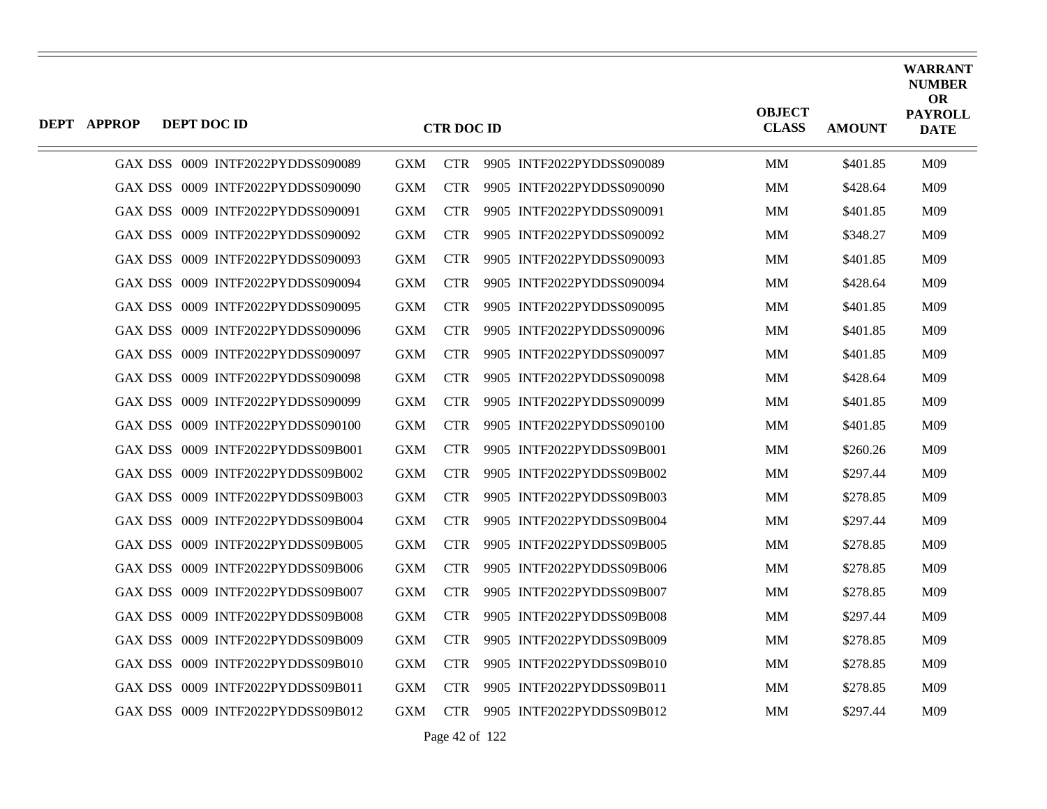| DEPT | APPROP | DEPT DOC ID | CTR DOC ID | OBJECT CLASS | AMOUNT | WARRANT NUMBER OR PAYROLL DATE |
|---|---|---|---|---|---|---|
| GAX | DSS | 0009 INTF2022PYDDSS090089 | GXM CTR 9905 INTF2022PYDDSS090089 | MM | $401.85 | M09 |
| GAX | DSS | 0009 INTF2022PYDDSS090090 | GXM CTR 9905 INTF2022PYDDSS090090 | MM | $428.64 | M09 |
| GAX | DSS | 0009 INTF2022PYDDSS090091 | GXM CTR 9905 INTF2022PYDDSS090091 | MM | $401.85 | M09 |
| GAX | DSS | 0009 INTF2022PYDDSS090092 | GXM CTR 9905 INTF2022PYDDSS090092 | MM | $348.27 | M09 |
| GAX | DSS | 0009 INTF2022PYDDSS090093 | GXM CTR 9905 INTF2022PYDDSS090093 | MM | $401.85 | M09 |
| GAX | DSS | 0009 INTF2022PYDDSS090094 | GXM CTR 9905 INTF2022PYDDSS090094 | MM | $428.64 | M09 |
| GAX | DSS | 0009 INTF2022PYDDSS090095 | GXM CTR 9905 INTF2022PYDDSS090095 | MM | $401.85 | M09 |
| GAX | DSS | 0009 INTF2022PYDDSS090096 | GXM CTR 9905 INTF2022PYDDSS090096 | MM | $401.85 | M09 |
| GAX | DSS | 0009 INTF2022PYDDSS090097 | GXM CTR 9905 INTF2022PYDDSS090097 | MM | $401.85 | M09 |
| GAX | DSS | 0009 INTF2022PYDDSS090098 | GXM CTR 9905 INTF2022PYDDSS090098 | MM | $428.64 | M09 |
| GAX | DSS | 0009 INTF2022PYDDSS090099 | GXM CTR 9905 INTF2022PYDDSS090099 | MM | $401.85 | M09 |
| GAX | DSS | 0009 INTF2022PYDDSS090100 | GXM CTR 9905 INTF2022PYDDSS090100 | MM | $401.85 | M09 |
| GAX | DSS | 0009 INTF2022PYDDSS09B001 | GXM CTR 9905 INTF2022PYDDSS09B001 | MM | $260.26 | M09 |
| GAX | DSS | 0009 INTF2022PYDDSS09B002 | GXM CTR 9905 INTF2022PYDDSS09B002 | MM | $297.44 | M09 |
| GAX | DSS | 0009 INTF2022PYDDSS09B003 | GXM CTR 9905 INTF2022PYDDSS09B003 | MM | $278.85 | M09 |
| GAX | DSS | 0009 INTF2022PYDDSS09B004 | GXM CTR 9905 INTF2022PYDDSS09B004 | MM | $297.44 | M09 |
| GAX | DSS | 0009 INTF2022PYDDSS09B005 | GXM CTR 9905 INTF2022PYDDSS09B005 | MM | $278.85 | M09 |
| GAX | DSS | 0009 INTF2022PYDDSS09B006 | GXM CTR 9905 INTF2022PYDDSS09B006 | MM | $278.85 | M09 |
| GAX | DSS | 0009 INTF2022PYDDSS09B007 | GXM CTR 9905 INTF2022PYDDSS09B007 | MM | $278.85 | M09 |
| GAX | DSS | 0009 INTF2022PYDDSS09B008 | GXM CTR 9905 INTF2022PYDDSS09B008 | MM | $297.44 | M09 |
| GAX | DSS | 0009 INTF2022PYDDSS09B009 | GXM CTR 9905 INTF2022PYDDSS09B009 | MM | $278.85 | M09 |
| GAX | DSS | 0009 INTF2022PYDDSS09B010 | GXM CTR 9905 INTF2022PYDDSS09B010 | MM | $278.85 | M09 |
| GAX | DSS | 0009 INTF2022PYDDSS09B011 | GXM CTR 9905 INTF2022PYDDSS09B011 | MM | $278.85 | M09 |
| GAX | DSS | 0009 INTF2022PYDDSS09B012 | GXM CTR 9905 INTF2022PYDDSS09B012 | MM | $297.44 | M09 |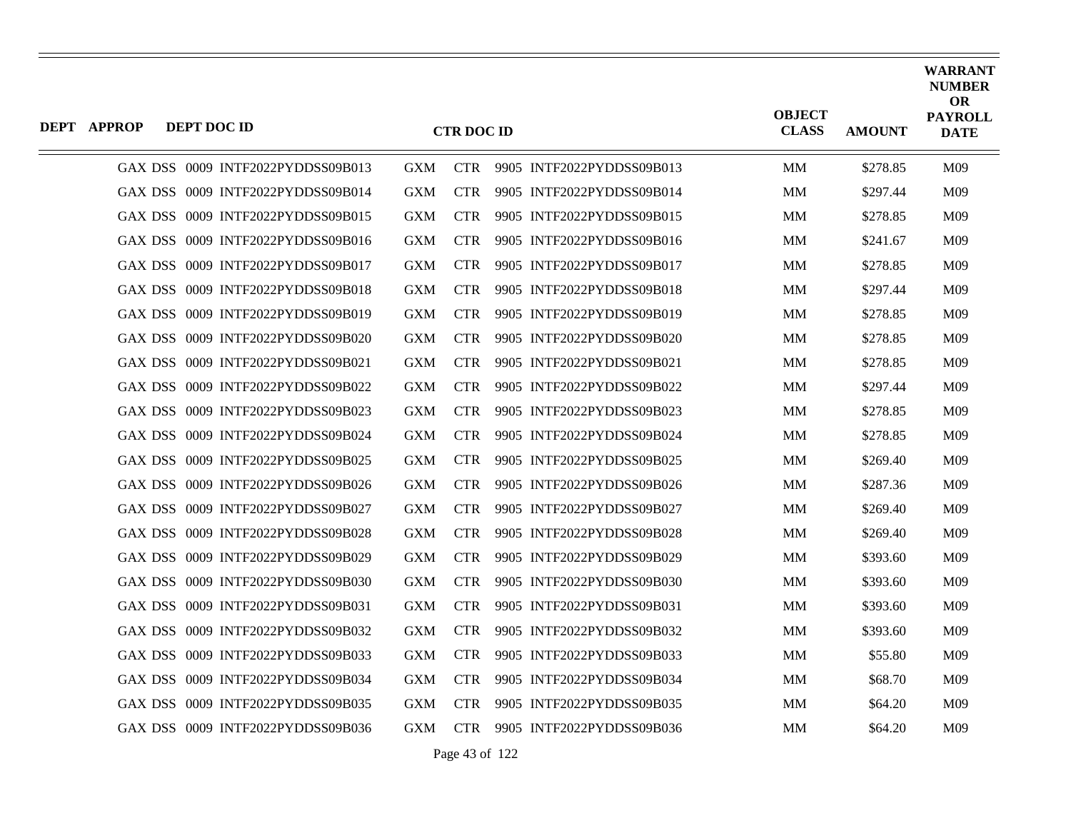| DEPT | APPROP | DEPT DOC ID | CTR DOC ID | OBJECT CLASS | AMOUNT | WARRANT NUMBER OR PAYROLL DATE |
|---|---|---|---|---|---|---|
| GAX | DSS | 0009 INTF2022PYDDSS09B013 | GXM CTR 9905 INTF2022PYDDSS09B013 | MM | $278.85 | M09 |
| GAX | DSS | 0009 INTF2022PYDDSS09B014 | GXM CTR 9905 INTF2022PYDDSS09B014 | MM | $297.44 | M09 |
| GAX | DSS | 0009 INTF2022PYDDSS09B015 | GXM CTR 9905 INTF2022PYDDSS09B015 | MM | $278.85 | M09 |
| GAX | DSS | 0009 INTF2022PYDDSS09B016 | GXM CTR 9905 INTF2022PYDDSS09B016 | MM | $241.67 | M09 |
| GAX | DSS | 0009 INTF2022PYDDSS09B017 | GXM CTR 9905 INTF2022PYDDSS09B017 | MM | $278.85 | M09 |
| GAX | DSS | 0009 INTF2022PYDDSS09B018 | GXM CTR 9905 INTF2022PYDDSS09B018 | MM | $297.44 | M09 |
| GAX | DSS | 0009 INTF2022PYDDSS09B019 | GXM CTR 9905 INTF2022PYDDSS09B019 | MM | $278.85 | M09 |
| GAX | DSS | 0009 INTF2022PYDDSS09B020 | GXM CTR 9905 INTF2022PYDDSS09B020 | MM | $278.85 | M09 |
| GAX | DSS | 0009 INTF2022PYDDSS09B021 | GXM CTR 9905 INTF2022PYDDSS09B021 | MM | $278.85 | M09 |
| GAX | DSS | 0009 INTF2022PYDDSS09B022 | GXM CTR 9905 INTF2022PYDDSS09B022 | MM | $297.44 | M09 |
| GAX | DSS | 0009 INTF2022PYDDSS09B023 | GXM CTR 9905 INTF2022PYDDSS09B023 | MM | $278.85 | M09 |
| GAX | DSS | 0009 INTF2022PYDDSS09B024 | GXM CTR 9905 INTF2022PYDDSS09B024 | MM | $278.85 | M09 |
| GAX | DSS | 0009 INTF2022PYDDSS09B025 | GXM CTR 9905 INTF2022PYDDSS09B025 | MM | $269.40 | M09 |
| GAX | DSS | 0009 INTF2022PYDDSS09B026 | GXM CTR 9905 INTF2022PYDDSS09B026 | MM | $287.36 | M09 |
| GAX | DSS | 0009 INTF2022PYDDSS09B027 | GXM CTR 9905 INTF2022PYDDSS09B027 | MM | $269.40 | M09 |
| GAX | DSS | 0009 INTF2022PYDDSS09B028 | GXM CTR 9905 INTF2022PYDDSS09B028 | MM | $269.40 | M09 |
| GAX | DSS | 0009 INTF2022PYDDSS09B029 | GXM CTR 9905 INTF2022PYDDSS09B029 | MM | $393.60 | M09 |
| GAX | DSS | 0009 INTF2022PYDDSS09B030 | GXM CTR 9905 INTF2022PYDDSS09B030 | MM | $393.60 | M09 |
| GAX | DSS | 0009 INTF2022PYDDSS09B031 | GXM CTR 9905 INTF2022PYDDSS09B031 | MM | $393.60 | M09 |
| GAX | DSS | 0009 INTF2022PYDDSS09B032 | GXM CTR 9905 INTF2022PYDDSS09B032 | MM | $393.60 | M09 |
| GAX | DSS | 0009 INTF2022PYDDSS09B033 | GXM CTR 9905 INTF2022PYDDSS09B033 | MM | $55.80 | M09 |
| GAX | DSS | 0009 INTF2022PYDDSS09B034 | GXM CTR 9905 INTF2022PYDDSS09B034 | MM | $68.70 | M09 |
| GAX | DSS | 0009 INTF2022PYDDSS09B035 | GXM CTR 9905 INTF2022PYDDSS09B035 | MM | $64.20 | M09 |
| GAX | DSS | 0009 INTF2022PYDDSS09B036 | GXM CTR 9905 INTF2022PYDDSS09B036 | MM | $64.20 | M09 |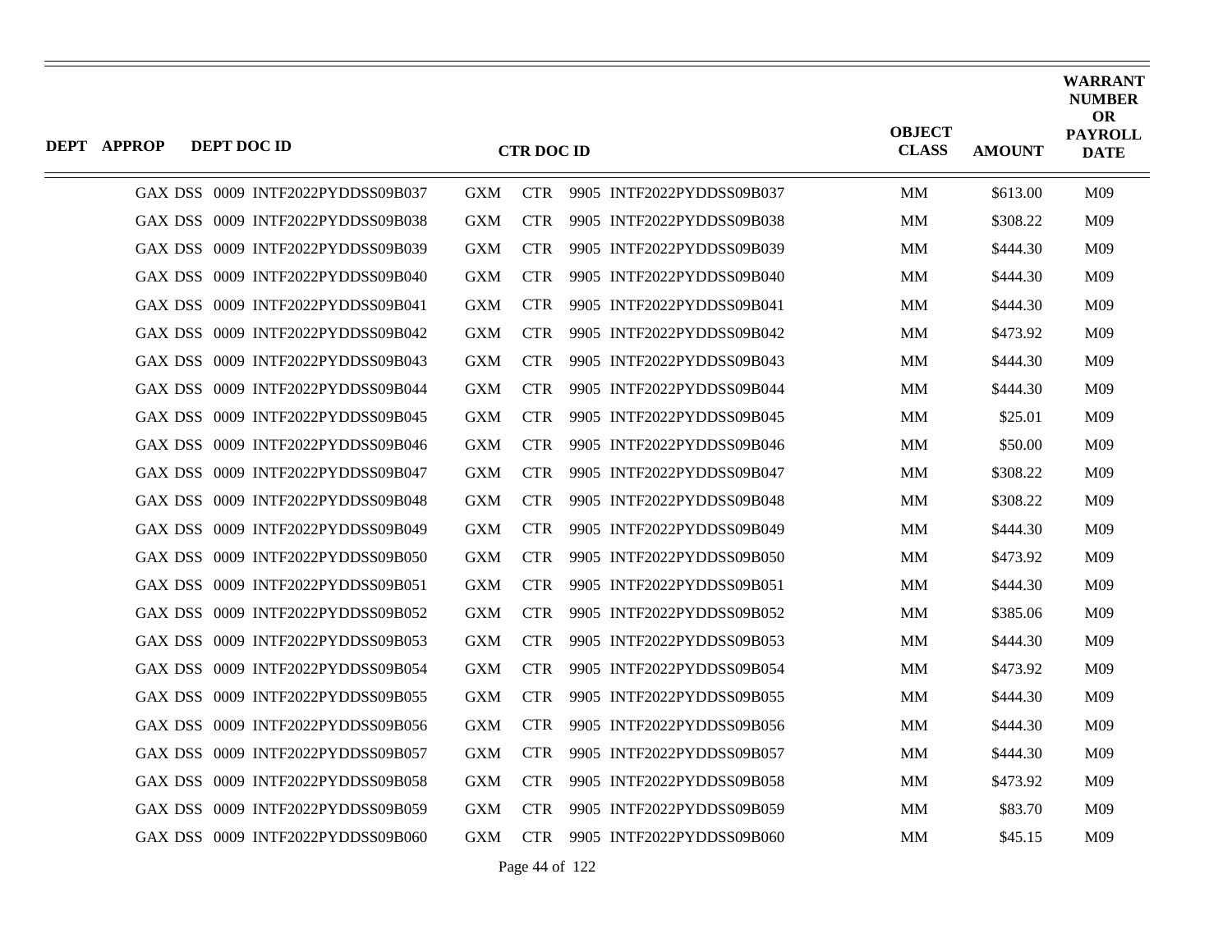| DEPT | APPROP | DEPT DOC ID | CTR DOC ID | OBJECT CLASS | AMOUNT | WARRANT NUMBER OR PAYROLL DATE |
|---|---|---|---|---|---|---|
| GAX | DSS | 0009 INTF2022PYDDSS09B037 | GXM CTR 9905 INTF2022PYDDSS09B037 | MM | $613.00 | M09 |
| GAX | DSS | 0009 INTF2022PYDDSS09B038 | GXM CTR 9905 INTF2022PYDDSS09B038 | MM | $308.22 | M09 |
| GAX | DSS | 0009 INTF2022PYDDSS09B039 | GXM CTR 9905 INTF2022PYDDSS09B039 | MM | $444.30 | M09 |
| GAX | DSS | 0009 INTF2022PYDDSS09B040 | GXM CTR 9905 INTF2022PYDDSS09B040 | MM | $444.30 | M09 |
| GAX | DSS | 0009 INTF2022PYDDSS09B041 | GXM CTR 9905 INTF2022PYDDSS09B041 | MM | $444.30 | M09 |
| GAX | DSS | 0009 INTF2022PYDDSS09B042 | GXM CTR 9905 INTF2022PYDDSS09B042 | MM | $473.92 | M09 |
| GAX | DSS | 0009 INTF2022PYDDSS09B043 | GXM CTR 9905 INTF2022PYDDSS09B043 | MM | $444.30 | M09 |
| GAX | DSS | 0009 INTF2022PYDDSS09B044 | GXM CTR 9905 INTF2022PYDDSS09B044 | MM | $444.30 | M09 |
| GAX | DSS | 0009 INTF2022PYDDSS09B045 | GXM CTR 9905 INTF2022PYDDSS09B045 | MM | $25.01 | M09 |
| GAX | DSS | 0009 INTF2022PYDDSS09B046 | GXM CTR 9905 INTF2022PYDDSS09B046 | MM | $50.00 | M09 |
| GAX | DSS | 0009 INTF2022PYDDSS09B047 | GXM CTR 9905 INTF2022PYDDSS09B047 | MM | $308.22 | M09 |
| GAX | DSS | 0009 INTF2022PYDDSS09B048 | GXM CTR 9905 INTF2022PYDDSS09B048 | MM | $308.22 | M09 |
| GAX | DSS | 0009 INTF2022PYDDSS09B049 | GXM CTR 9905 INTF2022PYDDSS09B049 | MM | $444.30 | M09 |
| GAX | DSS | 0009 INTF2022PYDDSS09B050 | GXM CTR 9905 INTF2022PYDDSS09B050 | MM | $473.92 | M09 |
| GAX | DSS | 0009 INTF2022PYDDSS09B051 | GXM CTR 9905 INTF2022PYDDSS09B051 | MM | $444.30 | M09 |
| GAX | DSS | 0009 INTF2022PYDDSS09B052 | GXM CTR 9905 INTF2022PYDDSS09B052 | MM | $385.06 | M09 |
| GAX | DSS | 0009 INTF2022PYDDSS09B053 | GXM CTR 9905 INTF2022PYDDSS09B053 | MM | $444.30 | M09 |
| GAX | DSS | 0009 INTF2022PYDDSS09B054 | GXM CTR 9905 INTF2022PYDDSS09B054 | MM | $473.92 | M09 |
| GAX | DSS | 0009 INTF2022PYDDSS09B055 | GXM CTR 9905 INTF2022PYDDSS09B055 | MM | $444.30 | M09 |
| GAX | DSS | 0009 INTF2022PYDDSS09B056 | GXM CTR 9905 INTF2022PYDDSS09B056 | MM | $444.30 | M09 |
| GAX | DSS | 0009 INTF2022PYDDSS09B057 | GXM CTR 9905 INTF2022PYDDSS09B057 | MM | $444.30 | M09 |
| GAX | DSS | 0009 INTF2022PYDDSS09B058 | GXM CTR 9905 INTF2022PYDDSS09B058 | MM | $473.92 | M09 |
| GAX | DSS | 0009 INTF2022PYDDSS09B059 | GXM CTR 9905 INTF2022PYDDSS09B059 | MM | $83.70 | M09 |
| GAX | DSS | 0009 INTF2022PYDDSS09B060 | GXM CTR 9905 INTF2022PYDDSS09B060 | MM | $45.15 | M09 |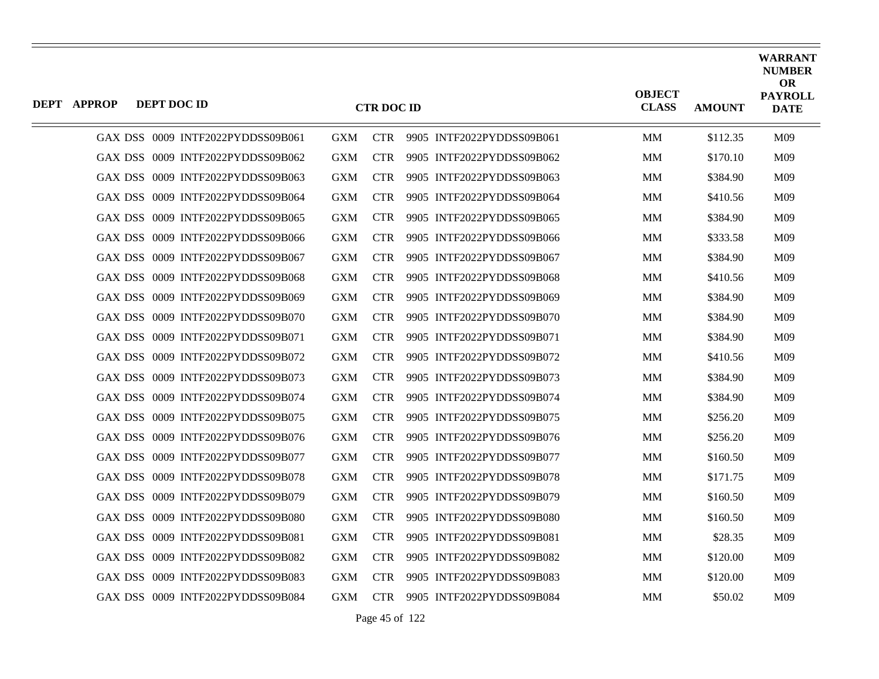| DEPT | APPROP | DEPT DOC ID | CTR DOC ID | OBJECT CLASS | AMOUNT | WARRANT NUMBER OR PAYROLL DATE |
|---|---|---|---|---|---|---|
| GAX | DSS | 0009 INTF2022PYDDSS09B061 | GXM CTR 9905 INTF2022PYDDSS09B061 | MM | $112.35 | M09 |
| GAX | DSS | 0009 INTF2022PYDDSS09B062 | GXM CTR 9905 INTF2022PYDDSS09B062 | MM | $170.10 | M09 |
| GAX | DSS | 0009 INTF2022PYDDSS09B063 | GXM CTR 9905 INTF2022PYDDSS09B063 | MM | $384.90 | M09 |
| GAX | DSS | 0009 INTF2022PYDDSS09B064 | GXM CTR 9905 INTF2022PYDDSS09B064 | MM | $410.56 | M09 |
| GAX | DSS | 0009 INTF2022PYDDSS09B065 | GXM CTR 9905 INTF2022PYDDSS09B065 | MM | $384.90 | M09 |
| GAX | DSS | 0009 INTF2022PYDDSS09B066 | GXM CTR 9905 INTF2022PYDDSS09B066 | MM | $333.58 | M09 |
| GAX | DSS | 0009 INTF2022PYDDSS09B067 | GXM CTR 9905 INTF2022PYDDSS09B067 | MM | $384.90 | M09 |
| GAX | DSS | 0009 INTF2022PYDDSS09B068 | GXM CTR 9905 INTF2022PYDDSS09B068 | MM | $410.56 | M09 |
| GAX | DSS | 0009 INTF2022PYDDSS09B069 | GXM CTR 9905 INTF2022PYDDSS09B069 | MM | $384.90 | M09 |
| GAX | DSS | 0009 INTF2022PYDDSS09B070 | GXM CTR 9905 INTF2022PYDDSS09B070 | MM | $384.90 | M09 |
| GAX | DSS | 0009 INTF2022PYDDSS09B071 | GXM CTR 9905 INTF2022PYDDSS09B071 | MM | $384.90 | M09 |
| GAX | DSS | 0009 INTF2022PYDDSS09B072 | GXM CTR 9905 INTF2022PYDDSS09B072 | MM | $410.56 | M09 |
| GAX | DSS | 0009 INTF2022PYDDSS09B073 | GXM CTR 9905 INTF2022PYDDSS09B073 | MM | $384.90 | M09 |
| GAX | DSS | 0009 INTF2022PYDDSS09B074 | GXM CTR 9905 INTF2022PYDDSS09B074 | MM | $384.90 | M09 |
| GAX | DSS | 0009 INTF2022PYDDSS09B075 | GXM CTR 9905 INTF2022PYDDSS09B075 | MM | $256.20 | M09 |
| GAX | DSS | 0009 INTF2022PYDDSS09B076 | GXM CTR 9905 INTF2022PYDDSS09B076 | MM | $256.20 | M09 |
| GAX | DSS | 0009 INTF2022PYDDSS09B077 | GXM CTR 9905 INTF2022PYDDSS09B077 | MM | $160.50 | M09 |
| GAX | DSS | 0009 INTF2022PYDDSS09B078 | GXM CTR 9905 INTF2022PYDDSS09B078 | MM | $171.75 | M09 |
| GAX | DSS | 0009 INTF2022PYDDSS09B079 | GXM CTR 9905 INTF2022PYDDSS09B079 | MM | $160.50 | M09 |
| GAX | DSS | 0009 INTF2022PYDDSS09B080 | GXM CTR 9905 INTF2022PYDDSS09B080 | MM | $160.50 | M09 |
| GAX | DSS | 0009 INTF2022PYDDSS09B081 | GXM CTR 9905 INTF2022PYDDSS09B081 | MM | $28.35 | M09 |
| GAX | DSS | 0009 INTF2022PYDDSS09B082 | GXM CTR 9905 INTF2022PYDDSS09B082 | MM | $120.00 | M09 |
| GAX | DSS | 0009 INTF2022PYDDSS09B083 | GXM CTR 9905 INTF2022PYDDSS09B083 | MM | $120.00 | M09 |
| GAX | DSS | 0009 INTF2022PYDDSS09B084 | GXM CTR 9905 INTF2022PYDDSS09B084 | MM | $50.02 | M09 |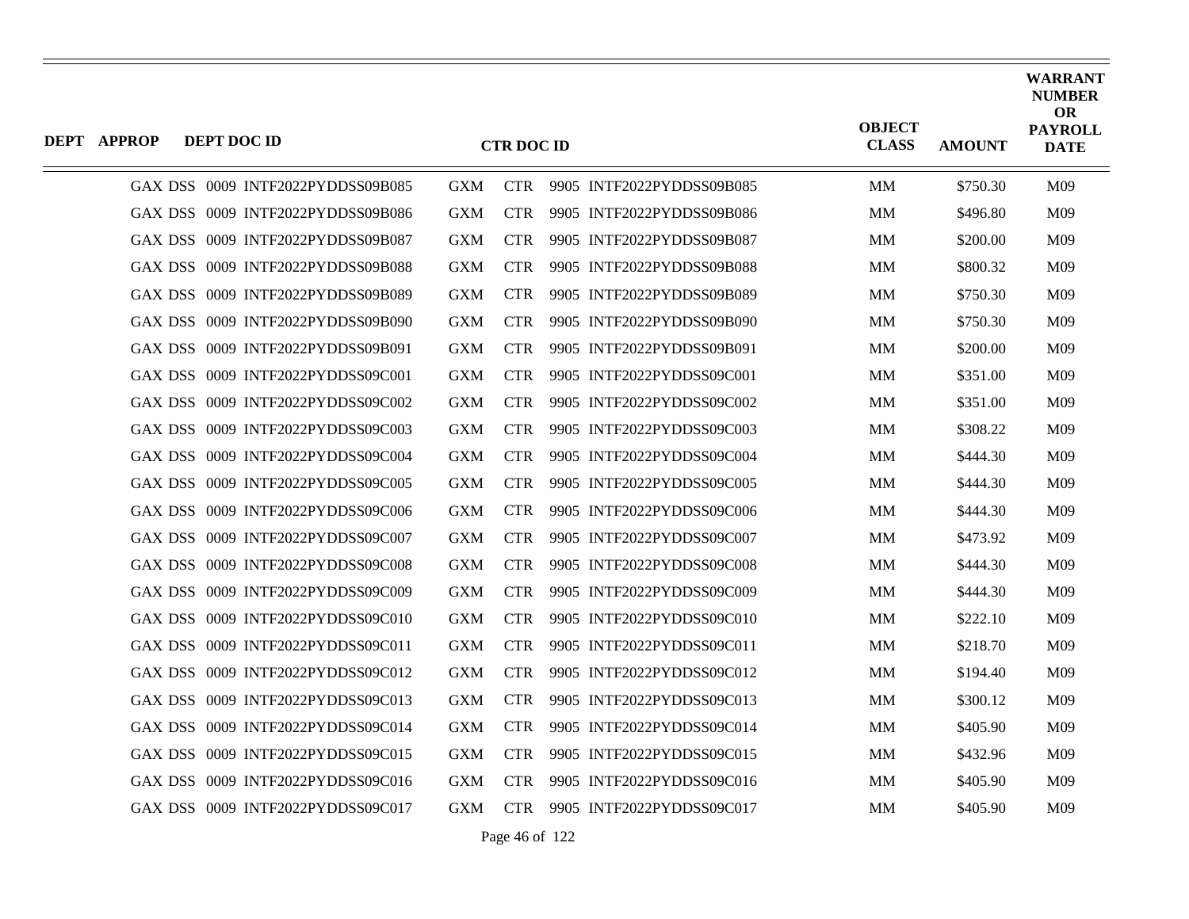| DEPT | APPROP | DEPT DOC ID | CTR DOC ID | OBJECT CLASS | AMOUNT | WARRANT NUMBER OR PAYROLL DATE |
|---|---|---|---|---|---|---|
| GAX | DSS | 0009 INTF2022PYDDSS09B085 | GXM CTR 9905 INTF2022PYDDSS09B085 | MM | $750.30 | M09 |
| GAX | DSS | 0009 INTF2022PYDDSS09B086 | GXM CTR 9905 INTF2022PYDDSS09B086 | MM | $496.80 | M09 |
| GAX | DSS | 0009 INTF2022PYDDSS09B087 | GXM CTR 9905 INTF2022PYDDSS09B087 | MM | $200.00 | M09 |
| GAX | DSS | 0009 INTF2022PYDDSS09B088 | GXM CTR 9905 INTF2022PYDDSS09B088 | MM | $800.32 | M09 |
| GAX | DSS | 0009 INTF2022PYDDSS09B089 | GXM CTR 9905 INTF2022PYDDSS09B089 | MM | $750.30 | M09 |
| GAX | DSS | 0009 INTF2022PYDDSS09B090 | GXM CTR 9905 INTF2022PYDDSS09B090 | MM | $750.30 | M09 |
| GAX | DSS | 0009 INTF2022PYDDSS09B091 | GXM CTR 9905 INTF2022PYDDSS09B091 | MM | $200.00 | M09 |
| GAX | DSS | 0009 INTF2022PYDDSS09C001 | GXM CTR 9905 INTF2022PYDDSS09C001 | MM | $351.00 | M09 |
| GAX | DSS | 0009 INTF2022PYDDSS09C002 | GXM CTR 9905 INTF2022PYDDSS09C002 | MM | $351.00 | M09 |
| GAX | DSS | 0009 INTF2022PYDDSS09C003 | GXM CTR 9905 INTF2022PYDDSS09C003 | MM | $308.22 | M09 |
| GAX | DSS | 0009 INTF2022PYDDSS09C004 | GXM CTR 9905 INTF2022PYDDSS09C004 | MM | $444.30 | M09 |
| GAX | DSS | 0009 INTF2022PYDDSS09C005 | GXM CTR 9905 INTF2022PYDDSS09C005 | MM | $444.30 | M09 |
| GAX | DSS | 0009 INTF2022PYDDSS09C006 | GXM CTR 9905 INTF2022PYDDSS09C006 | MM | $444.30 | M09 |
| GAX | DSS | 0009 INTF2022PYDDSS09C007 | GXM CTR 9905 INTF2022PYDDSS09C007 | MM | $473.92 | M09 |
| GAX | DSS | 0009 INTF2022PYDDSS09C008 | GXM CTR 9905 INTF2022PYDDSS09C008 | MM | $444.30 | M09 |
| GAX | DSS | 0009 INTF2022PYDDSS09C009 | GXM CTR 9905 INTF2022PYDDSS09C009 | MM | $444.30 | M09 |
| GAX | DSS | 0009 INTF2022PYDDSS09C010 | GXM CTR 9905 INTF2022PYDDSS09C010 | MM | $222.10 | M09 |
| GAX | DSS | 0009 INTF2022PYDDSS09C011 | GXM CTR 9905 INTF2022PYDDSS09C011 | MM | $218.70 | M09 |
| GAX | DSS | 0009 INTF2022PYDDSS09C012 | GXM CTR 9905 INTF2022PYDDSS09C012 | MM | $194.40 | M09 |
| GAX | DSS | 0009 INTF2022PYDDSS09C013 | GXM CTR 9905 INTF2022PYDDSS09C013 | MM | $300.12 | M09 |
| GAX | DSS | 0009 INTF2022PYDDSS09C014 | GXM CTR 9905 INTF2022PYDDSS09C014 | MM | $405.90 | M09 |
| GAX | DSS | 0009 INTF2022PYDDSS09C015 | GXM CTR 9905 INTF2022PYDDSS09C015 | MM | $432.96 | M09 |
| GAX | DSS | 0009 INTF2022PYDDSS09C016 | GXM CTR 9905 INTF2022PYDDSS09C016 | MM | $405.90 | M09 |
| GAX | DSS | 0009 INTF2022PYDDSS09C017 | GXM CTR 9905 INTF2022PYDDSS09C017 | MM | $405.90 | M09 |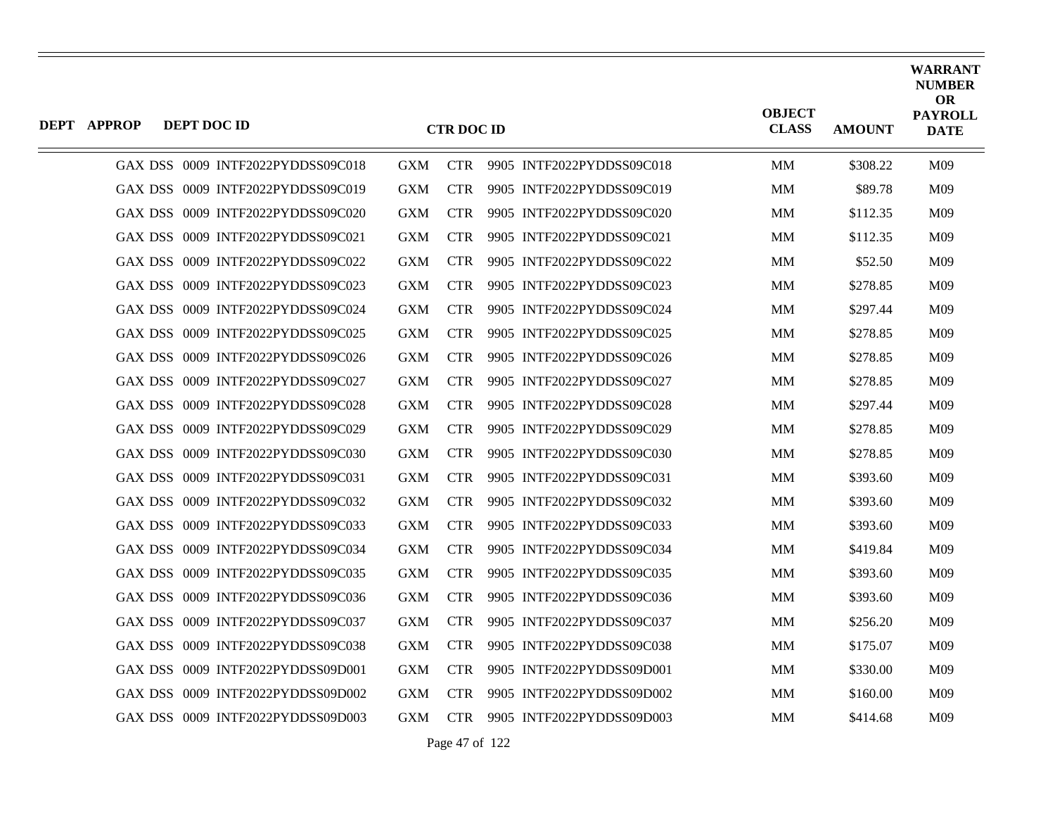| DEPT | APPROP | DEPT DOC ID | CTR DOC ID | OBJECT CLASS | AMOUNT | WARRANT NUMBER OR PAYROLL DATE |
|---|---|---|---|---|---|---|
| GAX | DSS | 0009 INTF2022PYDDSS09C018 | GXM CTR 9905 INTF2022PYDDSS09C018 | MM | $308.22 | M09 |
| GAX | DSS | 0009 INTF2022PYDDSS09C019 | GXM CTR 9905 INTF2022PYDDSS09C019 | MM | $89.78 | M09 |
| GAX | DSS | 0009 INTF2022PYDDSS09C020 | GXM CTR 9905 INTF2022PYDDSS09C020 | MM | $112.35 | M09 |
| GAX | DSS | 0009 INTF2022PYDDSS09C021 | GXM CTR 9905 INTF2022PYDDSS09C021 | MM | $112.35 | M09 |
| GAX | DSS | 0009 INTF2022PYDDSS09C022 | GXM CTR 9905 INTF2022PYDDSS09C022 | MM | $52.50 | M09 |
| GAX | DSS | 0009 INTF2022PYDDSS09C023 | GXM CTR 9905 INTF2022PYDDSS09C023 | MM | $278.85 | M09 |
| GAX | DSS | 0009 INTF2022PYDDSS09C024 | GXM CTR 9905 INTF2022PYDDSS09C024 | MM | $297.44 | M09 |
| GAX | DSS | 0009 INTF2022PYDDSS09C025 | GXM CTR 9905 INTF2022PYDDSS09C025 | MM | $278.85 | M09 |
| GAX | DSS | 0009 INTF2022PYDDSS09C026 | GXM CTR 9905 INTF2022PYDDSS09C026 | MM | $278.85 | M09 |
| GAX | DSS | 0009 INTF2022PYDDSS09C027 | GXM CTR 9905 INTF2022PYDDSS09C027 | MM | $278.85 | M09 |
| GAX | DSS | 0009 INTF2022PYDDSS09C028 | GXM CTR 9905 INTF2022PYDDSS09C028 | MM | $297.44 | M09 |
| GAX | DSS | 0009 INTF2022PYDDSS09C029 | GXM CTR 9905 INTF2022PYDDSS09C029 | MM | $278.85 | M09 |
| GAX | DSS | 0009 INTF2022PYDDSS09C030 | GXM CTR 9905 INTF2022PYDDSS09C030 | MM | $278.85 | M09 |
| GAX | DSS | 0009 INTF2022PYDDSS09C031 | GXM CTR 9905 INTF2022PYDDSS09C031 | MM | $393.60 | M09 |
| GAX | DSS | 0009 INTF2022PYDDSS09C032 | GXM CTR 9905 INTF2022PYDDSS09C032 | MM | $393.60 | M09 |
| GAX | DSS | 0009 INTF2022PYDDSS09C033 | GXM CTR 9905 INTF2022PYDDSS09C033 | MM | $393.60 | M09 |
| GAX | DSS | 0009 INTF2022PYDDSS09C034 | GXM CTR 9905 INTF2022PYDDSS09C034 | MM | $419.84 | M09 |
| GAX | DSS | 0009 INTF2022PYDDSS09C035 | GXM CTR 9905 INTF2022PYDDSS09C035 | MM | $393.60 | M09 |
| GAX | DSS | 0009 INTF2022PYDDSS09C036 | GXM CTR 9905 INTF2022PYDDSS09C036 | MM | $393.60 | M09 |
| GAX | DSS | 0009 INTF2022PYDDSS09C037 | GXM CTR 9905 INTF2022PYDDSS09C037 | MM | $256.20 | M09 |
| GAX | DSS | 0009 INTF2022PYDDSS09C038 | GXM CTR 9905 INTF2022PYDDSS09C038 | MM | $175.07 | M09 |
| GAX | DSS | 0009 INTF2022PYDDSS09D001 | GXM CTR 9905 INTF2022PYDDSS09D001 | MM | $330.00 | M09 |
| GAX | DSS | 0009 INTF2022PYDDSS09D002 | GXM CTR 9905 INTF2022PYDDSS09D002 | MM | $160.00 | M09 |
| GAX | DSS | 0009 INTF2022PYDDSS09D003 | GXM CTR 9905 INTF2022PYDDSS09D003 | MM | $414.68 | M09 |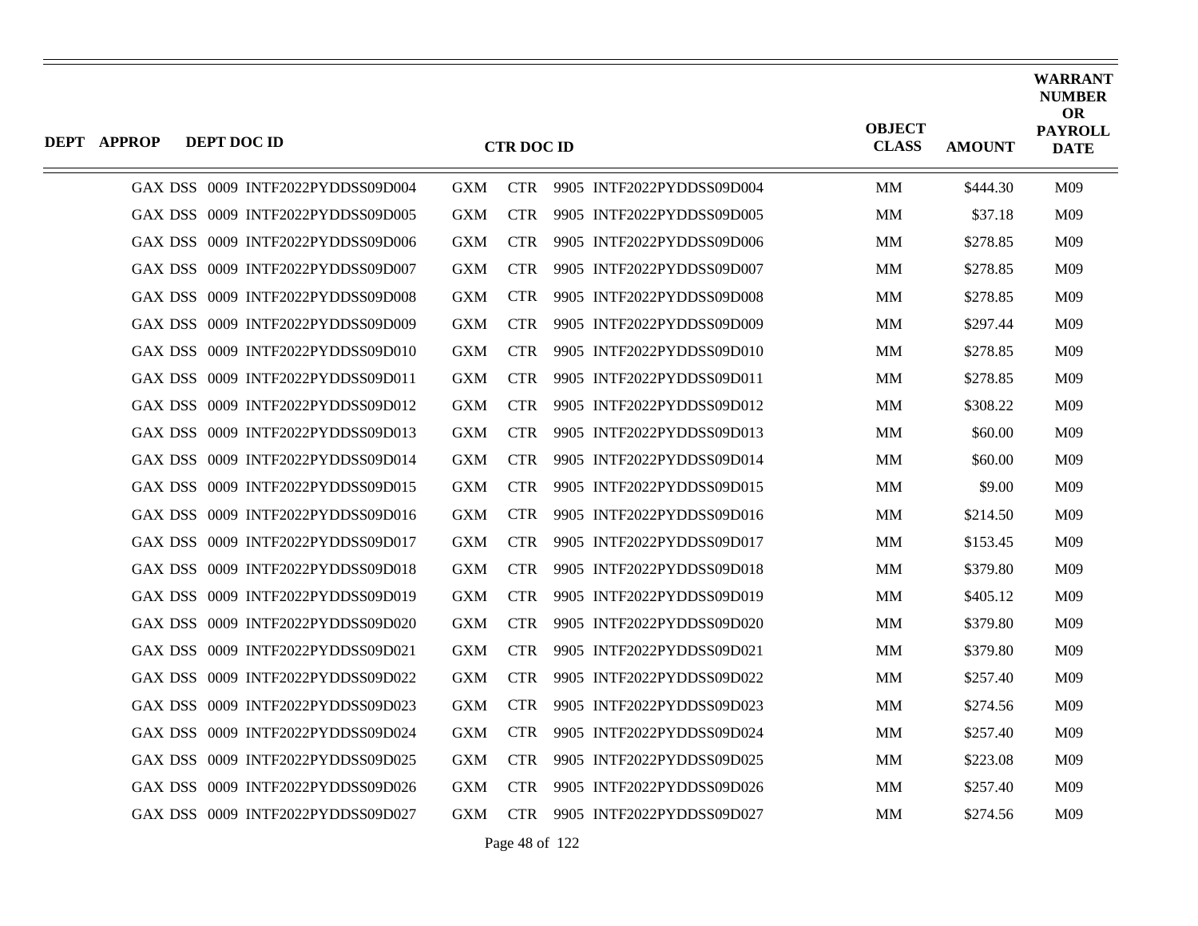| DEPT | APPROP | DEPT DOC ID | CTR DOC ID | OBJECT CLASS | AMOUNT | WARRANT NUMBER OR PAYROLL DATE |
|---|---|---|---|---|---|---|
| GAX | DSS | 0009 INTF2022PYDDSS09D004 | GXM CTR 9905 INTF2022PYDDSS09D004 | MM | $444.30 | M09 |
| GAX | DSS | 0009 INTF2022PYDDSS09D005 | GXM CTR 9905 INTF2022PYDDSS09D005 | MM | $37.18 | M09 |
| GAX | DSS | 0009 INTF2022PYDDSS09D006 | GXM CTR 9905 INTF2022PYDDSS09D006 | MM | $278.85 | M09 |
| GAX | DSS | 0009 INTF2022PYDDSS09D007 | GXM CTR 9905 INTF2022PYDDSS09D007 | MM | $278.85 | M09 |
| GAX | DSS | 0009 INTF2022PYDDSS09D008 | GXM CTR 9905 INTF2022PYDDSS09D008 | MM | $278.85 | M09 |
| GAX | DSS | 0009 INTF2022PYDDSS09D009 | GXM CTR 9905 INTF2022PYDDSS09D009 | MM | $297.44 | M09 |
| GAX | DSS | 0009 INTF2022PYDDSS09D010 | GXM CTR 9905 INTF2022PYDDSS09D010 | MM | $278.85 | M09 |
| GAX | DSS | 0009 INTF2022PYDDSS09D011 | GXM CTR 9905 INTF2022PYDDSS09D011 | MM | $278.85 | M09 |
| GAX | DSS | 0009 INTF2022PYDDSS09D012 | GXM CTR 9905 INTF2022PYDDSS09D012 | MM | $308.22 | M09 |
| GAX | DSS | 0009 INTF2022PYDDSS09D013 | GXM CTR 9905 INTF2022PYDDSS09D013 | MM | $60.00 | M09 |
| GAX | DSS | 0009 INTF2022PYDDSS09D014 | GXM CTR 9905 INTF2022PYDDSS09D014 | MM | $60.00 | M09 |
| GAX | DSS | 0009 INTF2022PYDDSS09D015 | GXM CTR 9905 INTF2022PYDDSS09D015 | MM | $9.00 | M09 |
| GAX | DSS | 0009 INTF2022PYDDSS09D016 | GXM CTR 9905 INTF2022PYDDSS09D016 | MM | $214.50 | M09 |
| GAX | DSS | 0009 INTF2022PYDDSS09D017 | GXM CTR 9905 INTF2022PYDDSS09D017 | MM | $153.45 | M09 |
| GAX | DSS | 0009 INTF2022PYDDSS09D018 | GXM CTR 9905 INTF2022PYDDSS09D018 | MM | $379.80 | M09 |
| GAX | DSS | 0009 INTF2022PYDDSS09D019 | GXM CTR 9905 INTF2022PYDDSS09D019 | MM | $405.12 | M09 |
| GAX | DSS | 0009 INTF2022PYDDSS09D020 | GXM CTR 9905 INTF2022PYDDSS09D020 | MM | $379.80 | M09 |
| GAX | DSS | 0009 INTF2022PYDDSS09D021 | GXM CTR 9905 INTF2022PYDDSS09D021 | MM | $379.80 | M09 |
| GAX | DSS | 0009 INTF2022PYDDSS09D022 | GXM CTR 9905 INTF2022PYDDSS09D022 | MM | $257.40 | M09 |
| GAX | DSS | 0009 INTF2022PYDDSS09D023 | GXM CTR 9905 INTF2022PYDDSS09D023 | MM | $274.56 | M09 |
| GAX | DSS | 0009 INTF2022PYDDSS09D024 | GXM CTR 9905 INTF2022PYDDSS09D024 | MM | $257.40 | M09 |
| GAX | DSS | 0009 INTF2022PYDDSS09D025 | GXM CTR 9905 INTF2022PYDDSS09D025 | MM | $223.08 | M09 |
| GAX | DSS | 0009 INTF2022PYDDSS09D026 | GXM CTR 9905 INTF2022PYDDSS09D026 | MM | $257.40 | M09 |
| GAX | DSS | 0009 INTF2022PYDDSS09D027 | GXM CTR 9905 INTF2022PYDDSS09D027 | MM | $274.56 | M09 |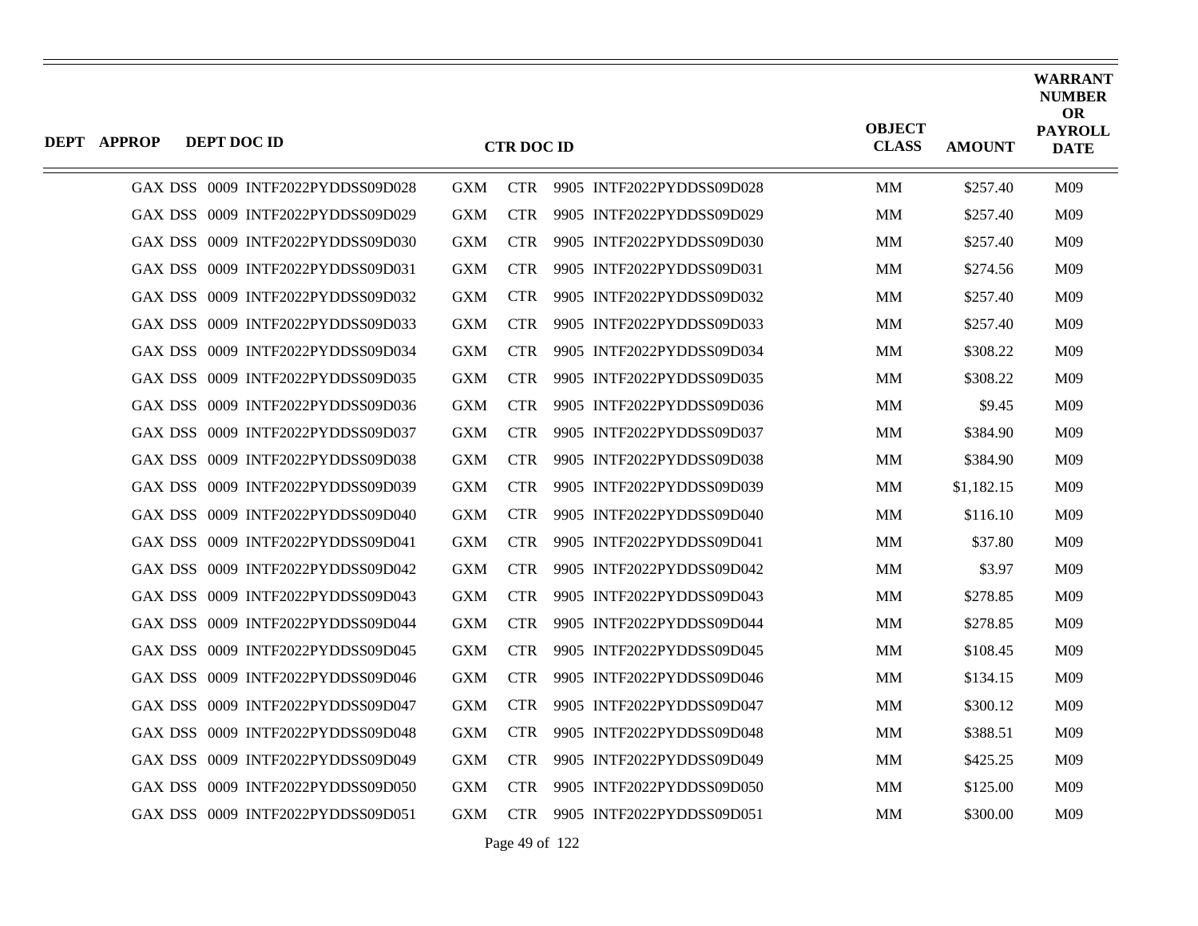| DEPT | APPROP | DEPT DOC ID | CTR DOC ID | OBJECT CLASS | AMOUNT | WARRANT NUMBER OR PAYROLL DATE |
|---|---|---|---|---|---|---|
| GAX | DSS 0009 | INTF2022PYDDSS09D028 | GXM CTR 9905 INTF2022PYDDSS09D028 | MM | $257.40 | M09 |
| GAX | DSS 0009 | INTF2022PYDDSS09D029 | GXM CTR 9905 INTF2022PYDDSS09D029 | MM | $257.40 | M09 |
| GAX | DSS 0009 | INTF2022PYDDSS09D030 | GXM CTR 9905 INTF2022PYDDSS09D030 | MM | $257.40 | M09 |
| GAX | DSS 0009 | INTF2022PYDDSS09D031 | GXM CTR 9905 INTF2022PYDDSS09D031 | MM | $274.56 | M09 |
| GAX | DSS 0009 | INTF2022PYDDSS09D032 | GXM CTR 9905 INTF2022PYDDSS09D032 | MM | $257.40 | M09 |
| GAX | DSS 0009 | INTF2022PYDDSS09D033 | GXM CTR 9905 INTF2022PYDDSS09D033 | MM | $257.40 | M09 |
| GAX | DSS 0009 | INTF2022PYDDSS09D034 | GXM CTR 9905 INTF2022PYDDSS09D034 | MM | $308.22 | M09 |
| GAX | DSS 0009 | INTF2022PYDDSS09D035 | GXM CTR 9905 INTF2022PYDDSS09D035 | MM | $308.22 | M09 |
| GAX | DSS 0009 | INTF2022PYDDSS09D036 | GXM CTR 9905 INTF2022PYDDSS09D036 | MM | $9.45 | M09 |
| GAX | DSS 0009 | INTF2022PYDDSS09D037 | GXM CTR 9905 INTF2022PYDDSS09D037 | MM | $384.90 | M09 |
| GAX | DSS 0009 | INTF2022PYDDSS09D038 | GXM CTR 9905 INTF2022PYDDSS09D038 | MM | $384.90 | M09 |
| GAX | DSS 0009 | INTF2022PYDDSS09D039 | GXM CTR 9905 INTF2022PYDDSS09D039 | MM | $1,182.15 | M09 |
| GAX | DSS 0009 | INTF2022PYDDSS09D040 | GXM CTR 9905 INTF2022PYDDSS09D040 | MM | $116.10 | M09 |
| GAX | DSS 0009 | INTF2022PYDDSS09D041 | GXM CTR 9905 INTF2022PYDDSS09D041 | MM | $37.80 | M09 |
| GAX | DSS 0009 | INTF2022PYDDSS09D042 | GXM CTR 9905 INTF2022PYDDSS09D042 | MM | $3.97 | M09 |
| GAX | DSS 0009 | INTF2022PYDDSS09D043 | GXM CTR 9905 INTF2022PYDDSS09D043 | MM | $278.85 | M09 |
| GAX | DSS 0009 | INTF2022PYDDSS09D044 | GXM CTR 9905 INTF2022PYDDSS09D044 | MM | $278.85 | M09 |
| GAX | DSS 0009 | INTF2022PYDDSS09D045 | GXM CTR 9905 INTF2022PYDDSS09D045 | MM | $108.45 | M09 |
| GAX | DSS 0009 | INTF2022PYDDSS09D046 | GXM CTR 9905 INTF2022PYDDSS09D046 | MM | $134.15 | M09 |
| GAX | DSS 0009 | INTF2022PYDDSS09D047 | GXM CTR 9905 INTF2022PYDDSS09D047 | MM | $300.12 | M09 |
| GAX | DSS 0009 | INTF2022PYDDSS09D048 | GXM CTR 9905 INTF2022PYDDSS09D048 | MM | $388.51 | M09 |
| GAX | DSS 0009 | INTF2022PYDDSS09D049 | GXM CTR 9905 INTF2022PYDDSS09D049 | MM | $425.25 | M09 |
| GAX | DSS 0009 | INTF2022PYDDSS09D050 | GXM CTR 9905 INTF2022PYDDSS09D050 | MM | $125.00 | M09 |
| GAX | DSS 0009 | INTF2022PYDDSS09D051 | GXM CTR 9905 INTF2022PYDDSS09D051 | MM | $300.00 | M09 |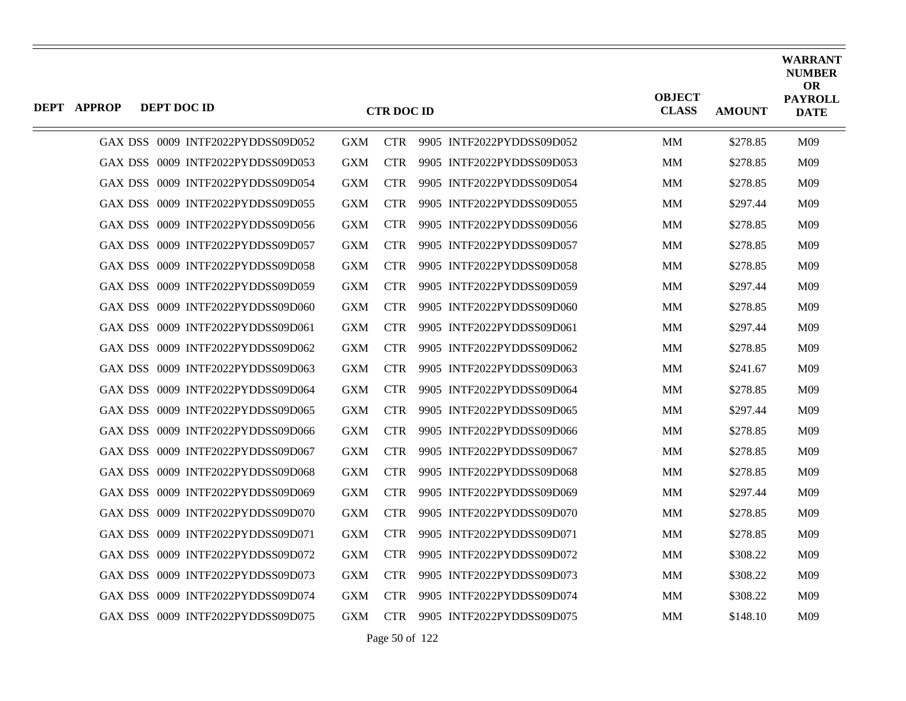| DEPT | APPROP | DEPT DOC ID | CTR DOC ID | OBJECT CLASS | AMOUNT | WARRANT NUMBER OR PAYROLL DATE |
|---|---|---|---|---|---|---|
| GAX DSS | 0009 | INTF2022PYDDSS09D052 | GXM CTR 9905 INTF2022PYDDSS09D052 | MM | $278.85 | M09 |
| GAX DSS | 0009 | INTF2022PYDDSS09D053 | GXM CTR 9905 INTF2022PYDDSS09D053 | MM | $278.85 | M09 |
| GAX DSS | 0009 | INTF2022PYDDSS09D054 | GXM CTR 9905 INTF2022PYDDSS09D054 | MM | $278.85 | M09 |
| GAX DSS | 0009 | INTF2022PYDDSS09D055 | GXM CTR 9905 INTF2022PYDDSS09D055 | MM | $297.44 | M09 |
| GAX DSS | 0009 | INTF2022PYDDSS09D056 | GXM CTR 9905 INTF2022PYDDSS09D056 | MM | $278.85 | M09 |
| GAX DSS | 0009 | INTF2022PYDDSS09D057 | GXM CTR 9905 INTF2022PYDDSS09D057 | MM | $278.85 | M09 |
| GAX DSS | 0009 | INTF2022PYDDSS09D058 | GXM CTR 9905 INTF2022PYDDSS09D058 | MM | $278.85 | M09 |
| GAX DSS | 0009 | INTF2022PYDDSS09D059 | GXM CTR 9905 INTF2022PYDDSS09D059 | MM | $297.44 | M09 |
| GAX DSS | 0009 | INTF2022PYDDSS09D060 | GXM CTR 9905 INTF2022PYDDSS09D060 | MM | $278.85 | M09 |
| GAX DSS | 0009 | INTF2022PYDDSS09D061 | GXM CTR 9905 INTF2022PYDDSS09D061 | MM | $297.44 | M09 |
| GAX DSS | 0009 | INTF2022PYDDSS09D062 | GXM CTR 9905 INTF2022PYDDSS09D062 | MM | $278.85 | M09 |
| GAX DSS | 0009 | INTF2022PYDDSS09D063 | GXM CTR 9905 INTF2022PYDDSS09D063 | MM | $241.67 | M09 |
| GAX DSS | 0009 | INTF2022PYDDSS09D064 | GXM CTR 9905 INTF2022PYDDSS09D064 | MM | $278.85 | M09 |
| GAX DSS | 0009 | INTF2022PYDDSS09D065 | GXM CTR 9905 INTF2022PYDDSS09D065 | MM | $297.44 | M09 |
| GAX DSS | 0009 | INTF2022PYDDSS09D066 | GXM CTR 9905 INTF2022PYDDSS09D066 | MM | $278.85 | M09 |
| GAX DSS | 0009 | INTF2022PYDDSS09D067 | GXM CTR 9905 INTF2022PYDDSS09D067 | MM | $278.85 | M09 |
| GAX DSS | 0009 | INTF2022PYDDSS09D068 | GXM CTR 9905 INTF2022PYDDSS09D068 | MM | $278.85 | M09 |
| GAX DSS | 0009 | INTF2022PYDDSS09D069 | GXM CTR 9905 INTF2022PYDDSS09D069 | MM | $297.44 | M09 |
| GAX DSS | 0009 | INTF2022PYDDSS09D070 | GXM CTR 9905 INTF2022PYDDSS09D070 | MM | $278.85 | M09 |
| GAX DSS | 0009 | INTF2022PYDDSS09D071 | GXM CTR 9905 INTF2022PYDDSS09D071 | MM | $278.85 | M09 |
| GAX DSS | 0009 | INTF2022PYDDSS09D072 | GXM CTR 9905 INTF2022PYDDSS09D072 | MM | $308.22 | M09 |
| GAX DSS | 0009 | INTF2022PYDDSS09D073 | GXM CTR 9905 INTF2022PYDDSS09D073 | MM | $308.22 | M09 |
| GAX DSS | 0009 | INTF2022PYDDSS09D074 | GXM CTR 9905 INTF2022PYDDSS09D074 | MM | $308.22 | M09 |
| GAX DSS | 0009 | INTF2022PYDDSS09D075 | GXM CTR 9905 INTF2022PYDDSS09D075 | MM | $148.10 | M09 |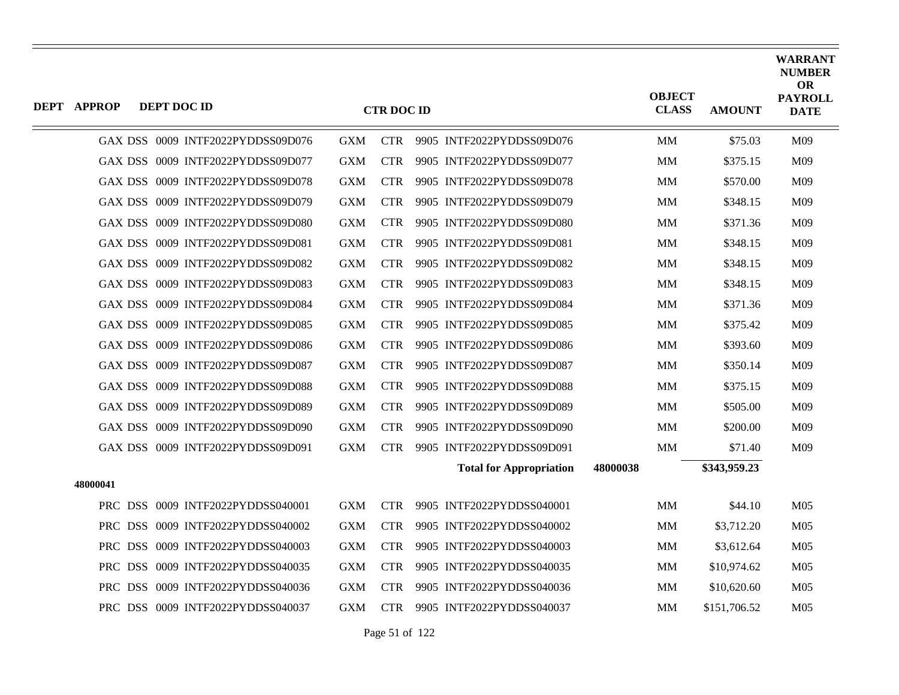| DEPT | APPROP | DEPT DOC ID | CTR DOC ID | | | | OBJECT CLASS | AMOUNT | WARRANT NUMBER OR PAYROLL DATE |
|---|---|---|---|---|---|---|---|---|---|
| | | GAX DSS 0009 INTF2022PYDDSS09D076 | GXM | CTR | 9905 INTF2022PYDDSS09D076 | | MM | $75.03 | M09 |
| | | GAX DSS 0009 INTF2022PYDDSS09D077 | GXM | CTR | 9905 INTF2022PYDDSS09D077 | | MM | $375.15 | M09 |
| | | GAX DSS 0009 INTF2022PYDDSS09D078 | GXM | CTR | 9905 INTF2022PYDDSS09D078 | | MM | $570.00 | M09 |
| | | GAX DSS 0009 INTF2022PYDDSS09D079 | GXM | CTR | 9905 INTF2022PYDDSS09D079 | | MM | $348.15 | M09 |
| | | GAX DSS 0009 INTF2022PYDDSS09D080 | GXM | CTR | 9905 INTF2022PYDDSS09D080 | | MM | $371.36 | M09 |
| | | GAX DSS 0009 INTF2022PYDDSS09D081 | GXM | CTR | 9905 INTF2022PYDDSS09D081 | | MM | $348.15 | M09 |
| | | GAX DSS 0009 INTF2022PYDDSS09D082 | GXM | CTR | 9905 INTF2022PYDDSS09D082 | | MM | $348.15 | M09 |
| | | GAX DSS 0009 INTF2022PYDDSS09D083 | GXM | CTR | 9905 INTF2022PYDDSS09D083 | | MM | $348.15 | M09 |
| | | GAX DSS 0009 INTF2022PYDDSS09D084 | GXM | CTR | 9905 INTF2022PYDDSS09D084 | | MM | $371.36 | M09 |
| | | GAX DSS 0009 INTF2022PYDDSS09D085 | GXM | CTR | 9905 INTF2022PYDDSS09D085 | | MM | $375.42 | M09 |
| | | GAX DSS 0009 INTF2022PYDDSS09D086 | GXM | CTR | 9905 INTF2022PYDDSS09D086 | | MM | $393.60 | M09 |
| | | GAX DSS 0009 INTF2022PYDDSS09D087 | GXM | CTR | 9905 INTF2022PYDDSS09D087 | | MM | $350.14 | M09 |
| | | GAX DSS 0009 INTF2022PYDDSS09D088 | GXM | CTR | 9905 INTF2022PYDDSS09D088 | | MM | $375.15 | M09 |
| | | GAX DSS 0009 INTF2022PYDDSS09D089 | GXM | CTR | 9905 INTF2022PYDDSS09D089 | | MM | $505.00 | M09 |
| | | GAX DSS 0009 INTF2022PYDDSS09D090 | GXM | CTR | 9905 INTF2022PYDDSS09D090 | | MM | $200.00 | M09 |
| | | GAX DSS 0009 INTF2022PYDDSS09D091 | GXM | CTR | 9905 INTF2022PYDDSS09D091 | | MM | $71.40 | M09 |
| | | | | | **Total for Appropriation** | **48000038** | | **$343,959.23** | |
| | **48000041** | | | | | | | | |
| | | PRC DSS 0009 INTF2022PYDDSS040001 | GXM | CTR | 9905 INTF2022PYDDSS040001 | | MM | $44.10 | M05 |
| | | PRC DSS 0009 INTF2022PYDDSS040002 | GXM | CTR | 9905 INTF2022PYDDSS040002 | | MM | $3,712.20 | M05 |
| | | PRC DSS 0009 INTF2022PYDDSS040003 | GXM | CTR | 9905 INTF2022PYDDSS040003 | | MM | $3,612.64 | M05 |
| | | PRC DSS 0009 INTF2022PYDDSS040035 | GXM | CTR | 9905 INTF2022PYDDSS040035 | | MM | $10,974.62 | M05 |
| | | PRC DSS 0009 INTF2022PYDDSS040036 | GXM | CTR | 9905 INTF2022PYDDSS040036 | | MM | $10,620.60 | M05 |
| | | PRC DSS 0009 INTF2022PYDDSS040037 | GXM | CTR | 9905 INTF2022PYDDSS040037 | | MM | $151,706.52 | M05 |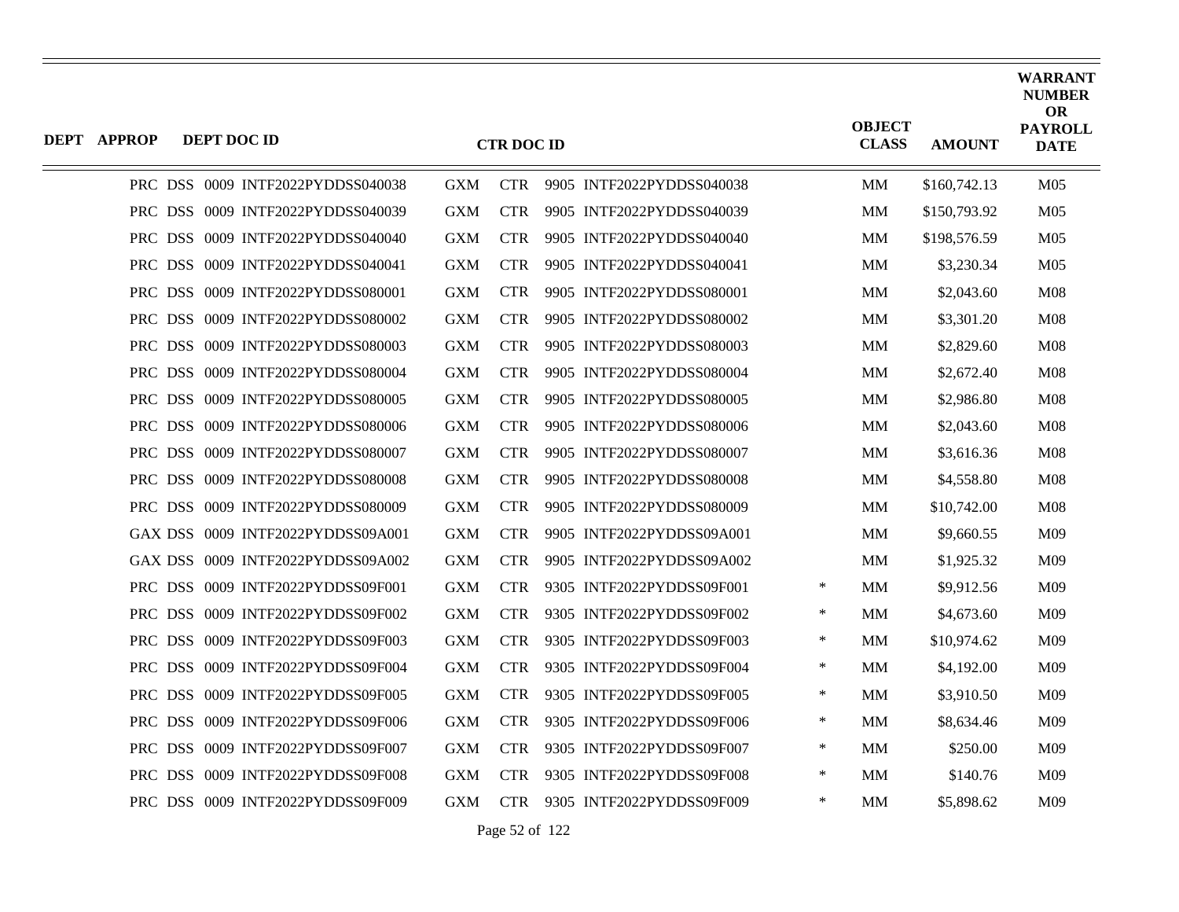| DEPT | APPROP | DEPT DOC ID | CTR DOC ID | | OBJECT CLASS | AMOUNT | WARRANT NUMBER OR PAYROLL DATE |
|---|---|---|---|---|---|---|---|
| PRC | DSS | 0009 INTF2022PYDDSS040038 | GXM CTR 9905 INTF2022PYDDSS040038 | | MM | $160,742.13 | M05 |
| PRC | DSS | 0009 INTF2022PYDDSS040039 | GXM CTR 9905 INTF2022PYDDSS040039 | | MM | $150,793.92 | M05 |
| PRC | DSS | 0009 INTF2022PYDDSS040040 | GXM CTR 9905 INTF2022PYDDSS040040 | | MM | $198,576.59 | M05 |
| PRC | DSS | 0009 INTF2022PYDDSS040041 | GXM CTR 9905 INTF2022PYDDSS040041 | | MM | $3,230.34 | M05 |
| PRC | DSS | 0009 INTF2022PYDDSS080001 | GXM CTR 9905 INTF2022PYDDSS080001 | | MM | $2,043.60 | M08 |
| PRC | DSS | 0009 INTF2022PYDDSS080002 | GXM CTR 9905 INTF2022PYDDSS080002 | | MM | $3,301.20 | M08 |
| PRC | DSS | 0009 INTF2022PYDDSS080003 | GXM CTR 9905 INTF2022PYDDSS080003 | | MM | $2,829.60 | M08 |
| PRC | DSS | 0009 INTF2022PYDDSS080004 | GXM CTR 9905 INTF2022PYDDSS080004 | | MM | $2,672.40 | M08 |
| PRC | DSS | 0009 INTF2022PYDDSS080005 | GXM CTR 9905 INTF2022PYDDSS080005 | | MM | $2,986.80 | M08 |
| PRC | DSS | 0009 INTF2022PYDDSS080006 | GXM CTR 9905 INTF2022PYDDSS080006 | | MM | $2,043.60 | M08 |
| PRC | DSS | 0009 INTF2022PYDDSS080007 | GXM CTR 9905 INTF2022PYDDSS080007 | | MM | $3,616.36 | M08 |
| PRC | DSS | 0009 INTF2022PYDDSS080008 | GXM CTR 9905 INTF2022PYDDSS080008 | | MM | $4,558.80 | M08 |
| PRC | DSS | 0009 INTF2022PYDDSS080009 | GXM CTR 9905 INTF2022PYDDSS080009 | | MM | $10,742.00 | M08 |
| GAX | DSS | 0009 INTF2022PYDDSS09A001 | GXM CTR 9905 INTF2022PYDDSS09A001 | | MM | $9,660.55 | M09 |
| GAX | DSS | 0009 INTF2022PYDDSS09A002 | GXM CTR 9905 INTF2022PYDDSS09A002 | | MM | $1,925.32 | M09 |
| PRC | DSS | 0009 INTF2022PYDDSS09F001 | GXM CTR 9305 INTF2022PYDDSS09F001 | * | MM | $9,912.56 | M09 |
| PRC | DSS | 0009 INTF2022PYDDSS09F002 | GXM CTR 9305 INTF2022PYDDSS09F002 | * | MM | $4,673.60 | M09 |
| PRC | DSS | 0009 INTF2022PYDDSS09F003 | GXM CTR 9305 INTF2022PYDDSS09F003 | * | MM | $10,974.62 | M09 |
| PRC | DSS | 0009 INTF2022PYDDSS09F004 | GXM CTR 9305 INTF2022PYDDSS09F004 | * | MM | $4,192.00 | M09 |
| PRC | DSS | 0009 INTF2022PYDDSS09F005 | GXM CTR 9305 INTF2022PYDDSS09F005 | * | MM | $3,910.50 | M09 |
| PRC | DSS | 0009 INTF2022PYDDSS09F006 | GXM CTR 9305 INTF2022PYDDSS09F006 | * | MM | $8,634.46 | M09 |
| PRC | DSS | 0009 INTF2022PYDDSS09F007 | GXM CTR 9305 INTF2022PYDDSS09F007 | * | MM | $250.00 | M09 |
| PRC | DSS | 0009 INTF2022PYDDSS09F008 | GXM CTR 9305 INTF2022PYDDSS09F008 | * | MM | $140.76 | M09 |
| PRC | DSS | 0009 INTF2022PYDDSS09F009 | GXM CTR 9305 INTF2022PYDDSS09F009 | * | MM | $5,898.62 | M09 |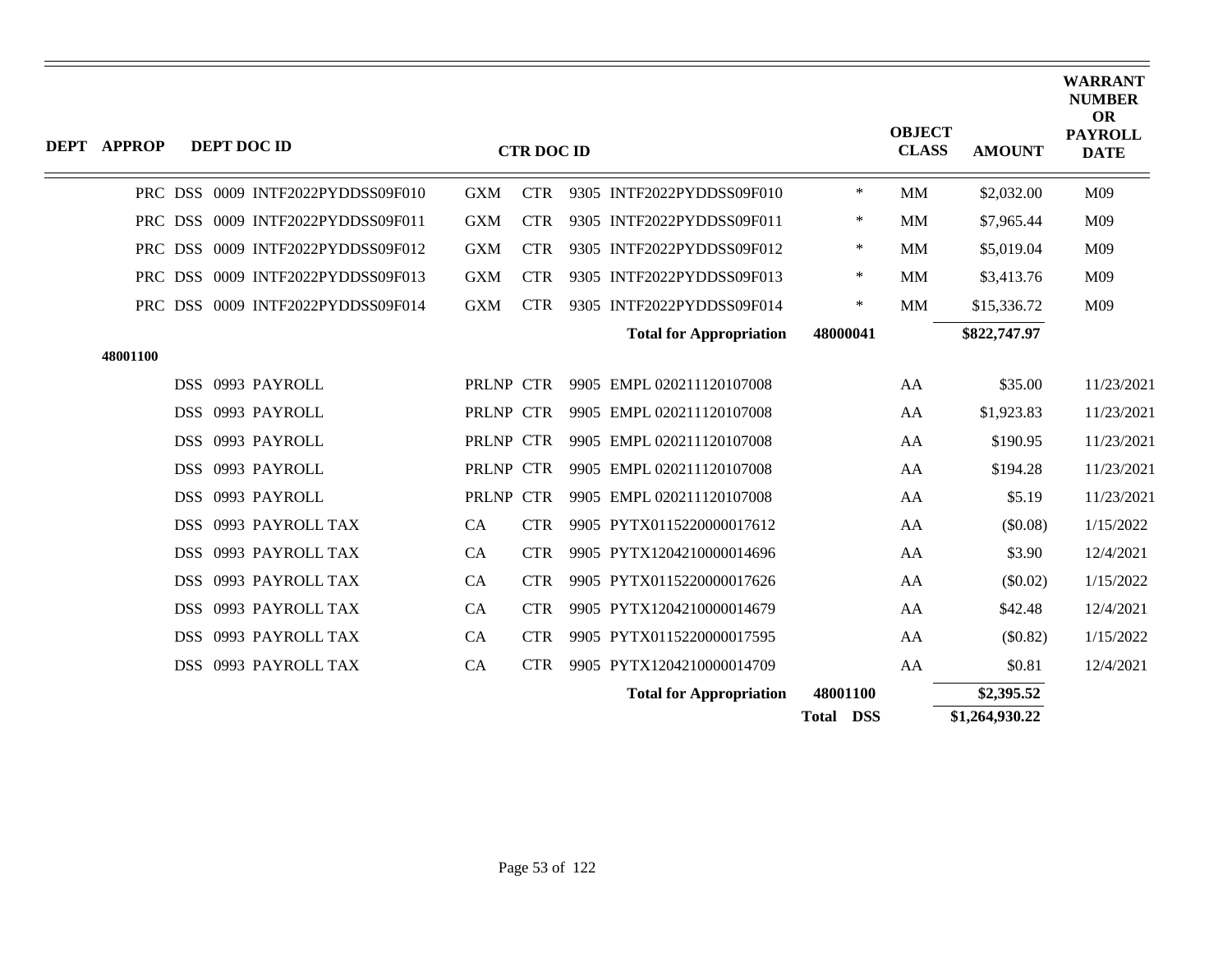| DEPT | APPROP | DEPT DOC ID | CTR DOC ID | | OBJECT CLASS | AMOUNT | WARRANT NUMBER OR PAYROLL DATE |
|---|---|---|---|---|---|---|---|
| | | PRC DSS 0009 INTF2022PYDDSS09F010 | GXM CTR 9305 INTF2022PYDDSS09F010 | * | MM | $2,032.00 | M09 |
| | | PRC DSS 0009 INTF2022PYDDSS09F011 | GXM CTR 9305 INTF2022PYDDSS09F011 | * | MM | $7,965.44 | M09 |
| | | PRC DSS 0009 INTF2022PYDDSS09F012 | GXM CTR 9305 INTF2022PYDDSS09F012 | * | MM | $5,019.04 | M09 |
| | | PRC DSS 0009 INTF2022PYDDSS09F013 | GXM CTR 9305 INTF2022PYDDSS09F013 | * | MM | $3,413.76 | M09 |
| | | PRC DSS 0009 INTF2022PYDDSS09F014 | GXM CTR 9305 INTF2022PYDDSS09F014 | * | MM | $15,336.72 | M09 |
| | | | **Total for Appropriation** | **48000041** | | **$822,747.97** | |
| | **48001100** | | | | | | |
| | | DSS 0993 PAYROLL | PRLNP CTR 9905 EMPL 020211120107008 | | AA | $35.00 | 11/23/2021 |
| | | DSS 0993 PAYROLL | PRLNP CTR 9905 EMPL 020211120107008 | | AA | $1,923.83 | 11/23/2021 |
| | | DSS 0993 PAYROLL | PRLNP CTR 9905 EMPL 020211120107008 | | AA | $190.95 | 11/23/2021 |
| | | DSS 0993 PAYROLL | PRLNP CTR 9905 EMPL 020211120107008 | | AA | $194.28 | 11/23/2021 |
| | | DSS 0993 PAYROLL | PRLNP CTR 9905 EMPL 020211120107008 | | AA | $5.19 | 11/23/2021 |
| | | DSS 0993 PAYROLL TAX | CA CTR 9905 PYTX0115220000017612 | | AA | ($0.08) | 1/15/2022 |
| | | DSS 0993 PAYROLL TAX | CA CTR 9905 PYTX1204210000014696 | | AA | $3.90 | 12/4/2021 |
| | | DSS 0993 PAYROLL TAX | CA CTR 9905 PYTX0115220000017626 | | AA | ($0.02) | 1/15/2022 |
| | | DSS 0993 PAYROLL TAX | CA CTR 9905 PYTX1204210000014679 | | AA | $42.48 | 12/4/2021 |
| | | DSS 0993 PAYROLL TAX | CA CTR 9905 PYTX0115220000017595 | | AA | ($0.82) | 1/15/2022 |
| | | DSS 0993 PAYROLL TAX | CA CTR 9905 PYTX1204210000014709 | | AA | $0.81 | 12/4/2021 |
| | | | **Total for Appropriation** | **48001100** | | **$2,395.52** | |
| | | | | **Total DSS** | | **$1,264,930.22** | |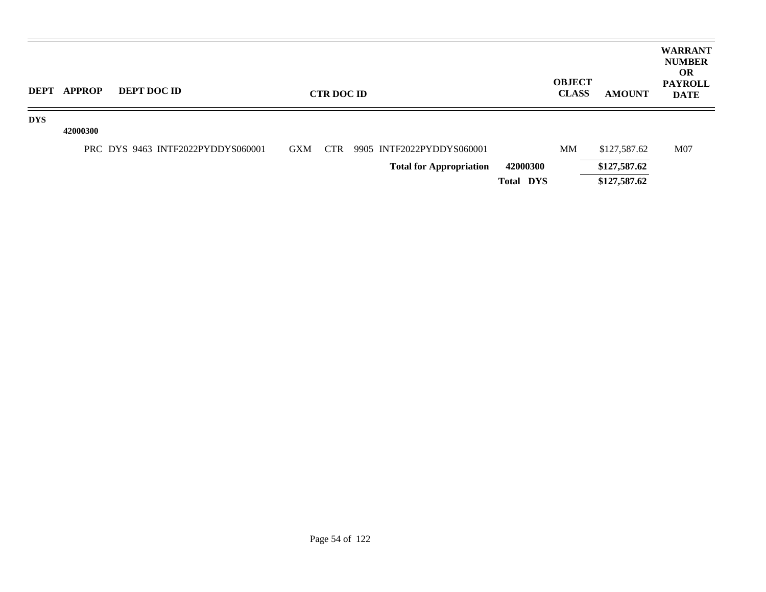| DEPT | APPROP | DEPT DOC ID | CTR DOC ID | | OBJECT CLASS | AMOUNT | WARRANT NUMBER OR PAYROLL DATE |
|---|---|---|---|---|---|---|---|
| DYS | | | | | | | |
| | 42000300 | | | | | | |
| | | PRC DYS 9463 INTF2022PYDDYS060001 | GXM CTR 9905 INTF2022PYDDYS060001 | | MM | $127,587.62 | M07 |
| | | | **Total for Appropriation** | **42000300** | | **$127,587.62** | |
| | | | | **Total DYS** | | **$127,587.62** | |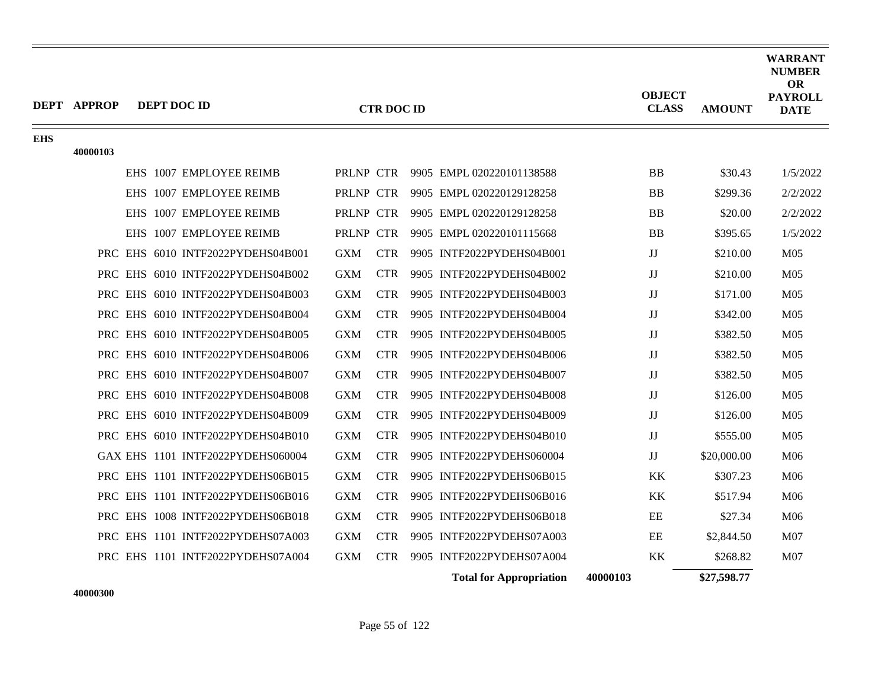| DEPT | APPROP | DEPT DOC ID | CTR DOC ID | OBJECT CLASS | AMOUNT | WARRANT NUMBER OR PAYROLL DATE |
|---|---|---|---|---|---|---|
| EHS | | | | | | |
| | 40000103 | | | | | |
| | | EHS 1007 EMPLOYEE REIMB | PRLNP CTR 9905 EMPL 020220101138588 | BB | $30.43 | 1/5/2022 |
| | | EHS 1007 EMPLOYEE REIMB | PRLNP CTR 9905 EMPL 020220129128258 | BB | $299.36 | 2/2/2022 |
| | | EHS 1007 EMPLOYEE REIMB | PRLNP CTR 9905 EMPL 020220129128258 | BB | $20.00 | 2/2/2022 |
| | | EHS 1007 EMPLOYEE REIMB | PRLNP CTR 9905 EMPL 020220101115668 | BB | $395.65 | 1/5/2022 |
| | | PRC EHS 6010 INTF2022PYDEHS04B001 | GXM CTR 9905 INTF2022PYDEHS04B001 | JJ | $210.00 | M05 |
| | | PRC EHS 6010 INTF2022PYDEHS04B002 | GXM CTR 9905 INTF2022PYDEHS04B002 | JJ | $210.00 | M05 |
| | | PRC EHS 6010 INTF2022PYDEHS04B003 | GXM CTR 9905 INTF2022PYDEHS04B003 | JJ | $171.00 | M05 |
| | | PRC EHS 6010 INTF2022PYDEHS04B004 | GXM CTR 9905 INTF2022PYDEHS04B004 | JJ | $342.00 | M05 |
| | | PRC EHS 6010 INTF2022PYDEHS04B005 | GXM CTR 9905 INTF2022PYDEHS04B005 | JJ | $382.50 | M05 |
| | | PRC EHS 6010 INTF2022PYDEHS04B006 | GXM CTR 9905 INTF2022PYDEHS04B006 | JJ | $382.50 | M05 |
| | | PRC EHS 6010 INTF2022PYDEHS04B007 | GXM CTR 9905 INTF2022PYDEHS04B007 | JJ | $382.50 | M05 |
| | | PRC EHS 6010 INTF2022PYDEHS04B008 | GXM CTR 9905 INTF2022PYDEHS04B008 | JJ | $126.00 | M05 |
| | | PRC EHS 6010 INTF2022PYDEHS04B009 | GXM CTR 9905 INTF2022PYDEHS04B009 | JJ | $126.00 | M05 |
| | | PRC EHS 6010 INTF2022PYDEHS04B010 | GXM CTR 9905 INTF2022PYDEHS04B010 | JJ | $555.00 | M05 |
| | | GAX EHS 1101 INTF2022PYDEHS060004 | GXM CTR 9905 INTF2022PYDEHS060004 | JJ | $20,000.00 | M06 |
| | | PRC EHS 1101 INTF2022PYDEHS06B015 | GXM CTR 9905 INTF2022PYDEHS06B015 | KK | $307.23 | M06 |
| | | PRC EHS 1101 INTF2022PYDEHS06B016 | GXM CTR 9905 INTF2022PYDEHS06B016 | KK | $517.94 | M06 |
| | | PRC EHS 1008 INTF2022PYDEHS06B018 | GXM CTR 9905 INTF2022PYDEHS06B018 | EE | $27.34 | M06 |
| | | PRC EHS 1101 INTF2022PYDEHS07A003 | GXM CTR 9905 INTF2022PYDEHS07A003 | EE | $2,844.50 | M07 |
| | | PRC EHS 1101 INTF2022PYDEHS07A004 | GXM CTR 9905 INTF2022PYDEHS07A004 | KK | $268.82 | M07 |
| | | | **Total for Appropriation** 40000103 | | **$27,598.77** | |
| | 40000300 | | | | | |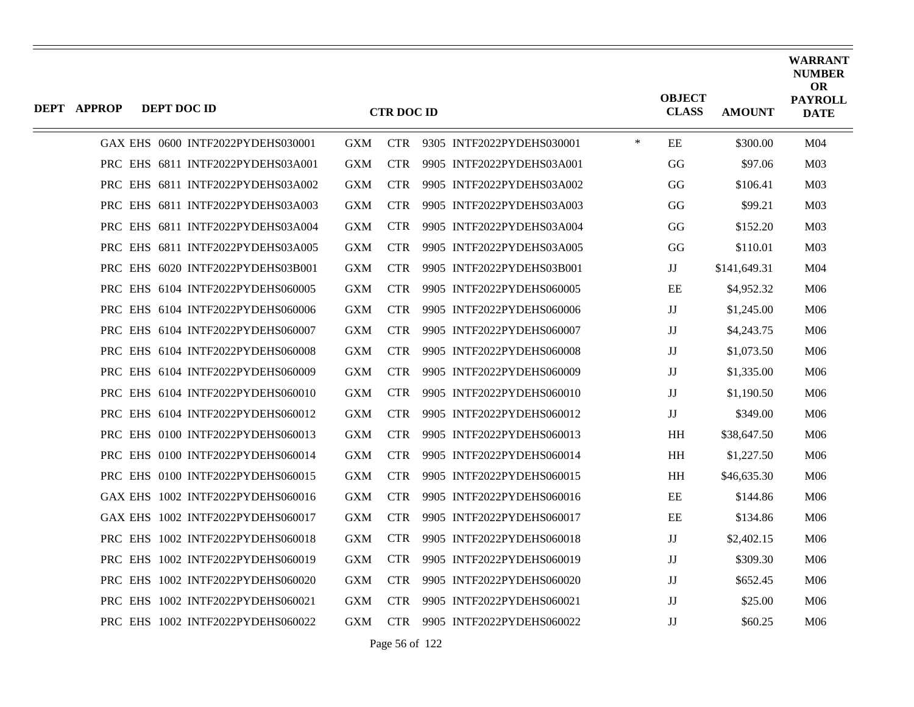| DEPT | APPROP | DEPT DOC ID | CTR DOC ID | | OBJECT CLASS | AMOUNT | WARRANT NUMBER OR PAYROLL DATE |
|---|---|---|---|---|---|---|---|
| GAX EHS | 0600 | INTF2022PYDEHS030001 | GXM CTR 9305 INTF2022PYDEHS030001 | * | EE | $300.00 | M04 |
| PRC EHS | 6811 | INTF2022PYDEHS03A001 | GXM CTR 9905 INTF2022PYDEHS03A001 | | GG | $97.06 | M03 |
| PRC EHS | 6811 | INTF2022PYDEHS03A002 | GXM CTR 9905 INTF2022PYDEHS03A002 | | GG | $106.41 | M03 |
| PRC EHS | 6811 | INTF2022PYDEHS03A003 | GXM CTR 9905 INTF2022PYDEHS03A003 | | GG | $99.21 | M03 |
| PRC EHS | 6811 | INTF2022PYDEHS03A004 | GXM CTR 9905 INTF2022PYDEHS03A004 | | GG | $152.20 | M03 |
| PRC EHS | 6811 | INTF2022PYDEHS03A005 | GXM CTR 9905 INTF2022PYDEHS03A005 | | GG | $110.01 | M03 |
| PRC EHS | 6020 | INTF2022PYDEHS03B001 | GXM CTR 9905 INTF2022PYDEHS03B001 | | JJ | $141,649.31 | M04 |
| PRC EHS | 6104 | INTF2022PYDEHS060005 | GXM CTR 9905 INTF2022PYDEHS060005 | | EE | $4,952.32 | M06 |
| PRC EHS | 6104 | INTF2022PYDEHS060006 | GXM CTR 9905 INTF2022PYDEHS060006 | | JJ | $1,245.00 | M06 |
| PRC EHS | 6104 | INTF2022PYDEHS060007 | GXM CTR 9905 INTF2022PYDEHS060007 | | JJ | $4,243.75 | M06 |
| PRC EHS | 6104 | INTF2022PYDEHS060008 | GXM CTR 9905 INTF2022PYDEHS060008 | | JJ | $1,073.50 | M06 |
| PRC EHS | 6104 | INTF2022PYDEHS060009 | GXM CTR 9905 INTF2022PYDEHS060009 | | JJ | $1,335.00 | M06 |
| PRC EHS | 6104 | INTF2022PYDEHS060010 | GXM CTR 9905 INTF2022PYDEHS060010 | | JJ | $1,190.50 | M06 |
| PRC EHS | 6104 | INTF2022PYDEHS060012 | GXM CTR 9905 INTF2022PYDEHS060012 | | JJ | $349.00 | M06 |
| PRC EHS | 0100 | INTF2022PYDEHS060013 | GXM CTR 9905 INTF2022PYDEHS060013 | | HH | $38,647.50 | M06 |
| PRC EHS | 0100 | INTF2022PYDEHS060014 | GXM CTR 9905 INTF2022PYDEHS060014 | | HH | $1,227.50 | M06 |
| PRC EHS | 0100 | INTF2022PYDEHS060015 | GXM CTR 9905 INTF2022PYDEHS060015 | | HH | $46,635.30 | M06 |
| GAX EHS | 1002 | INTF2022PYDEHS060016 | GXM CTR 9905 INTF2022PYDEHS060016 | | EE | $144.86 | M06 |
| GAX EHS | 1002 | INTF2022PYDEHS060017 | GXM CTR 9905 INTF2022PYDEHS060017 | | EE | $134.86 | M06 |
| PRC EHS | 1002 | INTF2022PYDEHS060018 | GXM CTR 9905 INTF2022PYDEHS060018 | | JJ | $2,402.15 | M06 |
| PRC EHS | 1002 | INTF2022PYDEHS060019 | GXM CTR 9905 INTF2022PYDEHS060019 | | JJ | $309.30 | M06 |
| PRC EHS | 1002 | INTF2022PYDEHS060020 | GXM CTR 9905 INTF2022PYDEHS060020 | | JJ | $652.45 | M06 |
| PRC EHS | 1002 | INTF2022PYDEHS060021 | GXM CTR 9905 INTF2022PYDEHS060021 | | JJ | $25.00 | M06 |
| PRC EHS | 1002 | INTF2022PYDEHS060022 | GXM CTR 9905 INTF2022PYDEHS060022 | | JJ | $60.25 | M06 |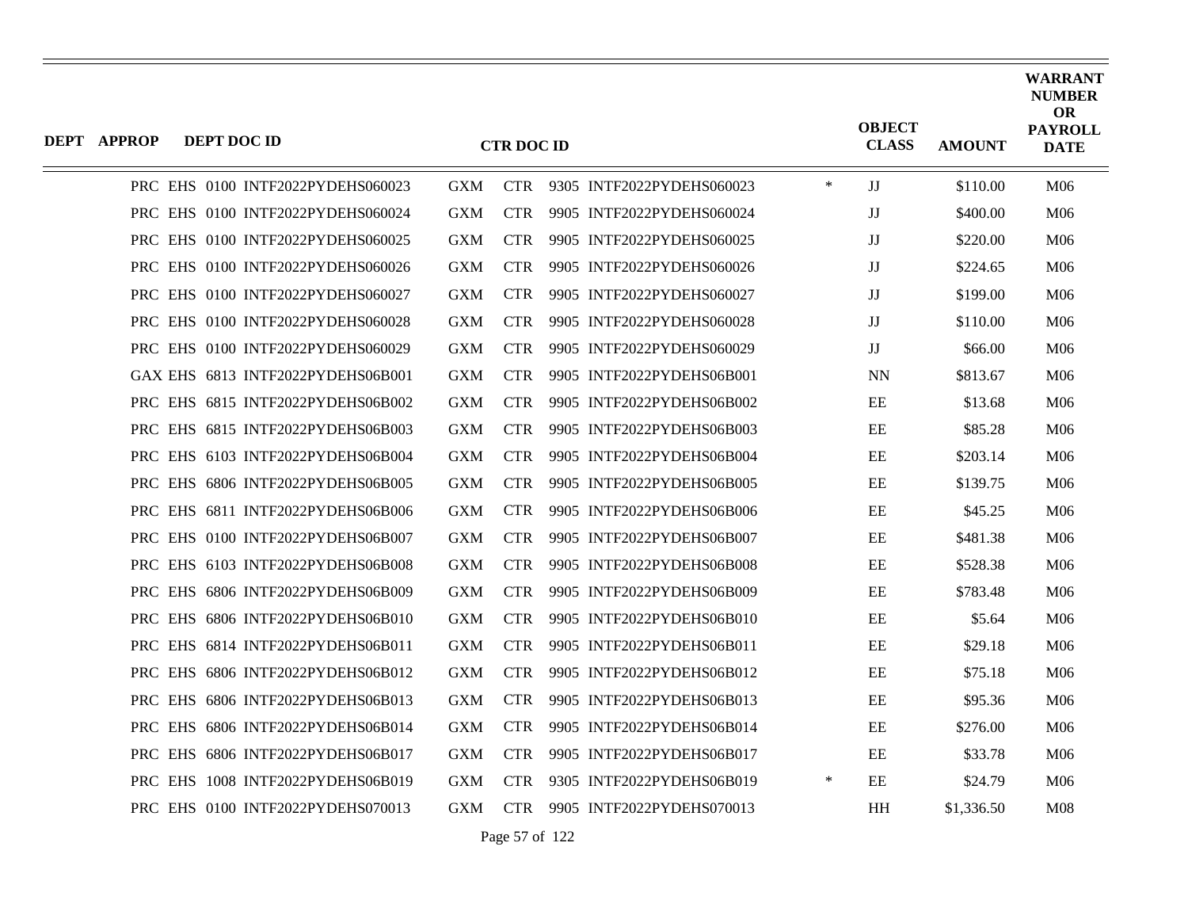| DEPT | APPROP | DEPT DOC ID | CTR DOC ID | | | | | OBJECT CLASS | AMOUNT | WARRANT NUMBER OR PAYROLL DATE |
|---|---|---|---|---|---|---|---|---|---|---|
| PRC | EHS | 0100 INTF2022PYDEHS060023 | GXM | CTR | 9305 | INTF2022PYDEHS060023 | * | JJ | $110.00 | M06 |
| PRC | EHS | 0100 INTF2022PYDEHS060024 | GXM | CTR | 9905 | INTF2022PYDEHS060024 | | JJ | $400.00 | M06 |
| PRC | EHS | 0100 INTF2022PYDEHS060025 | GXM | CTR | 9905 | INTF2022PYDEHS060025 | | JJ | $220.00 | M06 |
| PRC | EHS | 0100 INTF2022PYDEHS060026 | GXM | CTR | 9905 | INTF2022PYDEHS060026 | | JJ | $224.65 | M06 |
| PRC | EHS | 0100 INTF2022PYDEHS060027 | GXM | CTR | 9905 | INTF2022PYDEHS060027 | | JJ | $199.00 | M06 |
| PRC | EHS | 0100 INTF2022PYDEHS060028 | GXM | CTR | 9905 | INTF2022PYDEHS060028 | | JJ | $110.00 | M06 |
| PRC | EHS | 0100 INTF2022PYDEHS060029 | GXM | CTR | 9905 | INTF2022PYDEHS060029 | | JJ | $66.00 | M06 |
| GAX | EHS | 6813 INTF2022PYDEHS06B001 | GXM | CTR | 9905 | INTF2022PYDEHS06B001 | | NN | $813.67 | M06 |
| PRC | EHS | 6815 INTF2022PYDEHS06B002 | GXM | CTR | 9905 | INTF2022PYDEHS06B002 | | EE | $13.68 | M06 |
| PRC | EHS | 6815 INTF2022PYDEHS06B003 | GXM | CTR | 9905 | INTF2022PYDEHS06B003 | | EE | $85.28 | M06 |
| PRC | EHS | 6103 INTF2022PYDEHS06B004 | GXM | CTR | 9905 | INTF2022PYDEHS06B004 | | EE | $203.14 | M06 |
| PRC | EHS | 6806 INTF2022PYDEHS06B005 | GXM | CTR | 9905 | INTF2022PYDEHS06B005 | | EE | $139.75 | M06 |
| PRC | EHS | 6811 INTF2022PYDEHS06B006 | GXM | CTR | 9905 | INTF2022PYDEHS06B006 | | EE | $45.25 | M06 |
| PRC | EHS | 0100 INTF2022PYDEHS06B007 | GXM | CTR | 9905 | INTF2022PYDEHS06B007 | | EE | $481.38 | M06 |
| PRC | EHS | 6103 INTF2022PYDEHS06B008 | GXM | CTR | 9905 | INTF2022PYDEHS06B008 | | EE | $528.38 | M06 |
| PRC | EHS | 6806 INTF2022PYDEHS06B009 | GXM | CTR | 9905 | INTF2022PYDEHS06B009 | | EE | $783.48 | M06 |
| PRC | EHS | 6806 INTF2022PYDEHS06B010 | GXM | CTR | 9905 | INTF2022PYDEHS06B010 | | EE | $5.64 | M06 |
| PRC | EHS | 6814 INTF2022PYDEHS06B011 | GXM | CTR | 9905 | INTF2022PYDEHS06B011 | | EE | $29.18 | M06 |
| PRC | EHS | 6806 INTF2022PYDEHS06B012 | GXM | CTR | 9905 | INTF2022PYDEHS06B012 | | EE | $75.18 | M06 |
| PRC | EHS | 6806 INTF2022PYDEHS06B013 | GXM | CTR | 9905 | INTF2022PYDEHS06B013 | | EE | $95.36 | M06 |
| PRC | EHS | 6806 INTF2022PYDEHS06B014 | GXM | CTR | 9905 | INTF2022PYDEHS06B014 | | EE | $276.00 | M06 |
| PRC | EHS | 6806 INTF2022PYDEHS06B017 | GXM | CTR | 9905 | INTF2022PYDEHS06B017 | | EE | $33.78 | M06 |
| PRC | EHS | 1008 INTF2022PYDEHS06B019 | GXM | CTR | 9305 | INTF2022PYDEHS06B019 | * | EE | $24.79 | M06 |
| PRC | EHS | 0100 INTF2022PYDEHS070013 | GXM | CTR | 9905 | INTF2022PYDEHS070013 | | HH | $1,336.50 | M08 |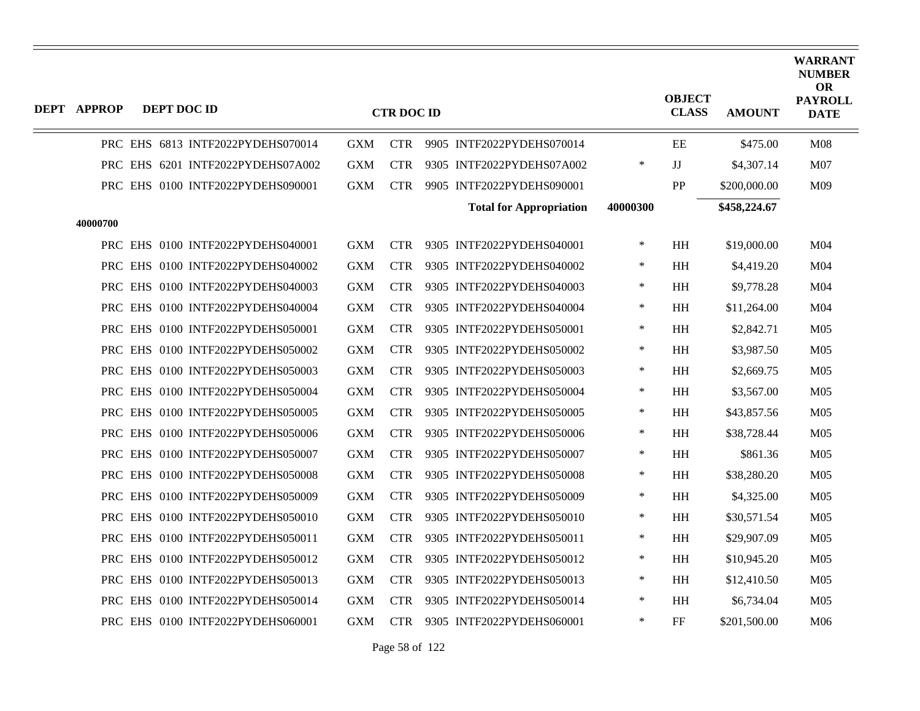| DEPT | APPROP | DEPT DOC ID | | | CTR DOC ID | | | | | OBJECT CLASS | AMOUNT | WARRANT NUMBER OR PAYROLL DATE |
|---|---|---|---|---|---|---|---|---|---|---|---|---|
| | | PRC EHS 6813 INTF2022PYDEHS070014 | GXM | CTR | 9905 | INTF2022PYDEHS070014 | | | | EE | $475.00 | M08 |
| | | PRC EHS 6201 INTF2022PYDEHS07A002 | GXM | CTR | 9305 | INTF2022PYDEHS07A002 | | | * | JJ | $4,307.14 | M07 |
| | | PRC EHS 0100 INTF2022PYDEHS090001 | GXM | CTR | 9905 | INTF2022PYDEHS090001 | | | | PP | $200,000.00 | M09 |
| | | | | | | | **Total for Appropriation** | **40000300** | | | **$458,224.67** | |
| | **40000700** | | | | | | | | | | | |
| | | PRC EHS 0100 INTF2022PYDEHS040001 | GXM | CTR | 9305 | INTF2022PYDEHS040001 | | | * | HH | $19,000.00 | M04 |
| | | PRC EHS 0100 INTF2022PYDEHS040002 | GXM | CTR | 9305 | INTF2022PYDEHS040002 | | | * | HH | $4,419.20 | M04 |
| | | PRC EHS 0100 INTF2022PYDEHS040003 | GXM | CTR | 9305 | INTF2022PYDEHS040003 | | | * | HH | $9,778.28 | M04 |
| | | PRC EHS 0100 INTF2022PYDEHS040004 | GXM | CTR | 9305 | INTF2022PYDEHS040004 | | | * | HH | $11,264.00 | M04 |
| | | PRC EHS 0100 INTF2022PYDEHS050001 | GXM | CTR | 9305 | INTF2022PYDEHS050001 | | | * | HH | $2,842.71 | M05 |
| | | PRC EHS 0100 INTF2022PYDEHS050002 | GXM | CTR | 9305 | INTF2022PYDEHS050002 | | | * | HH | $3,987.50 | M05 |
| | | PRC EHS 0100 INTF2022PYDEHS050003 | GXM | CTR | 9305 | INTF2022PYDEHS050003 | | | * | HH | $2,669.75 | M05 |
| | | PRC EHS 0100 INTF2022PYDEHS050004 | GXM | CTR | 9305 | INTF2022PYDEHS050004 | | | * | HH | $3,567.00 | M05 |
| | | PRC EHS 0100 INTF2022PYDEHS050005 | GXM | CTR | 9305 | INTF2022PYDEHS050005 | | | * | HH | $43,857.56 | M05 |
| | | PRC EHS 0100 INTF2022PYDEHS050006 | GXM | CTR | 9305 | INTF2022PYDEHS050006 | | | * | HH | $38,728.44 | M05 |
| | | PRC EHS 0100 INTF2022PYDEHS050007 | GXM | CTR | 9305 | INTF2022PYDEHS050007 | | | * | HH | $861.36 | M05 |
| | | PRC EHS 0100 INTF2022PYDEHS050008 | GXM | CTR | 9305 | INTF2022PYDEHS050008 | | | * | HH | $38,280.20 | M05 |
| | | PRC EHS 0100 INTF2022PYDEHS050009 | GXM | CTR | 9305 | INTF2022PYDEHS050009 | | | * | HH | $4,325.00 | M05 |
| | | PRC EHS 0100 INTF2022PYDEHS050010 | GXM | CTR | 9305 | INTF2022PYDEHS050010 | | | * | HH | $30,571.54 | M05 |
| | | PRC EHS 0100 INTF2022PYDEHS050011 | GXM | CTR | 9305 | INTF2022PYDEHS050011 | | | * | HH | $29,907.09 | M05 |
| | | PRC EHS 0100 INTF2022PYDEHS050012 | GXM | CTR | 9305 | INTF2022PYDEHS050012 | | | * | HH | $10,945.20 | M05 |
| | | PRC EHS 0100 INTF2022PYDEHS050013 | GXM | CTR | 9305 | INTF2022PYDEHS050013 | | | * | HH | $12,410.50 | M05 |
| | | PRC EHS 0100 INTF2022PYDEHS050014 | GXM | CTR | 9305 | INTF2022PYDEHS050014 | | | * | HH | $6,734.04 | M05 |
| | | PRC EHS 0100 INTF2022PYDEHS060001 | GXM | CTR | 9305 | INTF2022PYDEHS060001 | | | * | FF | $201,500.00 | M06 |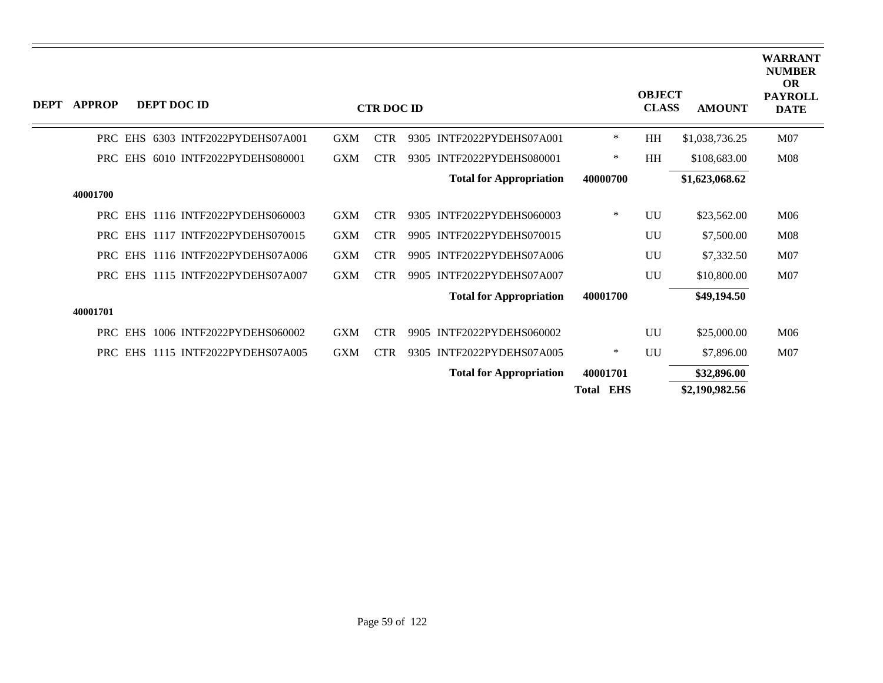| DEPT | APPROP | DEPT DOC ID | CTR DOC ID | | | | | OBJECT CLASS | AMOUNT | WARRANT NUMBER OR PAYROLL DATE |
|---|---|---|---|---|---|---|---|---|---|---|
| PRC | EHS | 6303 INTF2022PYDEHS07A001 | GXM | CTR | 9305 | INTF2022PYDEHS07A001 | * | HH | $1,038,736.25 | M07 |
| PRC | EHS | 6010 INTF2022PYDEHS080001 | GXM | CTR | 9305 | INTF2022PYDEHS080001 | * | HH | $108,683.00 | M08 |
| | | | | | | **Total for Appropriation** | **40000700** | | **$1,623,068.62** | |
| | **40001700** | | | | | | | | | |
| PRC | EHS | 1116 INTF2022PYDEHS060003 | GXM | CTR | 9305 | INTF2022PYDEHS060003 | * | UU | $23,562.00 | M06 |
| PRC | EHS | 1117 INTF2022PYDEHS070015 | GXM | CTR | 9905 | INTF2022PYDEHS070015 | | UU | $7,500.00 | M08 |
| PRC | EHS | 1116 INTF2022PYDEHS07A006 | GXM | CTR | 9905 | INTF2022PYDEHS07A006 | | UU | $7,332.50 | M07 |
| PRC | EHS | 1115 INTF2022PYDEHS07A007 | GXM | CTR | 9905 | INTF2022PYDEHS07A007 | | UU | $10,800.00 | M07 |
| | | | | | | **Total for Appropriation** | **40001700** | | **$49,194.50** | |
| | **40001701** | | | | | | | | | |
| PRC | EHS | 1006 INTF2022PYDEHS060002 | GXM | CTR | 9905 | INTF2022PYDEHS060002 | | UU | $25,000.00 | M06 |
| PRC | EHS | 1115 INTF2022PYDEHS07A005 | GXM | CTR | 9305 | INTF2022PYDEHS07A005 | * | UU | $7,896.00 | M07 |
| | | | | | | **Total for Appropriation** | **40001701** | | **$32,896.00** | |
| | | | | | | | **Total EHS** | | **$2,190,982.56** | |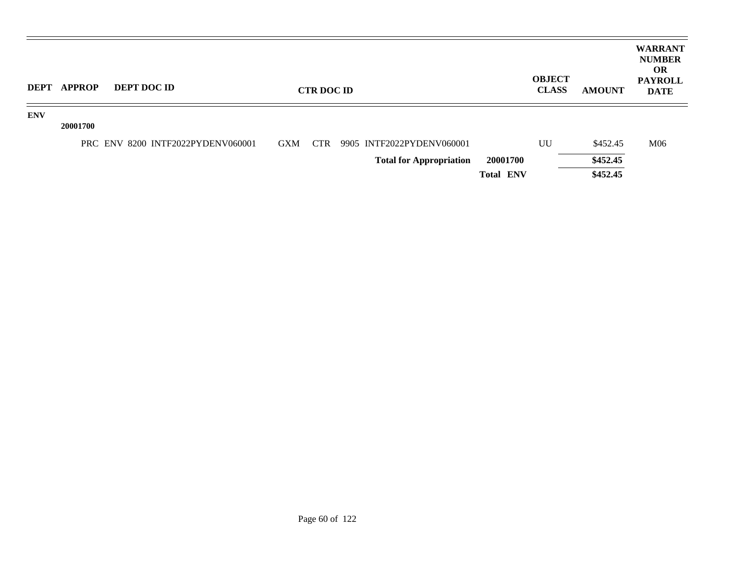| DEPT | APPROP | DEPT DOC ID | CTR DOC ID | | OBJECT CLASS | AMOUNT | WARRANT NUMBER OR PAYROLL DATE |
|---|---|---|---|---|---|---|---|
| ENV | | | | | | | |
| | 20001700 | | | | | | |
| | | PRC ENV 8200 INTF2022PYDENV060001 | GXM CTR 9905 INTF2022PYDENV060001 | | UU | $452.45 | M06 |
| | | | **Total for Appropriation** | **20001700** | | **$452.45** | |
| | | | | **Total ENV** | | **$452.45** | |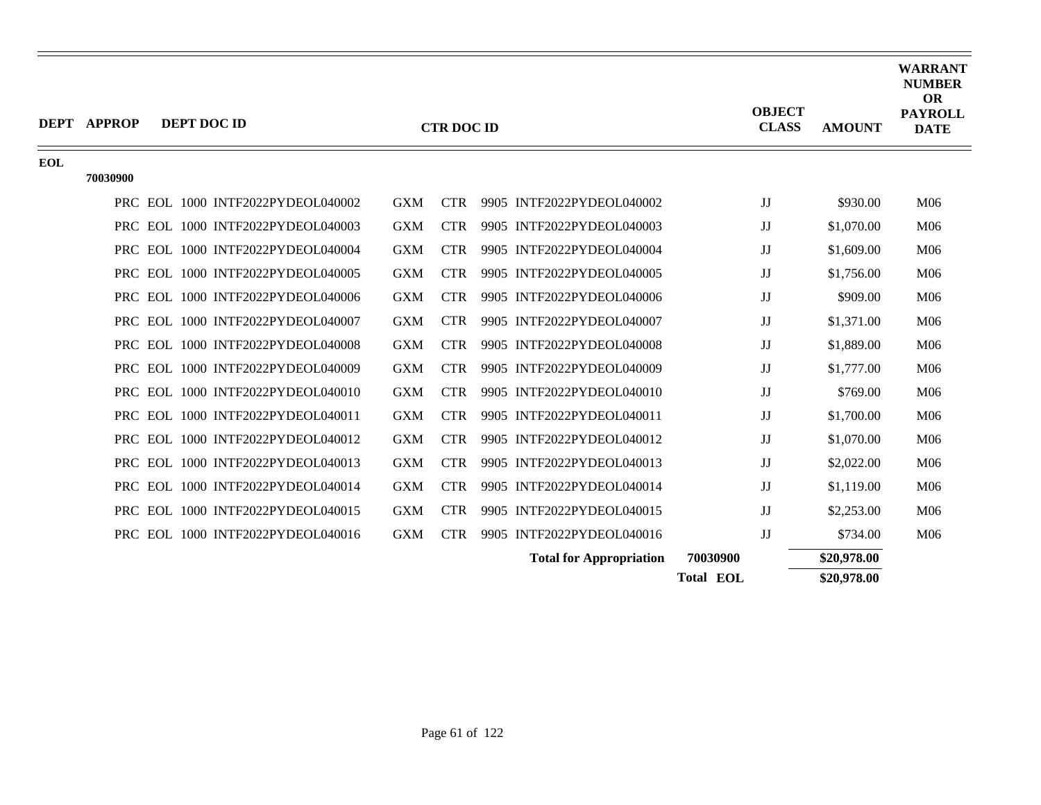| DEPT | APPROP | DEPT DOC ID | CTR DOC ID | OBJECT CLASS | AMOUNT | WARRANT NUMBER OR PAYROLL DATE |
|---|---|---|---|---|---|---|
| EOL | | | | | | |
| | 70030900 | | | | | |
| | | PRC EOL 1000 INTF2022PYDEOL040002 | GXM CTR 9905 INTF2022PYDEOL040002 | JJ | $930.00 | M06 |
| | | PRC EOL 1000 INTF2022PYDEOL040003 | GXM CTR 9905 INTF2022PYDEOL040003 | JJ | $1,070.00 | M06 |
| | | PRC EOL 1000 INTF2022PYDEOL040004 | GXM CTR 9905 INTF2022PYDEOL040004 | JJ | $1,609.00 | M06 |
| | | PRC EOL 1000 INTF2022PYDEOL040005 | GXM CTR 9905 INTF2022PYDEOL040005 | JJ | $1,756.00 | M06 |
| | | PRC EOL 1000 INTF2022PYDEOL040006 | GXM CTR 9905 INTF2022PYDEOL040006 | JJ | $909.00 | M06 |
| | | PRC EOL 1000 INTF2022PYDEOL040007 | GXM CTR 9905 INTF2022PYDEOL040007 | JJ | $1,371.00 | M06 |
| | | PRC EOL 1000 INTF2022PYDEOL040008 | GXM CTR 9905 INTF2022PYDEOL040008 | JJ | $1,889.00 | M06 |
| | | PRC EOL 1000 INTF2022PYDEOL040009 | GXM CTR 9905 INTF2022PYDEOL040009 | JJ | $1,777.00 | M06 |
| | | PRC EOL 1000 INTF2022PYDEOL040010 | GXM CTR 9905 INTF2022PYDEOL040010 | JJ | $769.00 | M06 |
| | | PRC EOL 1000 INTF2022PYDEOL040011 | GXM CTR 9905 INTF2022PYDEOL040011 | JJ | $1,700.00 | M06 |
| | | PRC EOL 1000 INTF2022PYDEOL040012 | GXM CTR 9905 INTF2022PYDEOL040012 | JJ | $1,070.00 | M06 |
| | | PRC EOL 1000 INTF2022PYDEOL040013 | GXM CTR 9905 INTF2022PYDEOL040013 | JJ | $2,022.00 | M06 |
| | | PRC EOL 1000 INTF2022PYDEOL040014 | GXM CTR 9905 INTF2022PYDEOL040014 | JJ | $1,119.00 | M06 |
| | | PRC EOL 1000 INTF2022PYDEOL040015 | GXM CTR 9905 INTF2022PYDEOL040015 | JJ | $2,253.00 | M06 |
| | | PRC EOL 1000 INTF2022PYDEOL040016 | GXM CTR 9905 INTF2022PYDEOL040016 | JJ | $734.00 | M06 |
| | | | **Total for Appropriation** | **70030900** | **$20,978.00** | |
| | | | | **Total EOL** | **$20,978.00** | |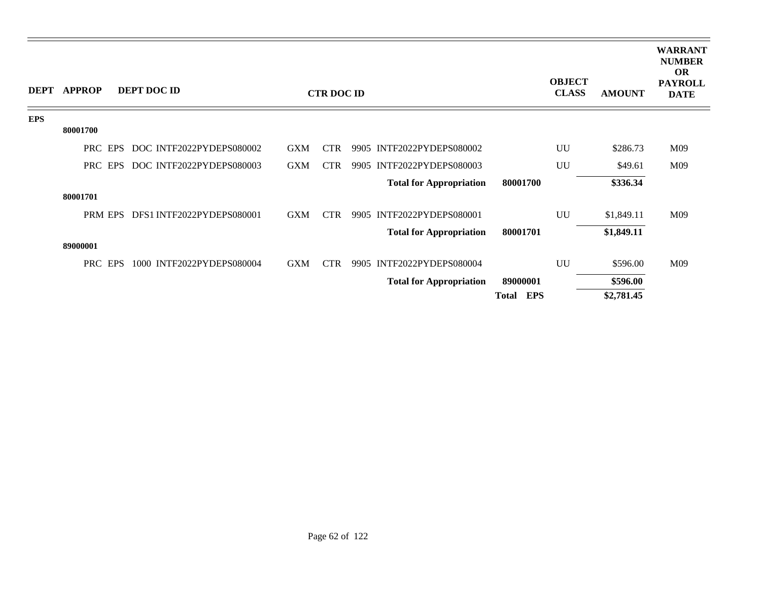| DEPT | APPROP | DEPT DOC ID | CTR DOC ID | | | | | OBJECT CLASS | AMOUNT | WARRANT NUMBER OR PAYROLL DATE |
|---|---|---|---|---|---|---|---|---|---|---|
| EPS | | | | | | | | | | |
| | 80001700 | | | | | | | | | |
| | | PRC EPS DOC INTF2022PYDEPS080002 | GXM | CTR | 9905 INTF2022PYDEPS080002 | | | UU | $286.73 | M09 |
| | | PRC EPS DOC INTF2022PYDEPS080003 | GXM | CTR | 9905 INTF2022PYDEPS080003 | | | UU | $49.61 | M09 |
| | | | | | | **Total for Appropriation** | **80001700** | | **$336.34** | |
| | 80001701 | | | | | | | | | |
| | | PRM EPS DFS1 INTF2022PYDEPS080001 | GXM | CTR | 9905 INTF2022PYDEPS080001 | | | UU | $1,849.11 | M09 |
| | | | | | | **Total for Appropriation** | **80001701** | | **$1,849.11** | |
| | 89000001 | | | | | | | | | |
| | | PRC EPS 1000 INTF2022PYDEPS080004 | GXM | CTR | 9905 INTF2022PYDEPS080004 | | | UU | $596.00 | M09 |
| | | | | | | **Total for Appropriation** | **89000001** | | **$596.00** | |
| | | | | | | | **Total EPS** | | **$2,781.45** | |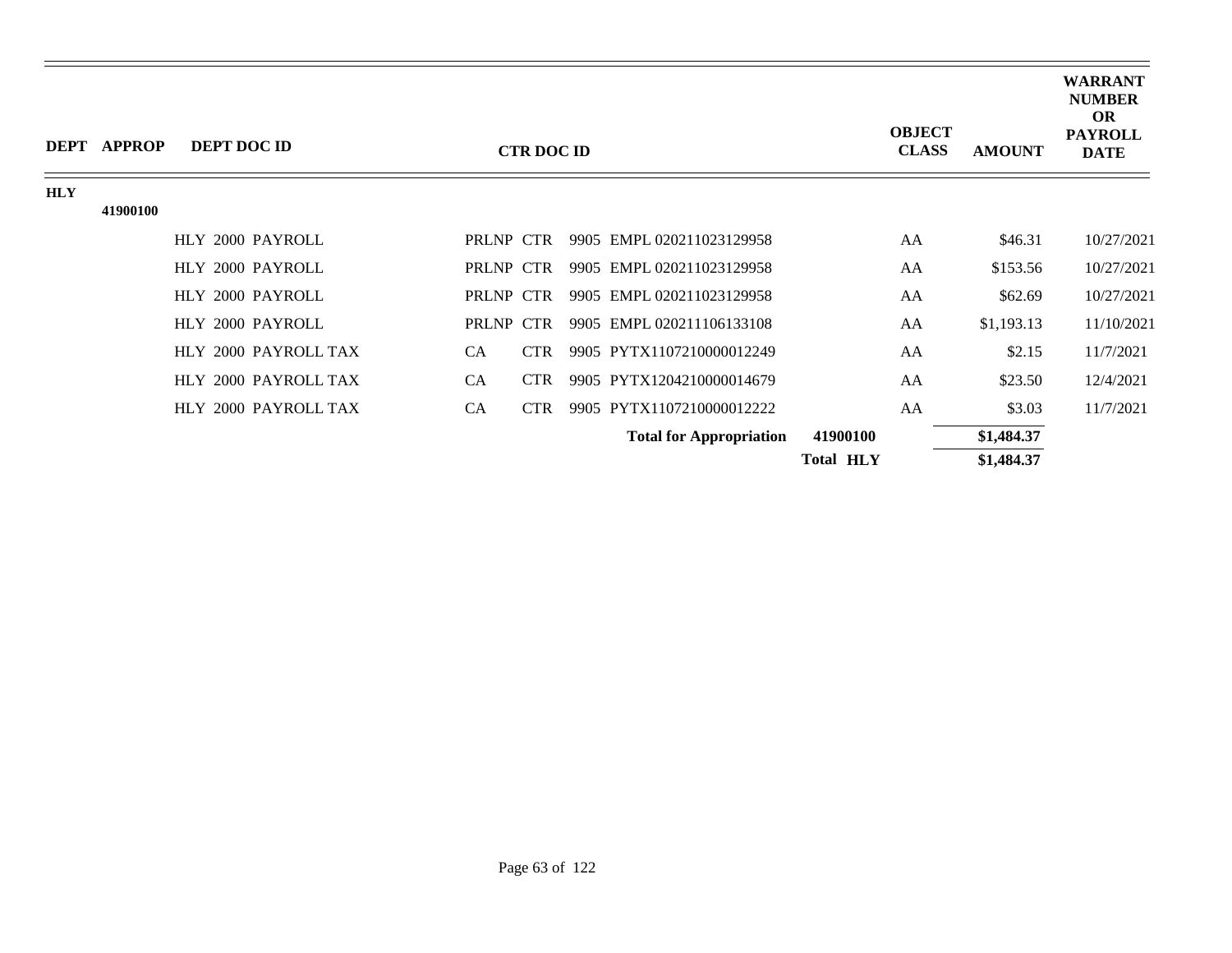| DEPT | APPROP | DEPT DOC ID | CTR DOC ID | | | | OBJECT CLASS | AMOUNT | WARRANT NUMBER OR PAYROLL DATE |
|---|---|---|---|---|---|---|---|---|---|
| HLY | | | | | | | | | |
| | 41900100 | | | | | | | | |
| | | HLY 2000 PAYROLL | PRLNP | CTR | 9905 EMPL 020211023129958 | | AA | $46.31 | 10/27/2021 |
| | | HLY 2000 PAYROLL | PRLNP | CTR | 9905 EMPL 020211023129958 | | AA | $153.56 | 10/27/2021 |
| | | HLY 2000 PAYROLL | PRLNP | CTR | 9905 EMPL 020211023129958 | | AA | $62.69 | 10/27/2021 |
| | | HLY 2000 PAYROLL | PRLNP | CTR | 9905 EMPL 020211106133108 | | AA | $1,193.13 | 11/10/2021 |
| | | HLY 2000 PAYROLL TAX | CA | CTR | 9905 PYTX1107210000012249 | | AA | $2.15 | 11/7/2021 |
| | | HLY 2000 PAYROLL TAX | CA | CTR | 9905 PYTX1204210000014679 | | AA | $23.50 | 12/4/2021 |
| | | HLY 2000 PAYROLL TAX | CA | CTR | 9905 PYTX1107210000012222 | | AA | $3.03 | 11/7/2021 |
| | | | | | **Total for Appropriation** | **41900100** | | **$1,484.37** | |
| | | | | | | **Total HLY** | | **$1,484.37** | |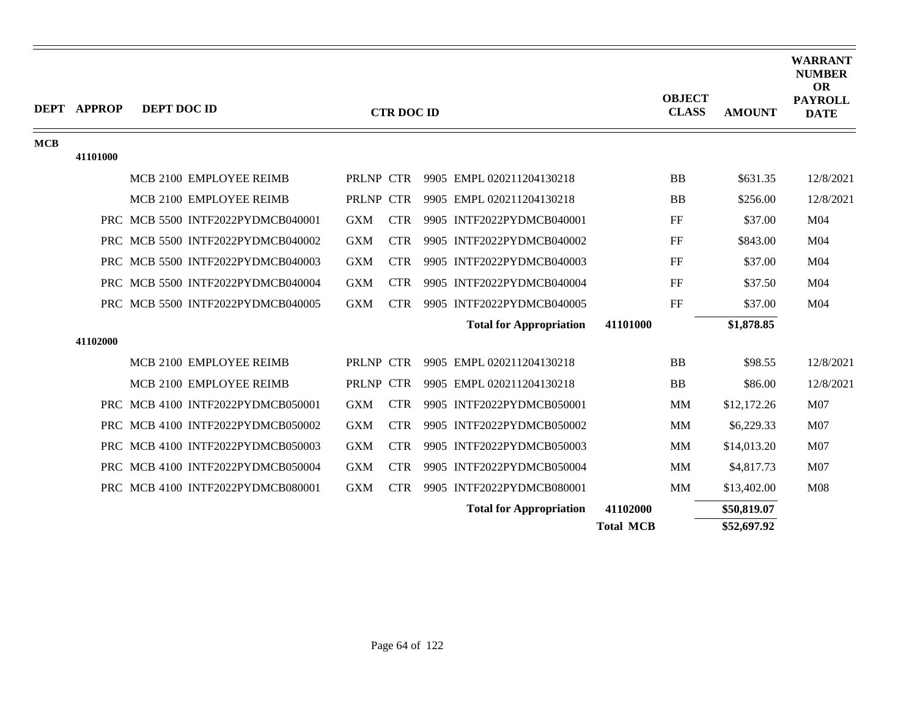| DEPT | APPROP | DEPT DOC ID | CTR DOC ID | | | | OBJECT CLASS | AMOUNT | WARRANT NUMBER OR PAYROLL DATE |
|---|---|---|---|---|---|---|---|---|---|
| MCB | | | | | | | | | |
| | 41101000 | | | | | | | | |
| | | MCB 2100 EMPLOYEE REIMB | PRLNP | CTR | 9905 EMPL 020211204130218 | | BB | $631.35 | 12/8/2021 |
| | | MCB 2100 EMPLOYEE REIMB | PRLNP | CTR | 9905 EMPL 020211204130218 | | BB | $256.00 | 12/8/2021 |
| | | PRC MCB 5500 INTF2022PYDMCB040001 | GXM | CTR | 9905 INTF2022PYDMCB040001 | | FF | $37.00 | M04 |
| | | PRC MCB 5500 INTF2022PYDMCB040002 | GXM | CTR | 9905 INTF2022PYDMCB040002 | | FF | $843.00 | M04 |
| | | PRC MCB 5500 INTF2022PYDMCB040003 | GXM | CTR | 9905 INTF2022PYDMCB040003 | | FF | $37.00 | M04 |
| | | PRC MCB 5500 INTF2022PYDMCB040004 | GXM | CTR | 9905 INTF2022PYDMCB040004 | | FF | $37.50 | M04 |
| | | PRC MCB 5500 INTF2022PYDMCB040005 | GXM | CTR | 9905 INTF2022PYDMCB040005 | | FF | $37.00 | M04 |
| | | | | | **Total for Appropriation** | **41101000** | | **$1,878.85** | |
| | 41102000 | | | | | | | | |
| | | MCB 2100 EMPLOYEE REIMB | PRLNP | CTR | 9905 EMPL 020211204130218 | | BB | $98.55 | 12/8/2021 |
| | | MCB 2100 EMPLOYEE REIMB | PRLNP | CTR | 9905 EMPL 020211204130218 | | BB | $86.00 | 12/8/2021 |
| | | PRC MCB 4100 INTF2022PYDMCB050001 | GXM | CTR | 9905 INTF2022PYDMCB050001 | | MM | $12,172.26 | M07 |
| | | PRC MCB 4100 INTF2022PYDMCB050002 | GXM | CTR | 9905 INTF2022PYDMCB050002 | | MM | $6,229.33 | M07 |
| | | PRC MCB 4100 INTF2022PYDMCB050003 | GXM | CTR | 9905 INTF2022PYDMCB050003 | | MM | $14,013.20 | M07 |
| | | PRC MCB 4100 INTF2022PYDMCB050004 | GXM | CTR | 9905 INTF2022PYDMCB050004 | | MM | $4,817.73 | M07 |
| | | PRC MCB 4100 INTF2022PYDMCB080001 | GXM | CTR | 9905 INTF2022PYDMCB080001 | | MM | $13,402.00 | M08 |
| | | | | | **Total for Appropriation** | **41102000** | | **$50,819.07** | |
| | | | | | | **Total MCB** | | **$52,697.92** | |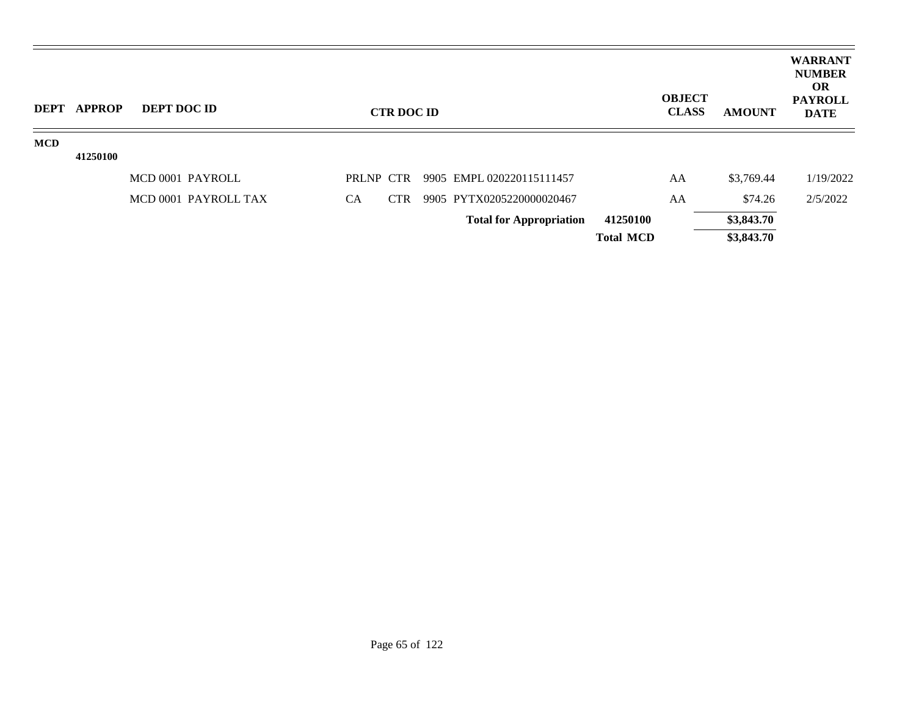| DEPT | APPROP | DEPT DOC ID | CTR DOC ID | | | | OBJECT CLASS | AMOUNT | WARRANT NUMBER OR PAYROLL DATE |
|---|---|---|---|---|---|---|---|---|---|
| **MCD** | | | | | | | | | |
| | **41250100** | | | | | | | | |
| | | MCD 0001 PAYROLL | PRLNP | CTR | 9905 EMPL 020220115111457 | | AA | $3,769.44 | 1/19/2022 |
| | | MCD 0001 PAYROLL TAX | CA | CTR | 9905 PYTX0205220000020467 | | AA | $74.26 | 2/5/2022 |
| | | | | | **Total for Appropriation** | **41250100** | | **$3,843.70** | |
| | | | | | | **Total MCD** | | **$3,843.70** | |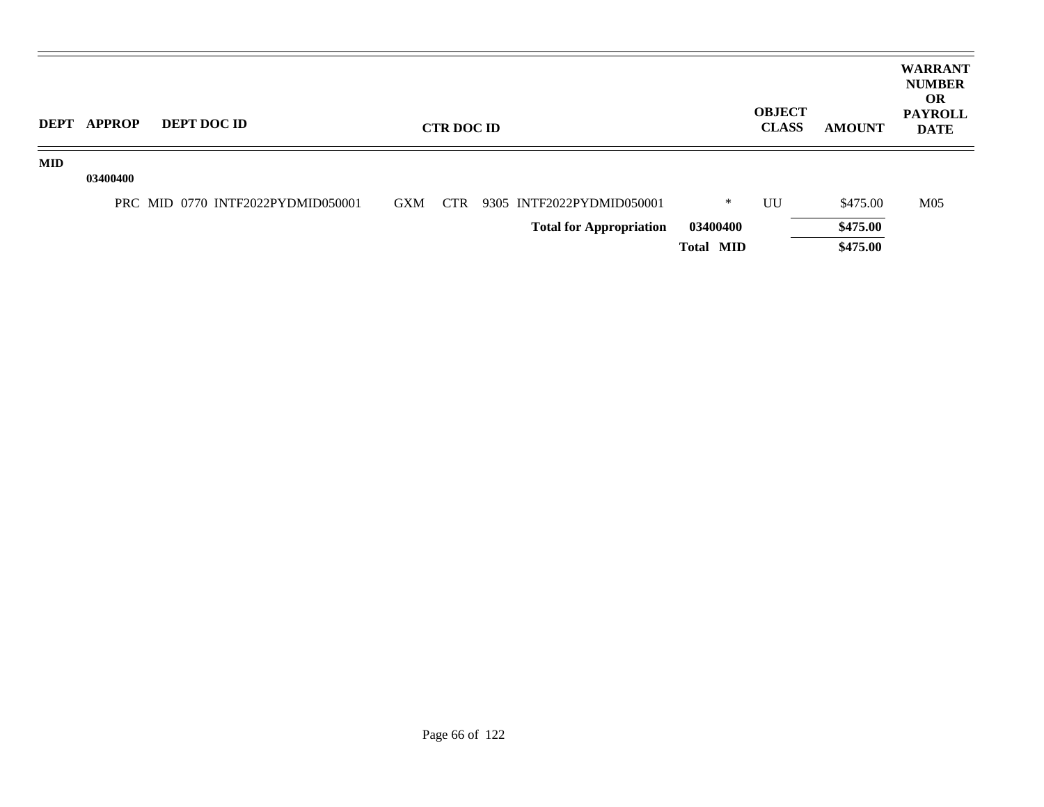| DEPT | APPROP | DEPT DOC ID | CTR DOC ID | | OBJECT CLASS | AMOUNT | WARRANT NUMBER OR PAYROLL DATE |
|---|---|---|---|---|---|---|---|
| MID | | | | | | | |
| | 03400400 | | | | | | |
| | | PRC MID 0770 INTF2022PYDMID050001 | GXM CTR 9305 INTF2022PYDMID050001 | * | UU | $475.00 | M05 |
| | | | **Total for Appropriation** | **03400400** | | **$475.00** | |
| | | | | **Total MID** | | **$475.00** | |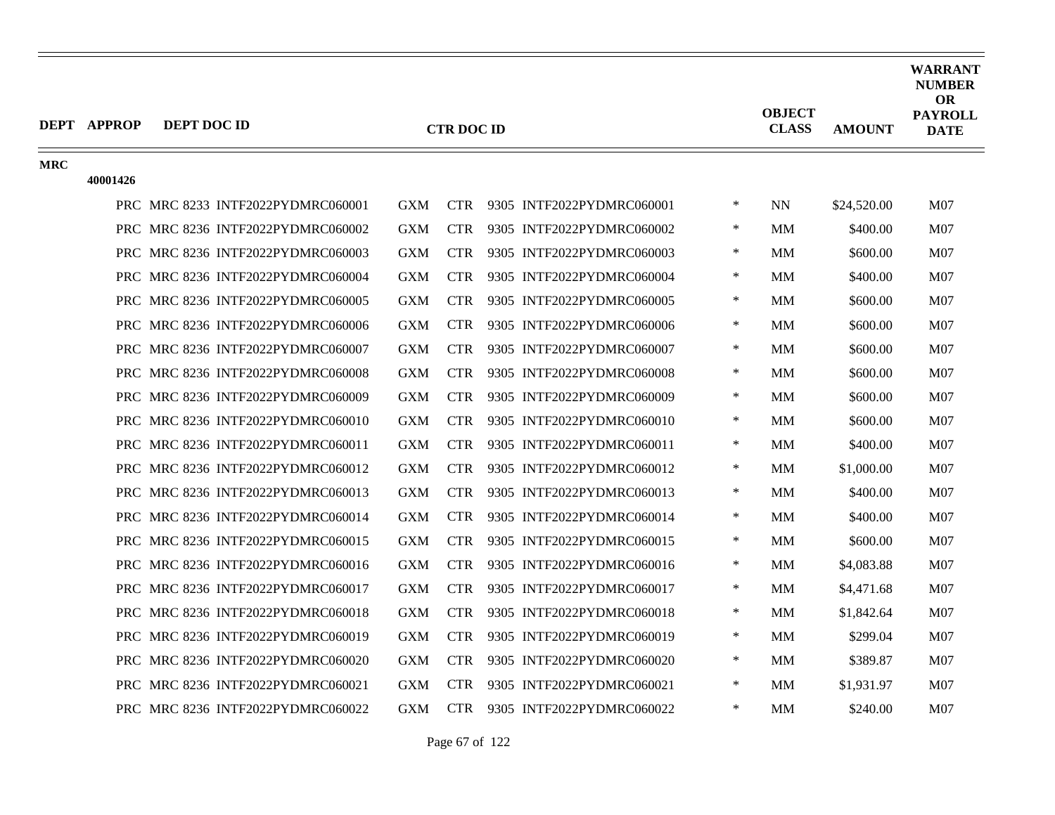| DEPT | APPROP | DEPT DOC ID | CTR DOC ID | | OBJECT CLASS | AMOUNT | WARRANT NUMBER OR PAYROLL DATE |
|---|---|---|---|---|---|---|---|
| MRC | | | | | | | |
| | 40001426 | | | | | | |
| | | PRC MRC 8233 INTF2022PYDMRC060001 | GXM CTR 9305 INTF2022PYDMRC060001 | * | NN | $24,520.00 | M07 |
| | | PRC MRC 8236 INTF2022PYDMRC060002 | GXM CTR 9305 INTF2022PYDMRC060002 | * | MM | $400.00 | M07 |
| | | PRC MRC 8236 INTF2022PYDMRC060003 | GXM CTR 9305 INTF2022PYDMRC060003 | * | MM | $600.00 | M07 |
| | | PRC MRC 8236 INTF2022PYDMRC060004 | GXM CTR 9305 INTF2022PYDMRC060004 | * | MM | $400.00 | M07 |
| | | PRC MRC 8236 INTF2022PYDMRC060005 | GXM CTR 9305 INTF2022PYDMRC060005 | * | MM | $600.00 | M07 |
| | | PRC MRC 8236 INTF2022PYDMRC060006 | GXM CTR 9305 INTF2022PYDMRC060006 | * | MM | $600.00 | M07 |
| | | PRC MRC 8236 INTF2022PYDMRC060007 | GXM CTR 9305 INTF2022PYDMRC060007 | * | MM | $600.00 | M07 |
| | | PRC MRC 8236 INTF2022PYDMRC060008 | GXM CTR 9305 INTF2022PYDMRC060008 | * | MM | $600.00 | M07 |
| | | PRC MRC 8236 INTF2022PYDMRC060009 | GXM CTR 9305 INTF2022PYDMRC060009 | * | MM | $600.00 | M07 |
| | | PRC MRC 8236 INTF2022PYDMRC060010 | GXM CTR 9305 INTF2022PYDMRC060010 | * | MM | $600.00 | M07 |
| | | PRC MRC 8236 INTF2022PYDMRC060011 | GXM CTR 9305 INTF2022PYDMRC060011 | * | MM | $400.00 | M07 |
| | | PRC MRC 8236 INTF2022PYDMRC060012 | GXM CTR 9305 INTF2022PYDMRC060012 | * | MM | $1,000.00 | M07 |
| | | PRC MRC 8236 INTF2022PYDMRC060013 | GXM CTR 9305 INTF2022PYDMRC060013 | * | MM | $400.00 | M07 |
| | | PRC MRC 8236 INTF2022PYDMRC060014 | GXM CTR 9305 INTF2022PYDMRC060014 | * | MM | $400.00 | M07 |
| | | PRC MRC 8236 INTF2022PYDMRC060015 | GXM CTR 9305 INTF2022PYDMRC060015 | * | MM | $600.00 | M07 |
| | | PRC MRC 8236 INTF2022PYDMRC060016 | GXM CTR 9305 INTF2022PYDMRC060016 | * | MM | $4,083.88 | M07 |
| | | PRC MRC 8236 INTF2022PYDMRC060017 | GXM CTR 9305 INTF2022PYDMRC060017 | * | MM | $4,471.68 | M07 |
| | | PRC MRC 8236 INTF2022PYDMRC060018 | GXM CTR 9305 INTF2022PYDMRC060018 | * | MM | $1,842.64 | M07 |
| | | PRC MRC 8236 INTF2022PYDMRC060019 | GXM CTR 9305 INTF2022PYDMRC060019 | * | MM | $299.04 | M07 |
| | | PRC MRC 8236 INTF2022PYDMRC060020 | GXM CTR 9305 INTF2022PYDMRC060020 | * | MM | $389.87 | M07 |
| | | PRC MRC 8236 INTF2022PYDMRC060021 | GXM CTR 9305 INTF2022PYDMRC060021 | * | MM | $1,931.97 | M07 |
| | | PRC MRC 8236 INTF2022PYDMRC060022 | GXM CTR 9305 INTF2022PYDMRC060022 | * | MM | $240.00 | M07 |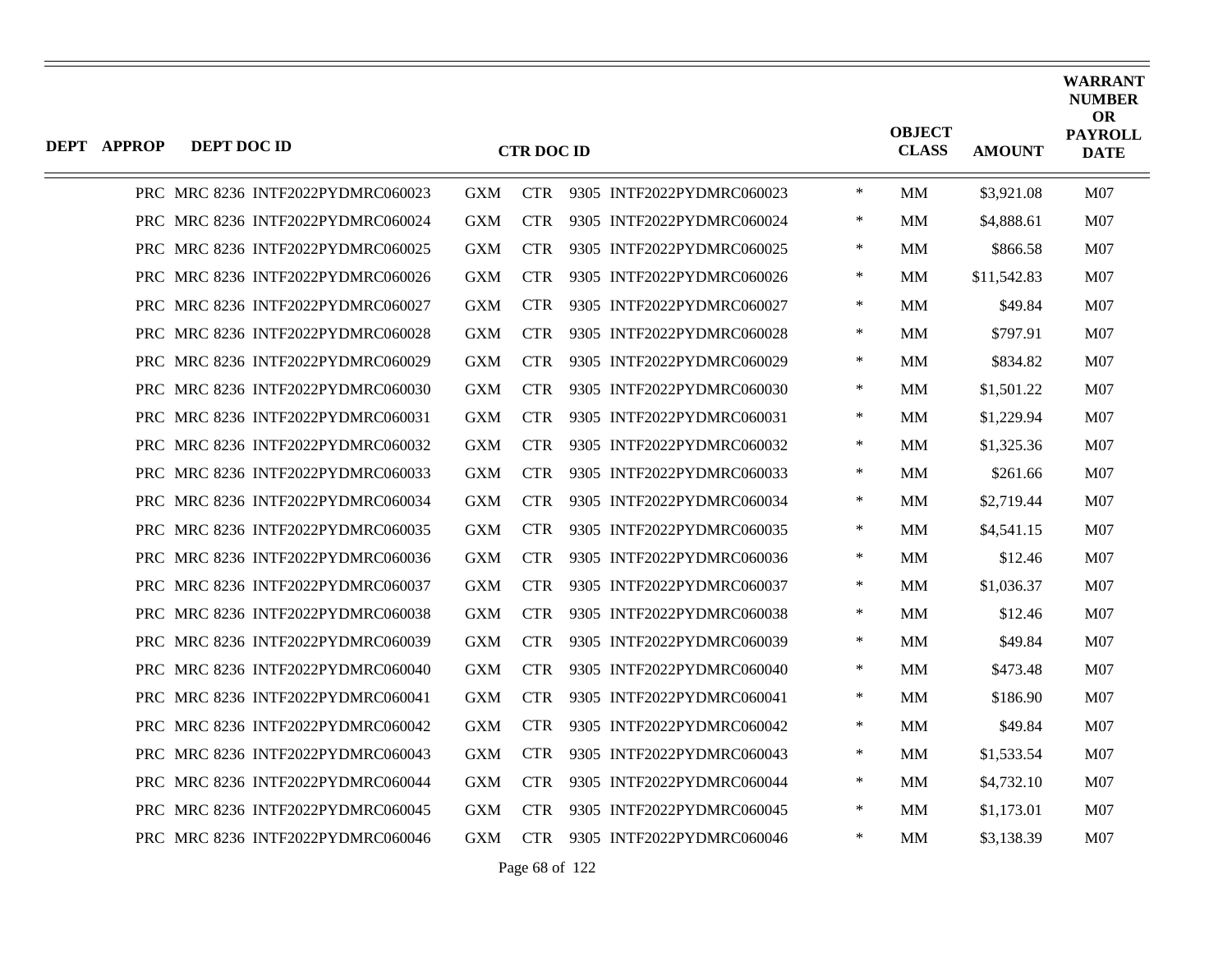| DEPT | APPROP | DEPT DOC ID | CTR DOC ID | | | | OBJECT CLASS | AMOUNT | WARRANT NUMBER OR PAYROLL DATE |
|---|---|---|---|---|---|---|---|---|---|
| PRC | MRC 8236 | INTF2022PYDMRC060023 | GXM | CTR | 9305 INTF2022PYDMRC060023 | * | MM | $3,921.08 | M07 |
| PRC | MRC 8236 | INTF2022PYDMRC060024 | GXM | CTR | 9305 INTF2022PYDMRC060024 | * | MM | $4,888.61 | M07 |
| PRC | MRC 8236 | INTF2022PYDMRC060025 | GXM | CTR | 9305 INTF2022PYDMRC060025 | * | MM | $866.58 | M07 |
| PRC | MRC 8236 | INTF2022PYDMRC060026 | GXM | CTR | 9305 INTF2022PYDMRC060026 | * | MM | $11,542.83 | M07 |
| PRC | MRC 8236 | INTF2022PYDMRC060027 | GXM | CTR | 9305 INTF2022PYDMRC060027 | * | MM | $49.84 | M07 |
| PRC | MRC 8236 | INTF2022PYDMRC060028 | GXM | CTR | 9305 INTF2022PYDMRC060028 | * | MM | $797.91 | M07 |
| PRC | MRC 8236 | INTF2022PYDMRC060029 | GXM | CTR | 9305 INTF2022PYDMRC060029 | * | MM | $834.82 | M07 |
| PRC | MRC 8236 | INTF2022PYDMRC060030 | GXM | CTR | 9305 INTF2022PYDMRC060030 | * | MM | $1,501.22 | M07 |
| PRC | MRC 8236 | INTF2022PYDMRC060031 | GXM | CTR | 9305 INTF2022PYDMRC060031 | * | MM | $1,229.94 | M07 |
| PRC | MRC 8236 | INTF2022PYDMRC060032 | GXM | CTR | 9305 INTF2022PYDMRC060032 | * | MM | $1,325.36 | M07 |
| PRC | MRC 8236 | INTF2022PYDMRC060033 | GXM | CTR | 9305 INTF2022PYDMRC060033 | * | MM | $261.66 | M07 |
| PRC | MRC 8236 | INTF2022PYDMRC060034 | GXM | CTR | 9305 INTF2022PYDMRC060034 | * | MM | $2,719.44 | M07 |
| PRC | MRC 8236 | INTF2022PYDMRC060035 | GXM | CTR | 9305 INTF2022PYDMRC060035 | * | MM | $4,541.15 | M07 |
| PRC | MRC 8236 | INTF2022PYDMRC060036 | GXM | CTR | 9305 INTF2022PYDMRC060036 | * | MM | $12.46 | M07 |
| PRC | MRC 8236 | INTF2022PYDMRC060037 | GXM | CTR | 9305 INTF2022PYDMRC060037 | * | MM | $1,036.37 | M07 |
| PRC | MRC 8236 | INTF2022PYDMRC060038 | GXM | CTR | 9305 INTF2022PYDMRC060038 | * | MM | $12.46 | M07 |
| PRC | MRC 8236 | INTF2022PYDMRC060039 | GXM | CTR | 9305 INTF2022PYDMRC060039 | * | MM | $49.84 | M07 |
| PRC | MRC 8236 | INTF2022PYDMRC060040 | GXM | CTR | 9305 INTF2022PYDMRC060040 | * | MM | $473.48 | M07 |
| PRC | MRC 8236 | INTF2022PYDMRC060041 | GXM | CTR | 9305 INTF2022PYDMRC060041 | * | MM | $186.90 | M07 |
| PRC | MRC 8236 | INTF2022PYDMRC060042 | GXM | CTR | 9305 INTF2022PYDMRC060042 | * | MM | $49.84 | M07 |
| PRC | MRC 8236 | INTF2022PYDMRC060043 | GXM | CTR | 9305 INTF2022PYDMRC060043 | * | MM | $1,533.54 | M07 |
| PRC | MRC 8236 | INTF2022PYDMRC060044 | GXM | CTR | 9305 INTF2022PYDMRC060044 | * | MM | $4,732.10 | M07 |
| PRC | MRC 8236 | INTF2022PYDMRC060045 | GXM | CTR | 9305 INTF2022PYDMRC060045 | * | MM | $1,173.01 | M07 |
| PRC | MRC 8236 | INTF2022PYDMRC060046 | GXM | CTR | 9305 INTF2022PYDMRC060046 | * | MM | $3,138.39 | M07 |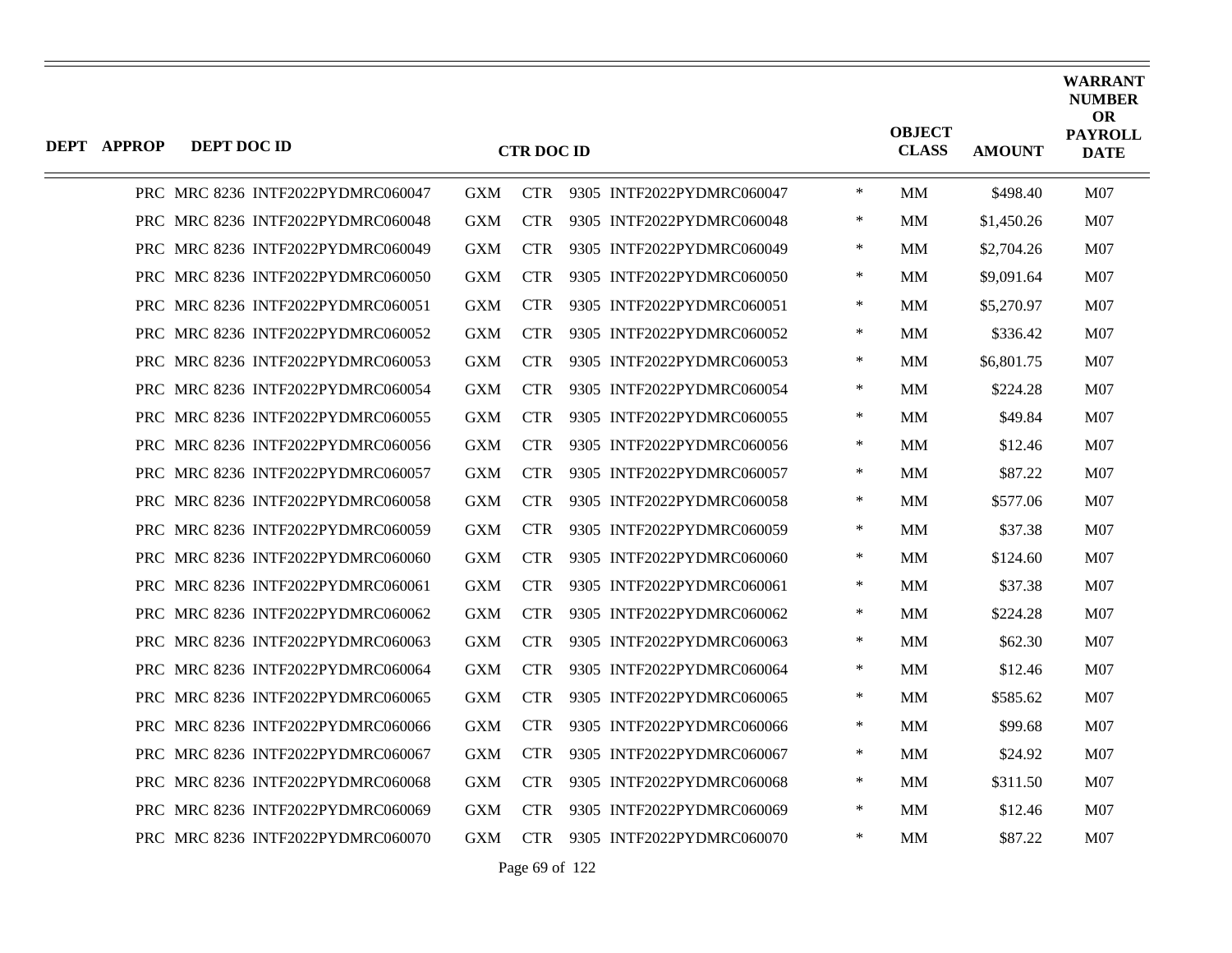| DEPT | APPROP | DEPT DOC ID | CTR DOC ID | | | | | OBJECT CLASS | AMOUNT | WARRANT NUMBER OR PAYROLL DATE |
|---|---|---|---|---|---|---|---|---|---|---|
| PRC | MRC 8236 | INTF2022PYDMRC060047 | GXM | CTR | 9305 | INTF2022PYDMRC060047 | * | MM | $498.40 | M07 |
| PRC | MRC 8236 | INTF2022PYDMRC060048 | GXM | CTR | 9305 | INTF2022PYDMRC060048 | * | MM | $1,450.26 | M07 |
| PRC | MRC 8236 | INTF2022PYDMRC060049 | GXM | CTR | 9305 | INTF2022PYDMRC060049 | * | MM | $2,704.26 | M07 |
| PRC | MRC 8236 | INTF2022PYDMRC060050 | GXM | CTR | 9305 | INTF2022PYDMRC060050 | * | MM | $9,091.64 | M07 |
| PRC | MRC 8236 | INTF2022PYDMRC060051 | GXM | CTR | 9305 | INTF2022PYDMRC060051 | * | MM | $5,270.97 | M07 |
| PRC | MRC 8236 | INTF2022PYDMRC060052 | GXM | CTR | 9305 | INTF2022PYDMRC060052 | * | MM | $336.42 | M07 |
| PRC | MRC 8236 | INTF2022PYDMRC060053 | GXM | CTR | 9305 | INTF2022PYDMRC060053 | * | MM | $6,801.75 | M07 |
| PRC | MRC 8236 | INTF2022PYDMRC060054 | GXM | CTR | 9305 | INTF2022PYDMRC060054 | * | MM | $224.28 | M07 |
| PRC | MRC 8236 | INTF2022PYDMRC060055 | GXM | CTR | 9305 | INTF2022PYDMRC060055 | * | MM | $49.84 | M07 |
| PRC | MRC 8236 | INTF2022PYDMRC060056 | GXM | CTR | 9305 | INTF2022PYDMRC060056 | * | MM | $12.46 | M07 |
| PRC | MRC 8236 | INTF2022PYDMRC060057 | GXM | CTR | 9305 | INTF2022PYDMRC060057 | * | MM | $87.22 | M07 |
| PRC | MRC 8236 | INTF2022PYDMRC060058 | GXM | CTR | 9305 | INTF2022PYDMRC060058 | * | MM | $577.06 | M07 |
| PRC | MRC 8236 | INTF2022PYDMRC060059 | GXM | CTR | 9305 | INTF2022PYDMRC060059 | * | MM | $37.38 | M07 |
| PRC | MRC 8236 | INTF2022PYDMRC060060 | GXM | CTR | 9305 | INTF2022PYDMRC060060 | * | MM | $124.60 | M07 |
| PRC | MRC 8236 | INTF2022PYDMRC060061 | GXM | CTR | 9305 | INTF2022PYDMRC060061 | * | MM | $37.38 | M07 |
| PRC | MRC 8236 | INTF2022PYDMRC060062 | GXM | CTR | 9305 | INTF2022PYDMRC060062 | * | MM | $224.28 | M07 |
| PRC | MRC 8236 | INTF2022PYDMRC060063 | GXM | CTR | 9305 | INTF2022PYDMRC060063 | * | MM | $62.30 | M07 |
| PRC | MRC 8236 | INTF2022PYDMRC060064 | GXM | CTR | 9305 | INTF2022PYDMRC060064 | * | MM | $12.46 | M07 |
| PRC | MRC 8236 | INTF2022PYDMRC060065 | GXM | CTR | 9305 | INTF2022PYDMRC060065 | * | MM | $585.62 | M07 |
| PRC | MRC 8236 | INTF2022PYDMRC060066 | GXM | CTR | 9305 | INTF2022PYDMRC060066 | * | MM | $99.68 | M07 |
| PRC | MRC 8236 | INTF2022PYDMRC060067 | GXM | CTR | 9305 | INTF2022PYDMRC060067 | * | MM | $24.92 | M07 |
| PRC | MRC 8236 | INTF2022PYDMRC060068 | GXM | CTR | 9305 | INTF2022PYDMRC060068 | * | MM | $311.50 | M07 |
| PRC | MRC 8236 | INTF2022PYDMRC060069 | GXM | CTR | 9305 | INTF2022PYDMRC060069 | * | MM | $12.46 | M07 |
| PRC | MRC 8236 | INTF2022PYDMRC060070 | GXM | CTR | 9305 | INTF2022PYDMRC060070 | * | MM | $87.22 | M07 |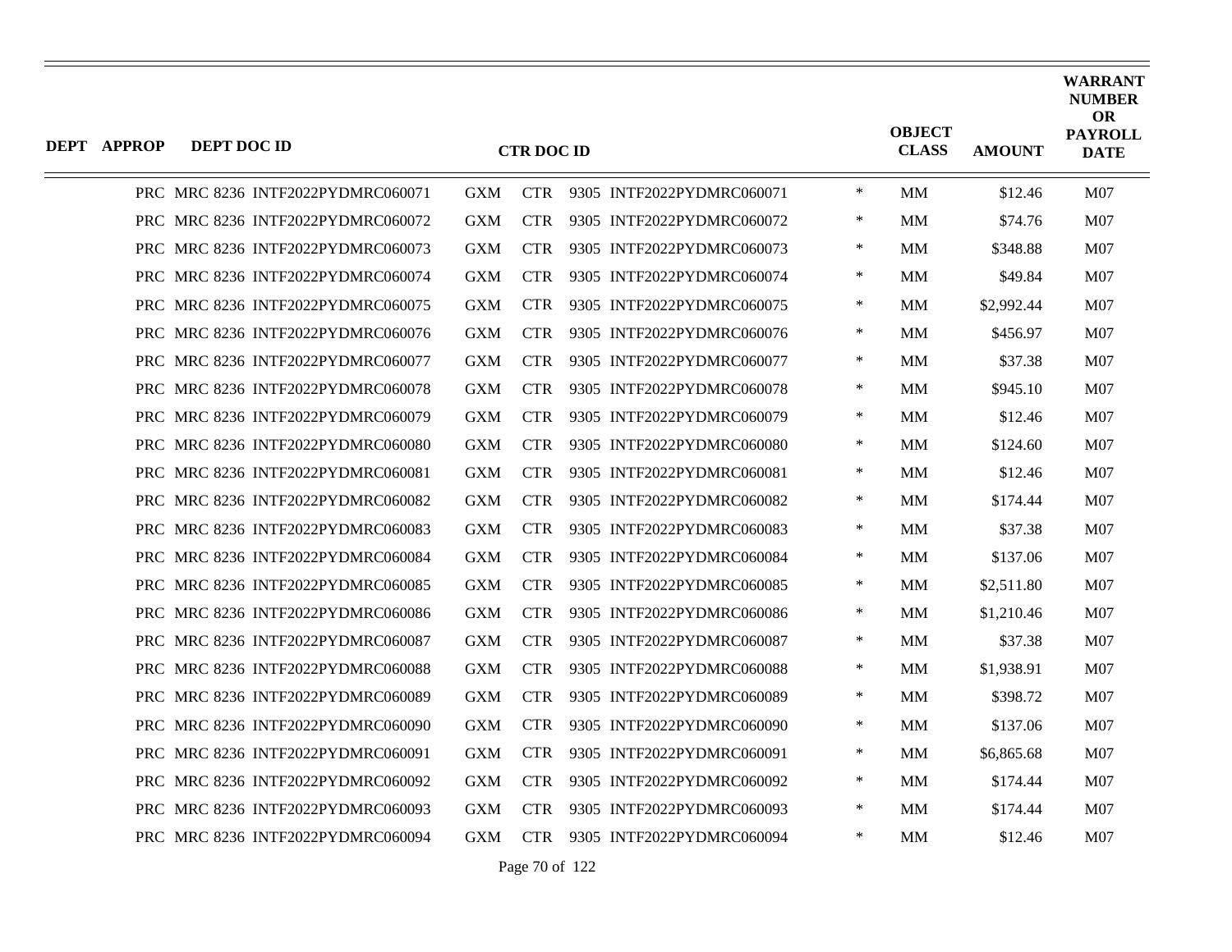| DEPT | APPROP | DEPT DOC ID | CTR DOC ID | | | | OBJECT CLASS | AMOUNT | WARRANT NUMBER OR PAYROLL DATE |
|---|---|---|---|---|---|---|---|---|---|
| PRC | MRC 8236 | INTF2022PYDMRC060071 | GXM | CTR | 9305 INTF2022PYDMRC060071 | * | MM | $12.46 | M07 |
| PRC | MRC 8236 | INTF2022PYDMRC060072 | GXM | CTR | 9305 INTF2022PYDMRC060072 | * | MM | $74.76 | M07 |
| PRC | MRC 8236 | INTF2022PYDMRC060073 | GXM | CTR | 9305 INTF2022PYDMRC060073 | * | MM | $348.88 | M07 |
| PRC | MRC 8236 | INTF2022PYDMRC060074 | GXM | CTR | 9305 INTF2022PYDMRC060074 | * | MM | $49.84 | M07 |
| PRC | MRC 8236 | INTF2022PYDMRC060075 | GXM | CTR | 9305 INTF2022PYDMRC060075 | * | MM | $2,992.44 | M07 |
| PRC | MRC 8236 | INTF2022PYDMRC060076 | GXM | CTR | 9305 INTF2022PYDMRC060076 | * | MM | $456.97 | M07 |
| PRC | MRC 8236 | INTF2022PYDMRC060077 | GXM | CTR | 9305 INTF2022PYDMRC060077 | * | MM | $37.38 | M07 |
| PRC | MRC 8236 | INTF2022PYDMRC060078 | GXM | CTR | 9305 INTF2022PYDMRC060078 | * | MM | $945.10 | M07 |
| PRC | MRC 8236 | INTF2022PYDMRC060079 | GXM | CTR | 9305 INTF2022PYDMRC060079 | * | MM | $12.46 | M07 |
| PRC | MRC 8236 | INTF2022PYDMRC060080 | GXM | CTR | 9305 INTF2022PYDMRC060080 | * | MM | $124.60 | M07 |
| PRC | MRC 8236 | INTF2022PYDMRC060081 | GXM | CTR | 9305 INTF2022PYDMRC060081 | * | MM | $12.46 | M07 |
| PRC | MRC 8236 | INTF2022PYDMRC060082 | GXM | CTR | 9305 INTF2022PYDMRC060082 | * | MM | $174.44 | M07 |
| PRC | MRC 8236 | INTF2022PYDMRC060083 | GXM | CTR | 9305 INTF2022PYDMRC060083 | * | MM | $37.38 | M07 |
| PRC | MRC 8236 | INTF2022PYDMRC060084 | GXM | CTR | 9305 INTF2022PYDMRC060084 | * | MM | $137.06 | M07 |
| PRC | MRC 8236 | INTF2022PYDMRC060085 | GXM | CTR | 9305 INTF2022PYDMRC060085 | * | MM | $2,511.80 | M07 |
| PRC | MRC 8236 | INTF2022PYDMRC060086 | GXM | CTR | 9305 INTF2022PYDMRC060086 | * | MM | $1,210.46 | M07 |
| PRC | MRC 8236 | INTF2022PYDMRC060087 | GXM | CTR | 9305 INTF2022PYDMRC060087 | * | MM | $37.38 | M07 |
| PRC | MRC 8236 | INTF2022PYDMRC060088 | GXM | CTR | 9305 INTF2022PYDMRC060088 | * | MM | $1,938.91 | M07 |
| PRC | MRC 8236 | INTF2022PYDMRC060089 | GXM | CTR | 9305 INTF2022PYDMRC060089 | * | MM | $398.72 | M07 |
| PRC | MRC 8236 | INTF2022PYDMRC060090 | GXM | CTR | 9305 INTF2022PYDMRC060090 | * | MM | $137.06 | M07 |
| PRC | MRC 8236 | INTF2022PYDMRC060091 | GXM | CTR | 9305 INTF2022PYDMRC060091 | * | MM | $6,865.68 | M07 |
| PRC | MRC 8236 | INTF2022PYDMRC060092 | GXM | CTR | 9305 INTF2022PYDMRC060092 | * | MM | $174.44 | M07 |
| PRC | MRC 8236 | INTF2022PYDMRC060093 | GXM | CTR | 9305 INTF2022PYDMRC060093 | * | MM | $174.44 | M07 |
| PRC | MRC 8236 | INTF2022PYDMRC060094 | GXM | CTR | 9305 INTF2022PYDMRC060094 | * | MM | $12.46 | M07 |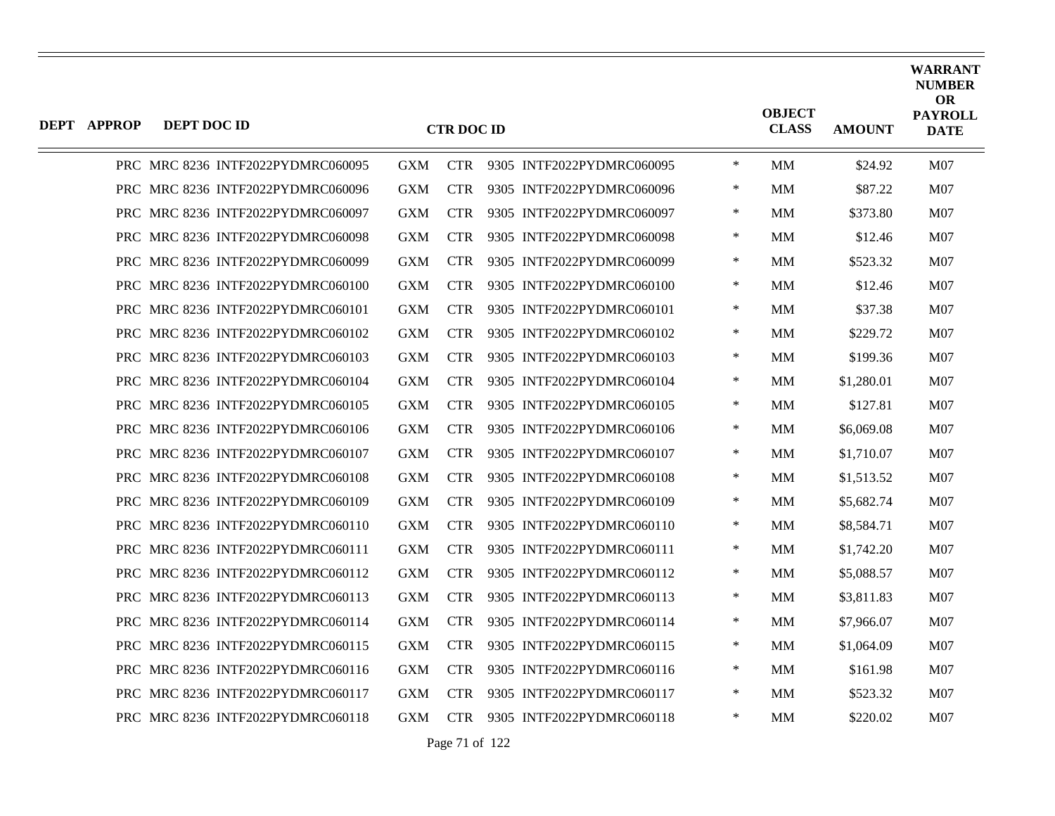| DEPT | APPROP | DEPT DOC ID | CTR DOC ID | | | | OBJECT CLASS | AMOUNT | WARRANT NUMBER OR PAYROLL DATE |
|---|---|---|---|---|---|---|---|---|---|
| PRC | MRC 8236 | INTF2022PYDMRC060095 | GXM | CTR | 9305 INTF2022PYDMRC060095 | * | MM | $24.92 | M07 |
| PRC | MRC 8236 | INTF2022PYDMRC060096 | GXM | CTR | 9305 INTF2022PYDMRC060096 | * | MM | $87.22 | M07 |
| PRC | MRC 8236 | INTF2022PYDMRC060097 | GXM | CTR | 9305 INTF2022PYDMRC060097 | * | MM | $373.80 | M07 |
| PRC | MRC 8236 | INTF2022PYDMRC060098 | GXM | CTR | 9305 INTF2022PYDMRC060098 | * | MM | $12.46 | M07 |
| PRC | MRC 8236 | INTF2022PYDMRC060099 | GXM | CTR | 9305 INTF2022PYDMRC060099 | * | MM | $523.32 | M07 |
| PRC | MRC 8236 | INTF2022PYDMRC060100 | GXM | CTR | 9305 INTF2022PYDMRC060100 | * | MM | $12.46 | M07 |
| PRC | MRC 8236 | INTF2022PYDMRC060101 | GXM | CTR | 9305 INTF2022PYDMRC060101 | * | MM | $37.38 | M07 |
| PRC | MRC 8236 | INTF2022PYDMRC060102 | GXM | CTR | 9305 INTF2022PYDMRC060102 | * | MM | $229.72 | M07 |
| PRC | MRC 8236 | INTF2022PYDMRC060103 | GXM | CTR | 9305 INTF2022PYDMRC060103 | * | MM | $199.36 | M07 |
| PRC | MRC 8236 | INTF2022PYDMRC060104 | GXM | CTR | 9305 INTF2022PYDMRC060104 | * | MM | $1,280.01 | M07 |
| PRC | MRC 8236 | INTF2022PYDMRC060105 | GXM | CTR | 9305 INTF2022PYDMRC060105 | * | MM | $127.81 | M07 |
| PRC | MRC 8236 | INTF2022PYDMRC060106 | GXM | CTR | 9305 INTF2022PYDMRC060106 | * | MM | $6,069.08 | M07 |
| PRC | MRC 8236 | INTF2022PYDMRC060107 | GXM | CTR | 9305 INTF2022PYDMRC060107 | * | MM | $1,710.07 | M07 |
| PRC | MRC 8236 | INTF2022PYDMRC060108 | GXM | CTR | 9305 INTF2022PYDMRC060108 | * | MM | $1,513.52 | M07 |
| PRC | MRC 8236 | INTF2022PYDMRC060109 | GXM | CTR | 9305 INTF2022PYDMRC060109 | * | MM | $5,682.74 | M07 |
| PRC | MRC 8236 | INTF2022PYDMRC060110 | GXM | CTR | 9305 INTF2022PYDMRC060110 | * | MM | $8,584.71 | M07 |
| PRC | MRC 8236 | INTF2022PYDMRC060111 | GXM | CTR | 9305 INTF2022PYDMRC060111 | * | MM | $1,742.20 | M07 |
| PRC | MRC 8236 | INTF2022PYDMRC060112 | GXM | CTR | 9305 INTF2022PYDMRC060112 | * | MM | $5,088.57 | M07 |
| PRC | MRC 8236 | INTF2022PYDMRC060113 | GXM | CTR | 9305 INTF2022PYDMRC060113 | * | MM | $3,811.83 | M07 |
| PRC | MRC 8236 | INTF2022PYDMRC060114 | GXM | CTR | 9305 INTF2022PYDMRC060114 | * | MM | $7,966.07 | M07 |
| PRC | MRC 8236 | INTF2022PYDMRC060115 | GXM | CTR | 9305 INTF2022PYDMRC060115 | * | MM | $1,064.09 | M07 |
| PRC | MRC 8236 | INTF2022PYDMRC060116 | GXM | CTR | 9305 INTF2022PYDMRC060116 | * | MM | $161.98 | M07 |
| PRC | MRC 8236 | INTF2022PYDMRC060117 | GXM | CTR | 9305 INTF2022PYDMRC060117 | * | MM | $523.32 | M07 |
| PRC | MRC 8236 | INTF2022PYDMRC060118 | GXM | CTR | 9305 INTF2022PYDMRC060118 | * | MM | $220.02 | M07 |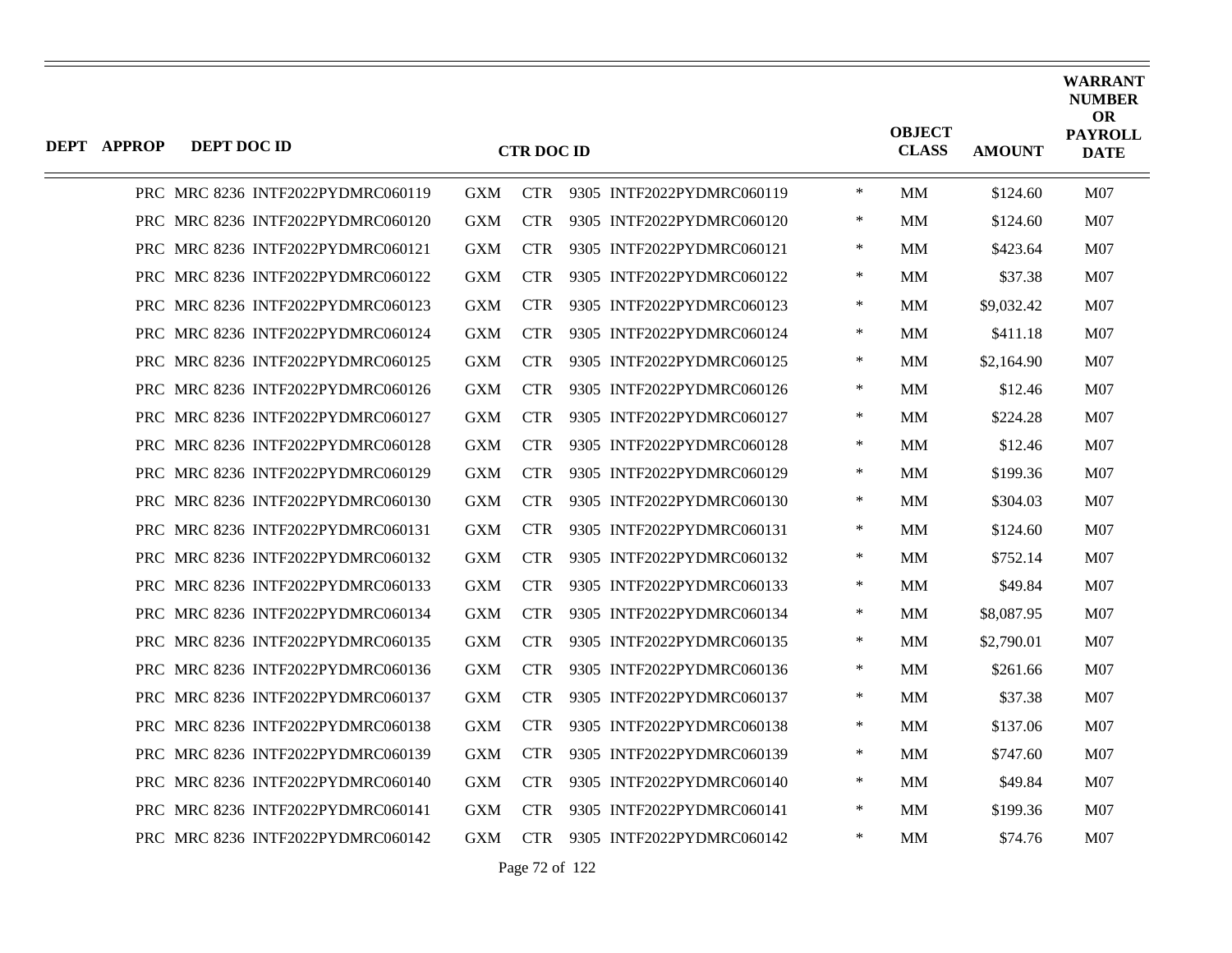| DEPT | APPROP | DEPT DOC ID | CTR DOC ID | | | | | OBJECT CLASS | AMOUNT | WARRANT NUMBER OR PAYROLL DATE |
|---|---|---|---|---|---|---|---|---|---|---|
| PRC | MRC 8236 | INTF2022PYDMRC060119 | GXM | CTR | 9305 | INTF2022PYDMRC060119 | * | MM | $124.60 | M07 |
| PRC | MRC 8236 | INTF2022PYDMRC060120 | GXM | CTR | 9305 | INTF2022PYDMRC060120 | * | MM | $124.60 | M07 |
| PRC | MRC 8236 | INTF2022PYDMRC060121 | GXM | CTR | 9305 | INTF2022PYDMRC060121 | * | MM | $423.64 | M07 |
| PRC | MRC 8236 | INTF2022PYDMRC060122 | GXM | CTR | 9305 | INTF2022PYDMRC060122 | * | MM | $37.38 | M07 |
| PRC | MRC 8236 | INTF2022PYDMRC060123 | GXM | CTR | 9305 | INTF2022PYDMRC060123 | * | MM | $9,032.42 | M07 |
| PRC | MRC 8236 | INTF2022PYDMRC060124 | GXM | CTR | 9305 | INTF2022PYDMRC060124 | * | MM | $411.18 | M07 |
| PRC | MRC 8236 | INTF2022PYDMRC060125 | GXM | CTR | 9305 | INTF2022PYDMRC060125 | * | MM | $2,164.90 | M07 |
| PRC | MRC 8236 | INTF2022PYDMRC060126 | GXM | CTR | 9305 | INTF2022PYDMRC060126 | * | MM | $12.46 | M07 |
| PRC | MRC 8236 | INTF2022PYDMRC060127 | GXM | CTR | 9305 | INTF2022PYDMRC060127 | * | MM | $224.28 | M07 |
| PRC | MRC 8236 | INTF2022PYDMRC060128 | GXM | CTR | 9305 | INTF2022PYDMRC060128 | * | MM | $12.46 | M07 |
| PRC | MRC 8236 | INTF2022PYDMRC060129 | GXM | CTR | 9305 | INTF2022PYDMRC060129 | * | MM | $199.36 | M07 |
| PRC | MRC 8236 | INTF2022PYDMRC060130 | GXM | CTR | 9305 | INTF2022PYDMRC060130 | * | MM | $304.03 | M07 |
| PRC | MRC 8236 | INTF2022PYDMRC060131 | GXM | CTR | 9305 | INTF2022PYDMRC060131 | * | MM | $124.60 | M07 |
| PRC | MRC 8236 | INTF2022PYDMRC060132 | GXM | CTR | 9305 | INTF2022PYDMRC060132 | * | MM | $752.14 | M07 |
| PRC | MRC 8236 | INTF2022PYDMRC060133 | GXM | CTR | 9305 | INTF2022PYDMRC060133 | * | MM | $49.84 | M07 |
| PRC | MRC 8236 | INTF2022PYDMRC060134 | GXM | CTR | 9305 | INTF2022PYDMRC060134 | * | MM | $8,087.95 | M07 |
| PRC | MRC 8236 | INTF2022PYDMRC060135 | GXM | CTR | 9305 | INTF2022PYDMRC060135 | * | MM | $2,790.01 | M07 |
| PRC | MRC 8236 | INTF2022PYDMRC060136 | GXM | CTR | 9305 | INTF2022PYDMRC060136 | * | MM | $261.66 | M07 |
| PRC | MRC 8236 | INTF2022PYDMRC060137 | GXM | CTR | 9305 | INTF2022PYDMRC060137 | * | MM | $37.38 | M07 |
| PRC | MRC 8236 | INTF2022PYDMRC060138 | GXM | CTR | 9305 | INTF2022PYDMRC060138 | * | MM | $137.06 | M07 |
| PRC | MRC 8236 | INTF2022PYDMRC060139 | GXM | CTR | 9305 | INTF2022PYDMRC060139 | * | MM | $747.60 | M07 |
| PRC | MRC 8236 | INTF2022PYDMRC060140 | GXM | CTR | 9305 | INTF2022PYDMRC060140 | * | MM | $49.84 | M07 |
| PRC | MRC 8236 | INTF2022PYDMRC060141 | GXM | CTR | 9305 | INTF2022PYDMRC060141 | * | MM | $199.36 | M07 |
| PRC | MRC 8236 | INTF2022PYDMRC060142 | GXM | CTR | 9305 | INTF2022PYDMRC060142 | * | MM | $74.76 | M07 |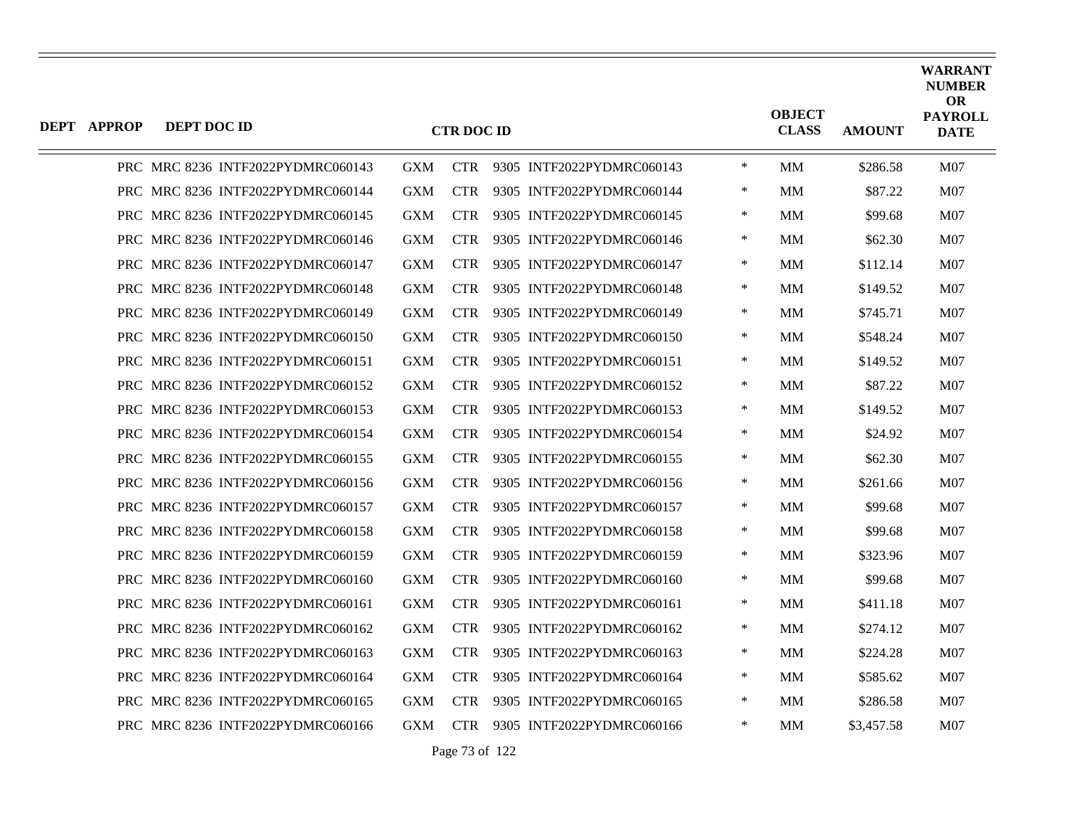| DEPT | APPROP | DEPT DOC ID | CTR DOC ID | | | | OBJECT CLASS | AMOUNT | WARRANT NUMBER OR PAYROLL DATE |
|---|---|---|---|---|---|---|---|---|---|
| PRC | MRC 8236 | INTF2022PYDMRC060143 | GXM | CTR | 9305 INTF2022PYDMRC060143 | * | MM | $286.58 | M07 |
| PRC | MRC 8236 | INTF2022PYDMRC060144 | GXM | CTR | 9305 INTF2022PYDMRC060144 | * | MM | $87.22 | M07 |
| PRC | MRC 8236 | INTF2022PYDMRC060145 | GXM | CTR | 9305 INTF2022PYDMRC060145 | * | MM | $99.68 | M07 |
| PRC | MRC 8236 | INTF2022PYDMRC060146 | GXM | CTR | 9305 INTF2022PYDMRC060146 | * | MM | $62.30 | M07 |
| PRC | MRC 8236 | INTF2022PYDMRC060147 | GXM | CTR | 9305 INTF2022PYDMRC060147 | * | MM | $112.14 | M07 |
| PRC | MRC 8236 | INTF2022PYDMRC060148 | GXM | CTR | 9305 INTF2022PYDMRC060148 | * | MM | $149.52 | M07 |
| PRC | MRC 8236 | INTF2022PYDMRC060149 | GXM | CTR | 9305 INTF2022PYDMRC060149 | * | MM | $745.71 | M07 |
| PRC | MRC 8236 | INTF2022PYDMRC060150 | GXM | CTR | 9305 INTF2022PYDMRC060150 | * | MM | $548.24 | M07 |
| PRC | MRC 8236 | INTF2022PYDMRC060151 | GXM | CTR | 9305 INTF2022PYDMRC060151 | * | MM | $149.52 | M07 |
| PRC | MRC 8236 | INTF2022PYDMRC060152 | GXM | CTR | 9305 INTF2022PYDMRC060152 | * | MM | $87.22 | M07 |
| PRC | MRC 8236 | INTF2022PYDMRC060153 | GXM | CTR | 9305 INTF2022PYDMRC060153 | * | MM | $149.52 | M07 |
| PRC | MRC 8236 | INTF2022PYDMRC060154 | GXM | CTR | 9305 INTF2022PYDMRC060154 | * | MM | $24.92 | M07 |
| PRC | MRC 8236 | INTF2022PYDMRC060155 | GXM | CTR | 9305 INTF2022PYDMRC060155 | * | MM | $62.30 | M07 |
| PRC | MRC 8236 | INTF2022PYDMRC060156 | GXM | CTR | 9305 INTF2022PYDMRC060156 | * | MM | $261.66 | M07 |
| PRC | MRC 8236 | INTF2022PYDMRC060157 | GXM | CTR | 9305 INTF2022PYDMRC060157 | * | MM | $99.68 | M07 |
| PRC | MRC 8236 | INTF2022PYDMRC060158 | GXM | CTR | 9305 INTF2022PYDMRC060158 | * | MM | $99.68 | M07 |
| PRC | MRC 8236 | INTF2022PYDMRC060159 | GXM | CTR | 9305 INTF2022PYDMRC060159 | * | MM | $323.96 | M07 |
| PRC | MRC 8236 | INTF2022PYDMRC060160 | GXM | CTR | 9305 INTF2022PYDMRC060160 | * | MM | $99.68 | M07 |
| PRC | MRC 8236 | INTF2022PYDMRC060161 | GXM | CTR | 9305 INTF2022PYDMRC060161 | * | MM | $411.18 | M07 |
| PRC | MRC 8236 | INTF2022PYDMRC060162 | GXM | CTR | 9305 INTF2022PYDMRC060162 | * | MM | $274.12 | M07 |
| PRC | MRC 8236 | INTF2022PYDMRC060163 | GXM | CTR | 9305 INTF2022PYDMRC060163 | * | MM | $224.28 | M07 |
| PRC | MRC 8236 | INTF2022PYDMRC060164 | GXM | CTR | 9305 INTF2022PYDMRC060164 | * | MM | $585.62 | M07 |
| PRC | MRC 8236 | INTF2022PYDMRC060165 | GXM | CTR | 9305 INTF2022PYDMRC060165 | * | MM | $286.58 | M07 |
| PRC | MRC 8236 | INTF2022PYDMRC060166 | GXM | CTR | 9305 INTF2022PYDMRC060166 | * | MM | $3,457.58 | M07 |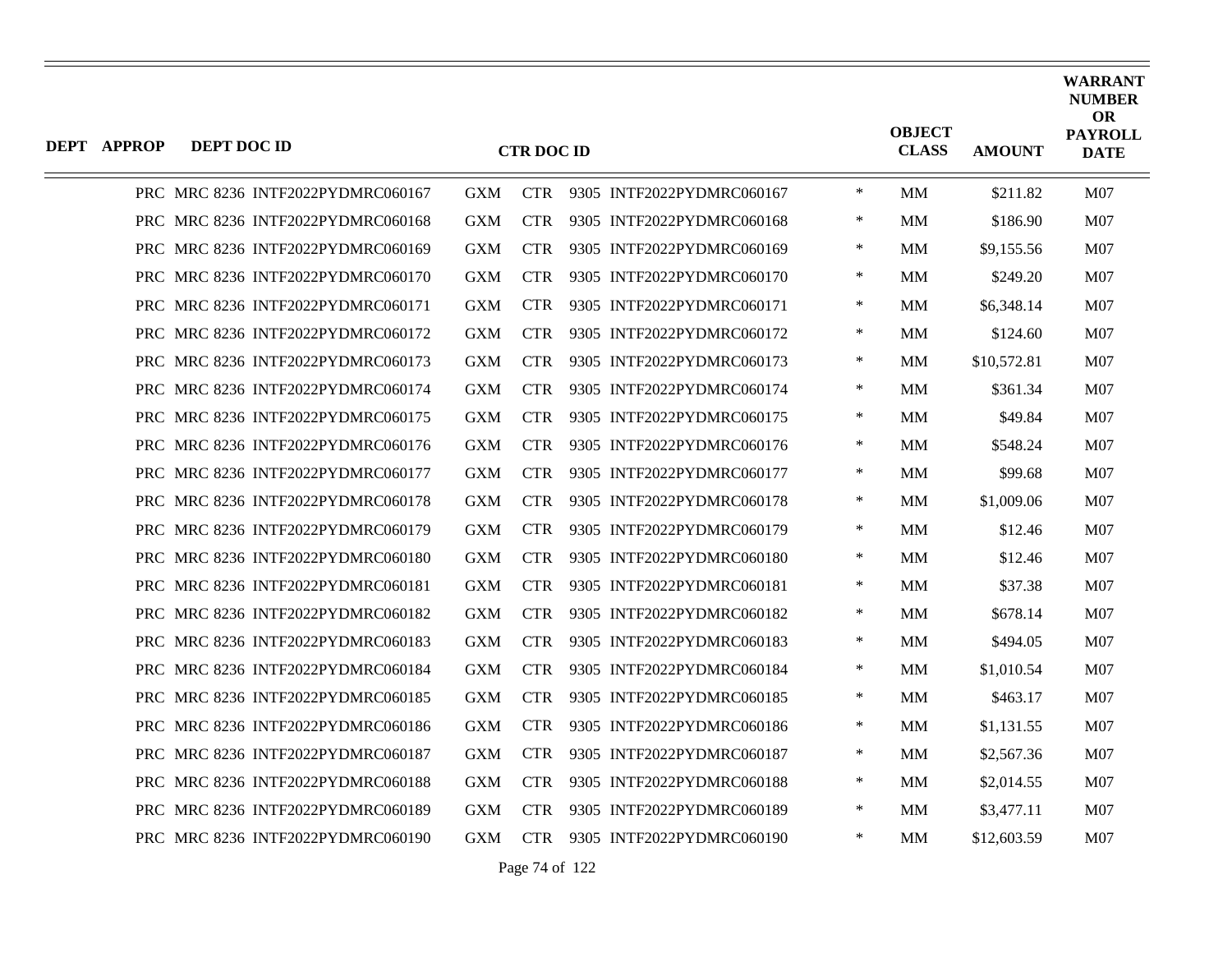| DEPT | APPROP | DEPT DOC ID | CTR DOC ID | | | | OBJECT CLASS | AMOUNT | WARRANT NUMBER OR PAYROLL DATE |
|---|---|---|---|---|---|---|---|---|---|
| PRC | MRC 8236 | INTF2022PYDMRC060167 | GXM | CTR | 9305 INTF2022PYDMRC060167 | * | MM | $211.82 | M07 |
| PRC | MRC 8236 | INTF2022PYDMRC060168 | GXM | CTR | 9305 INTF2022PYDMRC060168 | * | MM | $186.90 | M07 |
| PRC | MRC 8236 | INTF2022PYDMRC060169 | GXM | CTR | 9305 INTF2022PYDMRC060169 | * | MM | $9,155.56 | M07 |
| PRC | MRC 8236 | INTF2022PYDMRC060170 | GXM | CTR | 9305 INTF2022PYDMRC060170 | * | MM | $249.20 | M07 |
| PRC | MRC 8236 | INTF2022PYDMRC060171 | GXM | CTR | 9305 INTF2022PYDMRC060171 | * | MM | $6,348.14 | M07 |
| PRC | MRC 8236 | INTF2022PYDMRC060172 | GXM | CTR | 9305 INTF2022PYDMRC060172 | * | MM | $124.60 | M07 |
| PRC | MRC 8236 | INTF2022PYDMRC060173 | GXM | CTR | 9305 INTF2022PYDMRC060173 | * | MM | $10,572.81 | M07 |
| PRC | MRC 8236 | INTF2022PYDMRC060174 | GXM | CTR | 9305 INTF2022PYDMRC060174 | * | MM | $361.34 | M07 |
| PRC | MRC 8236 | INTF2022PYDMRC060175 | GXM | CTR | 9305 INTF2022PYDMRC060175 | * | MM | $49.84 | M07 |
| PRC | MRC 8236 | INTF2022PYDMRC060176 | GXM | CTR | 9305 INTF2022PYDMRC060176 | * | MM | $548.24 | M07 |
| PRC | MRC 8236 | INTF2022PYDMRC060177 | GXM | CTR | 9305 INTF2022PYDMRC060177 | * | MM | $99.68 | M07 |
| PRC | MRC 8236 | INTF2022PYDMRC060178 | GXM | CTR | 9305 INTF2022PYDMRC060178 | * | MM | $1,009.06 | M07 |
| PRC | MRC 8236 | INTF2022PYDMRC060179 | GXM | CTR | 9305 INTF2022PYDMRC060179 | * | MM | $12.46 | M07 |
| PRC | MRC 8236 | INTF2022PYDMRC060180 | GXM | CTR | 9305 INTF2022PYDMRC060180 | * | MM | $12.46 | M07 |
| PRC | MRC 8236 | INTF2022PYDMRC060181 | GXM | CTR | 9305 INTF2022PYDMRC060181 | * | MM | $37.38 | M07 |
| PRC | MRC 8236 | INTF2022PYDMRC060182 | GXM | CTR | 9305 INTF2022PYDMRC060182 | * | MM | $678.14 | M07 |
| PRC | MRC 8236 | INTF2022PYDMRC060183 | GXM | CTR | 9305 INTF2022PYDMRC060183 | * | MM | $494.05 | M07 |
| PRC | MRC 8236 | INTF2022PYDMRC060184 | GXM | CTR | 9305 INTF2022PYDMRC060184 | * | MM | $1,010.54 | M07 |
| PRC | MRC 8236 | INTF2022PYDMRC060185 | GXM | CTR | 9305 INTF2022PYDMRC060185 | * | MM | $463.17 | M07 |
| PRC | MRC 8236 | INTF2022PYDMRC060186 | GXM | CTR | 9305 INTF2022PYDMRC060186 | * | MM | $1,131.55 | M07 |
| PRC | MRC 8236 | INTF2022PYDMRC060187 | GXM | CTR | 9305 INTF2022PYDMRC060187 | * | MM | $2,567.36 | M07 |
| PRC | MRC 8236 | INTF2022PYDMRC060188 | GXM | CTR | 9305 INTF2022PYDMRC060188 | * | MM | $2,014.55 | M07 |
| PRC | MRC 8236 | INTF2022PYDMRC060189 | GXM | CTR | 9305 INTF2022PYDMRC060189 | * | MM | $3,477.11 | M07 |
| PRC | MRC 8236 | INTF2022PYDMRC060190 | GXM | CTR | 9305 INTF2022PYDMRC060190 | * | MM | $12,603.59 | M07 |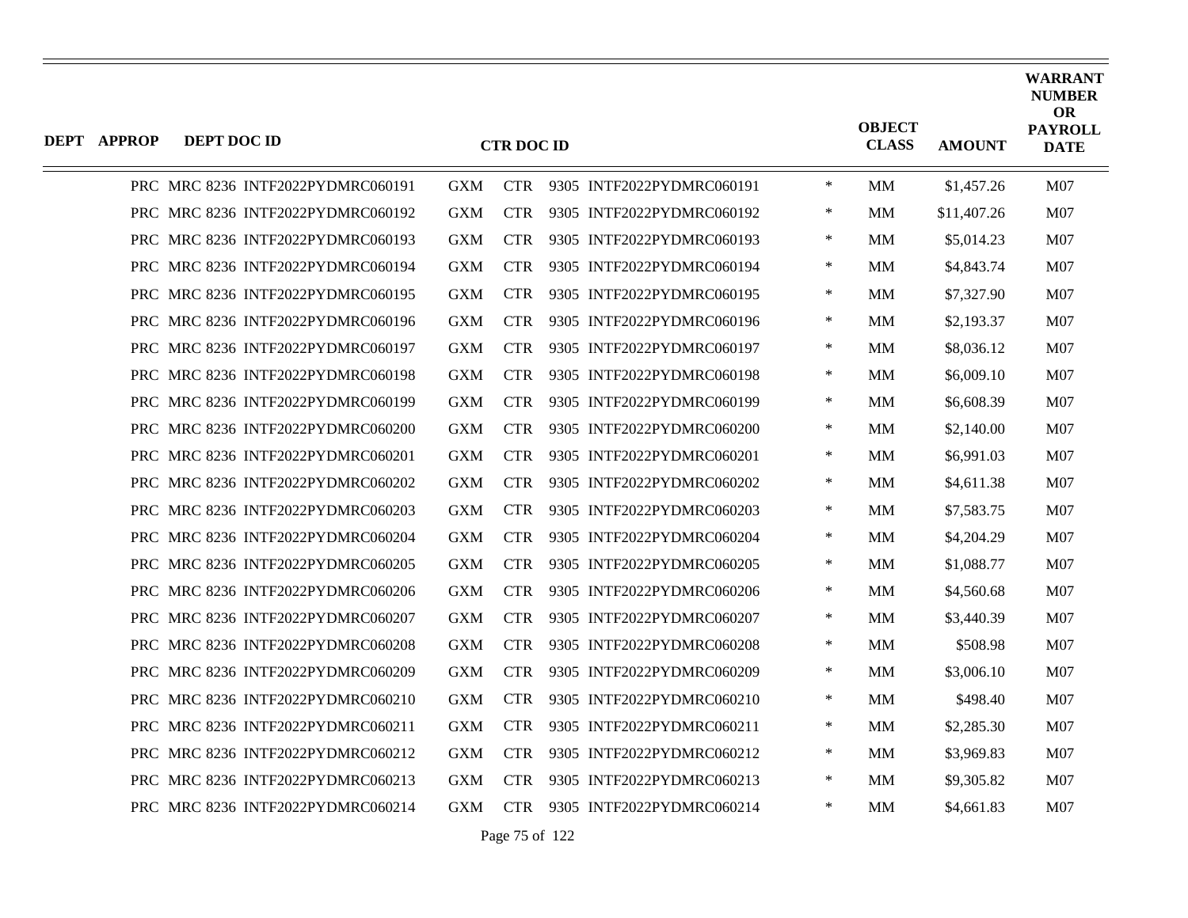| DEPT | APPROP | DEPT DOC ID | CTR DOC ID | | | | OBJECT CLASS | AMOUNT | WARRANT NUMBER OR PAYROLL DATE |
|---|---|---|---|---|---|---|---|---|---|
| PRC | MRC 8236 | INTF2022PYDMRC060191 | GXM | CTR | 9305 INTF2022PYDMRC060191 | * | MM | $1,457.26 | M07 |
| PRC | MRC 8236 | INTF2022PYDMRC060192 | GXM | CTR | 9305 INTF2022PYDMRC060192 | * | MM | $11,407.26 | M07 |
| PRC | MRC 8236 | INTF2022PYDMRC060193 | GXM | CTR | 9305 INTF2022PYDMRC060193 | * | MM | $5,014.23 | M07 |
| PRC | MRC 8236 | INTF2022PYDMRC060194 | GXM | CTR | 9305 INTF2022PYDMRC060194 | * | MM | $4,843.74 | M07 |
| PRC | MRC 8236 | INTF2022PYDMRC060195 | GXM | CTR | 9305 INTF2022PYDMRC060195 | * | MM | $7,327.90 | M07 |
| PRC | MRC 8236 | INTF2022PYDMRC060196 | GXM | CTR | 9305 INTF2022PYDMRC060196 | * | MM | $2,193.37 | M07 |
| PRC | MRC 8236 | INTF2022PYDMRC060197 | GXM | CTR | 9305 INTF2022PYDMRC060197 | * | MM | $8,036.12 | M07 |
| PRC | MRC 8236 | INTF2022PYDMRC060198 | GXM | CTR | 9305 INTF2022PYDMRC060198 | * | MM | $6,009.10 | M07 |
| PRC | MRC 8236 | INTF2022PYDMRC060199 | GXM | CTR | 9305 INTF2022PYDMRC060199 | * | MM | $6,608.39 | M07 |
| PRC | MRC 8236 | INTF2022PYDMRC060200 | GXM | CTR | 9305 INTF2022PYDMRC060200 | * | MM | $2,140.00 | M07 |
| PRC | MRC 8236 | INTF2022PYDMRC060201 | GXM | CTR | 9305 INTF2022PYDMRC060201 | * | MM | $6,991.03 | M07 |
| PRC | MRC 8236 | INTF2022PYDMRC060202 | GXM | CTR | 9305 INTF2022PYDMRC060202 | * | MM | $4,611.38 | M07 |
| PRC | MRC 8236 | INTF2022PYDMRC060203 | GXM | CTR | 9305 INTF2022PYDMRC060203 | * | MM | $7,583.75 | M07 |
| PRC | MRC 8236 | INTF2022PYDMRC060204 | GXM | CTR | 9305 INTF2022PYDMRC060204 | * | MM | $4,204.29 | M07 |
| PRC | MRC 8236 | INTF2022PYDMRC060205 | GXM | CTR | 9305 INTF2022PYDMRC060205 | * | MM | $1,088.77 | M07 |
| PRC | MRC 8236 | INTF2022PYDMRC060206 | GXM | CTR | 9305 INTF2022PYDMRC060206 | * | MM | $4,560.68 | M07 |
| PRC | MRC 8236 | INTF2022PYDMRC060207 | GXM | CTR | 9305 INTF2022PYDMRC060207 | * | MM | $3,440.39 | M07 |
| PRC | MRC 8236 | INTF2022PYDMRC060208 | GXM | CTR | 9305 INTF2022PYDMRC060208 | * | MM | $508.98 | M07 |
| PRC | MRC 8236 | INTF2022PYDMRC060209 | GXM | CTR | 9305 INTF2022PYDMRC060209 | * | MM | $3,006.10 | M07 |
| PRC | MRC 8236 | INTF2022PYDMRC060210 | GXM | CTR | 9305 INTF2022PYDMRC060210 | * | MM | $498.40 | M07 |
| PRC | MRC 8236 | INTF2022PYDMRC060211 | GXM | CTR | 9305 INTF2022PYDMRC060211 | * | MM | $2,285.30 | M07 |
| PRC | MRC 8236 | INTF2022PYDMRC060212 | GXM | CTR | 9305 INTF2022PYDMRC060212 | * | MM | $3,969.83 | M07 |
| PRC | MRC 8236 | INTF2022PYDMRC060213 | GXM | CTR | 9305 INTF2022PYDMRC060213 | * | MM | $9,305.82 | M07 |
| PRC | MRC 8236 | INTF2022PYDMRC060214 | GXM | CTR | 9305 INTF2022PYDMRC060214 | * | MM | $4,661.83 | M07 |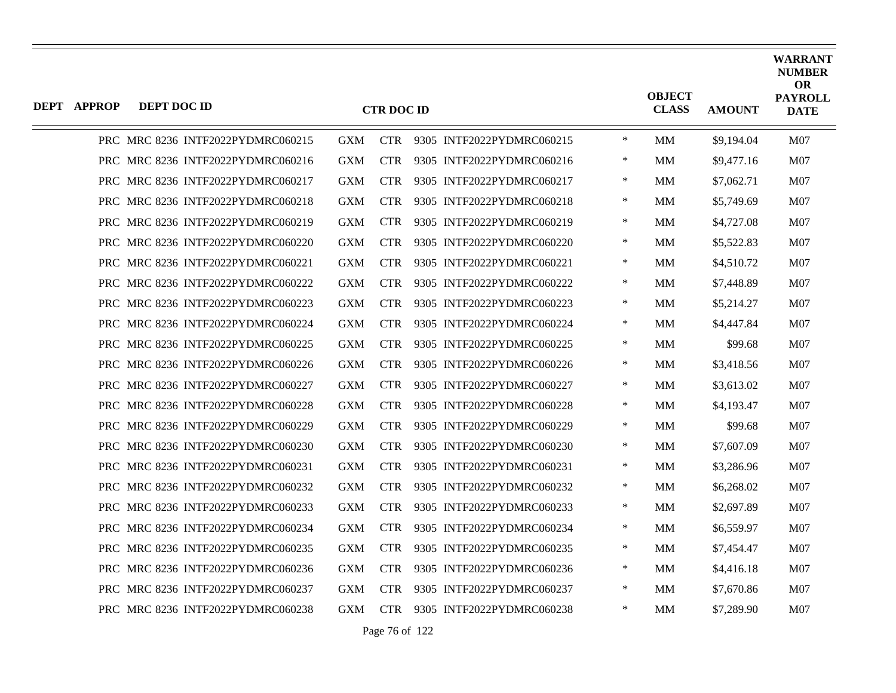| DEPT | APPROP | DEPT DOC ID | CTR DOC ID | | | | OBJECT CLASS | AMOUNT | WARRANT NUMBER OR PAYROLL DATE |
|---|---|---|---|---|---|---|---|---|---|
| PRC | MRC 8236 | INTF2022PYDMRC060215 | GXM | CTR | 9305 INTF2022PYDMRC060215 | * | MM | $9,194.04 | M07 |
| PRC | MRC 8236 | INTF2022PYDMRC060216 | GXM | CTR | 9305 INTF2022PYDMRC060216 | * | MM | $9,477.16 | M07 |
| PRC | MRC 8236 | INTF2022PYDMRC060217 | GXM | CTR | 9305 INTF2022PYDMRC060217 | * | MM | $7,062.71 | M07 |
| PRC | MRC 8236 | INTF2022PYDMRC060218 | GXM | CTR | 9305 INTF2022PYDMRC060218 | * | MM | $5,749.69 | M07 |
| PRC | MRC 8236 | INTF2022PYDMRC060219 | GXM | CTR | 9305 INTF2022PYDMRC060219 | * | MM | $4,727.08 | M07 |
| PRC | MRC 8236 | INTF2022PYDMRC060220 | GXM | CTR | 9305 INTF2022PYDMRC060220 | * | MM | $5,522.83 | M07 |
| PRC | MRC 8236 | INTF2022PYDMRC060221 | GXM | CTR | 9305 INTF2022PYDMRC060221 | * | MM | $4,510.72 | M07 |
| PRC | MRC 8236 | INTF2022PYDMRC060222 | GXM | CTR | 9305 INTF2022PYDMRC060222 | * | MM | $7,448.89 | M07 |
| PRC | MRC 8236 | INTF2022PYDMRC060223 | GXM | CTR | 9305 INTF2022PYDMRC060223 | * | MM | $5,214.27 | M07 |
| PRC | MRC 8236 | INTF2022PYDMRC060224 | GXM | CTR | 9305 INTF2022PYDMRC060224 | * | MM | $4,447.84 | M07 |
| PRC | MRC 8236 | INTF2022PYDMRC060225 | GXM | CTR | 9305 INTF2022PYDMRC060225 | * | MM | $99.68 | M07 |
| PRC | MRC 8236 | INTF2022PYDMRC060226 | GXM | CTR | 9305 INTF2022PYDMRC060226 | * | MM | $3,418.56 | M07 |
| PRC | MRC 8236 | INTF2022PYDMRC060227 | GXM | CTR | 9305 INTF2022PYDMRC060227 | * | MM | $3,613.02 | M07 |
| PRC | MRC 8236 | INTF2022PYDMRC060228 | GXM | CTR | 9305 INTF2022PYDMRC060228 | * | MM | $4,193.47 | M07 |
| PRC | MRC 8236 | INTF2022PYDMRC060229 | GXM | CTR | 9305 INTF2022PYDMRC060229 | * | MM | $99.68 | M07 |
| PRC | MRC 8236 | INTF2022PYDMRC060230 | GXM | CTR | 9305 INTF2022PYDMRC060230 | * | MM | $7,607.09 | M07 |
| PRC | MRC 8236 | INTF2022PYDMRC060231 | GXM | CTR | 9305 INTF2022PYDMRC060231 | * | MM | $3,286.96 | M07 |
| PRC | MRC 8236 | INTF2022PYDMRC060232 | GXM | CTR | 9305 INTF2022PYDMRC060232 | * | MM | $6,268.02 | M07 |
| PRC | MRC 8236 | INTF2022PYDMRC060233 | GXM | CTR | 9305 INTF2022PYDMRC060233 | * | MM | $2,697.89 | M07 |
| PRC | MRC 8236 | INTF2022PYDMRC060234 | GXM | CTR | 9305 INTF2022PYDMRC060234 | * | MM | $6,559.97 | M07 |
| PRC | MRC 8236 | INTF2022PYDMRC060235 | GXM | CTR | 9305 INTF2022PYDMRC060235 | * | MM | $7,454.47 | M07 |
| PRC | MRC 8236 | INTF2022PYDMRC060236 | GXM | CTR | 9305 INTF2022PYDMRC060236 | * | MM | $4,416.18 | M07 |
| PRC | MRC 8236 | INTF2022PYDMRC060237 | GXM | CTR | 9305 INTF2022PYDMRC060237 | * | MM | $7,670.86 | M07 |
| PRC | MRC 8236 | INTF2022PYDMRC060238 | GXM | CTR | 9305 INTF2022PYDMRC060238 | * | MM | $7,289.90 | M07 |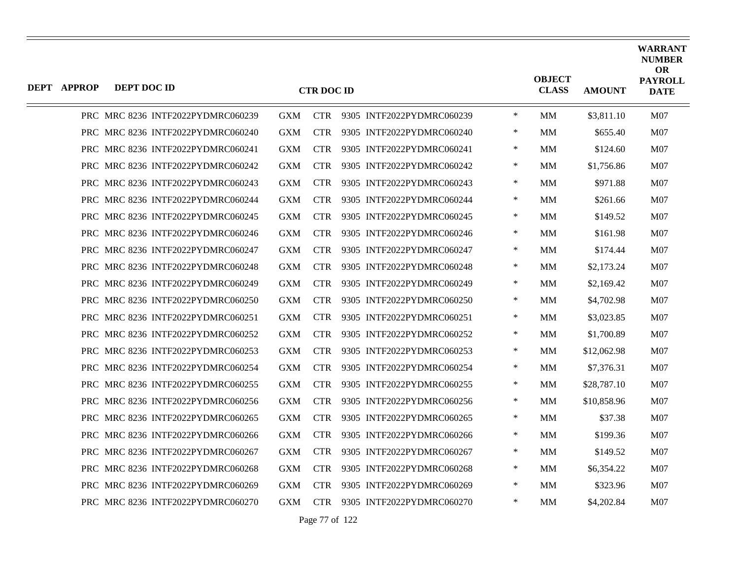| DEPT | APPROP | DEPT DOC ID | CTR DOC ID | | | | | OBJECT CLASS | AMOUNT | WARRANT NUMBER OR PAYROLL DATE |
|---|---|---|---|---|---|---|---|---|---|---|
| PRC | MRC 8236 | INTF2022PYDMRC060239 | GXM | CTR | 9305 | INTF2022PYDMRC060239 | * | MM | $3,811.10 | M07 |
| PRC | MRC 8236 | INTF2022PYDMRC060240 | GXM | CTR | 9305 | INTF2022PYDMRC060240 | * | MM | $655.40 | M07 |
| PRC | MRC 8236 | INTF2022PYDMRC060241 | GXM | CTR | 9305 | INTF2022PYDMRC060241 | * | MM | $124.60 | M07 |
| PRC | MRC 8236 | INTF2022PYDMRC060242 | GXM | CTR | 9305 | INTF2022PYDMRC060242 | * | MM | $1,756.86 | M07 |
| PRC | MRC 8236 | INTF2022PYDMRC060243 | GXM | CTR | 9305 | INTF2022PYDMRC060243 | * | MM | $971.88 | M07 |
| PRC | MRC 8236 | INTF2022PYDMRC060244 | GXM | CTR | 9305 | INTF2022PYDMRC060244 | * | MM | $261.66 | M07 |
| PRC | MRC 8236 | INTF2022PYDMRC060245 | GXM | CTR | 9305 | INTF2022PYDMRC060245 | * | MM | $149.52 | M07 |
| PRC | MRC 8236 | INTF2022PYDMRC060246 | GXM | CTR | 9305 | INTF2022PYDMRC060246 | * | MM | $161.98 | M07 |
| PRC | MRC 8236 | INTF2022PYDMRC060247 | GXM | CTR | 9305 | INTF2022PYDMRC060247 | * | MM | $174.44 | M07 |
| PRC | MRC 8236 | INTF2022PYDMRC060248 | GXM | CTR | 9305 | INTF2022PYDMRC060248 | * | MM | $2,173.24 | M07 |
| PRC | MRC 8236 | INTF2022PYDMRC060249 | GXM | CTR | 9305 | INTF2022PYDMRC060249 | * | MM | $2,169.42 | M07 |
| PRC | MRC 8236 | INTF2022PYDMRC060250 | GXM | CTR | 9305 | INTF2022PYDMRC060250 | * | MM | $4,702.98 | M07 |
| PRC | MRC 8236 | INTF2022PYDMRC060251 | GXM | CTR | 9305 | INTF2022PYDMRC060251 | * | MM | $3,023.85 | M07 |
| PRC | MRC 8236 | INTF2022PYDMRC060252 | GXM | CTR | 9305 | INTF2022PYDMRC060252 | * | MM | $1,700.89 | M07 |
| PRC | MRC 8236 | INTF2022PYDMRC060253 | GXM | CTR | 9305 | INTF2022PYDMRC060253 | * | MM | $12,062.98 | M07 |
| PRC | MRC 8236 | INTF2022PYDMRC060254 | GXM | CTR | 9305 | INTF2022PYDMRC060254 | * | MM | $7,376.31 | M07 |
| PRC | MRC 8236 | INTF2022PYDMRC060255 | GXM | CTR | 9305 | INTF2022PYDMRC060255 | * | MM | $28,787.10 | M07 |
| PRC | MRC 8236 | INTF2022PYDMRC060256 | GXM | CTR | 9305 | INTF2022PYDMRC060256 | * | MM | $10,858.96 | M07 |
| PRC | MRC 8236 | INTF2022PYDMRC060265 | GXM | CTR | 9305 | INTF2022PYDMRC060265 | * | MM | $37.38 | M07 |
| PRC | MRC 8236 | INTF2022PYDMRC060266 | GXM | CTR | 9305 | INTF2022PYDMRC060266 | * | MM | $199.36 | M07 |
| PRC | MRC 8236 | INTF2022PYDMRC060267 | GXM | CTR | 9305 | INTF2022PYDMRC060267 | * | MM | $149.52 | M07 |
| PRC | MRC 8236 | INTF2022PYDMRC060268 | GXM | CTR | 9305 | INTF2022PYDMRC060268 | * | MM | $6,354.22 | M07 |
| PRC | MRC 8236 | INTF2022PYDMRC060269 | GXM | CTR | 9305 | INTF2022PYDMRC060269 | * | MM | $323.96 | M07 |
| PRC | MRC 8236 | INTF2022PYDMRC060270 | GXM | CTR | 9305 | INTF2022PYDMRC060270 | * | MM | $4,202.84 | M07 |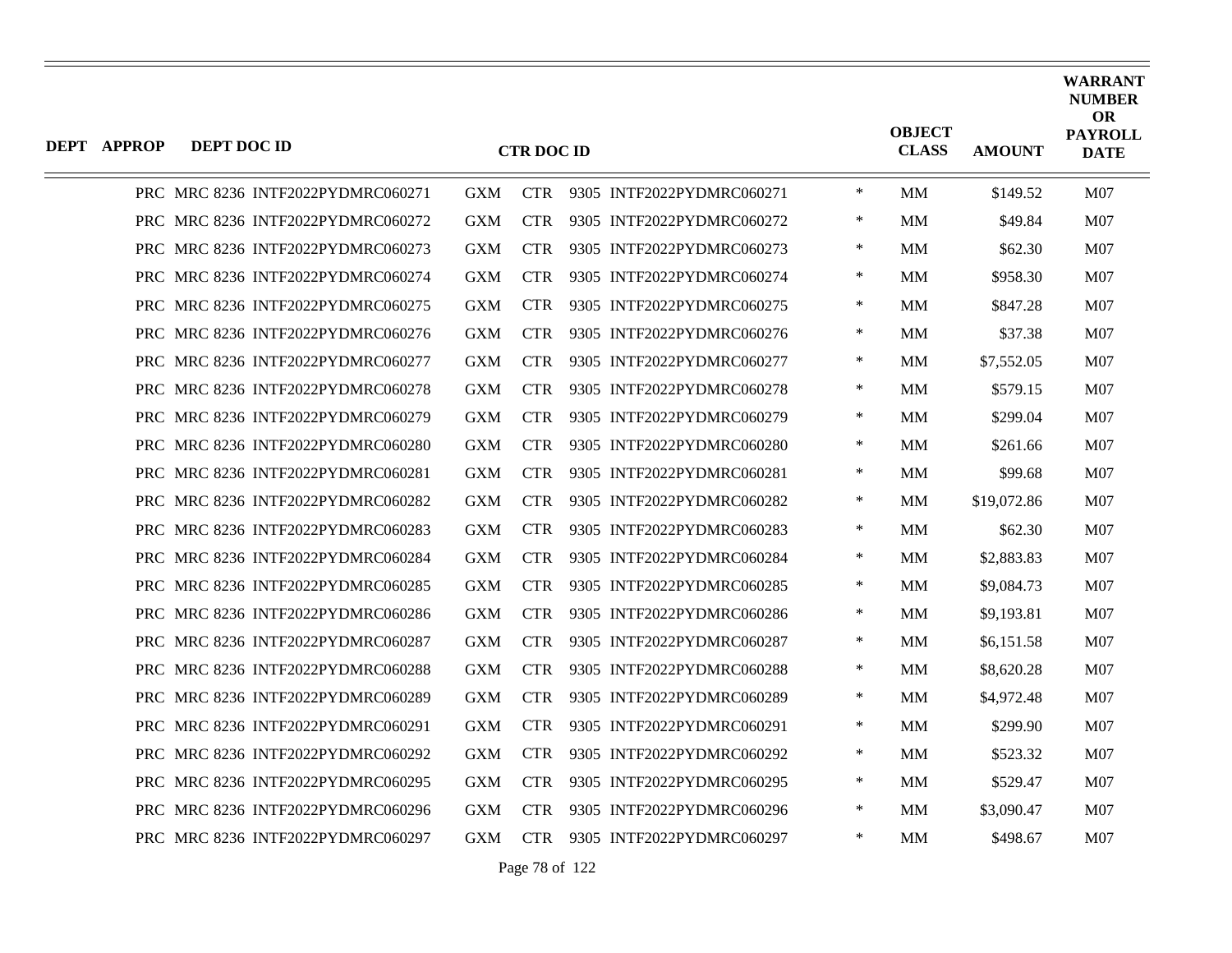| DEPT | APPROP | DEPT DOC ID | CTR DOC ID | | | | | OBJECT CLASS | AMOUNT | WARRANT NUMBER OR PAYROLL DATE |
|---|---|---|---|---|---|---|---|---|---|---|
| PRC | MRC 8236 | INTF2022PYDMRC060271 | GXM | CTR | 9305 | INTF2022PYDMRC060271 | * | MM | $149.52 | M07 |
| PRC | MRC 8236 | INTF2022PYDMRC060272 | GXM | CTR | 9305 | INTF2022PYDMRC060272 | * | MM | $49.84 | M07 |
| PRC | MRC 8236 | INTF2022PYDMRC060273 | GXM | CTR | 9305 | INTF2022PYDMRC060273 | * | MM | $62.30 | M07 |
| PRC | MRC 8236 | INTF2022PYDMRC060274 | GXM | CTR | 9305 | INTF2022PYDMRC060274 | * | MM | $958.30 | M07 |
| PRC | MRC 8236 | INTF2022PYDMRC060275 | GXM | CTR | 9305 | INTF2022PYDMRC060275 | * | MM | $847.28 | M07 |
| PRC | MRC 8236 | INTF2022PYDMRC060276 | GXM | CTR | 9305 | INTF2022PYDMRC060276 | * | MM | $37.38 | M07 |
| PRC | MRC 8236 | INTF2022PYDMRC060277 | GXM | CTR | 9305 | INTF2022PYDMRC060277 | * | MM | $7,552.05 | M07 |
| PRC | MRC 8236 | INTF2022PYDMRC060278 | GXM | CTR | 9305 | INTF2022PYDMRC060278 | * | MM | $579.15 | M07 |
| PRC | MRC 8236 | INTF2022PYDMRC060279 | GXM | CTR | 9305 | INTF2022PYDMRC060279 | * | MM | $299.04 | M07 |
| PRC | MRC 8236 | INTF2022PYDMRC060280 | GXM | CTR | 9305 | INTF2022PYDMRC060280 | * | MM | $261.66 | M07 |
| PRC | MRC 8236 | INTF2022PYDMRC060281 | GXM | CTR | 9305 | INTF2022PYDMRC060281 | * | MM | $99.68 | M07 |
| PRC | MRC 8236 | INTF2022PYDMRC060282 | GXM | CTR | 9305 | INTF2022PYDMRC060282 | * | MM | $19,072.86 | M07 |
| PRC | MRC 8236 | INTF2022PYDMRC060283 | GXM | CTR | 9305 | INTF2022PYDMRC060283 | * | MM | $62.30 | M07 |
| PRC | MRC 8236 | INTF2022PYDMRC060284 | GXM | CTR | 9305 | INTF2022PYDMRC060284 | * | MM | $2,883.83 | M07 |
| PRC | MRC 8236 | INTF2022PYDMRC060285 | GXM | CTR | 9305 | INTF2022PYDMRC060285 | * | MM | $9,084.73 | M07 |
| PRC | MRC 8236 | INTF2022PYDMRC060286 | GXM | CTR | 9305 | INTF2022PYDMRC060286 | * | MM | $9,193.81 | M07 |
| PRC | MRC 8236 | INTF2022PYDMRC060287 | GXM | CTR | 9305 | INTF2022PYDMRC060287 | * | MM | $6,151.58 | M07 |
| PRC | MRC 8236 | INTF2022PYDMRC060288 | GXM | CTR | 9305 | INTF2022PYDMRC060288 | * | MM | $8,620.28 | M07 |
| PRC | MRC 8236 | INTF2022PYDMRC060289 | GXM | CTR | 9305 | INTF2022PYDMRC060289 | * | MM | $4,972.48 | M07 |
| PRC | MRC 8236 | INTF2022PYDMRC060291 | GXM | CTR | 9305 | INTF2022PYDMRC060291 | * | MM | $299.90 | M07 |
| PRC | MRC 8236 | INTF2022PYDMRC060292 | GXM | CTR | 9305 | INTF2022PYDMRC060292 | * | MM | $523.32 | M07 |
| PRC | MRC 8236 | INTF2022PYDMRC060295 | GXM | CTR | 9305 | INTF2022PYDMRC060295 | * | MM | $529.47 | M07 |
| PRC | MRC 8236 | INTF2022PYDMRC060296 | GXM | CTR | 9305 | INTF2022PYDMRC060296 | * | MM | $3,090.47 | M07 |
| PRC | MRC 8236 | INTF2022PYDMRC060297 | GXM | CTR | 9305 | INTF2022PYDMRC060297 | * | MM | $498.67 | M07 |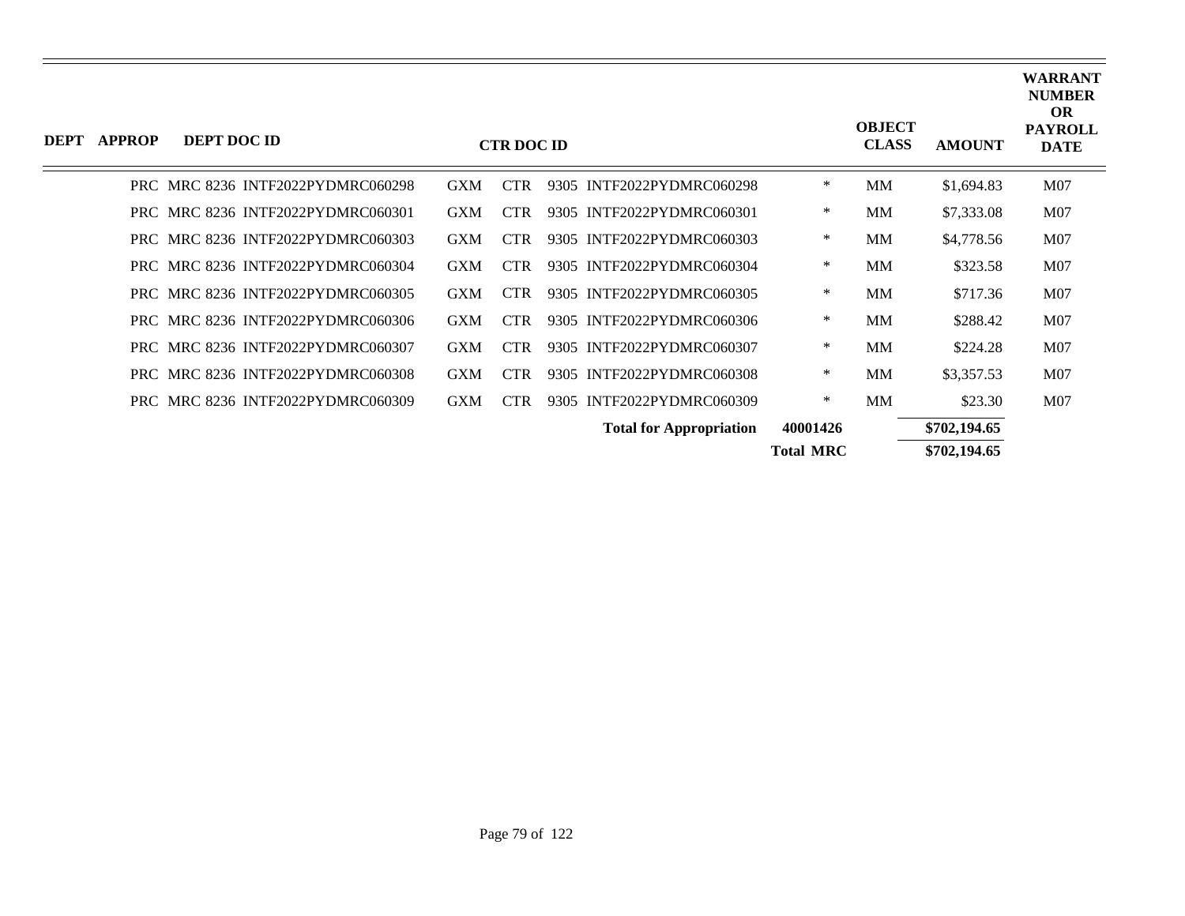| DEPT | APPROP | DEPT DOC ID | CTR DOC ID | | | | OBJECT CLASS | AMOUNT | WARRANT NUMBER OR PAYROLL DATE |
|---|---|---|---|---|---|---|---|---|---|
| PRC | MRC 8236 | INTF2022PYDMRC060298 | GXM | CTR | 9305 | INTF2022PYDMRC060298 * | MM | $1,694.83 | M07 |
| PRC | MRC 8236 | INTF2022PYDMRC060301 | GXM | CTR | 9305 | INTF2022PYDMRC060301 * | MM | $7,333.08 | M07 |
| PRC | MRC 8236 | INTF2022PYDMRC060303 | GXM | CTR | 9305 | INTF2022PYDMRC060303 * | MM | $4,778.56 | M07 |
| PRC | MRC 8236 | INTF2022PYDMRC060304 | GXM | CTR | 9305 | INTF2022PYDMRC060304 * | MM | $323.58 | M07 |
| PRC | MRC 8236 | INTF2022PYDMRC060305 | GXM | CTR | 9305 | INTF2022PYDMRC060305 * | MM | $717.36 | M07 |
| PRC | MRC 8236 | INTF2022PYDMRC060306 | GXM | CTR | 9305 | INTF2022PYDMRC060306 * | MM | $288.42 | M07 |
| PRC | MRC 8236 | INTF2022PYDMRC060307 | GXM | CTR | 9305 | INTF2022PYDMRC060307 * | MM | $224.28 | M07 |
| PRC | MRC 8236 | INTF2022PYDMRC060308 | GXM | CTR | 9305 | INTF2022PYDMRC060308 * | MM | $3,357.53 | M07 |
| PRC | MRC 8236 | INTF2022PYDMRC060309 | GXM | CTR | 9305 | INTF2022PYDMRC060309 * | MM | $23.30 | M07 |
| | | | | | | **Total for Appropriation 40001426** | | **$702,194.65** | |
| | | | | | | **Total MRC** | | **$702,194.65** | |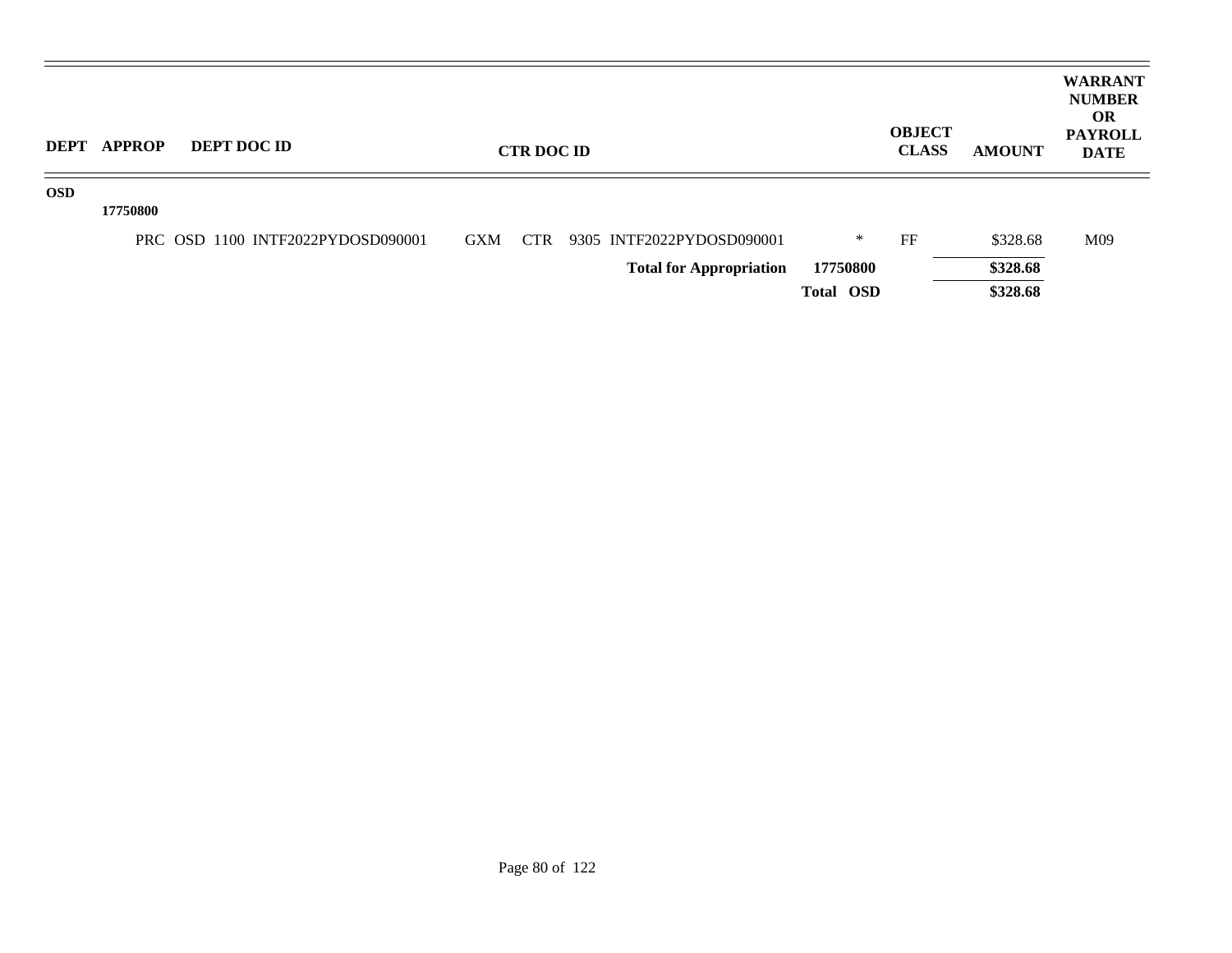| DEPT | APPROP | DEPT DOC ID | CTR DOC ID | | OBJECT CLASS | AMOUNT | WARRANT NUMBER OR PAYROLL DATE |
|---|---|---|---|---|---|---|---|
| **OSD** | | | | | | | |
| | **17750800** | | | | | | |
| | | PRC OSD 1100 INTF2022PYDOSD090001 | GXM CTR 9305 INTF2022PYDOSD090001 | * | FF | $328.68 | M09 |
| | | | **Total for Appropriation** | **17750800** | | **$328.68** | |
| | | | | **Total OSD** | | **$328.68** | |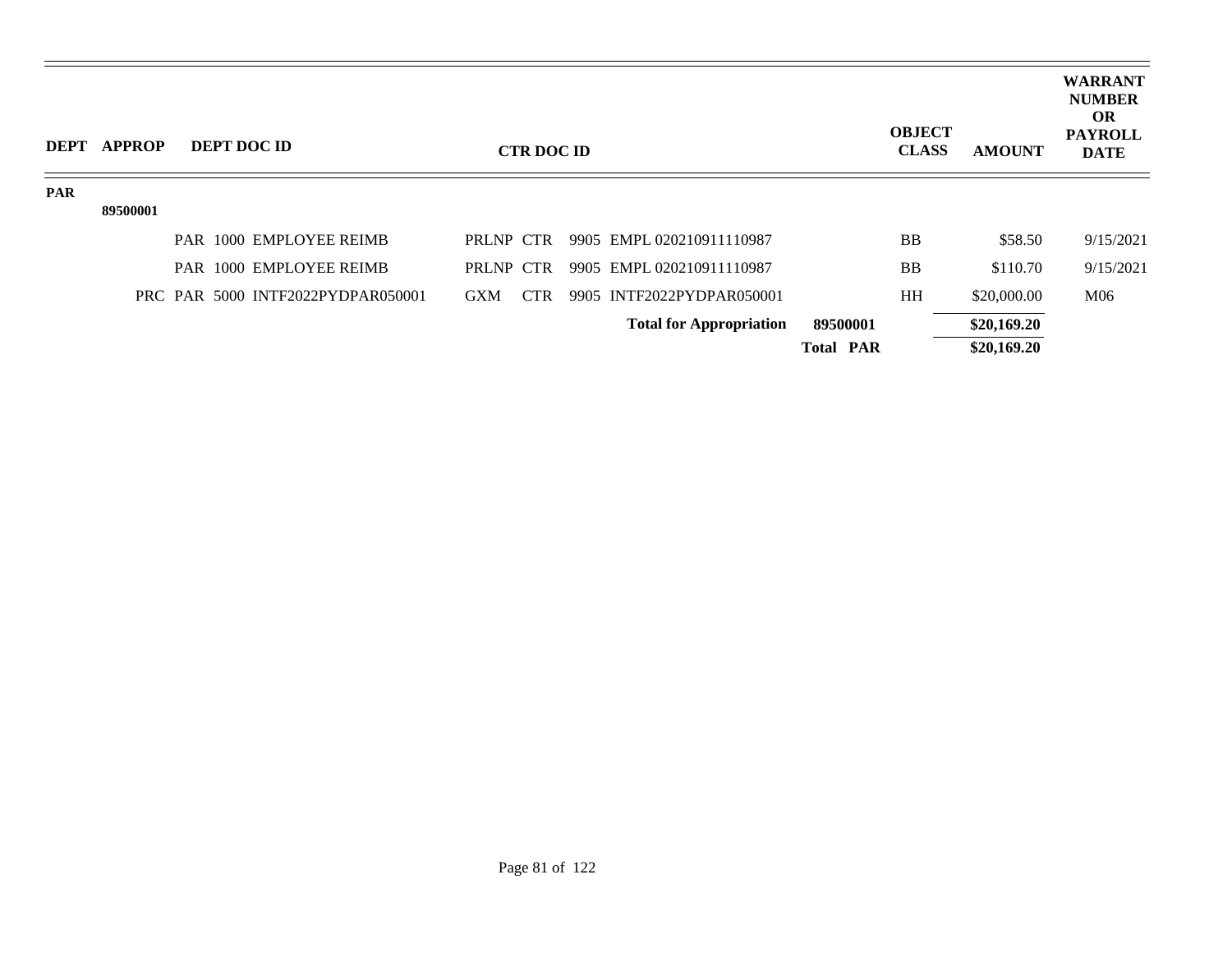| DEPT | APPROP | DEPT DOC ID | CTR DOC ID | | OBJECT CLASS | AMOUNT | WARRANT NUMBER OR PAYROLL DATE |
|---|---|---|---|---|---|---|---|
| PAR | | | | | | | |
| | 89500001 | | | | | | |
| | | PAR 1000 EMPLOYEE REIMB | PRLNP CTR 9905 EMPL 020210911110987 | | BB | $58.50 | 9/15/2021 |
| | | PAR 1000 EMPLOYEE REIMB | PRLNP CTR 9905 EMPL 020210911110987 | | BB | $110.70 | 9/15/2021 |
| | | PRC PAR 5000 INTF2022PYDPAR050001 | GXM CTR 9905 INTF2022PYDPAR050001 | | HH | $20,000.00 | M06 |
| | | | **Total for Appropriation** | **89500001** | | **$20,169.20** | |
| | | | | **Total PAR** | | **$20,169.20** | |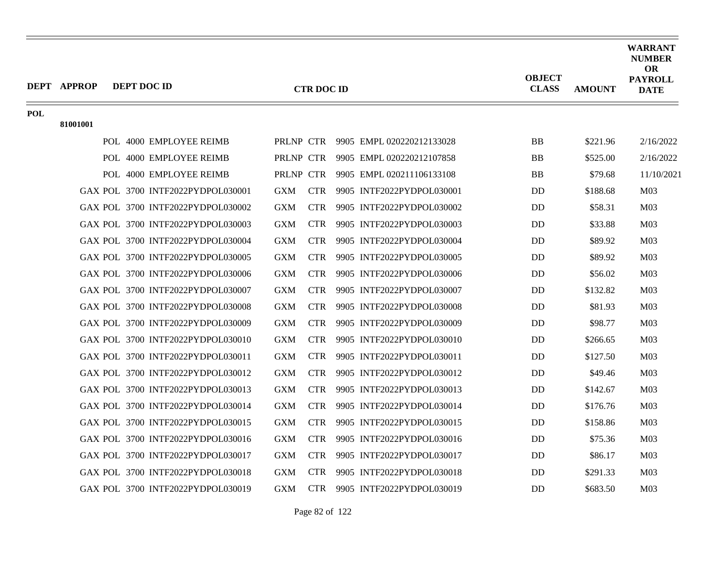| DEPT | APPROP | DEPT DOC ID | CTR DOC ID | OBJECT CLASS | AMOUNT | WARRANT NUMBER OR PAYROLL DATE |
|---|---|---|---|---|---|---|
| POL | | | | | | |
| | 81001001 | | | | | |
| | | POL 4000 EMPLOYEE REIMB | PRLNP CTR 9905 EMPL 020220212133028 | BB | $221.96 | 2/16/2022 |
| | | POL 4000 EMPLOYEE REIMB | PRLNP CTR 9905 EMPL 020220212107858 | BB | $525.00 | 2/16/2022 |
| | | POL 4000 EMPLOYEE REIMB | PRLNP CTR 9905 EMPL 020211106133108 | BB | $79.68 | 11/10/2021 |
| | | GAX POL 3700 INTF2022PYDPOL030001 | GXM CTR 9905 INTF2022PYDPOL030001 | DD | $188.68 | M03 |
| | | GAX POL 3700 INTF2022PYDPOL030002 | GXM CTR 9905 INTF2022PYDPOL030002 | DD | $58.31 | M03 |
| | | GAX POL 3700 INTF2022PYDPOL030003 | GXM CTR 9905 INTF2022PYDPOL030003 | DD | $33.88 | M03 |
| | | GAX POL 3700 INTF2022PYDPOL030004 | GXM CTR 9905 INTF2022PYDPOL030004 | DD | $89.92 | M03 |
| | | GAX POL 3700 INTF2022PYDPOL030005 | GXM CTR 9905 INTF2022PYDPOL030005 | DD | $89.92 | M03 |
| | | GAX POL 3700 INTF2022PYDPOL030006 | GXM CTR 9905 INTF2022PYDPOL030006 | DD | $56.02 | M03 |
| | | GAX POL 3700 INTF2022PYDPOL030007 | GXM CTR 9905 INTF2022PYDPOL030007 | DD | $132.82 | M03 |
| | | GAX POL 3700 INTF2022PYDPOL030008 | GXM CTR 9905 INTF2022PYDPOL030008 | DD | $81.93 | M03 |
| | | GAX POL 3700 INTF2022PYDPOL030009 | GXM CTR 9905 INTF2022PYDPOL030009 | DD | $98.77 | M03 |
| | | GAX POL 3700 INTF2022PYDPOL030010 | GXM CTR 9905 INTF2022PYDPOL030010 | DD | $266.65 | M03 |
| | | GAX POL 3700 INTF2022PYDPOL030011 | GXM CTR 9905 INTF2022PYDPOL030011 | DD | $127.50 | M03 |
| | | GAX POL 3700 INTF2022PYDPOL030012 | GXM CTR 9905 INTF2022PYDPOL030012 | DD | $49.46 | M03 |
| | | GAX POL 3700 INTF2022PYDPOL030013 | GXM CTR 9905 INTF2022PYDPOL030013 | DD | $142.67 | M03 |
| | | GAX POL 3700 INTF2022PYDPOL030014 | GXM CTR 9905 INTF2022PYDPOL030014 | DD | $176.76 | M03 |
| | | GAX POL 3700 INTF2022PYDPOL030015 | GXM CTR 9905 INTF2022PYDPOL030015 | DD | $158.86 | M03 |
| | | GAX POL 3700 INTF2022PYDPOL030016 | GXM CTR 9905 INTF2022PYDPOL030016 | DD | $75.36 | M03 |
| | | GAX POL 3700 INTF2022PYDPOL030017 | GXM CTR 9905 INTF2022PYDPOL030017 | DD | $86.17 | M03 |
| | | GAX POL 3700 INTF2022PYDPOL030018 | GXM CTR 9905 INTF2022PYDPOL030018 | DD | $291.33 | M03 |
| | | GAX POL 3700 INTF2022PYDPOL030019 | GXM CTR 9905 INTF2022PYDPOL030019 | DD | $683.50 | M03 |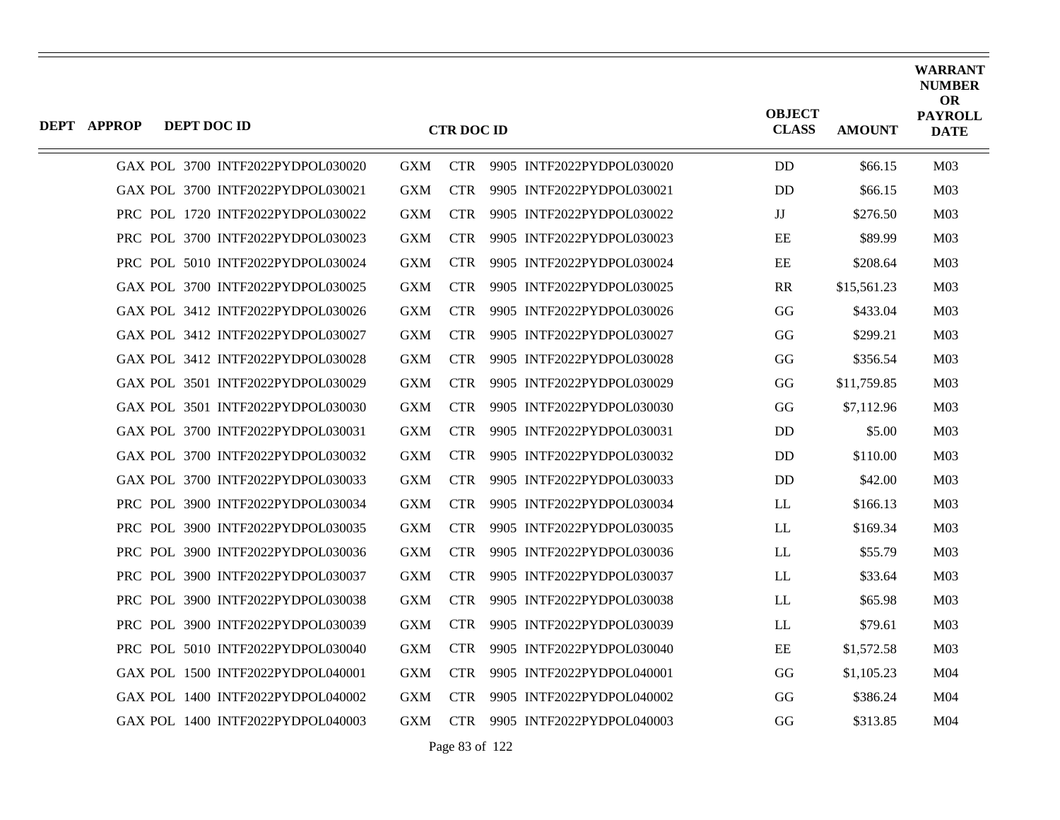| DEPT | APPROP | DEPT DOC ID | CTR DOC ID | OBJECT CLASS | AMOUNT | WARRANT NUMBER OR PAYROLL DATE |
|---|---|---|---|---|---|---|
| GAX | POL | 3700 INTF2022PYDPOL030020 | GXM CTR 9905 INTF2022PYDPOL030020 | DD | $66.15 | M03 |
| GAX | POL | 3700 INTF2022PYDPOL030021 | GXM CTR 9905 INTF2022PYDPOL030021 | DD | $66.15 | M03 |
| PRC | POL | 1720 INTF2022PYDPOL030022 | GXM CTR 9905 INTF2022PYDPOL030022 | JJ | $276.50 | M03 |
| PRC | POL | 3700 INTF2022PYDPOL030023 | GXM CTR 9905 INTF2022PYDPOL030023 | EE | $89.99 | M03 |
| PRC | POL | 5010 INTF2022PYDPOL030024 | GXM CTR 9905 INTF2022PYDPOL030024 | EE | $208.64 | M03 |
| GAX | POL | 3700 INTF2022PYDPOL030025 | GXM CTR 9905 INTF2022PYDPOL030025 | RR | $15,561.23 | M03 |
| GAX | POL | 3412 INTF2022PYDPOL030026 | GXM CTR 9905 INTF2022PYDPOL030026 | GG | $433.04 | M03 |
| GAX | POL | 3412 INTF2022PYDPOL030027 | GXM CTR 9905 INTF2022PYDPOL030027 | GG | $299.21 | M03 |
| GAX | POL | 3412 INTF2022PYDPOL030028 | GXM CTR 9905 INTF2022PYDPOL030028 | GG | $356.54 | M03 |
| GAX | POL | 3501 INTF2022PYDPOL030029 | GXM CTR 9905 INTF2022PYDPOL030029 | GG | $11,759.85 | M03 |
| GAX | POL | 3501 INTF2022PYDPOL030030 | GXM CTR 9905 INTF2022PYDPOL030030 | GG | $7,112.96 | M03 |
| GAX | POL | 3700 INTF2022PYDPOL030031 | GXM CTR 9905 INTF2022PYDPOL030031 | DD | $5.00 | M03 |
| GAX | POL | 3700 INTF2022PYDPOL030032 | GXM CTR 9905 INTF2022PYDPOL030032 | DD | $110.00 | M03 |
| GAX | POL | 3700 INTF2022PYDPOL030033 | GXM CTR 9905 INTF2022PYDPOL030033 | DD | $42.00 | M03 |
| PRC | POL | 3900 INTF2022PYDPOL030034 | GXM CTR 9905 INTF2022PYDPOL030034 | LL | $166.13 | M03 |
| PRC | POL | 3900 INTF2022PYDPOL030035 | GXM CTR 9905 INTF2022PYDPOL030035 | LL | $169.34 | M03 |
| PRC | POL | 3900 INTF2022PYDPOL030036 | GXM CTR 9905 INTF2022PYDPOL030036 | LL | $55.79 | M03 |
| PRC | POL | 3900 INTF2022PYDPOL030037 | GXM CTR 9905 INTF2022PYDPOL030037 | LL | $33.64 | M03 |
| PRC | POL | 3900 INTF2022PYDPOL030038 | GXM CTR 9905 INTF2022PYDPOL030038 | LL | $65.98 | M03 |
| PRC | POL | 3900 INTF2022PYDPOL030039 | GXM CTR 9905 INTF2022PYDPOL030039 | LL | $79.61 | M03 |
| PRC | POL | 5010 INTF2022PYDPOL030040 | GXM CTR 9905 INTF2022PYDPOL030040 | EE | $1,572.58 | M03 |
| GAX | POL | 1500 INTF2022PYDPOL040001 | GXM CTR 9905 INTF2022PYDPOL040001 | GG | $1,105.23 | M04 |
| GAX | POL | 1400 INTF2022PYDPOL040002 | GXM CTR 9905 INTF2022PYDPOL040002 | GG | $386.24 | M04 |
| GAX | POL | 1400 INTF2022PYDPOL040003 | GXM CTR 9905 INTF2022PYDPOL040003 | GG | $313.85 | M04 |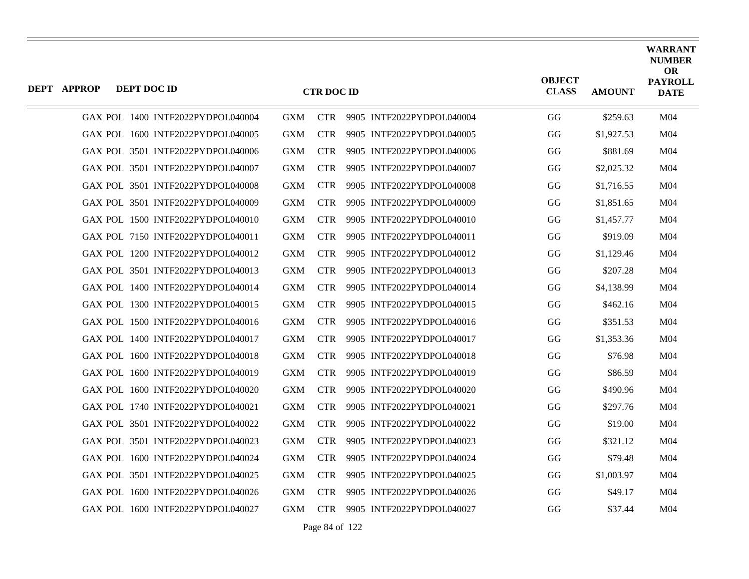| DEPT | APPROP | DEPT DOC ID | CTR DOC ID | OBJECT CLASS | AMOUNT | WARRANT NUMBER OR PAYROLL DATE |
|---|---|---|---|---|---|---|
| GAX | POL | 1400 INTF2022PYDPOL040004 | GXM CTR 9905 INTF2022PYDPOL040004 | GG | $259.63 | M04 |
| GAX | POL | 1600 INTF2022PYDPOL040005 | GXM CTR 9905 INTF2022PYDPOL040005 | GG | $1,927.53 | M04 |
| GAX | POL | 3501 INTF2022PYDPOL040006 | GXM CTR 9905 INTF2022PYDPOL040006 | GG | $881.69 | M04 |
| GAX | POL | 3501 INTF2022PYDPOL040007 | GXM CTR 9905 INTF2022PYDPOL040007 | GG | $2,025.32 | M04 |
| GAX | POL | 3501 INTF2022PYDPOL040008 | GXM CTR 9905 INTF2022PYDPOL040008 | GG | $1,716.55 | M04 |
| GAX | POL | 3501 INTF2022PYDPOL040009 | GXM CTR 9905 INTF2022PYDPOL040009 | GG | $1,851.65 | M04 |
| GAX | POL | 1500 INTF2022PYDPOL040010 | GXM CTR 9905 INTF2022PYDPOL040010 | GG | $1,457.77 | M04 |
| GAX | POL | 7150 INTF2022PYDPOL040011 | GXM CTR 9905 INTF2022PYDPOL040011 | GG | $919.09 | M04 |
| GAX | POL | 1200 INTF2022PYDPOL040012 | GXM CTR 9905 INTF2022PYDPOL040012 | GG | $1,129.46 | M04 |
| GAX | POL | 3501 INTF2022PYDPOL040013 | GXM CTR 9905 INTF2022PYDPOL040013 | GG | $207.28 | M04 |
| GAX | POL | 1400 INTF2022PYDPOL040014 | GXM CTR 9905 INTF2022PYDPOL040014 | GG | $4,138.99 | M04 |
| GAX | POL | 1300 INTF2022PYDPOL040015 | GXM CTR 9905 INTF2022PYDPOL040015 | GG | $462.16 | M04 |
| GAX | POL | 1500 INTF2022PYDPOL040016 | GXM CTR 9905 INTF2022PYDPOL040016 | GG | $351.53 | M04 |
| GAX | POL | 1400 INTF2022PYDPOL040017 | GXM CTR 9905 INTF2022PYDPOL040017 | GG | $1,353.36 | M04 |
| GAX | POL | 1600 INTF2022PYDPOL040018 | GXM CTR 9905 INTF2022PYDPOL040018 | GG | $76.98 | M04 |
| GAX | POL | 1600 INTF2022PYDPOL040019 | GXM CTR 9905 INTF2022PYDPOL040019 | GG | $86.59 | M04 |
| GAX | POL | 1600 INTF2022PYDPOL040020 | GXM CTR 9905 INTF2022PYDPOL040020 | GG | $490.96 | M04 |
| GAX | POL | 1740 INTF2022PYDPOL040021 | GXM CTR 9905 INTF2022PYDPOL040021 | GG | $297.76 | M04 |
| GAX | POL | 3501 INTF2022PYDPOL040022 | GXM CTR 9905 INTF2022PYDPOL040022 | GG | $19.00 | M04 |
| GAX | POL | 3501 INTF2022PYDPOL040023 | GXM CTR 9905 INTF2022PYDPOL040023 | GG | $321.12 | M04 |
| GAX | POL | 1600 INTF2022PYDPOL040024 | GXM CTR 9905 INTF2022PYDPOL040024 | GG | $79.48 | M04 |
| GAX | POL | 3501 INTF2022PYDPOL040025 | GXM CTR 9905 INTF2022PYDPOL040025 | GG | $1,003.97 | M04 |
| GAX | POL | 1600 INTF2022PYDPOL040026 | GXM CTR 9905 INTF2022PYDPOL040026 | GG | $49.17 | M04 |
| GAX | POL | 1600 INTF2022PYDPOL040027 | GXM CTR 9905 INTF2022PYDPOL040027 | GG | $37.44 | M04 |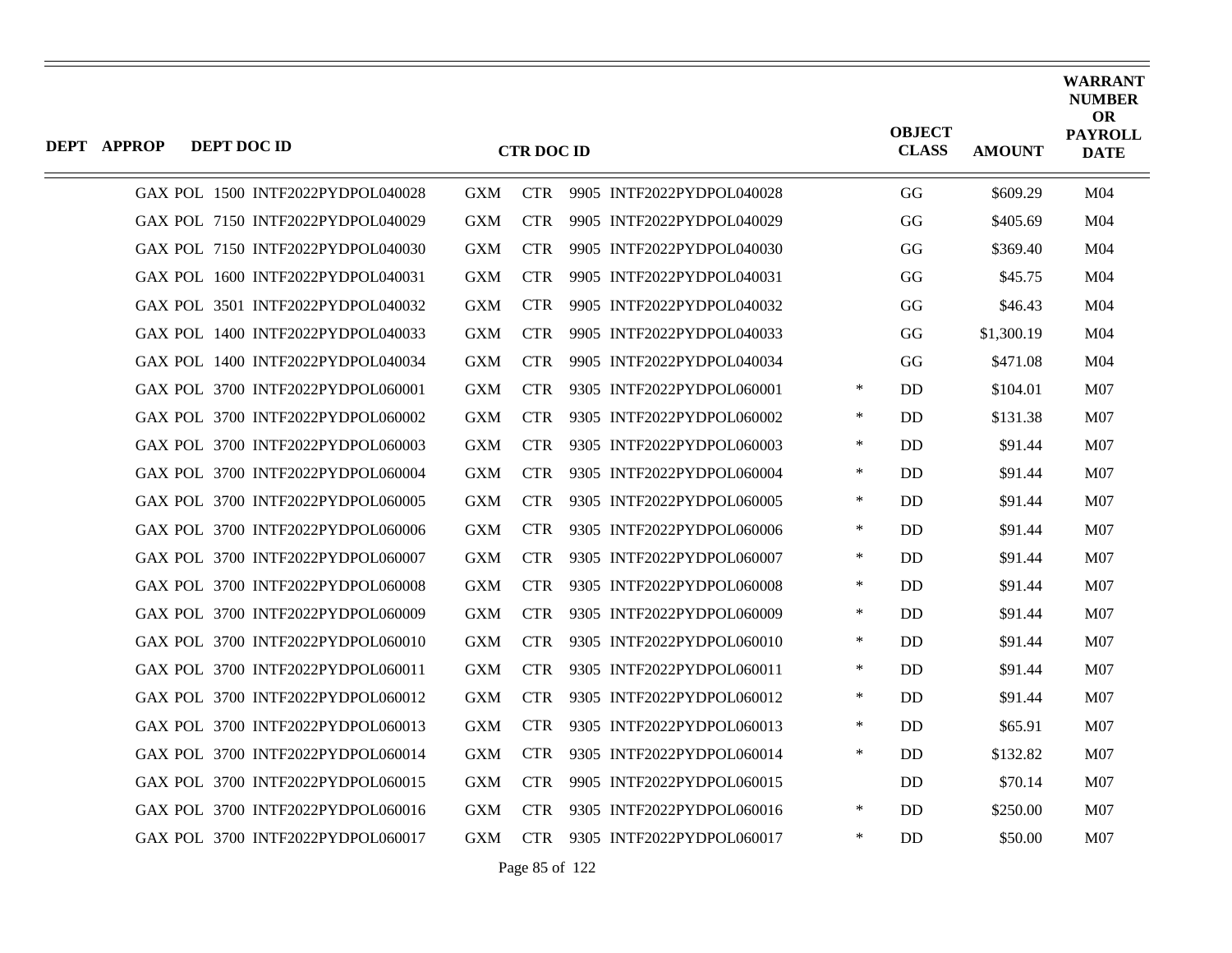| DEPT | APPROP | DEPT DOC ID | CTR DOC ID | | | | | OBJECT CLASS | AMOUNT | WARRANT NUMBER OR PAYROLL DATE |
|---|---|---|---|---|---|---|---|---|---|---|
| GAX | POL | 1500 INTF2022PYDPOL040028 | GXM | CTR | 9905 | INTF2022PYDPOL040028 | | GG | $609.29 | M04 |
| GAX | POL | 7150 INTF2022PYDPOL040029 | GXM | CTR | 9905 | INTF2022PYDPOL040029 | | GG | $405.69 | M04 |
| GAX | POL | 7150 INTF2022PYDPOL040030 | GXM | CTR | 9905 | INTF2022PYDPOL040030 | | GG | $369.40 | M04 |
| GAX | POL | 1600 INTF2022PYDPOL040031 | GXM | CTR | 9905 | INTF2022PYDPOL040031 | | GG | $45.75 | M04 |
| GAX | POL | 3501 INTF2022PYDPOL040032 | GXM | CTR | 9905 | INTF2022PYDPOL040032 | | GG | $46.43 | M04 |
| GAX | POL | 1400 INTF2022PYDPOL040033 | GXM | CTR | 9905 | INTF2022PYDPOL040033 | | GG | $1,300.19 | M04 |
| GAX | POL | 1400 INTF2022PYDPOL040034 | GXM | CTR | 9905 | INTF2022PYDPOL040034 | | GG | $471.08 | M04 |
| GAX | POL | 3700 INTF2022PYDPOL060001 | GXM | CTR | 9305 | INTF2022PYDPOL060001 | * | DD | $104.01 | M07 |
| GAX | POL | 3700 INTF2022PYDPOL060002 | GXM | CTR | 9305 | INTF2022PYDPOL060002 | * | DD | $131.38 | M07 |
| GAX | POL | 3700 INTF2022PYDPOL060003 | GXM | CTR | 9305 | INTF2022PYDPOL060003 | * | DD | $91.44 | M07 |
| GAX | POL | 3700 INTF2022PYDPOL060004 | GXM | CTR | 9305 | INTF2022PYDPOL060004 | * | DD | $91.44 | M07 |
| GAX | POL | 3700 INTF2022PYDPOL060005 | GXM | CTR | 9305 | INTF2022PYDPOL060005 | * | DD | $91.44 | M07 |
| GAX | POL | 3700 INTF2022PYDPOL060006 | GXM | CTR | 9305 | INTF2022PYDPOL060006 | * | DD | $91.44 | M07 |
| GAX | POL | 3700 INTF2022PYDPOL060007 | GXM | CTR | 9305 | INTF2022PYDPOL060007 | * | DD | $91.44 | M07 |
| GAX | POL | 3700 INTF2022PYDPOL060008 | GXM | CTR | 9305 | INTF2022PYDPOL060008 | * | DD | $91.44 | M07 |
| GAX | POL | 3700 INTF2022PYDPOL060009 | GXM | CTR | 9305 | INTF2022PYDPOL060009 | * | DD | $91.44 | M07 |
| GAX | POL | 3700 INTF2022PYDPOL060010 | GXM | CTR | 9305 | INTF2022PYDPOL060010 | * | DD | $91.44 | M07 |
| GAX | POL | 3700 INTF2022PYDPOL060011 | GXM | CTR | 9305 | INTF2022PYDPOL060011 | * | DD | $91.44 | M07 |
| GAX | POL | 3700 INTF2022PYDPOL060012 | GXM | CTR | 9305 | INTF2022PYDPOL060012 | * | DD | $91.44 | M07 |
| GAX | POL | 3700 INTF2022PYDPOL060013 | GXM | CTR | 9305 | INTF2022PYDPOL060013 | * | DD | $65.91 | M07 |
| GAX | POL | 3700 INTF2022PYDPOL060014 | GXM | CTR | 9305 | INTF2022PYDPOL060014 | * | DD | $132.82 | M07 |
| GAX | POL | 3700 INTF2022PYDPOL060015 | GXM | CTR | 9905 | INTF2022PYDPOL060015 | | DD | $70.14 | M07 |
| GAX | POL | 3700 INTF2022PYDPOL060016 | GXM | CTR | 9305 | INTF2022PYDPOL060016 | * | DD | $250.00 | M07 |
| GAX | POL | 3700 INTF2022PYDPOL060017 | GXM | CTR | 9305 | INTF2022PYDPOL060017 | * | DD | $50.00 | M07 |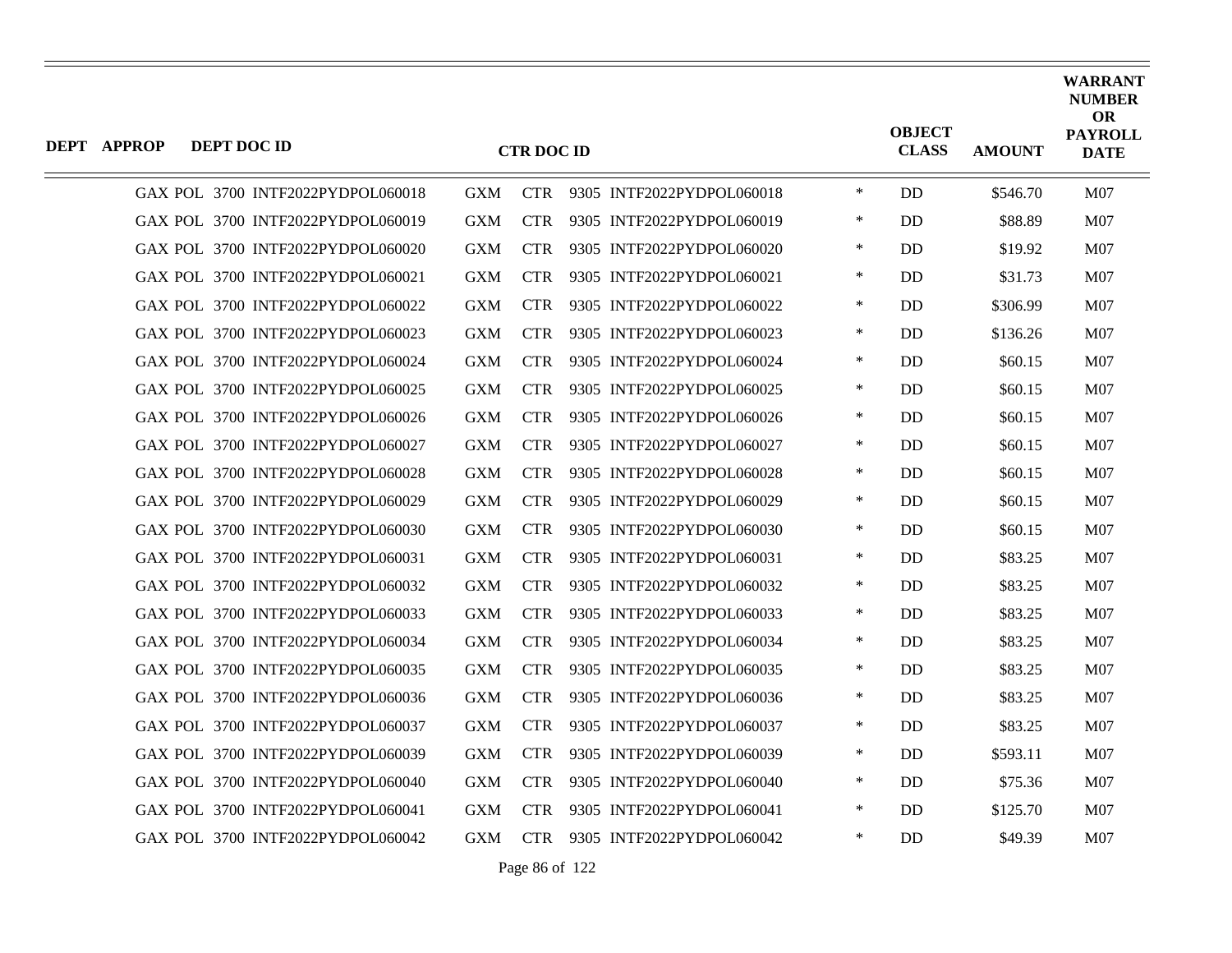| DEPT | APPROP | DEPT DOC ID | CTR DOC ID | | OBJECT CLASS | AMOUNT | WARRANT NUMBER OR PAYROLL DATE |
|---|---|---|---|---|---|---|---|
| | | GAX POL 3700 INTF2022PYDPOL060018 | GXM CTR 9305 INTF2022PYDPOL060018 | * | DD | $546.70 | M07 |
| | | GAX POL 3700 INTF2022PYDPOL060019 | GXM CTR 9305 INTF2022PYDPOL060019 | * | DD | $88.89 | M07 |
| | | GAX POL 3700 INTF2022PYDPOL060020 | GXM CTR 9305 INTF2022PYDPOL060020 | * | DD | $19.92 | M07 |
| | | GAX POL 3700 INTF2022PYDPOL060021 | GXM CTR 9305 INTF2022PYDPOL060021 | * | DD | $31.73 | M07 |
| | | GAX POL 3700 INTF2022PYDPOL060022 | GXM CTR 9305 INTF2022PYDPOL060022 | * | DD | $306.99 | M07 |
| | | GAX POL 3700 INTF2022PYDPOL060023 | GXM CTR 9305 INTF2022PYDPOL060023 | * | DD | $136.26 | M07 |
| | | GAX POL 3700 INTF2022PYDPOL060024 | GXM CTR 9305 INTF2022PYDPOL060024 | * | DD | $60.15 | M07 |
| | | GAX POL 3700 INTF2022PYDPOL060025 | GXM CTR 9305 INTF2022PYDPOL060025 | * | DD | $60.15 | M07 |
| | | GAX POL 3700 INTF2022PYDPOL060026 | GXM CTR 9305 INTF2022PYDPOL060026 | * | DD | $60.15 | M07 |
| | | GAX POL 3700 INTF2022PYDPOL060027 | GXM CTR 9305 INTF2022PYDPOL060027 | * | DD | $60.15 | M07 |
| | | GAX POL 3700 INTF2022PYDPOL060028 | GXM CTR 9305 INTF2022PYDPOL060028 | * | DD | $60.15 | M07 |
| | | GAX POL 3700 INTF2022PYDPOL060029 | GXM CTR 9305 INTF2022PYDPOL060029 | * | DD | $60.15 | M07 |
| | | GAX POL 3700 INTF2022PYDPOL060030 | GXM CTR 9305 INTF2022PYDPOL060030 | * | DD | $60.15 | M07 |
| | | GAX POL 3700 INTF2022PYDPOL060031 | GXM CTR 9305 INTF2022PYDPOL060031 | * | DD | $83.25 | M07 |
| | | GAX POL 3700 INTF2022PYDPOL060032 | GXM CTR 9305 INTF2022PYDPOL060032 | * | DD | $83.25 | M07 |
| | | GAX POL 3700 INTF2022PYDPOL060033 | GXM CTR 9305 INTF2022PYDPOL060033 | * | DD | $83.25 | M07 |
| | | GAX POL 3700 INTF2022PYDPOL060034 | GXM CTR 9305 INTF2022PYDPOL060034 | * | DD | $83.25 | M07 |
| | | GAX POL 3700 INTF2022PYDPOL060035 | GXM CTR 9305 INTF2022PYDPOL060035 | * | DD | $83.25 | M07 |
| | | GAX POL 3700 INTF2022PYDPOL060036 | GXM CTR 9305 INTF2022PYDPOL060036 | * | DD | $83.25 | M07 |
| | | GAX POL 3700 INTF2022PYDPOL060037 | GXM CTR 9305 INTF2022PYDPOL060037 | * | DD | $83.25 | M07 |
| | | GAX POL 3700 INTF2022PYDPOL060039 | GXM CTR 9305 INTF2022PYDPOL060039 | * | DD | $593.11 | M07 |
| | | GAX POL 3700 INTF2022PYDPOL060040 | GXM CTR 9305 INTF2022PYDPOL060040 | * | DD | $75.36 | M07 |
| | | GAX POL 3700 INTF2022PYDPOL060041 | GXM CTR 9305 INTF2022PYDPOL060041 | * | DD | $125.70 | M07 |
| | | GAX POL 3700 INTF2022PYDPOL060042 | GXM CTR 9305 INTF2022PYDPOL060042 | * | DD | $49.39 | M07 |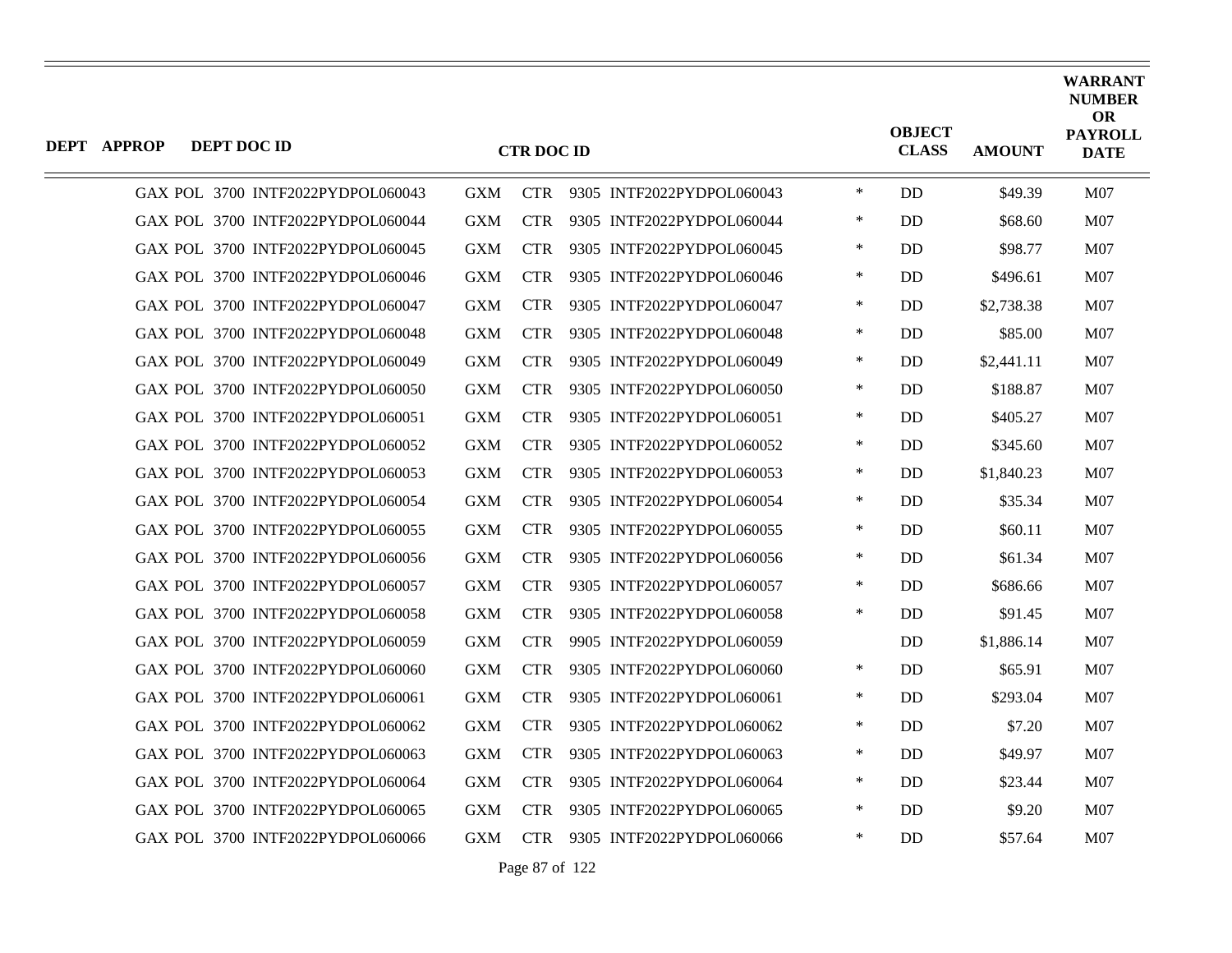| DEPT | APPROP | DEPT DOC ID | CTR DOC ID | | | | | OBJECT CLASS | AMOUNT | WARRANT NUMBER OR PAYROLL DATE |
|---|---|---|---|---|---|---|---|---|---|---|
| GAX | POL | 3700 INTF2022PYDPOL060043 | GXM | CTR | 9305 | INTF2022PYDPOL060043 | * | DD | $49.39 | M07 |
| GAX | POL | 3700 INTF2022PYDPOL060044 | GXM | CTR | 9305 | INTF2022PYDPOL060044 | * | DD | $68.60 | M07 |
| GAX | POL | 3700 INTF2022PYDPOL060045 | GXM | CTR | 9305 | INTF2022PYDPOL060045 | * | DD | $98.77 | M07 |
| GAX | POL | 3700 INTF2022PYDPOL060046 | GXM | CTR | 9305 | INTF2022PYDPOL060046 | * | DD | $496.61 | M07 |
| GAX | POL | 3700 INTF2022PYDPOL060047 | GXM | CTR | 9305 | INTF2022PYDPOL060047 | * | DD | $2,738.38 | M07 |
| GAX | POL | 3700 INTF2022PYDPOL060048 | GXM | CTR | 9305 | INTF2022PYDPOL060048 | * | DD | $85.00 | M07 |
| GAX | POL | 3700 INTF2022PYDPOL060049 | GXM | CTR | 9305 | INTF2022PYDPOL060049 | * | DD | $2,441.11 | M07 |
| GAX | POL | 3700 INTF2022PYDPOL060050 | GXM | CTR | 9305 | INTF2022PYDPOL060050 | * | DD | $188.87 | M07 |
| GAX | POL | 3700 INTF2022PYDPOL060051 | GXM | CTR | 9305 | INTF2022PYDPOL060051 | * | DD | $405.27 | M07 |
| GAX | POL | 3700 INTF2022PYDPOL060052 | GXM | CTR | 9305 | INTF2022PYDPOL060052 | * | DD | $345.60 | M07 |
| GAX | POL | 3700 INTF2022PYDPOL060053 | GXM | CTR | 9305 | INTF2022PYDPOL060053 | * | DD | $1,840.23 | M07 |
| GAX | POL | 3700 INTF2022PYDPOL060054 | GXM | CTR | 9305 | INTF2022PYDPOL060054 | * | DD | $35.34 | M07 |
| GAX | POL | 3700 INTF2022PYDPOL060055 | GXM | CTR | 9305 | INTF2022PYDPOL060055 | * | DD | $60.11 | M07 |
| GAX | POL | 3700 INTF2022PYDPOL060056 | GXM | CTR | 9305 | INTF2022PYDPOL060056 | * | DD | $61.34 | M07 |
| GAX | POL | 3700 INTF2022PYDPOL060057 | GXM | CTR | 9305 | INTF2022PYDPOL060057 | * | DD | $686.66 | M07 |
| GAX | POL | 3700 INTF2022PYDPOL060058 | GXM | CTR | 9305 | INTF2022PYDPOL060058 | * | DD | $91.45 | M07 |
| GAX | POL | 3700 INTF2022PYDPOL060059 | GXM | CTR | 9905 | INTF2022PYDPOL060059 | | DD | $1,886.14 | M07 |
| GAX | POL | 3700 INTF2022PYDPOL060060 | GXM | CTR | 9305 | INTF2022PYDPOL060060 | * | DD | $65.91 | M07 |
| GAX | POL | 3700 INTF2022PYDPOL060061 | GXM | CTR | 9305 | INTF2022PYDPOL060061 | * | DD | $293.04 | M07 |
| GAX | POL | 3700 INTF2022PYDPOL060062 | GXM | CTR | 9305 | INTF2022PYDPOL060062 | * | DD | $7.20 | M07 |
| GAX | POL | 3700 INTF2022PYDPOL060063 | GXM | CTR | 9305 | INTF2022PYDPOL060063 | * | DD | $49.97 | M07 |
| GAX | POL | 3700 INTF2022PYDPOL060064 | GXM | CTR | 9305 | INTF2022PYDPOL060064 | * | DD | $23.44 | M07 |
| GAX | POL | 3700 INTF2022PYDPOL060065 | GXM | CTR | 9305 | INTF2022PYDPOL060065 | * | DD | $9.20 | M07 |
| GAX | POL | 3700 INTF2022PYDPOL060066 | GXM | CTR | 9305 | INTF2022PYDPOL060066 | * | DD | $57.64 | M07 |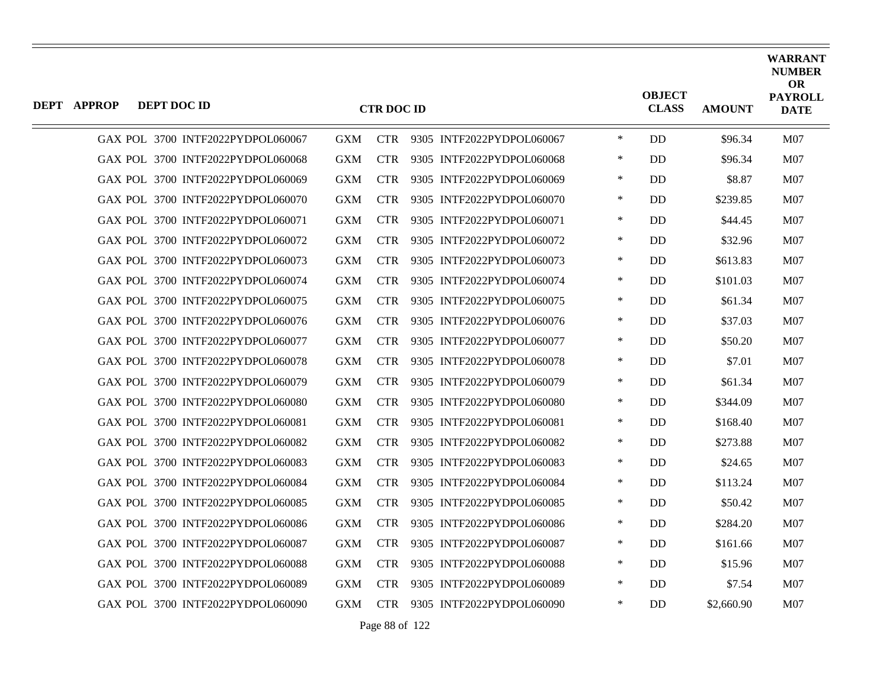| DEPT | APPROP | DEPT DOC ID | CTR DOC ID | | | | | OBJECT CLASS | AMOUNT | WARRANT NUMBER OR PAYROLL DATE |
|---|---|---|---|---|---|---|---|---|---|---|
| GAX | POL | 3700 INTF2022PYDPOL060067 | GXM | CTR | 9305 | INTF2022PYDPOL060067 | * | DD | $96.34 | M07 |
| GAX | POL | 3700 INTF2022PYDPOL060068 | GXM | CTR | 9305 | INTF2022PYDPOL060068 | * | DD | $96.34 | M07 |
| GAX | POL | 3700 INTF2022PYDPOL060069 | GXM | CTR | 9305 | INTF2022PYDPOL060069 | * | DD | $8.87 | M07 |
| GAX | POL | 3700 INTF2022PYDPOL060070 | GXM | CTR | 9305 | INTF2022PYDPOL060070 | * | DD | $239.85 | M07 |
| GAX | POL | 3700 INTF2022PYDPOL060071 | GXM | CTR | 9305 | INTF2022PYDPOL060071 | * | DD | $44.45 | M07 |
| GAX | POL | 3700 INTF2022PYDPOL060072 | GXM | CTR | 9305 | INTF2022PYDPOL060072 | * | DD | $32.96 | M07 |
| GAX | POL | 3700 INTF2022PYDPOL060073 | GXM | CTR | 9305 | INTF2022PYDPOL060073 | * | DD | $613.83 | M07 |
| GAX | POL | 3700 INTF2022PYDPOL060074 | GXM | CTR | 9305 | INTF2022PYDPOL060074 | * | DD | $101.03 | M07 |
| GAX | POL | 3700 INTF2022PYDPOL060075 | GXM | CTR | 9305 | INTF2022PYDPOL060075 | * | DD | $61.34 | M07 |
| GAX | POL | 3700 INTF2022PYDPOL060076 | GXM | CTR | 9305 | INTF2022PYDPOL060076 | * | DD | $37.03 | M07 |
| GAX | POL | 3700 INTF2022PYDPOL060077 | GXM | CTR | 9305 | INTF2022PYDPOL060077 | * | DD | $50.20 | M07 |
| GAX | POL | 3700 INTF2022PYDPOL060078 | GXM | CTR | 9305 | INTF2022PYDPOL060078 | * | DD | $7.01 | M07 |
| GAX | POL | 3700 INTF2022PYDPOL060079 | GXM | CTR | 9305 | INTF2022PYDPOL060079 | * | DD | $61.34 | M07 |
| GAX | POL | 3700 INTF2022PYDPOL060080 | GXM | CTR | 9305 | INTF2022PYDPOL060080 | * | DD | $344.09 | M07 |
| GAX | POL | 3700 INTF2022PYDPOL060081 | GXM | CTR | 9305 | INTF2022PYDPOL060081 | * | DD | $168.40 | M07 |
| GAX | POL | 3700 INTF2022PYDPOL060082 | GXM | CTR | 9305 | INTF2022PYDPOL060082 | * | DD | $273.88 | M07 |
| GAX | POL | 3700 INTF2022PYDPOL060083 | GXM | CTR | 9305 | INTF2022PYDPOL060083 | * | DD | $24.65 | M07 |
| GAX | POL | 3700 INTF2022PYDPOL060084 | GXM | CTR | 9305 | INTF2022PYDPOL060084 | * | DD | $113.24 | M07 |
| GAX | POL | 3700 INTF2022PYDPOL060085 | GXM | CTR | 9305 | INTF2022PYDPOL060085 | * | DD | $50.42 | M07 |
| GAX | POL | 3700 INTF2022PYDPOL060086 | GXM | CTR | 9305 | INTF2022PYDPOL060086 | * | DD | $284.20 | M07 |
| GAX | POL | 3700 INTF2022PYDPOL060087 | GXM | CTR | 9305 | INTF2022PYDPOL060087 | * | DD | $161.66 | M07 |
| GAX | POL | 3700 INTF2022PYDPOL060088 | GXM | CTR | 9305 | INTF2022PYDPOL060088 | * | DD | $15.96 | M07 |
| GAX | POL | 3700 INTF2022PYDPOL060089 | GXM | CTR | 9305 | INTF2022PYDPOL060089 | * | DD | $7.54 | M07 |
| GAX | POL | 3700 INTF2022PYDPOL060090 | GXM | CTR | 9305 | INTF2022PYDPOL060090 | * | DD | $2,660.90 | M07 |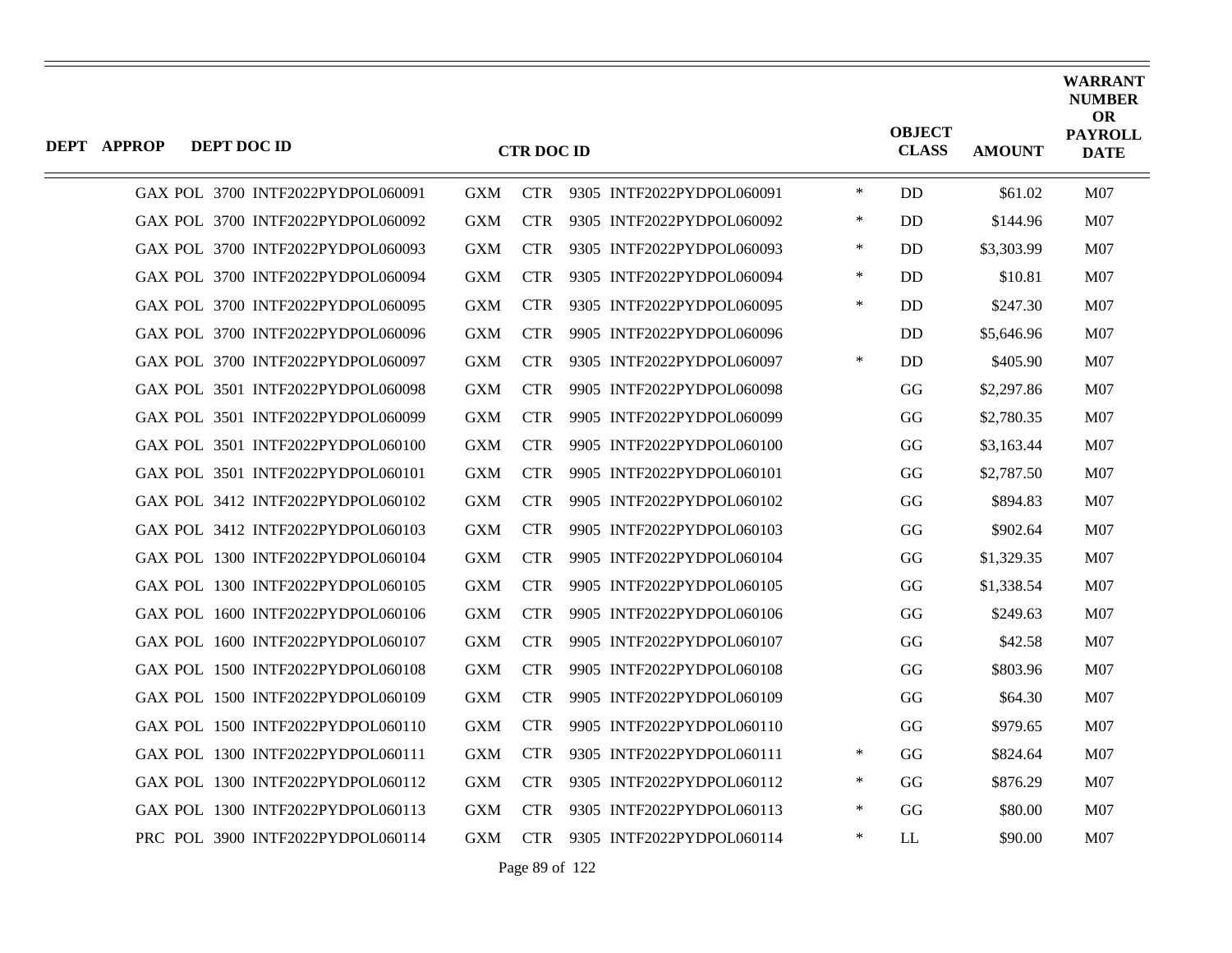| DEPT | APPROP | DEPT DOC ID | CTR DOC ID | | | | | OBJECT CLASS | AMOUNT | WARRANT NUMBER OR PAYROLL DATE |
|---|---|---|---|---|---|---|---|---|---|---|
| GAX | POL | 3700 INTF2022PYDPOL060091 | GXM | CTR | 9305 | INTF2022PYDPOL060091 | * | DD | $61.02 | M07 |
| GAX | POL | 3700 INTF2022PYDPOL060092 | GXM | CTR | 9305 | INTF2022PYDPOL060092 | * | DD | $144.96 | M07 |
| GAX | POL | 3700 INTF2022PYDPOL060093 | GXM | CTR | 9305 | INTF2022PYDPOL060093 | * | DD | $3,303.99 | M07 |
| GAX | POL | 3700 INTF2022PYDPOL060094 | GXM | CTR | 9305 | INTF2022PYDPOL060094 | * | DD | $10.81 | M07 |
| GAX | POL | 3700 INTF2022PYDPOL060095 | GXM | CTR | 9305 | INTF2022PYDPOL060095 | * | DD | $247.30 | M07 |
| GAX | POL | 3700 INTF2022PYDPOL060096 | GXM | CTR | 9905 | INTF2022PYDPOL060096 | | DD | $5,646.96 | M07 |
| GAX | POL | 3700 INTF2022PYDPOL060097 | GXM | CTR | 9305 | INTF2022PYDPOL060097 | * | DD | $405.90 | M07 |
| GAX | POL | 3501 INTF2022PYDPOL060098 | GXM | CTR | 9905 | INTF2022PYDPOL060098 | | GG | $2,297.86 | M07 |
| GAX | POL | 3501 INTF2022PYDPOL060099 | GXM | CTR | 9905 | INTF2022PYDPOL060099 | | GG | $2,780.35 | M07 |
| GAX | POL | 3501 INTF2022PYDPOL060100 | GXM | CTR | 9905 | INTF2022PYDPOL060100 | | GG | $3,163.44 | M07 |
| GAX | POL | 3501 INTF2022PYDPOL060101 | GXM | CTR | 9905 | INTF2022PYDPOL060101 | | GG | $2,787.50 | M07 |
| GAX | POL | 3412 INTF2022PYDPOL060102 | GXM | CTR | 9905 | INTF2022PYDPOL060102 | | GG | $894.83 | M07 |
| GAX | POL | 3412 INTF2022PYDPOL060103 | GXM | CTR | 9905 | INTF2022PYDPOL060103 | | GG | $902.64 | M07 |
| GAX | POL | 1300 INTF2022PYDPOL060104 | GXM | CTR | 9905 | INTF2022PYDPOL060104 | | GG | $1,329.35 | M07 |
| GAX | POL | 1300 INTF2022PYDPOL060105 | GXM | CTR | 9905 | INTF2022PYDPOL060105 | | GG | $1,338.54 | M07 |
| GAX | POL | 1600 INTF2022PYDPOL060106 | GXM | CTR | 9905 | INTF2022PYDPOL060106 | | GG | $249.63 | M07 |
| GAX | POL | 1600 INTF2022PYDPOL060107 | GXM | CTR | 9905 | INTF2022PYDPOL060107 | | GG | $42.58 | M07 |
| GAX | POL | 1500 INTF2022PYDPOL060108 | GXM | CTR | 9905 | INTF2022PYDPOL060108 | | GG | $803.96 | M07 |
| GAX | POL | 1500 INTF2022PYDPOL060109 | GXM | CTR | 9905 | INTF2022PYDPOL060109 | | GG | $64.30 | M07 |
| GAX | POL | 1500 INTF2022PYDPOL060110 | GXM | CTR | 9905 | INTF2022PYDPOL060110 | | GG | $979.65 | M07 |
| GAX | POL | 1300 INTF2022PYDPOL060111 | GXM | CTR | 9305 | INTF2022PYDPOL060111 | * | GG | $824.64 | M07 |
| GAX | POL | 1300 INTF2022PYDPOL060112 | GXM | CTR | 9305 | INTF2022PYDPOL060112 | * | GG | $876.29 | M07 |
| GAX | POL | 1300 INTF2022PYDPOL060113 | GXM | CTR | 9305 | INTF2022PYDPOL060113 | * | GG | $80.00 | M07 |
| PRC | POL | 3900 INTF2022PYDPOL060114 | GXM | CTR | 9305 | INTF2022PYDPOL060114 | * | LL | $90.00 | M07 |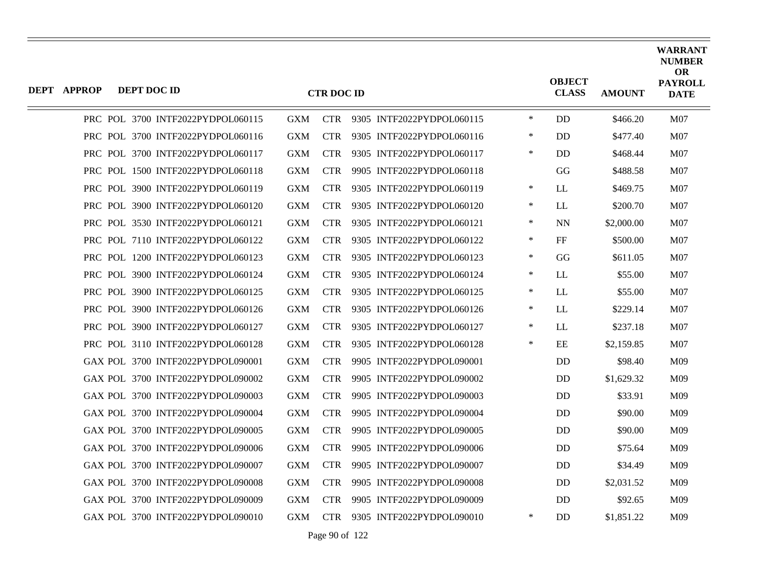| DEPT | APPROP | DEPT DOC ID | CTR DOC ID | | | | | OBJECT CLASS | AMOUNT | WARRANT NUMBER OR PAYROLL DATE |
|---|---|---|---|---|---|---|---|---|---|---|
| PRC | POL | 3700 INTF2022PYDPOL060115 | GXM | CTR | 9305 | INTF2022PYDPOL060115 | * | DD | $466.20 | M07 |
| PRC | POL | 3700 INTF2022PYDPOL060116 | GXM | CTR | 9305 | INTF2022PYDPOL060116 | * | DD | $477.40 | M07 |
| PRC | POL | 3700 INTF2022PYDPOL060117 | GXM | CTR | 9305 | INTF2022PYDPOL060117 | * | DD | $468.44 | M07 |
| PRC | POL | 1500 INTF2022PYDPOL060118 | GXM | CTR | 9905 | INTF2022PYDPOL060118 | | GG | $488.58 | M07 |
| PRC | POL | 3900 INTF2022PYDPOL060119 | GXM | CTR | 9305 | INTF2022PYDPOL060119 | * | LL | $469.75 | M07 |
| PRC | POL | 3900 INTF2022PYDPOL060120 | GXM | CTR | 9305 | INTF2022PYDPOL060120 | * | LL | $200.70 | M07 |
| PRC | POL | 3530 INTF2022PYDPOL060121 | GXM | CTR | 9305 | INTF2022PYDPOL060121 | * | NN | $2,000.00 | M07 |
| PRC | POL | 7110 INTF2022PYDPOL060122 | GXM | CTR | 9305 | INTF2022PYDPOL060122 | * | FF | $500.00 | M07 |
| PRC | POL | 1200 INTF2022PYDPOL060123 | GXM | CTR | 9305 | INTF2022PYDPOL060123 | * | GG | $611.05 | M07 |
| PRC | POL | 3900 INTF2022PYDPOL060124 | GXM | CTR | 9305 | INTF2022PYDPOL060124 | * | LL | $55.00 | M07 |
| PRC | POL | 3900 INTF2022PYDPOL060125 | GXM | CTR | 9305 | INTF2022PYDPOL060125 | * | LL | $55.00 | M07 |
| PRC | POL | 3900 INTF2022PYDPOL060126 | GXM | CTR | 9305 | INTF2022PYDPOL060126 | * | LL | $229.14 | M07 |
| PRC | POL | 3900 INTF2022PYDPOL060127 | GXM | CTR | 9305 | INTF2022PYDPOL060127 | * | LL | $237.18 | M07 |
| PRC | POL | 3110 INTF2022PYDPOL060128 | GXM | CTR | 9305 | INTF2022PYDPOL060128 | * | EE | $2,159.85 | M07 |
| GAX | POL | 3700 INTF2022PYDPOL090001 | GXM | CTR | 9905 | INTF2022PYDPOL090001 | | DD | $98.40 | M09 |
| GAX | POL | 3700 INTF2022PYDPOL090002 | GXM | CTR | 9905 | INTF2022PYDPOL090002 | | DD | $1,629.32 | M09 |
| GAX | POL | 3700 INTF2022PYDPOL090003 | GXM | CTR | 9905 | INTF2022PYDPOL090003 | | DD | $33.91 | M09 |
| GAX | POL | 3700 INTF2022PYDPOL090004 | GXM | CTR | 9905 | INTF2022PYDPOL090004 | | DD | $90.00 | M09 |
| GAX | POL | 3700 INTF2022PYDPOL090005 | GXM | CTR | 9905 | INTF2022PYDPOL090005 | | DD | $90.00 | M09 |
| GAX | POL | 3700 INTF2022PYDPOL090006 | GXM | CTR | 9905 | INTF2022PYDPOL090006 | | DD | $75.64 | M09 |
| GAX | POL | 3700 INTF2022PYDPOL090007 | GXM | CTR | 9905 | INTF2022PYDPOL090007 | | DD | $34.49 | M09 |
| GAX | POL | 3700 INTF2022PYDPOL090008 | GXM | CTR | 9905 | INTF2022PYDPOL090008 | | DD | $2,031.52 | M09 |
| GAX | POL | 3700 INTF2022PYDPOL090009 | GXM | CTR | 9905 | INTF2022PYDPOL090009 | | DD | $92.65 | M09 |
| GAX | POL | 3700 INTF2022PYDPOL090010 | GXM | CTR | 9305 | INTF2022PYDPOL090010 | * | DD | $1,851.22 | M09 |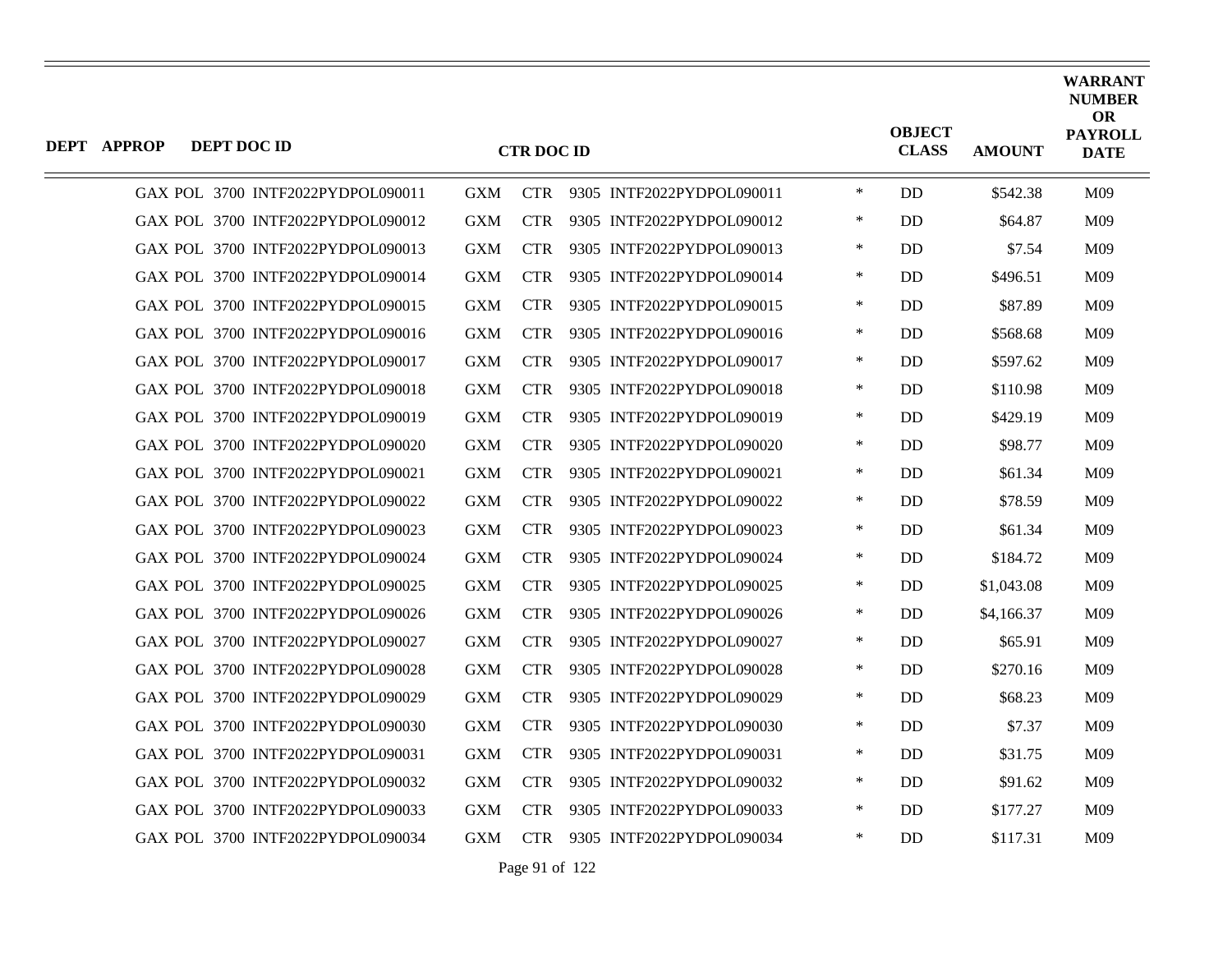| DEPT | APPROP | DEPT DOC ID | CTR DOC ID | | OBJECT CLASS | AMOUNT | WARRANT NUMBER OR PAYROLL DATE |
|---|---|---|---|---|---|---|---|
| | | GAX POL 3700 INTF2022PYDPOL090011 | GXM CTR 9305 INTF2022PYDPOL090011 | * | DD | $542.38 | M09 |
| | | GAX POL 3700 INTF2022PYDPOL090012 | GXM CTR 9305 INTF2022PYDPOL090012 | * | DD | $64.87 | M09 |
| | | GAX POL 3700 INTF2022PYDPOL090013 | GXM CTR 9305 INTF2022PYDPOL090013 | * | DD | $7.54 | M09 |
| | | GAX POL 3700 INTF2022PYDPOL090014 | GXM CTR 9305 INTF2022PYDPOL090014 | * | DD | $496.51 | M09 |
| | | GAX POL 3700 INTF2022PYDPOL090015 | GXM CTR 9305 INTF2022PYDPOL090015 | * | DD | $87.89 | M09 |
| | | GAX POL 3700 INTF2022PYDPOL090016 | GXM CTR 9305 INTF2022PYDPOL090016 | * | DD | $568.68 | M09 |
| | | GAX POL 3700 INTF2022PYDPOL090017 | GXM CTR 9305 INTF2022PYDPOL090017 | * | DD | $597.62 | M09 |
| | | GAX POL 3700 INTF2022PYDPOL090018 | GXM CTR 9305 INTF2022PYDPOL090018 | * | DD | $110.98 | M09 |
| | | GAX POL 3700 INTF2022PYDPOL090019 | GXM CTR 9305 INTF2022PYDPOL090019 | * | DD | $429.19 | M09 |
| | | GAX POL 3700 INTF2022PYDPOL090020 | GXM CTR 9305 INTF2022PYDPOL090020 | * | DD | $98.77 | M09 |
| | | GAX POL 3700 INTF2022PYDPOL090021 | GXM CTR 9305 INTF2022PYDPOL090021 | * | DD | $61.34 | M09 |
| | | GAX POL 3700 INTF2022PYDPOL090022 | GXM CTR 9305 INTF2022PYDPOL090022 | * | DD | $78.59 | M09 |
| | | GAX POL 3700 INTF2022PYDPOL090023 | GXM CTR 9305 INTF2022PYDPOL090023 | * | DD | $61.34 | M09 |
| | | GAX POL 3700 INTF2022PYDPOL090024 | GXM CTR 9305 INTF2022PYDPOL090024 | * | DD | $184.72 | M09 |
| | | GAX POL 3700 INTF2022PYDPOL090025 | GXM CTR 9305 INTF2022PYDPOL090025 | * | DD | $1,043.08 | M09 |
| | | GAX POL 3700 INTF2022PYDPOL090026 | GXM CTR 9305 INTF2022PYDPOL090026 | * | DD | $4,166.37 | M09 |
| | | GAX POL 3700 INTF2022PYDPOL090027 | GXM CTR 9305 INTF2022PYDPOL090027 | * | DD | $65.91 | M09 |
| | | GAX POL 3700 INTF2022PYDPOL090028 | GXM CTR 9305 INTF2022PYDPOL090028 | * | DD | $270.16 | M09 |
| | | GAX POL 3700 INTF2022PYDPOL090029 | GXM CTR 9305 INTF2022PYDPOL090029 | * | DD | $68.23 | M09 |
| | | GAX POL 3700 INTF2022PYDPOL090030 | GXM CTR 9305 INTF2022PYDPOL090030 | * | DD | $7.37 | M09 |
| | | GAX POL 3700 INTF2022PYDPOL090031 | GXM CTR 9305 INTF2022PYDPOL090031 | * | DD | $31.75 | M09 |
| | | GAX POL 3700 INTF2022PYDPOL090032 | GXM CTR 9305 INTF2022PYDPOL090032 | * | DD | $91.62 | M09 |
| | | GAX POL 3700 INTF2022PYDPOL090033 | GXM CTR 9305 INTF2022PYDPOL090033 | * | DD | $177.27 | M09 |
| | | GAX POL 3700 INTF2022PYDPOL090034 | GXM CTR 9305 INTF2022PYDPOL090034 | * | DD | $117.31 | M09 |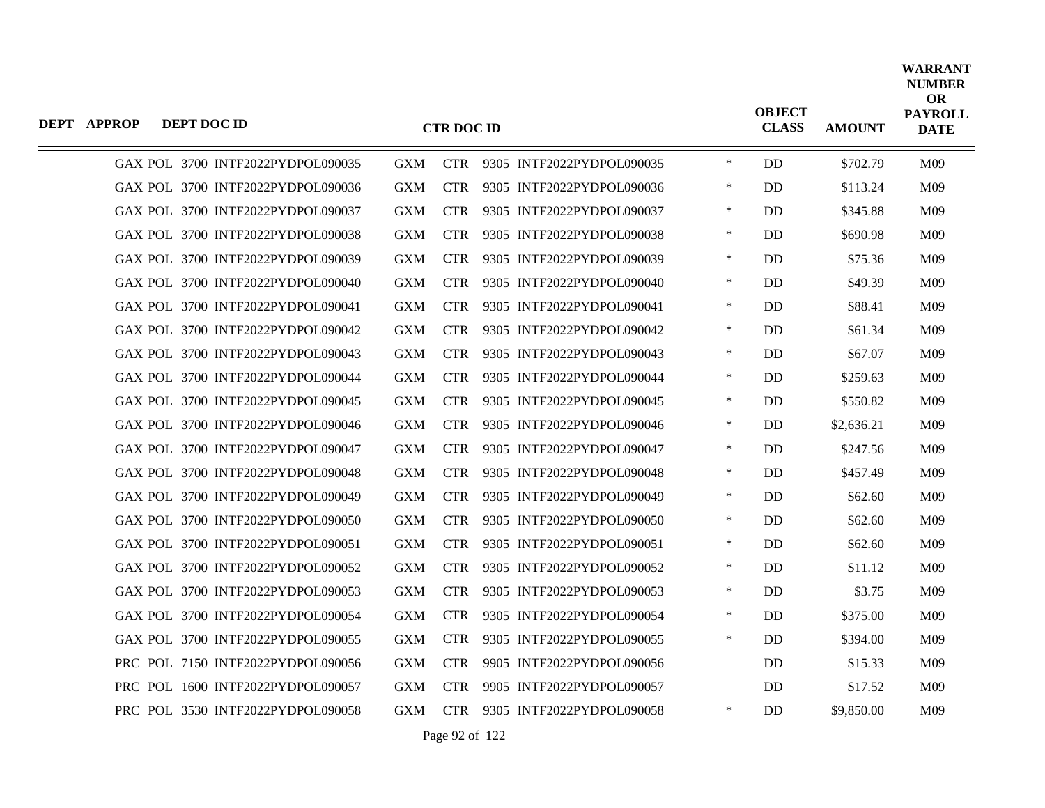| DEPT | APPROP | DEPT DOC ID | CTR DOC ID | | | | | OBJECT CLASS | AMOUNT | WARRANT NUMBER OR PAYROLL DATE |
|---|---|---|---|---|---|---|---|---|---|---|
| GAX | POL | 3700 INTF2022PYDPOL090035 | GXM | CTR | 9305 | INTF2022PYDPOL090035 | * | DD | $702.79 | M09 |
| GAX | POL | 3700 INTF2022PYDPOL090036 | GXM | CTR | 9305 | INTF2022PYDPOL090036 | * | DD | $113.24 | M09 |
| GAX | POL | 3700 INTF2022PYDPOL090037 | GXM | CTR | 9305 | INTF2022PYDPOL090037 | * | DD | $345.88 | M09 |
| GAX | POL | 3700 INTF2022PYDPOL090038 | GXM | CTR | 9305 | INTF2022PYDPOL090038 | * | DD | $690.98 | M09 |
| GAX | POL | 3700 INTF2022PYDPOL090039 | GXM | CTR | 9305 | INTF2022PYDPOL090039 | * | DD | $75.36 | M09 |
| GAX | POL | 3700 INTF2022PYDPOL090040 | GXM | CTR | 9305 | INTF2022PYDPOL090040 | * | DD | $49.39 | M09 |
| GAX | POL | 3700 INTF2022PYDPOL090041 | GXM | CTR | 9305 | INTF2022PYDPOL090041 | * | DD | $88.41 | M09 |
| GAX | POL | 3700 INTF2022PYDPOL090042 | GXM | CTR | 9305 | INTF2022PYDPOL090042 | * | DD | $61.34 | M09 |
| GAX | POL | 3700 INTF2022PYDPOL090043 | GXM | CTR | 9305 | INTF2022PYDPOL090043 | * | DD | $67.07 | M09 |
| GAX | POL | 3700 INTF2022PYDPOL090044 | GXM | CTR | 9305 | INTF2022PYDPOL090044 | * | DD | $259.63 | M09 |
| GAX | POL | 3700 INTF2022PYDPOL090045 | GXM | CTR | 9305 | INTF2022PYDPOL090045 | * | DD | $550.82 | M09 |
| GAX | POL | 3700 INTF2022PYDPOL090046 | GXM | CTR | 9305 | INTF2022PYDPOL090046 | * | DD | $2,636.21 | M09 |
| GAX | POL | 3700 INTF2022PYDPOL090047 | GXM | CTR | 9305 | INTF2022PYDPOL090047 | * | DD | $247.56 | M09 |
| GAX | POL | 3700 INTF2022PYDPOL090048 | GXM | CTR | 9305 | INTF2022PYDPOL090048 | * | DD | $457.49 | M09 |
| GAX | POL | 3700 INTF2022PYDPOL090049 | GXM | CTR | 9305 | INTF2022PYDPOL090049 | * | DD | $62.60 | M09 |
| GAX | POL | 3700 INTF2022PYDPOL090050 | GXM | CTR | 9305 | INTF2022PYDPOL090050 | * | DD | $62.60 | M09 |
| GAX | POL | 3700 INTF2022PYDPOL090051 | GXM | CTR | 9305 | INTF2022PYDPOL090051 | * | DD | $62.60 | M09 |
| GAX | POL | 3700 INTF2022PYDPOL090052 | GXM | CTR | 9305 | INTF2022PYDPOL090052 | * | DD | $11.12 | M09 |
| GAX | POL | 3700 INTF2022PYDPOL090053 | GXM | CTR | 9305 | INTF2022PYDPOL090053 | * | DD | $3.75 | M09 |
| GAX | POL | 3700 INTF2022PYDPOL090054 | GXM | CTR | 9305 | INTF2022PYDPOL090054 | * | DD | $375.00 | M09 |
| GAX | POL | 3700 INTF2022PYDPOL090055 | GXM | CTR | 9305 | INTF2022PYDPOL090055 | * | DD | $394.00 | M09 |
| PRC | POL | 7150 INTF2022PYDPOL090056 | GXM | CTR | 9905 | INTF2022PYDPOL090056 | | DD | $15.33 | M09 |
| PRC | POL | 1600 INTF2022PYDPOL090057 | GXM | CTR | 9905 | INTF2022PYDPOL090057 | | DD | $17.52 | M09 |
| PRC | POL | 3530 INTF2022PYDPOL090058 | GXM | CTR | 9305 | INTF2022PYDPOL090058 | * | DD | $9,850.00 | M09 |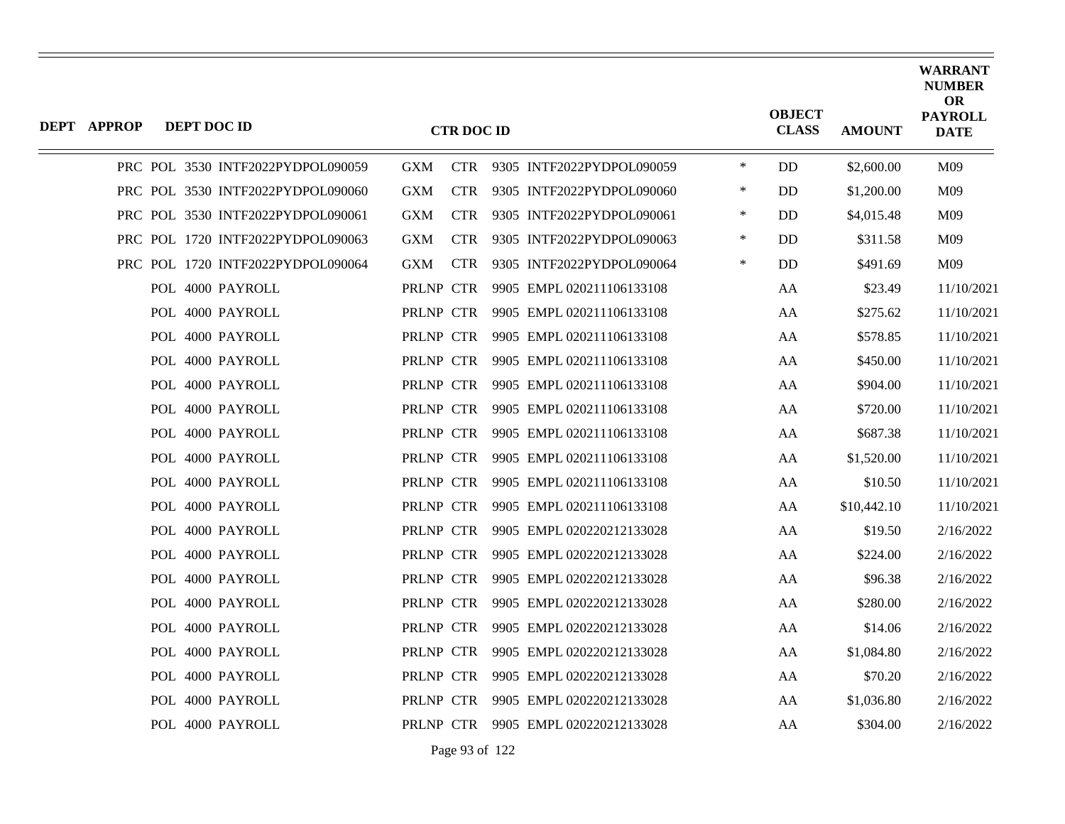| DEPT | APPROP | DEPT DOC ID | CTR DOC ID | | OBJECT CLASS | AMOUNT | WARRANT NUMBER OR PAYROLL DATE |
|---|---|---|---|---|---|---|---|
| | | PRC POL 3530 INTF2022PYDPOL090059 | GXM CTR 9305 INTF2022PYDPOL090059 | * | DD | $2,600.00 | M09 |
| | | PRC POL 3530 INTF2022PYDPOL090060 | GXM CTR 9305 INTF2022PYDPOL090060 | * | DD | $1,200.00 | M09 |
| | | PRC POL 3530 INTF2022PYDPOL090061 | GXM CTR 9305 INTF2022PYDPOL090061 | * | DD | $4,015.48 | M09 |
| | | PRC POL 1720 INTF2022PYDPOL090063 | GXM CTR 9305 INTF2022PYDPOL090063 | * | DD | $311.58 | M09 |
| | | PRC POL 1720 INTF2022PYDPOL090064 | GXM CTR 9305 INTF2022PYDPOL090064 | * | DD | $491.69 | M09 |
| | | POL 4000 PAYROLL | PRLNP CTR 9905 EMPL 020211106133108 | | AA | $23.49 | 11/10/2021 |
| | | POL 4000 PAYROLL | PRLNP CTR 9905 EMPL 020211106133108 | | AA | $275.62 | 11/10/2021 |
| | | POL 4000 PAYROLL | PRLNP CTR 9905 EMPL 020211106133108 | | AA | $578.85 | 11/10/2021 |
| | | POL 4000 PAYROLL | PRLNP CTR 9905 EMPL 020211106133108 | | AA | $450.00 | 11/10/2021 |
| | | POL 4000 PAYROLL | PRLNP CTR 9905 EMPL 020211106133108 | | AA | $904.00 | 11/10/2021 |
| | | POL 4000 PAYROLL | PRLNP CTR 9905 EMPL 020211106133108 | | AA | $720.00 | 11/10/2021 |
| | | POL 4000 PAYROLL | PRLNP CTR 9905 EMPL 020211106133108 | | AA | $687.38 | 11/10/2021 |
| | | POL 4000 PAYROLL | PRLNP CTR 9905 EMPL 020211106133108 | | AA | $1,520.00 | 11/10/2021 |
| | | POL 4000 PAYROLL | PRLNP CTR 9905 EMPL 020211106133108 | | AA | $10.50 | 11/10/2021 |
| | | POL 4000 PAYROLL | PRLNP CTR 9905 EMPL 020211106133108 | | AA | $10,442.10 | 11/10/2021 |
| | | POL 4000 PAYROLL | PRLNP CTR 9905 EMPL 020220212133028 | | AA | $19.50 | 2/16/2022 |
| | | POL 4000 PAYROLL | PRLNP CTR 9905 EMPL 020220212133028 | | AA | $224.00 | 2/16/2022 |
| | | POL 4000 PAYROLL | PRLNP CTR 9905 EMPL 020220212133028 | | AA | $96.38 | 2/16/2022 |
| | | POL 4000 PAYROLL | PRLNP CTR 9905 EMPL 020220212133028 | | AA | $280.00 | 2/16/2022 |
| | | POL 4000 PAYROLL | PRLNP CTR 9905 EMPL 020220212133028 | | AA | $14.06 | 2/16/2022 |
| | | POL 4000 PAYROLL | PRLNP CTR 9905 EMPL 020220212133028 | | AA | $1,084.80 | 2/16/2022 |
| | | POL 4000 PAYROLL | PRLNP CTR 9905 EMPL 020220212133028 | | AA | $70.20 | 2/16/2022 |
| | | POL 4000 PAYROLL | PRLNP CTR 9905 EMPL 020220212133028 | | AA | $1,036.80 | 2/16/2022 |
| | | POL 4000 PAYROLL | PRLNP CTR 9905 EMPL 020220212133028 | | AA | $304.00 | 2/16/2022 |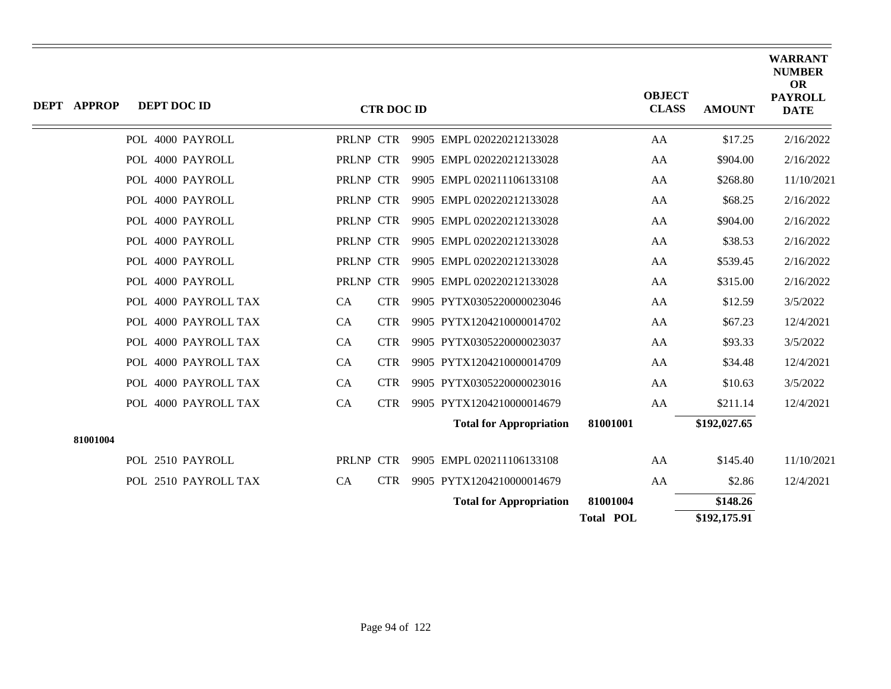| DEPT | APPROP | DEPT DOC ID | CTR DOC ID | | | OBJECT CLASS | AMOUNT | WARRANT NUMBER OR PAYROLL DATE |
|---|---|---|---|---|---|---|---|---|
| | | POL 4000 PAYROLL | PRLNP | CTR | 9905 EMPL 020220212133028 | AA | $17.25 | 2/16/2022 |
| | | POL 4000 PAYROLL | PRLNP | CTR | 9905 EMPL 020220212133028 | AA | $904.00 | 2/16/2022 |
| | | POL 4000 PAYROLL | PRLNP | CTR | 9905 EMPL 020211106133108 | AA | $268.80 | 11/10/2021 |
| | | POL 4000 PAYROLL | PRLNP | CTR | 9905 EMPL 020220212133028 | AA | $68.25 | 2/16/2022 |
| | | POL 4000 PAYROLL | PRLNP | CTR | 9905 EMPL 020220212133028 | AA | $904.00 | 2/16/2022 |
| | | POL 4000 PAYROLL | PRLNP | CTR | 9905 EMPL 020220212133028 | AA | $38.53 | 2/16/2022 |
| | | POL 4000 PAYROLL | PRLNP | CTR | 9905 EMPL 020220212133028 | AA | $539.45 | 2/16/2022 |
| | | POL 4000 PAYROLL | PRLNP | CTR | 9905 EMPL 020220212133028 | AA | $315.00 | 2/16/2022 |
| | | POL 4000 PAYROLL TAX | CA | CTR | 9905 PYTX0305220000023046 | AA | $12.59 | 3/5/2022 |
| | | POL 4000 PAYROLL TAX | CA | CTR | 9905 PYTX1204210000014702 | AA | $67.23 | 12/4/2021 |
| | | POL 4000 PAYROLL TAX | CA | CTR | 9905 PYTX0305220000023037 | AA | $93.33 | 3/5/2022 |
| | | POL 4000 PAYROLL TAX | CA | CTR | 9905 PYTX1204210000014709 | AA | $34.48 | 12/4/2021 |
| | | POL 4000 PAYROLL TAX | CA | CTR | 9905 PYTX0305220000023016 | AA | $10.63 | 3/5/2022 |
| | | POL 4000 PAYROLL TAX | CA | CTR | 9905 PYTX1204210000014679 | AA | $211.14 | 12/4/2021 |
| | | | | | **Total for Appropriation** | **81001001** | **$192,027.65** | |
| | **81001004** | | | | | | | |
| | | POL 2510 PAYROLL | PRLNP | CTR | 9905 EMPL 020211106133108 | AA | $145.40 | 11/10/2021 |
| | | POL 2510 PAYROLL TAX | CA | CTR | 9905 PYTX1204210000014679 | AA | $2.86 | 12/4/2021 |
| | | | | | **Total for Appropriation** | **81001004** | **$148.26** | |
| | | | | | | **Total POL** | **$192,175.91** | |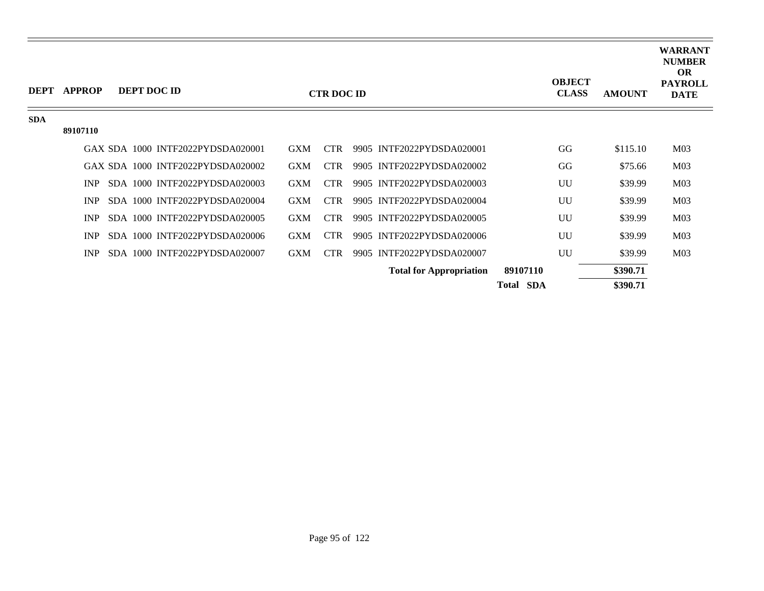| DEPT | APPROP | DEPT DOC ID | CTR DOC ID | OBJECT CLASS | AMOUNT | WARRANT NUMBER OR PAYROLL DATE |
|---|---|---|---|---|---|---|
| SDA | | | | | | |
| | 89107110 | | | | | |
| | | GAX SDA 1000 INTF2022PYDSDA020001 | GXM CTR 9905 INTF2022PYDSDA020001 | GG | $115.10 | M03 |
| | | GAX SDA 1000 INTF2022PYDSDA020002 | GXM CTR 9905 INTF2022PYDSDA020002 | GG | $75.66 | M03 |
| | | INP SDA 1000 INTF2022PYDSDA020003 | GXM CTR 9905 INTF2022PYDSDA020003 | UU | $39.99 | M03 |
| | | INP SDA 1000 INTF2022PYDSDA020004 | GXM CTR 9905 INTF2022PYDSDA020004 | UU | $39.99 | M03 |
| | | INP SDA 1000 INTF2022PYDSDA020005 | GXM CTR 9905 INTF2022PYDSDA020005 | UU | $39.99 | M03 |
| | | INP SDA 1000 INTF2022PYDSDA020006 | GXM CTR 9905 INTF2022PYDSDA020006 | UU | $39.99 | M03 |
| | | INP SDA 1000 INTF2022PYDSDA020007 | GXM CTR 9905 INTF2022PYDSDA020007 | UU | $39.99 | M03 |
| | | | **Total for Appropriation** **89107110** | | **$390.71** | |
| | | | **Total SDA** | | **$390.71** | |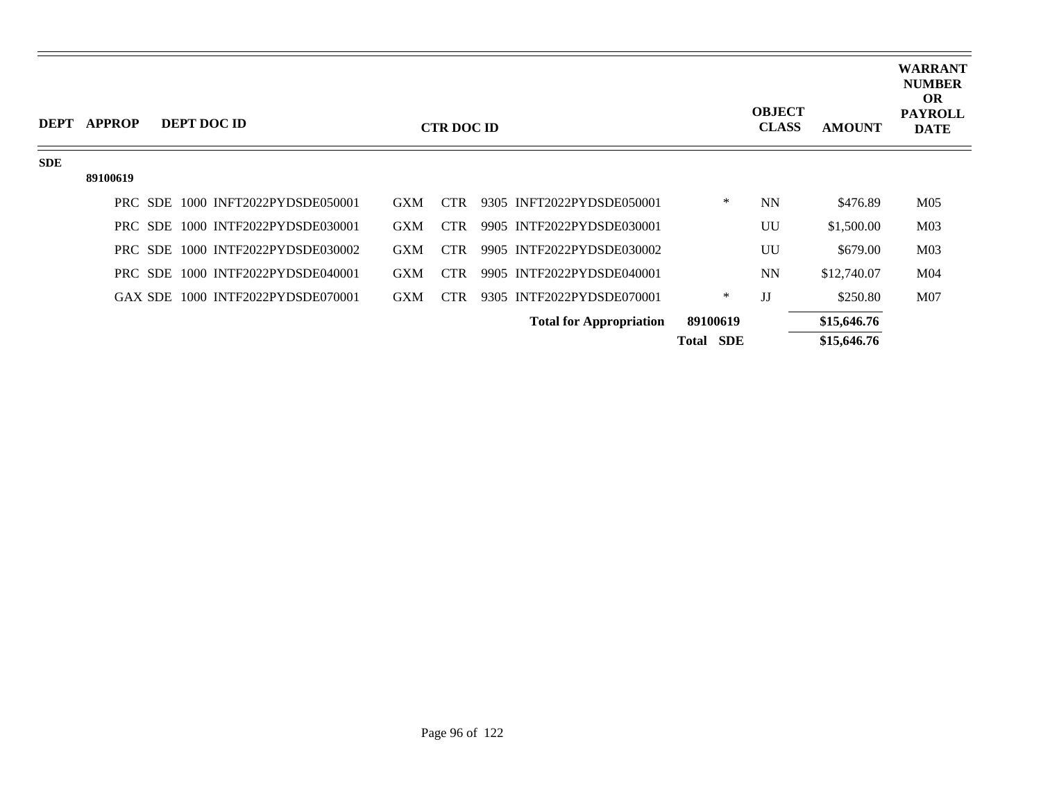| DEPT | APPROP | DEPT DOC ID | CTR DOC ID | | OBJECT CLASS | AMOUNT | WARRANT NUMBER OR PAYROLL DATE |
|---|---|---|---|---|---|---|---|
| SDE | | | | | | | |
| | 89100619 | | | | | | |
| | | PRC SDE 1000 INFT2022PYDSDE050001 | GXM CTR 9305 INFT2022PYDSDE050001 | * | NN | $476.89 | M05 |
| | | PRC SDE 1000 INTF2022PYDSDE030001 | GXM CTR 9905 INTF2022PYDSDE030001 | | UU | $1,500.00 | M03 |
| | | PRC SDE 1000 INTF2022PYDSDE030002 | GXM CTR 9905 INTF2022PYDSDE030002 | | UU | $679.00 | M03 |
| | | PRC SDE 1000 INTF2022PYDSDE040001 | GXM CTR 9905 INTF2022PYDSDE040001 | | NN | $12,740.07 | M04 |
| | | GAX SDE 1000 INTF2022PYDSDE070001 | GXM CTR 9305 INTF2022PYDSDE070001 | * | JJ | $250.80 | M07 |
| | | | **Total for Appropriation** | **89100619** | | **$15,646.76** | |
| | | | | **Total SDE** | | **$15,646.76** | |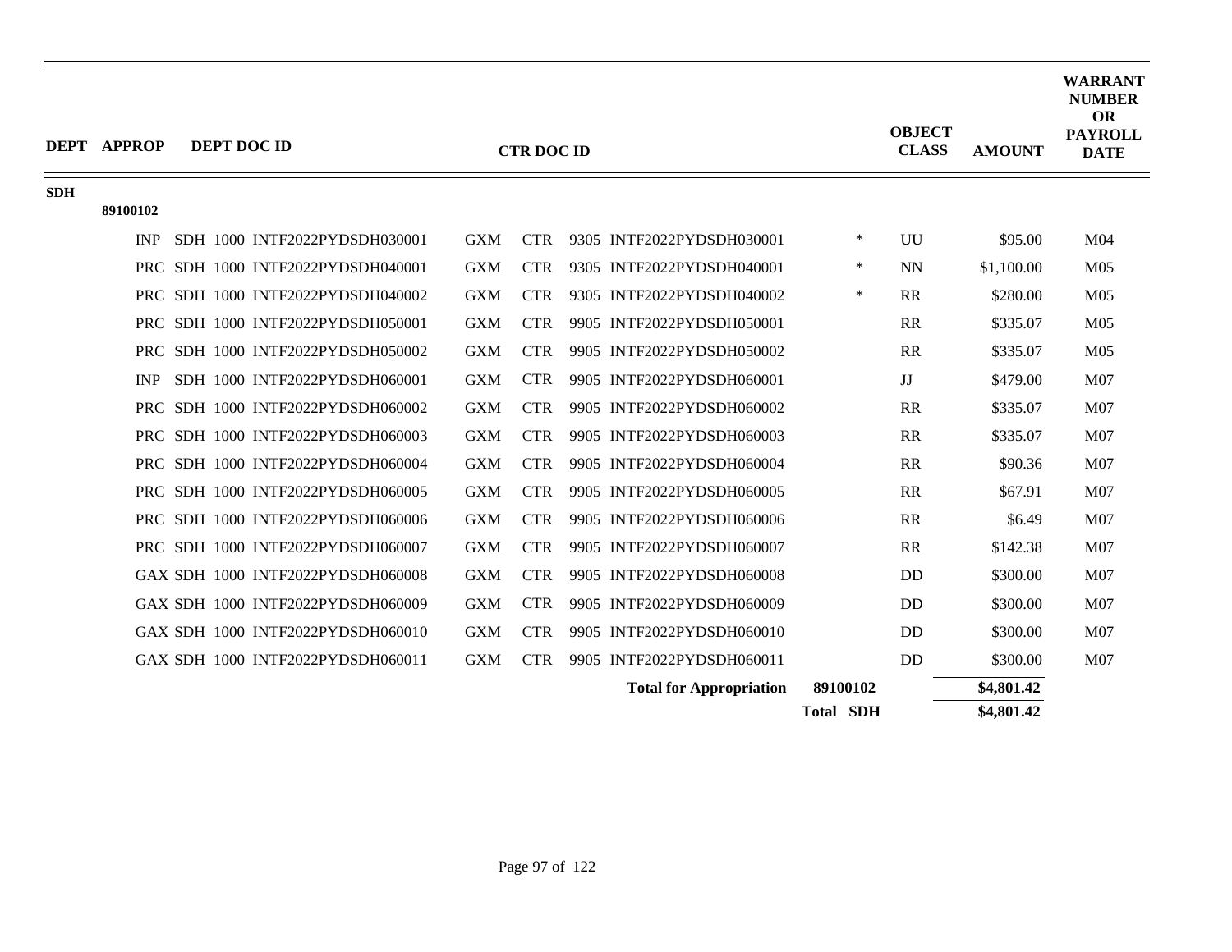| DEPT | APPROP | DEPT DOC ID | CTR DOC ID | | OBJECT CLASS | AMOUNT | WARRANT NUMBER OR PAYROLL DATE |
|---|---|---|---|---|---|---|---|
| SDH | | | | | | | |
| | 89100102 | | | | | | |
| | | INP SDH 1000 INTF2022PYDSDH030001 | GXM CTR 9305 INTF2022PYDSDH030001 | * | UU | $95.00 | M04 |
| | | PRC SDH 1000 INTF2022PYDSDH040001 | GXM CTR 9305 INTF2022PYDSDH040001 | * | NN | $1,100.00 | M05 |
| | | PRC SDH 1000 INTF2022PYDSDH040002 | GXM CTR 9305 INTF2022PYDSDH040002 | * | RR | $280.00 | M05 |
| | | PRC SDH 1000 INTF2022PYDSDH050001 | GXM CTR 9905 INTF2022PYDSDH050001 | | RR | $335.07 | M05 |
| | | PRC SDH 1000 INTF2022PYDSDH050002 | GXM CTR 9905 INTF2022PYDSDH050002 | | RR | $335.07 | M05 |
| | | INP SDH 1000 INTF2022PYDSDH060001 | GXM CTR 9905 INTF2022PYDSDH060001 | | JJ | $479.00 | M07 |
| | | PRC SDH 1000 INTF2022PYDSDH060002 | GXM CTR 9905 INTF2022PYDSDH060002 | | RR | $335.07 | M07 |
| | | PRC SDH 1000 INTF2022PYDSDH060003 | GXM CTR 9905 INTF2022PYDSDH060003 | | RR | $335.07 | M07 |
| | | PRC SDH 1000 INTF2022PYDSDH060004 | GXM CTR 9905 INTF2022PYDSDH060004 | | RR | $90.36 | M07 |
| | | PRC SDH 1000 INTF2022PYDSDH060005 | GXM CTR 9905 INTF2022PYDSDH060005 | | RR | $67.91 | M07 |
| | | PRC SDH 1000 INTF2022PYDSDH060006 | GXM CTR 9905 INTF2022PYDSDH060006 | | RR | $6.49 | M07 |
| | | PRC SDH 1000 INTF2022PYDSDH060007 | GXM CTR 9905 INTF2022PYDSDH060007 | | RR | $142.38 | M07 |
| | | GAX SDH 1000 INTF2022PYDSDH060008 | GXM CTR 9905 INTF2022PYDSDH060008 | | DD | $300.00 | M07 |
| | | GAX SDH 1000 INTF2022PYDSDH060009 | GXM CTR 9905 INTF2022PYDSDH060009 | | DD | $300.00 | M07 |
| | | GAX SDH 1000 INTF2022PYDSDH060010 | GXM CTR 9905 INTF2022PYDSDH060010 | | DD | $300.00 | M07 |
| | | GAX SDH 1000 INTF2022PYDSDH060011 | GXM CTR 9905 INTF2022PYDSDH060011 | | DD | $300.00 | M07 |
| | | | **Total for Appropriation** | **89100102** | | **$4,801.42** | |
| | | | | **Total SDH** | | **$4,801.42** | |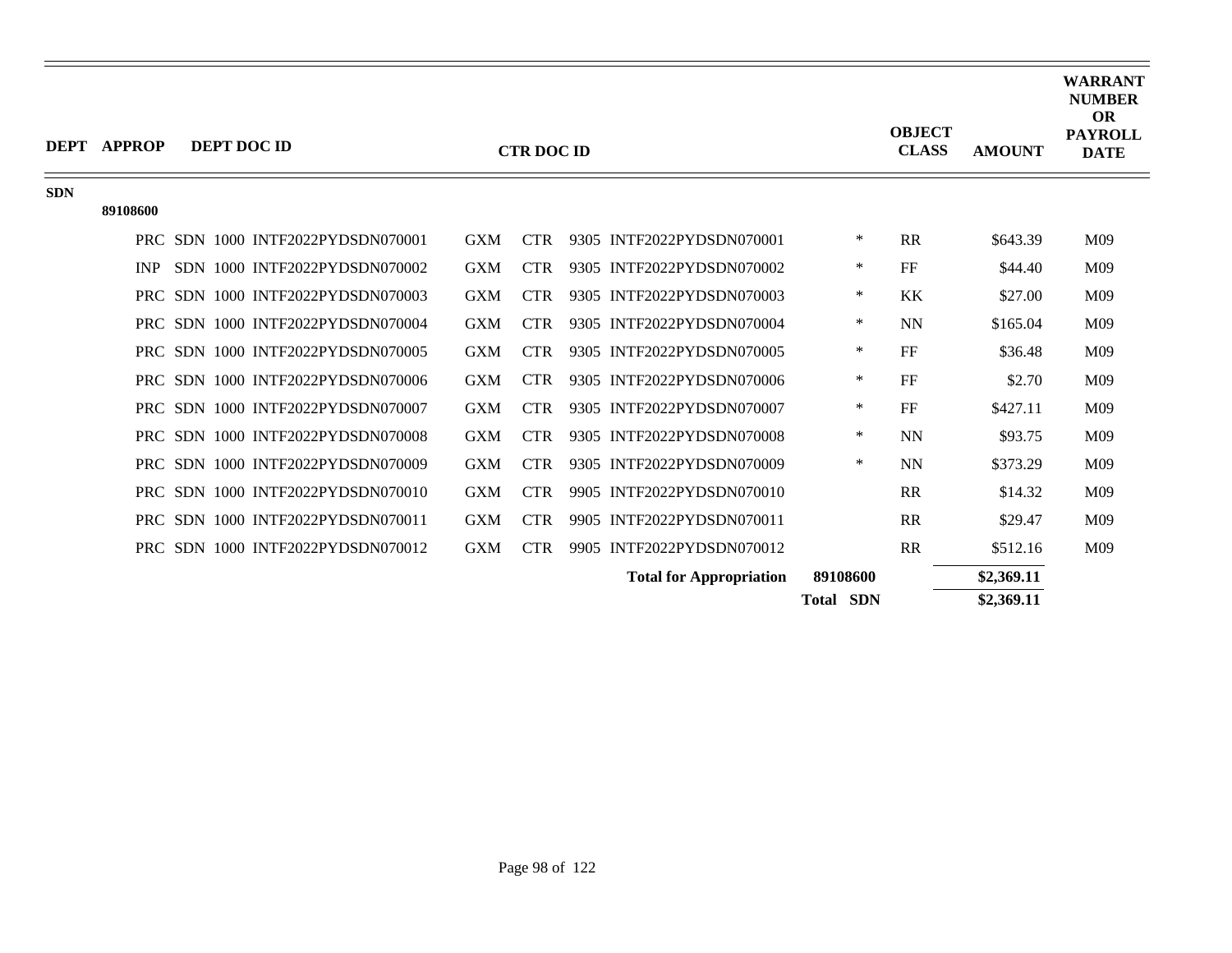| DEPT | APPROP | DEPT DOC ID | CTR DOC ID | | OBJECT CLASS | AMOUNT | WARRANT NUMBER OR PAYROLL DATE |
|---|---|---|---|---|---|---|---|
| SDN | | | | | | | |
| | 89108600 | | | | | | |
| | | PRC SDN 1000 INTF2022PYDSDN070001 | GXM CTR 9305 INTF2022PYDSDN070001 | * | RR | $643.39 | M09 |
| | | INP SDN 1000 INTF2022PYDSDN070002 | GXM CTR 9305 INTF2022PYDSDN070002 | * | FF | $44.40 | M09 |
| | | PRC SDN 1000 INTF2022PYDSDN070003 | GXM CTR 9305 INTF2022PYDSDN070003 | * | KK | $27.00 | M09 |
| | | PRC SDN 1000 INTF2022PYDSDN070004 | GXM CTR 9305 INTF2022PYDSDN070004 | * | NN | $165.04 | M09 |
| | | PRC SDN 1000 INTF2022PYDSDN070005 | GXM CTR 9305 INTF2022PYDSDN070005 | * | FF | $36.48 | M09 |
| | | PRC SDN 1000 INTF2022PYDSDN070006 | GXM CTR 9305 INTF2022PYDSDN070006 | * | FF | $2.70 | M09 |
| | | PRC SDN 1000 INTF2022PYDSDN070007 | GXM CTR 9305 INTF2022PYDSDN070007 | * | FF | $427.11 | M09 |
| | | PRC SDN 1000 INTF2022PYDSDN070008 | GXM CTR 9305 INTF2022PYDSDN070008 | * | NN | $93.75 | M09 |
| | | PRC SDN 1000 INTF2022PYDSDN070009 | GXM CTR 9305 INTF2022PYDSDN070009 | * | NN | $373.29 | M09 |
| | | PRC SDN 1000 INTF2022PYDSDN070010 | GXM CTR 9905 INTF2022PYDSDN070010 | | RR | $14.32 | M09 |
| | | PRC SDN 1000 INTF2022PYDSDN070011 | GXM CTR 9905 INTF2022PYDSDN070011 | | RR | $29.47 | M09 |
| | | PRC SDN 1000 INTF2022PYDSDN070012 | GXM CTR 9905 INTF2022PYDSDN070012 | | RR | $512.16 | M09 |
| | | | **Total for Appropriation** | **89108600** | | **$2,369.11** | |
| | | | | **Total SDN** | | **$2,369.11** | |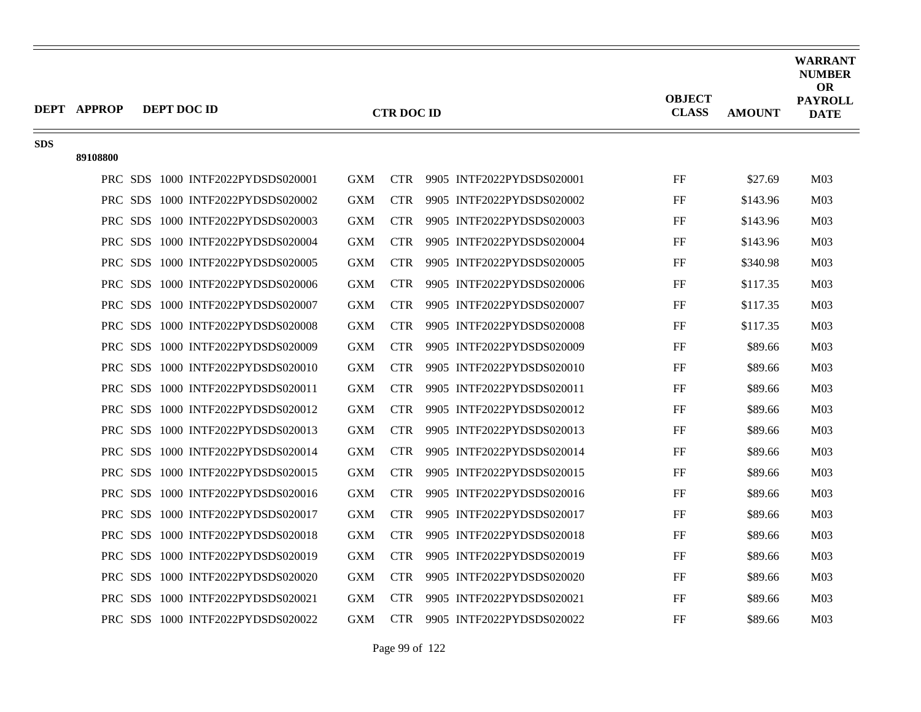| DEPT | APPROP | DEPT DOC ID | CTR DOC ID | OBJECT CLASS | AMOUNT | WARRANT NUMBER OR PAYROLL DATE |
|---|---|---|---|---|---|---|
| SDS | | | | | | |
| | 89108800 | | | | | |
| | | PRC SDS 1000 INTF2022PYDSDS020001 | GXM CTR 9905 INTF2022PYDSDS020001 | FF | $27.69 | M03 |
| | | PRC SDS 1000 INTF2022PYDSDS020002 | GXM CTR 9905 INTF2022PYDSDS020002 | FF | $143.96 | M03 |
| | | PRC SDS 1000 INTF2022PYDSDS020003 | GXM CTR 9905 INTF2022PYDSDS020003 | FF | $143.96 | M03 |
| | | PRC SDS 1000 INTF2022PYDSDS020004 | GXM CTR 9905 INTF2022PYDSDS020004 | FF | $143.96 | M03 |
| | | PRC SDS 1000 INTF2022PYDSDS020005 | GXM CTR 9905 INTF2022PYDSDS020005 | FF | $340.98 | M03 |
| | | PRC SDS 1000 INTF2022PYDSDS020006 | GXM CTR 9905 INTF2022PYDSDS020006 | FF | $117.35 | M03 |
| | | PRC SDS 1000 INTF2022PYDSDS020007 | GXM CTR 9905 INTF2022PYDSDS020007 | FF | $117.35 | M03 |
| | | PRC SDS 1000 INTF2022PYDSDS020008 | GXM CTR 9905 INTF2022PYDSDS020008 | FF | $117.35 | M03 |
| | | PRC SDS 1000 INTF2022PYDSDS020009 | GXM CTR 9905 INTF2022PYDSDS020009 | FF | $89.66 | M03 |
| | | PRC SDS 1000 INTF2022PYDSDS020010 | GXM CTR 9905 INTF2022PYDSDS020010 | FF | $89.66 | M03 |
| | | PRC SDS 1000 INTF2022PYDSDS020011 | GXM CTR 9905 INTF2022PYDSDS020011 | FF | $89.66 | M03 |
| | | PRC SDS 1000 INTF2022PYDSDS020012 | GXM CTR 9905 INTF2022PYDSDS020012 | FF | $89.66 | M03 |
| | | PRC SDS 1000 INTF2022PYDSDS020013 | GXM CTR 9905 INTF2022PYDSDS020013 | FF | $89.66 | M03 |
| | | PRC SDS 1000 INTF2022PYDSDS020014 | GXM CTR 9905 INTF2022PYDSDS020014 | FF | $89.66 | M03 |
| | | PRC SDS 1000 INTF2022PYDSDS020015 | GXM CTR 9905 INTF2022PYDSDS020015 | FF | $89.66 | M03 |
| | | PRC SDS 1000 INTF2022PYDSDS020016 | GXM CTR 9905 INTF2022PYDSDS020016 | FF | $89.66 | M03 |
| | | PRC SDS 1000 INTF2022PYDSDS020017 | GXM CTR 9905 INTF2022PYDSDS020017 | FF | $89.66 | M03 |
| | | PRC SDS 1000 INTF2022PYDSDS020018 | GXM CTR 9905 INTF2022PYDSDS020018 | FF | $89.66 | M03 |
| | | PRC SDS 1000 INTF2022PYDSDS020019 | GXM CTR 9905 INTF2022PYDSDS020019 | FF | $89.66 | M03 |
| | | PRC SDS 1000 INTF2022PYDSDS020020 | GXM CTR 9905 INTF2022PYDSDS020020 | FF | $89.66 | M03 |
| | | PRC SDS 1000 INTF2022PYDSDS020021 | GXM CTR 9905 INTF2022PYDSDS020021 | FF | $89.66 | M03 |
| | | PRC SDS 1000 INTF2022PYDSDS020022 | GXM CTR 9905 INTF2022PYDSDS020022 | FF | $89.66 | M03 |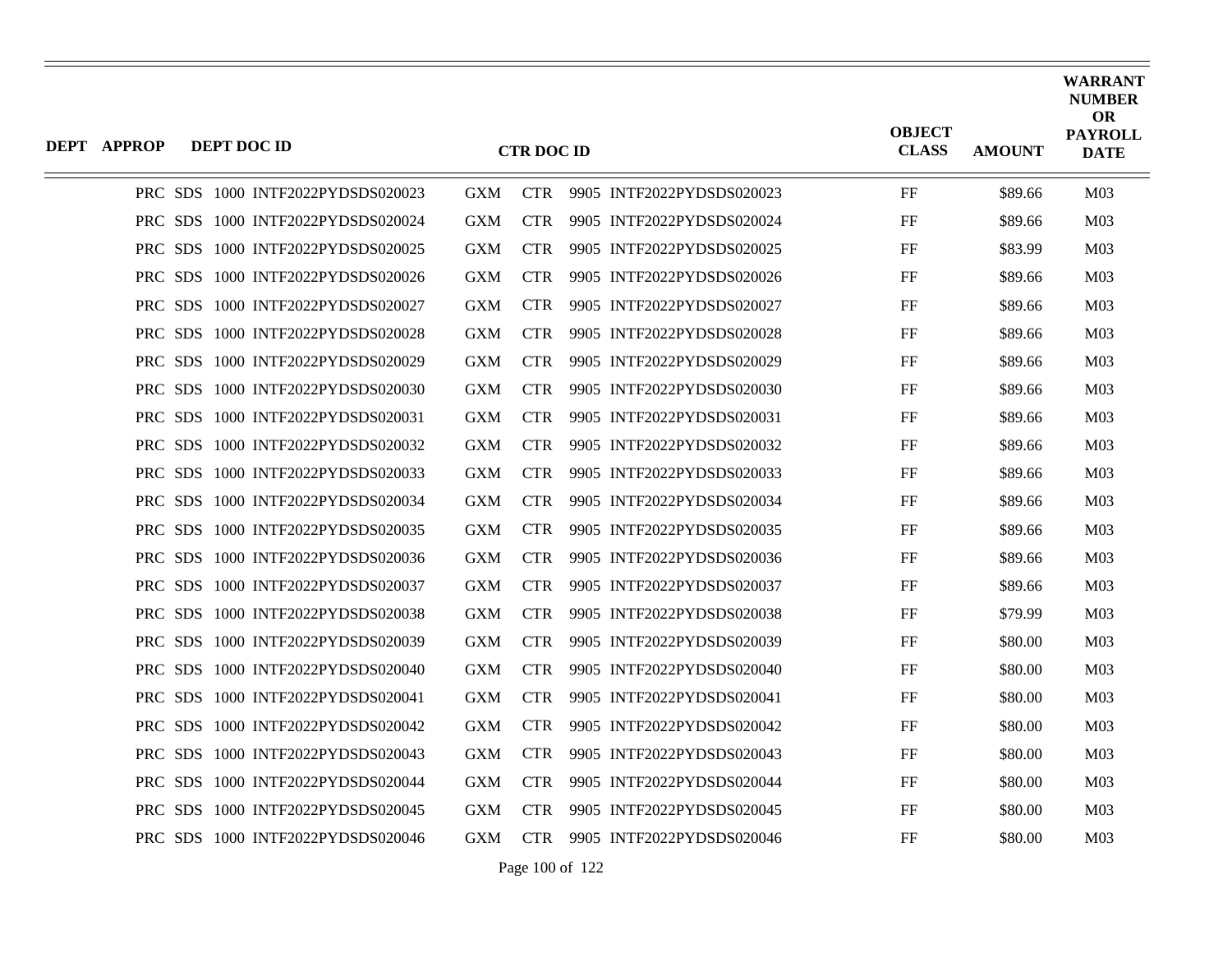| DEPT | APPROP | DEPT DOC ID | CTR DOC ID | | | | OBJECT CLASS | AMOUNT | WARRANT NUMBER OR PAYROLL DATE |
|---|---|---|---|---|---|---|---|---|---|
| PRC | SDS | 1000 INTF2022PYDSDS020023 | GXM | CTR | 9905 | INTF2022PYDSDS020023 | FF | $89.66 | M03 |
| PRC | SDS | 1000 INTF2022PYDSDS020024 | GXM | CTR | 9905 | INTF2022PYDSDS020024 | FF | $89.66 | M03 |
| PRC | SDS | 1000 INTF2022PYDSDS020025 | GXM | CTR | 9905 | INTF2022PYDSDS020025 | FF | $83.99 | M03 |
| PRC | SDS | 1000 INTF2022PYDSDS020026 | GXM | CTR | 9905 | INTF2022PYDSDS020026 | FF | $89.66 | M03 |
| PRC | SDS | 1000 INTF2022PYDSDS020027 | GXM | CTR | 9905 | INTF2022PYDSDS020027 | FF | $89.66 | M03 |
| PRC | SDS | 1000 INTF2022PYDSDS020028 | GXM | CTR | 9905 | INTF2022PYDSDS020028 | FF | $89.66 | M03 |
| PRC | SDS | 1000 INTF2022PYDSDS020029 | GXM | CTR | 9905 | INTF2022PYDSDS020029 | FF | $89.66 | M03 |
| PRC | SDS | 1000 INTF2022PYDSDS020030 | GXM | CTR | 9905 | INTF2022PYDSDS020030 | FF | $89.66 | M03 |
| PRC | SDS | 1000 INTF2022PYDSDS020031 | GXM | CTR | 9905 | INTF2022PYDSDS020031 | FF | $89.66 | M03 |
| PRC | SDS | 1000 INTF2022PYDSDS020032 | GXM | CTR | 9905 | INTF2022PYDSDS020032 | FF | $89.66 | M03 |
| PRC | SDS | 1000 INTF2022PYDSDS020033 | GXM | CTR | 9905 | INTF2022PYDSDS020033 | FF | $89.66 | M03 |
| PRC | SDS | 1000 INTF2022PYDSDS020034 | GXM | CTR | 9905 | INTF2022PYDSDS020034 | FF | $89.66 | M03 |
| PRC | SDS | 1000 INTF2022PYDSDS020035 | GXM | CTR | 9905 | INTF2022PYDSDS020035 | FF | $89.66 | M03 |
| PRC | SDS | 1000 INTF2022PYDSDS020036 | GXM | CTR | 9905 | INTF2022PYDSDS020036 | FF | $89.66 | M03 |
| PRC | SDS | 1000 INTF2022PYDSDS020037 | GXM | CTR | 9905 | INTF2022PYDSDS020037 | FF | $89.66 | M03 |
| PRC | SDS | 1000 INTF2022PYDSDS020038 | GXM | CTR | 9905 | INTF2022PYDSDS020038 | FF | $79.99 | M03 |
| PRC | SDS | 1000 INTF2022PYDSDS020039 | GXM | CTR | 9905 | INTF2022PYDSDS020039 | FF | $80.00 | M03 |
| PRC | SDS | 1000 INTF2022PYDSDS020040 | GXM | CTR | 9905 | INTF2022PYDSDS020040 | FF | $80.00 | M03 |
| PRC | SDS | 1000 INTF2022PYDSDS020041 | GXM | CTR | 9905 | INTF2022PYDSDS020041 | FF | $80.00 | M03 |
| PRC | SDS | 1000 INTF2022PYDSDS020042 | GXM | CTR | 9905 | INTF2022PYDSDS020042 | FF | $80.00 | M03 |
| PRC | SDS | 1000 INTF2022PYDSDS020043 | GXM | CTR | 9905 | INTF2022PYDSDS020043 | FF | $80.00 | M03 |
| PRC | SDS | 1000 INTF2022PYDSDS020044 | GXM | CTR | 9905 | INTF2022PYDSDS020044 | FF | $80.00 | M03 |
| PRC | SDS | 1000 INTF2022PYDSDS020045 | GXM | CTR | 9905 | INTF2022PYDSDS020045 | FF | $80.00 | M03 |
| PRC | SDS | 1000 INTF2022PYDSDS020046 | GXM | CTR | 9905 | INTF2022PYDSDS020046 | FF | $80.00 | M03 |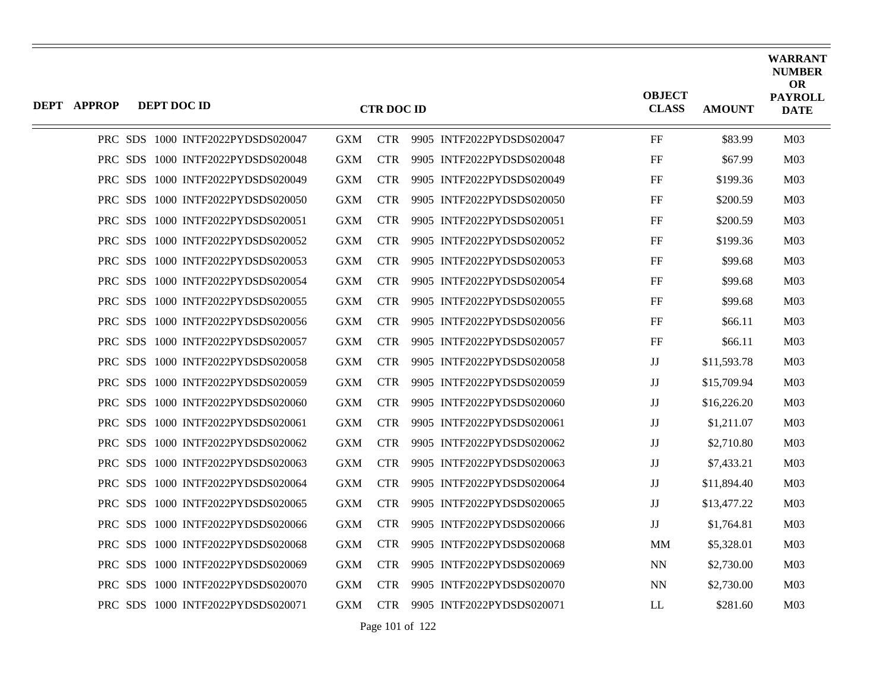| DEPT | APPROP | DEPT DOC ID | CTR DOC ID | OBJECT CLASS | AMOUNT | WARRANT NUMBER OR PAYROLL DATE |
|---|---|---|---|---|---|---|
| PRC | SDS | 1000 INTF2022PYDSDS020047 | GXM CTR 9905 INTF2022PYDSDS020047 | FF | $83.99 | M03 |
| PRC | SDS | 1000 INTF2022PYDSDS020048 | GXM CTR 9905 INTF2022PYDSDS020048 | FF | $67.99 | M03 |
| PRC | SDS | 1000 INTF2022PYDSDS020049 | GXM CTR 9905 INTF2022PYDSDS020049 | FF | $199.36 | M03 |
| PRC | SDS | 1000 INTF2022PYDSDS020050 | GXM CTR 9905 INTF2022PYDSDS020050 | FF | $200.59 | M03 |
| PRC | SDS | 1000 INTF2022PYDSDS020051 | GXM CTR 9905 INTF2022PYDSDS020051 | FF | $200.59 | M03 |
| PRC | SDS | 1000 INTF2022PYDSDS020052 | GXM CTR 9905 INTF2022PYDSDS020052 | FF | $199.36 | M03 |
| PRC | SDS | 1000 INTF2022PYDSDS020053 | GXM CTR 9905 INTF2022PYDSDS020053 | FF | $99.68 | M03 |
| PRC | SDS | 1000 INTF2022PYDSDS020054 | GXM CTR 9905 INTF2022PYDSDS020054 | FF | $99.68 | M03 |
| PRC | SDS | 1000 INTF2022PYDSDS020055 | GXM CTR 9905 INTF2022PYDSDS020055 | FF | $99.68 | M03 |
| PRC | SDS | 1000 INTF2022PYDSDS020056 | GXM CTR 9905 INTF2022PYDSDS020056 | FF | $66.11 | M03 |
| PRC | SDS | 1000 INTF2022PYDSDS020057 | GXM CTR 9905 INTF2022PYDSDS020057 | FF | $66.11 | M03 |
| PRC | SDS | 1000 INTF2022PYDSDS020058 | GXM CTR 9905 INTF2022PYDSDS020058 | JJ | $11,593.78 | M03 |
| PRC | SDS | 1000 INTF2022PYDSDS020059 | GXM CTR 9905 INTF2022PYDSDS020059 | JJ | $15,709.94 | M03 |
| PRC | SDS | 1000 INTF2022PYDSDS020060 | GXM CTR 9905 INTF2022PYDSDS020060 | JJ | $16,226.20 | M03 |
| PRC | SDS | 1000 INTF2022PYDSDS020061 | GXM CTR 9905 INTF2022PYDSDS020061 | JJ | $1,211.07 | M03 |
| PRC | SDS | 1000 INTF2022PYDSDS020062 | GXM CTR 9905 INTF2022PYDSDS020062 | JJ | $2,710.80 | M03 |
| PRC | SDS | 1000 INTF2022PYDSDS020063 | GXM CTR 9905 INTF2022PYDSDS020063 | JJ | $7,433.21 | M03 |
| PRC | SDS | 1000 INTF2022PYDSDS020064 | GXM CTR 9905 INTF2022PYDSDS020064 | JJ | $11,894.40 | M03 |
| PRC | SDS | 1000 INTF2022PYDSDS020065 | GXM CTR 9905 INTF2022PYDSDS020065 | JJ | $13,477.22 | M03 |
| PRC | SDS | 1000 INTF2022PYDSDS020066 | GXM CTR 9905 INTF2022PYDSDS020066 | JJ | $1,764.81 | M03 |
| PRC | SDS | 1000 INTF2022PYDSDS020068 | GXM CTR 9905 INTF2022PYDSDS020068 | MM | $5,328.01 | M03 |
| PRC | SDS | 1000 INTF2022PYDSDS020069 | GXM CTR 9905 INTF2022PYDSDS020069 | NN | $2,730.00 | M03 |
| PRC | SDS | 1000 INTF2022PYDSDS020070 | GXM CTR 9905 INTF2022PYDSDS020070 | NN | $2,730.00 | M03 |
| PRC | SDS | 1000 INTF2022PYDSDS020071 | GXM CTR 9905 INTF2022PYDSDS020071 | LL | $281.60 | M03 |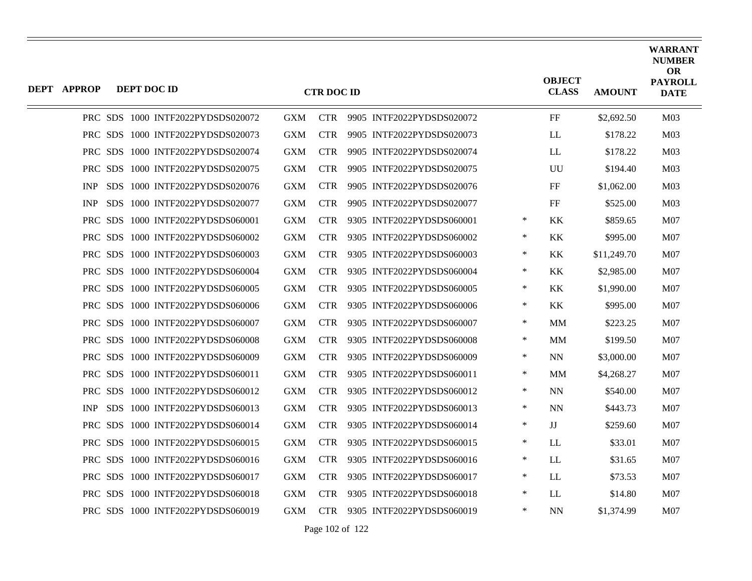| DEPT | APPROP | DEPT DOC ID | CTR DOC ID | | | | | OBJECT CLASS | AMOUNT | WARRANT NUMBER OR PAYROLL DATE |
|---|---|---|---|---|---|---|---|---|---|---|
| PRC | SDS | 1000 INTF2022PYDSDS020072 | GXM | CTR | 9905 | INTF2022PYDSDS020072 | | FF | $2,692.50 | M03 |
| PRC | SDS | 1000 INTF2022PYDSDS020073 | GXM | CTR | 9905 | INTF2022PYDSDS020073 | | LL | $178.22 | M03 |
| PRC | SDS | 1000 INTF2022PYDSDS020074 | GXM | CTR | 9905 | INTF2022PYDSDS020074 | | LL | $178.22 | M03 |
| PRC | SDS | 1000 INTF2022PYDSDS020075 | GXM | CTR | 9905 | INTF2022PYDSDS020075 | | UU | $194.40 | M03 |
| INP | SDS | 1000 INTF2022PYDSDS020076 | GXM | CTR | 9905 | INTF2022PYDSDS020076 | | FF | $1,062.00 | M03 |
| INP | SDS | 1000 INTF2022PYDSDS020077 | GXM | CTR | 9905 | INTF2022PYDSDS020077 | | FF | $525.00 | M03 |
| PRC | SDS | 1000 INTF2022PYDSDS060001 | GXM | CTR | 9305 | INTF2022PYDSDS060001 | * | KK | $859.65 | M07 |
| PRC | SDS | 1000 INTF2022PYDSDS060002 | GXM | CTR | 9305 | INTF2022PYDSDS060002 | * | KK | $995.00 | M07 |
| PRC | SDS | 1000 INTF2022PYDSDS060003 | GXM | CTR | 9305 | INTF2022PYDSDS060003 | * | KK | $11,249.70 | M07 |
| PRC | SDS | 1000 INTF2022PYDSDS060004 | GXM | CTR | 9305 | INTF2022PYDSDS060004 | * | KK | $2,985.00 | M07 |
| PRC | SDS | 1000 INTF2022PYDSDS060005 | GXM | CTR | 9305 | INTF2022PYDSDS060005 | * | KK | $1,990.00 | M07 |
| PRC | SDS | 1000 INTF2022PYDSDS060006 | GXM | CTR | 9305 | INTF2022PYDSDS060006 | * | KK | $995.00 | M07 |
| PRC | SDS | 1000 INTF2022PYDSDS060007 | GXM | CTR | 9305 | INTF2022PYDSDS060007 | * | MM | $223.25 | M07 |
| PRC | SDS | 1000 INTF2022PYDSDS060008 | GXM | CTR | 9305 | INTF2022PYDSDS060008 | * | MM | $199.50 | M07 |
| PRC | SDS | 1000 INTF2022PYDSDS060009 | GXM | CTR | 9305 | INTF2022PYDSDS060009 | * | NN | $3,000.00 | M07 |
| PRC | SDS | 1000 INTF2022PYDSDS060011 | GXM | CTR | 9305 | INTF2022PYDSDS060011 | * | MM | $4,268.27 | M07 |
| PRC | SDS | 1000 INTF2022PYDSDS060012 | GXM | CTR | 9305 | INTF2022PYDSDS060012 | * | NN | $540.00 | M07 |
| INP | SDS | 1000 INTF2022PYDSDS060013 | GXM | CTR | 9305 | INTF2022PYDSDS060013 | * | NN | $443.73 | M07 |
| PRC | SDS | 1000 INTF2022PYDSDS060014 | GXM | CTR | 9305 | INTF2022PYDSDS060014 | * | JJ | $259.60 | M07 |
| PRC | SDS | 1000 INTF2022PYDSDS060015 | GXM | CTR | 9305 | INTF2022PYDSDS060015 | * | LL | $33.01 | M07 |
| PRC | SDS | 1000 INTF2022PYDSDS060016 | GXM | CTR | 9305 | INTF2022PYDSDS060016 | * | LL | $31.65 | M07 |
| PRC | SDS | 1000 INTF2022PYDSDS060017 | GXM | CTR | 9305 | INTF2022PYDSDS060017 | * | LL | $73.53 | M07 |
| PRC | SDS | 1000 INTF2022PYDSDS060018 | GXM | CTR | 9305 | INTF2022PYDSDS060018 | * | LL | $14.80 | M07 |
| PRC | SDS | 1000 INTF2022PYDSDS060019 | GXM | CTR | 9305 | INTF2022PYDSDS060019 | * | NN | $1,374.99 | M07 |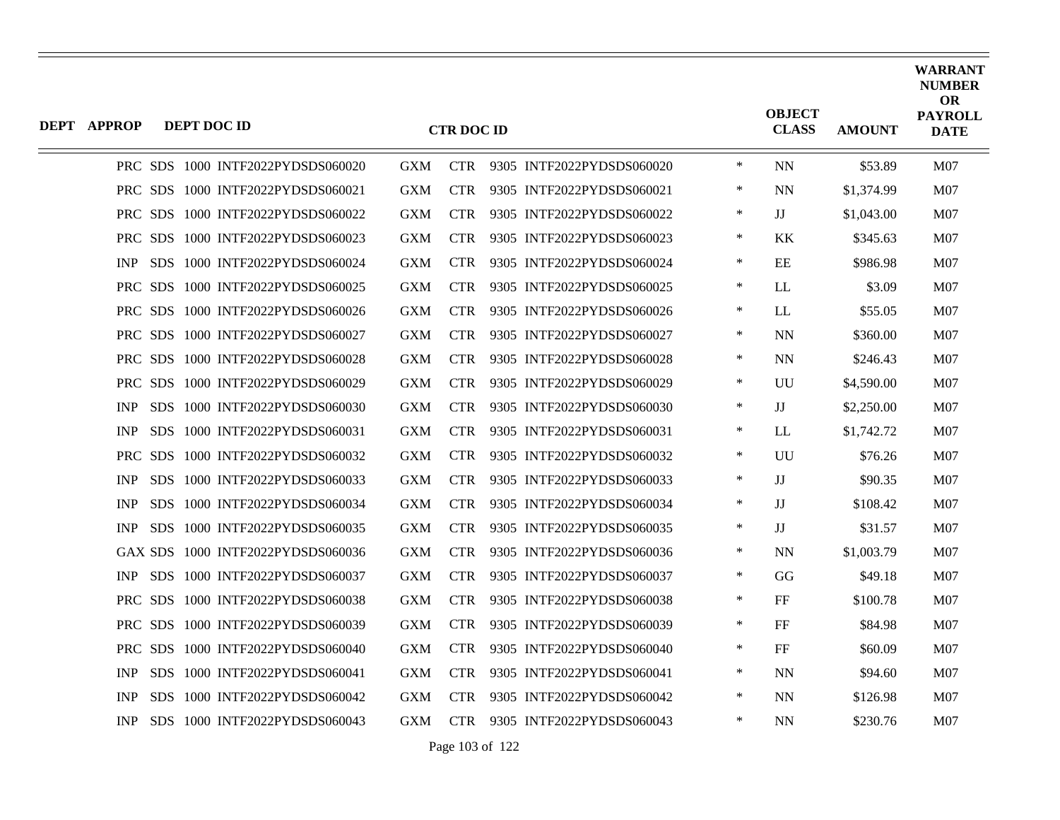| DEPT | APPROP | DEPT DOC ID | CTR DOC ID | | | | OBJECT CLASS | AMOUNT | WARRANT NUMBER OR PAYROLL DATE |
|---|---|---|---|---|---|---|---|---|---|
| PRC | SDS | 1000 INTF2022PYDSDS060020 | GXM | CTR | 9305 INTF2022PYDSDS060020 | * | NN | $53.89 | M07 |
| PRC | SDS | 1000 INTF2022PYDSDS060021 | GXM | CTR | 9305 INTF2022PYDSDS060021 | * | NN | $1,374.99 | M07 |
| PRC | SDS | 1000 INTF2022PYDSDS060022 | GXM | CTR | 9305 INTF2022PYDSDS060022 | * | JJ | $1,043.00 | M07 |
| PRC | SDS | 1000 INTF2022PYDSDS060023 | GXM | CTR | 9305 INTF2022PYDSDS060023 | * | KK | $345.63 | M07 |
| INP | SDS | 1000 INTF2022PYDSDS060024 | GXM | CTR | 9305 INTF2022PYDSDS060024 | * | EE | $986.98 | M07 |
| PRC | SDS | 1000 INTF2022PYDSDS060025 | GXM | CTR | 9305 INTF2022PYDSDS060025 | * | LL | $3.09 | M07 |
| PRC | SDS | 1000 INTF2022PYDSDS060026 | GXM | CTR | 9305 INTF2022PYDSDS060026 | * | LL | $55.05 | M07 |
| PRC | SDS | 1000 INTF2022PYDSDS060027 | GXM | CTR | 9305 INTF2022PYDSDS060027 | * | NN | $360.00 | M07 |
| PRC | SDS | 1000 INTF2022PYDSDS060028 | GXM | CTR | 9305 INTF2022PYDSDS060028 | * | NN | $246.43 | M07 |
| PRC | SDS | 1000 INTF2022PYDSDS060029 | GXM | CTR | 9305 INTF2022PYDSDS060029 | * | UU | $4,590.00 | M07 |
| INP | SDS | 1000 INTF2022PYDSDS060030 | GXM | CTR | 9305 INTF2022PYDSDS060030 | * | JJ | $2,250.00 | M07 |
| INP | SDS | 1000 INTF2022PYDSDS060031 | GXM | CTR | 9305 INTF2022PYDSDS060031 | * | LL | $1,742.72 | M07 |
| PRC | SDS | 1000 INTF2022PYDSDS060032 | GXM | CTR | 9305 INTF2022PYDSDS060032 | * | UU | $76.26 | M07 |
| INP | SDS | 1000 INTF2022PYDSDS060033 | GXM | CTR | 9305 INTF2022PYDSDS060033 | * | JJ | $90.35 | M07 |
| INP | SDS | 1000 INTF2022PYDSDS060034 | GXM | CTR | 9305 INTF2022PYDSDS060034 | * | JJ | $108.42 | M07 |
| INP | SDS | 1000 INTF2022PYDSDS060035 | GXM | CTR | 9305 INTF2022PYDSDS060035 | * | JJ | $31.57 | M07 |
| GAX | SDS | 1000 INTF2022PYDSDS060036 | GXM | CTR | 9305 INTF2022PYDSDS060036 | * | NN | $1,003.79 | M07 |
| INP | SDS | 1000 INTF2022PYDSDS060037 | GXM | CTR | 9305 INTF2022PYDSDS060037 | * | GG | $49.18 | M07 |
| PRC | SDS | 1000 INTF2022PYDSDS060038 | GXM | CTR | 9305 INTF2022PYDSDS060038 | * | FF | $100.78 | M07 |
| PRC | SDS | 1000 INTF2022PYDSDS060039 | GXM | CTR | 9305 INTF2022PYDSDS060039 | * | FF | $84.98 | M07 |
| PRC | SDS | 1000 INTF2022PYDSDS060040 | GXM | CTR | 9305 INTF2022PYDSDS060040 | * | FF | $60.09 | M07 |
| INP | SDS | 1000 INTF2022PYDSDS060041 | GXM | CTR | 9305 INTF2022PYDSDS060041 | * | NN | $94.60 | M07 |
| INP | SDS | 1000 INTF2022PYDSDS060042 | GXM | CTR | 9305 INTF2022PYDSDS060042 | * | NN | $126.98 | M07 |
| INP | SDS | 1000 INTF2022PYDSDS060043 | GXM | CTR | 9305 INTF2022PYDSDS060043 | * | NN | $230.76 | M07 |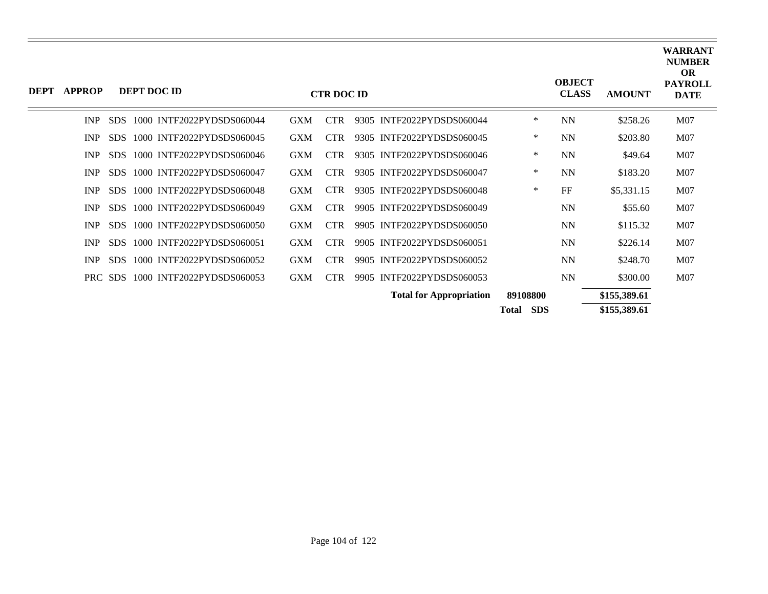| DEPT | APPROP | DEPT DOC ID | CTR DOC ID | | OBJECT CLASS | AMOUNT | WARRANT NUMBER OR PAYROLL DATE |
|---|---|---|---|---|---|---|---|
| INP | SDS | 1000 INTF2022PYDSDS060044 | GXM CTR 9305 INTF2022PYDSDS060044 | * | NN | $258.26 | M07 |
| INP | SDS | 1000 INTF2022PYDSDS060045 | GXM CTR 9305 INTF2022PYDSDS060045 | * | NN | $203.80 | M07 |
| INP | SDS | 1000 INTF2022PYDSDS060046 | GXM CTR 9305 INTF2022PYDSDS060046 | * | NN | $49.64 | M07 |
| INP | SDS | 1000 INTF2022PYDSDS060047 | GXM CTR 9305 INTF2022PYDSDS060047 | * | NN | $183.20 | M07 |
| INP | SDS | 1000 INTF2022PYDSDS060048 | GXM CTR 9305 INTF2022PYDSDS060048 | * | FF | $5,331.15 | M07 |
| INP | SDS | 1000 INTF2022PYDSDS060049 | GXM CTR 9905 INTF2022PYDSDS060049 | | NN | $55.60 | M07 |
| INP | SDS | 1000 INTF2022PYDSDS060050 | GXM CTR 9905 INTF2022PYDSDS060050 | | NN | $115.32 | M07 |
| INP | SDS | 1000 INTF2022PYDSDS060051 | GXM CTR 9905 INTF2022PYDSDS060051 | | NN | $226.14 | M07 |
| INP | SDS | 1000 INTF2022PYDSDS060052 | GXM CTR 9905 INTF2022PYDSDS060052 | | NN | $248.70 | M07 |
| PRC | SDS | 1000 INTF2022PYDSDS060053 | GXM CTR 9905 INTF2022PYDSDS060053 | | NN | $300.00 | M07 |
| | | | **Total for Appropriation** | **89108800** | | **$155,389.61** | |
| | | | | **Total SDS** | | **$155,389.61** | |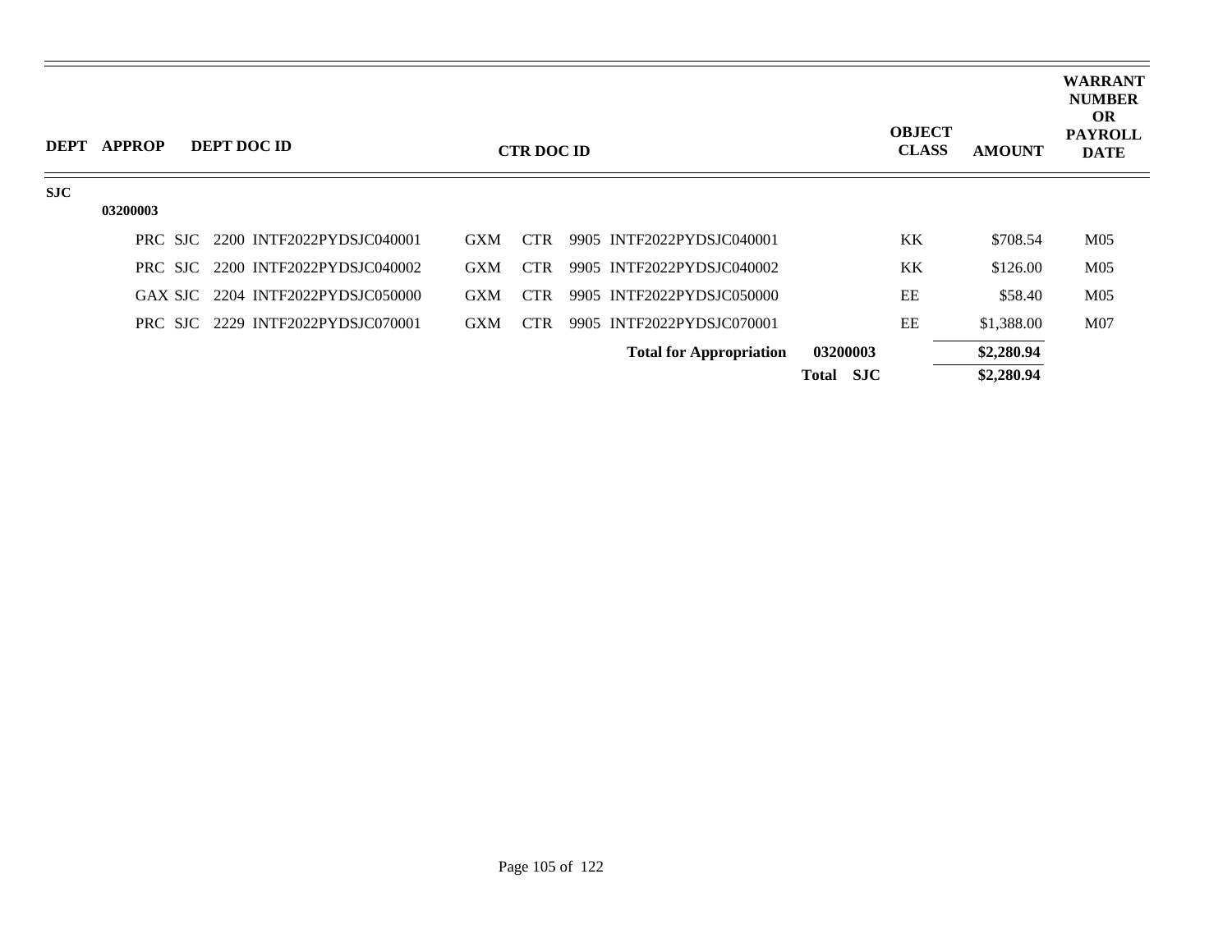| DEPT | APPROP | DEPT DOC ID | CTR DOC ID | OBJECT CLASS | AMOUNT | WARRANT NUMBER OR PAYROLL DATE |
|---|---|---|---|---|---|---|
| SJC | | | | | | |
| | 03200003 | | | | | |
| | | PRC SJC 2200 INTF2022PYDSJC040001 | GXM CTR 9905 INTF2022PYDSJC040001 | KK | $708.54 | M05 |
| | | PRC SJC 2200 INTF2022PYDSJC040002 | GXM CTR 9905 INTF2022PYDSJC040002 | KK | $126.00 | M05 |
| | | GAX SJC 2204 INTF2022PYDSJC050000 | GXM CTR 9905 INTF2022PYDSJC050000 | EE | $58.40 | M05 |
| | | PRC SJC 2229 INTF2022PYDSJC070001 | GXM CTR 9905 INTF2022PYDSJC070001 | EE | $1,388.00 | M07 |
| | | | **Total for Appropriation** **03200003** | | **$2,280.94** | |
| | | | **Total SJC** | | **$2,280.94** | |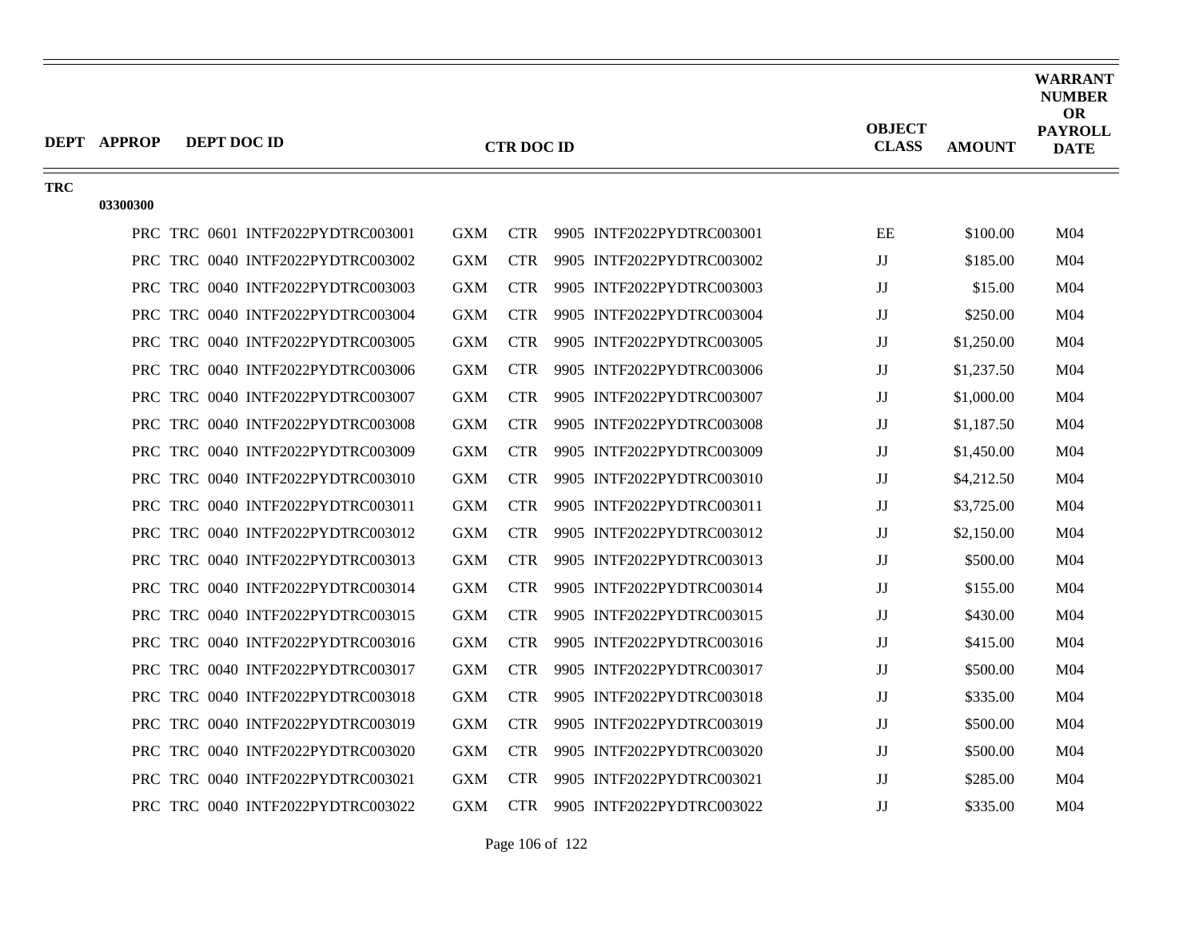| DEPT | APPROP | DEPT DOC ID | CTR DOC ID | OBJECT CLASS | AMOUNT | WARRANT NUMBER OR PAYROLL DATE |
|---|---|---|---|---|---|---|
| TRC | | | | | | |
| | 03300300 | | | | | |
| | | PRC TRC 0601 INTF2022PYDTRC003001 | GXM CTR 9905 INTF2022PYDTRC003001 | EE | $100.00 | M04 |
| | | PRC TRC 0040 INTF2022PYDTRC003002 | GXM CTR 9905 INTF2022PYDTRC003002 | JJ | $185.00 | M04 |
| | | PRC TRC 0040 INTF2022PYDTRC003003 | GXM CTR 9905 INTF2022PYDTRC003003 | JJ | $15.00 | M04 |
| | | PRC TRC 0040 INTF2022PYDTRC003004 | GXM CTR 9905 INTF2022PYDTRC003004 | JJ | $250.00 | M04 |
| | | PRC TRC 0040 INTF2022PYDTRC003005 | GXM CTR 9905 INTF2022PYDTRC003005 | JJ | $1,250.00 | M04 |
| | | PRC TRC 0040 INTF2022PYDTRC003006 | GXM CTR 9905 INTF2022PYDTRC003006 | JJ | $1,237.50 | M04 |
| | | PRC TRC 0040 INTF2022PYDTRC003007 | GXM CTR 9905 INTF2022PYDTRC003007 | JJ | $1,000.00 | M04 |
| | | PRC TRC 0040 INTF2022PYDTRC003008 | GXM CTR 9905 INTF2022PYDTRC003008 | JJ | $1,187.50 | M04 |
| | | PRC TRC 0040 INTF2022PYDTRC003009 | GXM CTR 9905 INTF2022PYDTRC003009 | JJ | $1,450.00 | M04 |
| | | PRC TRC 0040 INTF2022PYDTRC003010 | GXM CTR 9905 INTF2022PYDTRC003010 | JJ | $4,212.50 | M04 |
| | | PRC TRC 0040 INTF2022PYDTRC003011 | GXM CTR 9905 INTF2022PYDTRC003011 | JJ | $3,725.00 | M04 |
| | | PRC TRC 0040 INTF2022PYDTRC003012 | GXM CTR 9905 INTF2022PYDTRC003012 | JJ | $2,150.00 | M04 |
| | | PRC TRC 0040 INTF2022PYDTRC003013 | GXM CTR 9905 INTF2022PYDTRC003013 | JJ | $500.00 | M04 |
| | | PRC TRC 0040 INTF2022PYDTRC003014 | GXM CTR 9905 INTF2022PYDTRC003014 | JJ | $155.00 | M04 |
| | | PRC TRC 0040 INTF2022PYDTRC003015 | GXM CTR 9905 INTF2022PYDTRC003015 | JJ | $430.00 | M04 |
| | | PRC TRC 0040 INTF2022PYDTRC003016 | GXM CTR 9905 INTF2022PYDTRC003016 | JJ | $415.00 | M04 |
| | | PRC TRC 0040 INTF2022PYDTRC003017 | GXM CTR 9905 INTF2022PYDTRC003017 | JJ | $500.00 | M04 |
| | | PRC TRC 0040 INTF2022PYDTRC003018 | GXM CTR 9905 INTF2022PYDTRC003018 | JJ | $335.00 | M04 |
| | | PRC TRC 0040 INTF2022PYDTRC003019 | GXM CTR 9905 INTF2022PYDTRC003019 | JJ | $500.00 | M04 |
| | | PRC TRC 0040 INTF2022PYDTRC003020 | GXM CTR 9905 INTF2022PYDTRC003020 | JJ | $500.00 | M04 |
| | | PRC TRC 0040 INTF2022PYDTRC003021 | GXM CTR 9905 INTF2022PYDTRC003021 | JJ | $285.00 | M04 |
| | | PRC TRC 0040 INTF2022PYDTRC003022 | GXM CTR 9905 INTF2022PYDTRC003022 | JJ | $335.00 | M04 |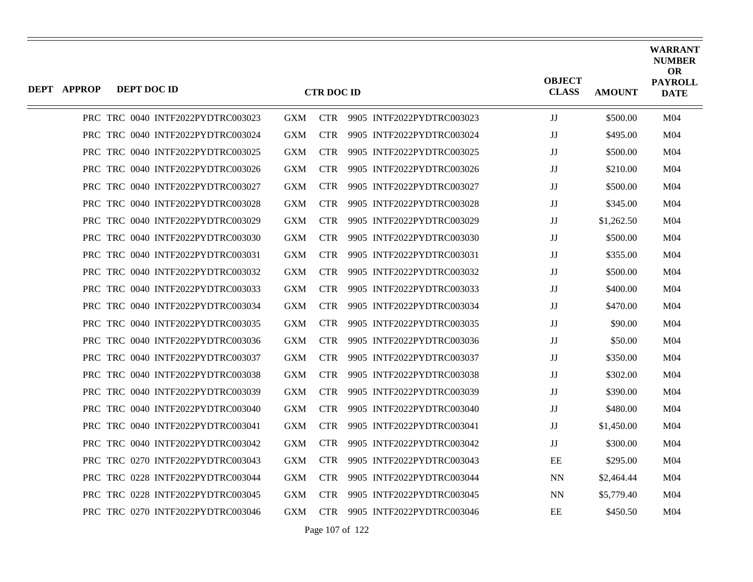| DEPT | APPROP | DEPT DOC ID | CTR DOC ID | | | | OBJECT CLASS | AMOUNT | WARRANT NUMBER OR PAYROLL DATE |
|---|---|---|---|---|---|---|---|---|---|
| PRC | TRC | 0040 INTF2022PYDTRC003023 | GXM | CTR | 9905 | INTF2022PYDTRC003023 | JJ | $500.00 | M04 |
| PRC | TRC | 0040 INTF2022PYDTRC003024 | GXM | CTR | 9905 | INTF2022PYDTRC003024 | JJ | $495.00 | M04 |
| PRC | TRC | 0040 INTF2022PYDTRC003025 | GXM | CTR | 9905 | INTF2022PYDTRC003025 | JJ | $500.00 | M04 |
| PRC | TRC | 0040 INTF2022PYDTRC003026 | GXM | CTR | 9905 | INTF2022PYDTRC003026 | JJ | $210.00 | M04 |
| PRC | TRC | 0040 INTF2022PYDTRC003027 | GXM | CTR | 9905 | INTF2022PYDTRC003027 | JJ | $500.00 | M04 |
| PRC | TRC | 0040 INTF2022PYDTRC003028 | GXM | CTR | 9905 | INTF2022PYDTRC003028 | JJ | $345.00 | M04 |
| PRC | TRC | 0040 INTF2022PYDTRC003029 | GXM | CTR | 9905 | INTF2022PYDTRC003029 | JJ | $1,262.50 | M04 |
| PRC | TRC | 0040 INTF2022PYDTRC003030 | GXM | CTR | 9905 | INTF2022PYDTRC003030 | JJ | $500.00 | M04 |
| PRC | TRC | 0040 INTF2022PYDTRC003031 | GXM | CTR | 9905 | INTF2022PYDTRC003031 | JJ | $355.00 | M04 |
| PRC | TRC | 0040 INTF2022PYDTRC003032 | GXM | CTR | 9905 | INTF2022PYDTRC003032 | JJ | $500.00 | M04 |
| PRC | TRC | 0040 INTF2022PYDTRC003033 | GXM | CTR | 9905 | INTF2022PYDTRC003033 | JJ | $400.00 | M04 |
| PRC | TRC | 0040 INTF2022PYDTRC003034 | GXM | CTR | 9905 | INTF2022PYDTRC003034 | JJ | $470.00 | M04 |
| PRC | TRC | 0040 INTF2022PYDTRC003035 | GXM | CTR | 9905 | INTF2022PYDTRC003035 | JJ | $90.00 | M04 |
| PRC | TRC | 0040 INTF2022PYDTRC003036 | GXM | CTR | 9905 | INTF2022PYDTRC003036 | JJ | $50.00 | M04 |
| PRC | TRC | 0040 INTF2022PYDTRC003037 | GXM | CTR | 9905 | INTF2022PYDTRC003037 | JJ | $350.00 | M04 |
| PRC | TRC | 0040 INTF2022PYDTRC003038 | GXM | CTR | 9905 | INTF2022PYDTRC003038 | JJ | $302.00 | M04 |
| PRC | TRC | 0040 INTF2022PYDTRC003039 | GXM | CTR | 9905 | INTF2022PYDTRC003039 | JJ | $390.00 | M04 |
| PRC | TRC | 0040 INTF2022PYDTRC003040 | GXM | CTR | 9905 | INTF2022PYDTRC003040 | JJ | $480.00 | M04 |
| PRC | TRC | 0040 INTF2022PYDTRC003041 | GXM | CTR | 9905 | INTF2022PYDTRC003041 | JJ | $1,450.00 | M04 |
| PRC | TRC | 0040 INTF2022PYDTRC003042 | GXM | CTR | 9905 | INTF2022PYDTRC003042 | JJ | $300.00 | M04 |
| PRC | TRC | 0270 INTF2022PYDTRC003043 | GXM | CTR | 9905 | INTF2022PYDTRC003043 | EE | $295.00 | M04 |
| PRC | TRC | 0228 INTF2022PYDTRC003044 | GXM | CTR | 9905 | INTF2022PYDTRC003044 | NN | $2,464.44 | M04 |
| PRC | TRC | 0228 INTF2022PYDTRC003045 | GXM | CTR | 9905 | INTF2022PYDTRC003045 | NN | $5,779.40 | M04 |
| PRC | TRC | 0270 INTF2022PYDTRC003046 | GXM | CTR | 9905 | INTF2022PYDTRC003046 | EE | $450.50 | M04 |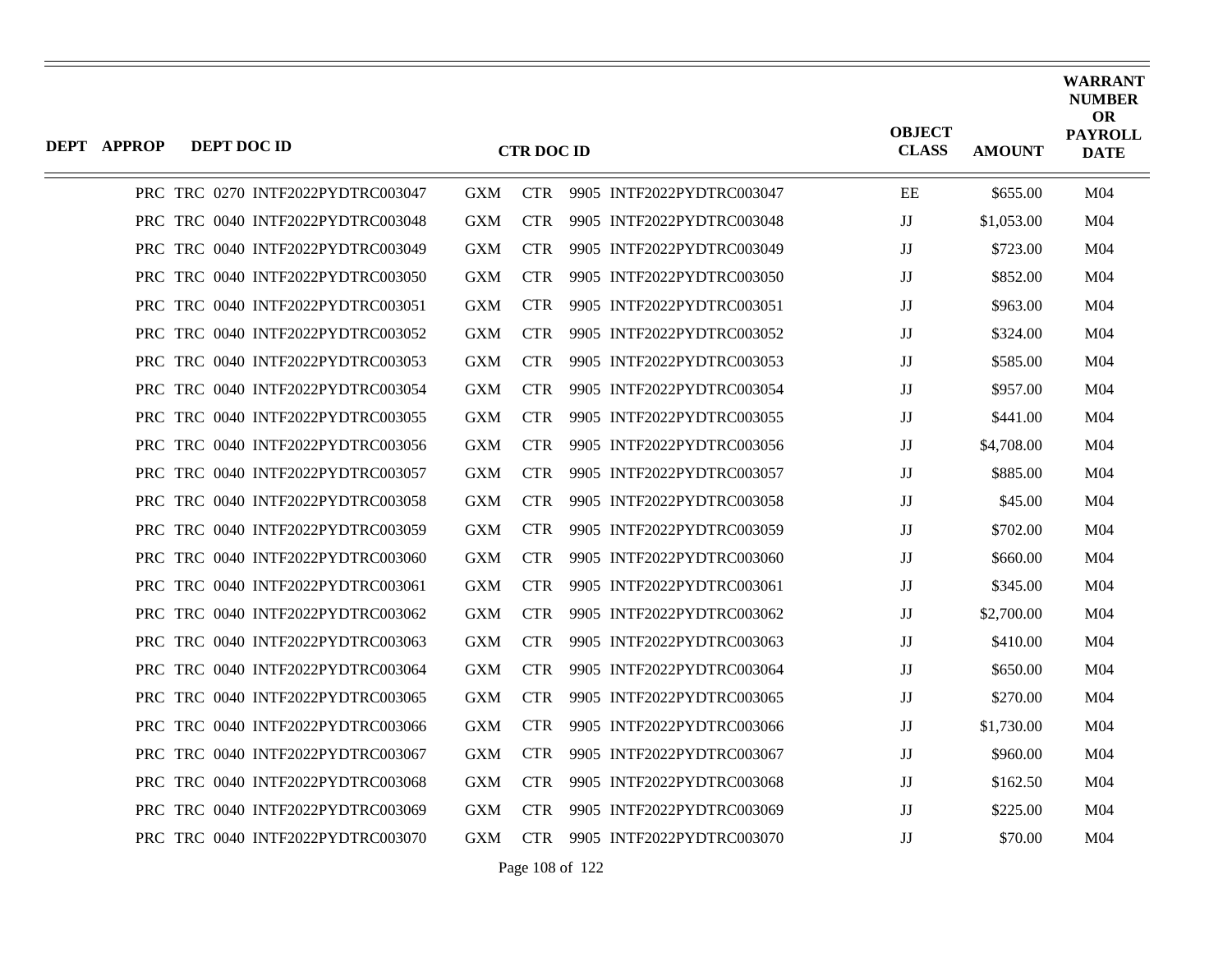| DEPT | APPROP | DEPT DOC ID | CTR DOC ID | | | | OBJECT CLASS | AMOUNT | WARRANT NUMBER OR PAYROLL DATE |
|---|---|---|---|---|---|---|---|---|---|
| PRC | TRC | 0270 INTF2022PYDTRC003047 | GXM | CTR | 9905 | INTF2022PYDTRC003047 | EE | $655.00 | M04 |
| PRC | TRC | 0040 INTF2022PYDTRC003048 | GXM | CTR | 9905 | INTF2022PYDTRC003048 | JJ | $1,053.00 | M04 |
| PRC | TRC | 0040 INTF2022PYDTRC003049 | GXM | CTR | 9905 | INTF2022PYDTRC003049 | JJ | $723.00 | M04 |
| PRC | TRC | 0040 INTF2022PYDTRC003050 | GXM | CTR | 9905 | INTF2022PYDTRC003050 | JJ | $852.00 | M04 |
| PRC | TRC | 0040 INTF2022PYDTRC003051 | GXM | CTR | 9905 | INTF2022PYDTRC003051 | JJ | $963.00 | M04 |
| PRC | TRC | 0040 INTF2022PYDTRC003052 | GXM | CTR | 9905 | INTF2022PYDTRC003052 | JJ | $324.00 | M04 |
| PRC | TRC | 0040 INTF2022PYDTRC003053 | GXM | CTR | 9905 | INTF2022PYDTRC003053 | JJ | $585.00 | M04 |
| PRC | TRC | 0040 INTF2022PYDTRC003054 | GXM | CTR | 9905 | INTF2022PYDTRC003054 | JJ | $957.00 | M04 |
| PRC | TRC | 0040 INTF2022PYDTRC003055 | GXM | CTR | 9905 | INTF2022PYDTRC003055 | JJ | $441.00 | M04 |
| PRC | TRC | 0040 INTF2022PYDTRC003056 | GXM | CTR | 9905 | INTF2022PYDTRC003056 | JJ | $4,708.00 | M04 |
| PRC | TRC | 0040 INTF2022PYDTRC003057 | GXM | CTR | 9905 | INTF2022PYDTRC003057 | JJ | $885.00 | M04 |
| PRC | TRC | 0040 INTF2022PYDTRC003058 | GXM | CTR | 9905 | INTF2022PYDTRC003058 | JJ | $45.00 | M04 |
| PRC | TRC | 0040 INTF2022PYDTRC003059 | GXM | CTR | 9905 | INTF2022PYDTRC003059 | JJ | $702.00 | M04 |
| PRC | TRC | 0040 INTF2022PYDTRC003060 | GXM | CTR | 9905 | INTF2022PYDTRC003060 | JJ | $660.00 | M04 |
| PRC | TRC | 0040 INTF2022PYDTRC003061 | GXM | CTR | 9905 | INTF2022PYDTRC003061 | JJ | $345.00 | M04 |
| PRC | TRC | 0040 INTF2022PYDTRC003062 | GXM | CTR | 9905 | INTF2022PYDTRC003062 | JJ | $2,700.00 | M04 |
| PRC | TRC | 0040 INTF2022PYDTRC003063 | GXM | CTR | 9905 | INTF2022PYDTRC003063 | JJ | $410.00 | M04 |
| PRC | TRC | 0040 INTF2022PYDTRC003064 | GXM | CTR | 9905 | INTF2022PYDTRC003064 | JJ | $650.00 | M04 |
| PRC | TRC | 0040 INTF2022PYDTRC003065 | GXM | CTR | 9905 | INTF2022PYDTRC003065 | JJ | $270.00 | M04 |
| PRC | TRC | 0040 INTF2022PYDTRC003066 | GXM | CTR | 9905 | INTF2022PYDTRC003066 | JJ | $1,730.00 | M04 |
| PRC | TRC | 0040 INTF2022PYDTRC003067 | GXM | CTR | 9905 | INTF2022PYDTRC003067 | JJ | $960.00 | M04 |
| PRC | TRC | 0040 INTF2022PYDTRC003068 | GXM | CTR | 9905 | INTF2022PYDTRC003068 | JJ | $162.50 | M04 |
| PRC | TRC | 0040 INTF2022PYDTRC003069 | GXM | CTR | 9905 | INTF2022PYDTRC003069 | JJ | $225.00 | M04 |
| PRC | TRC | 0040 INTF2022PYDTRC003070 | GXM | CTR | 9905 | INTF2022PYDTRC003070 | JJ | $70.00 | M04 |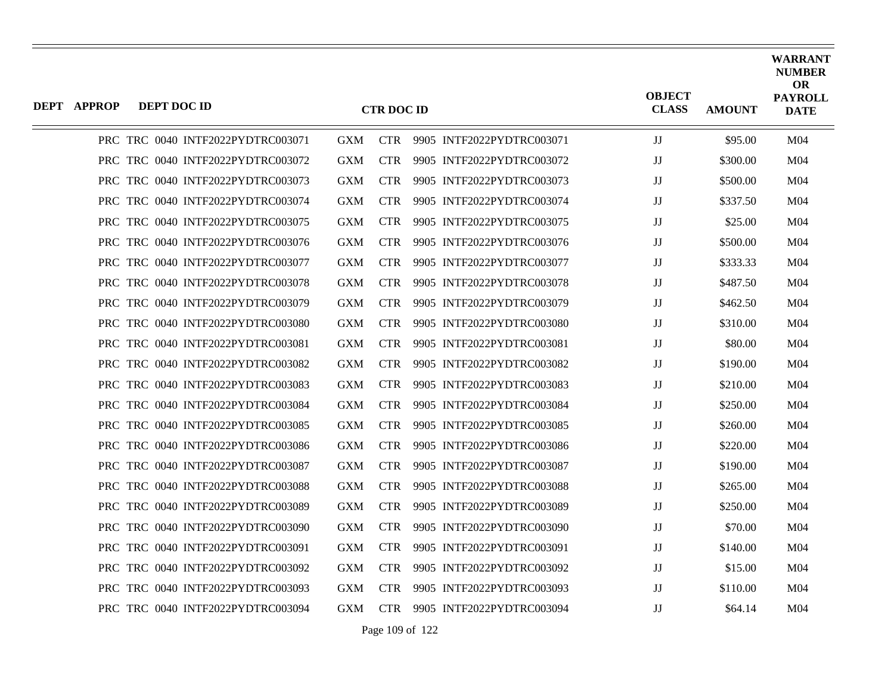| DEPT | APPROP | DEPT DOC ID | CTR DOC ID | | | | OBJECT CLASS | AMOUNT | WARRANT NUMBER OR PAYROLL DATE |
|---|---|---|---|---|---|---|---|---|---|
| PRC | TRC | 0040 INTF2022PYDTRC003071 | GXM | CTR | 9905 | INTF2022PYDTRC003071 | JJ | $95.00 | M04 |
| PRC | TRC | 0040 INTF2022PYDTRC003072 | GXM | CTR | 9905 | INTF2022PYDTRC003072 | JJ | $300.00 | M04 |
| PRC | TRC | 0040 INTF2022PYDTRC003073 | GXM | CTR | 9905 | INTF2022PYDTRC003073 | JJ | $500.00 | M04 |
| PRC | TRC | 0040 INTF2022PYDTRC003074 | GXM | CTR | 9905 | INTF2022PYDTRC003074 | JJ | $337.50 | M04 |
| PRC | TRC | 0040 INTF2022PYDTRC003075 | GXM | CTR | 9905 | INTF2022PYDTRC003075 | JJ | $25.00 | M04 |
| PRC | TRC | 0040 INTF2022PYDTRC003076 | GXM | CTR | 9905 | INTF2022PYDTRC003076 | JJ | $500.00 | M04 |
| PRC | TRC | 0040 INTF2022PYDTRC003077 | GXM | CTR | 9905 | INTF2022PYDTRC003077 | JJ | $333.33 | M04 |
| PRC | TRC | 0040 INTF2022PYDTRC003078 | GXM | CTR | 9905 | INTF2022PYDTRC003078 | JJ | $487.50 | M04 |
| PRC | TRC | 0040 INTF2022PYDTRC003079 | GXM | CTR | 9905 | INTF2022PYDTRC003079 | JJ | $462.50 | M04 |
| PRC | TRC | 0040 INTF2022PYDTRC003080 | GXM | CTR | 9905 | INTF2022PYDTRC003080 | JJ | $310.00 | M04 |
| PRC | TRC | 0040 INTF2022PYDTRC003081 | GXM | CTR | 9905 | INTF2022PYDTRC003081 | JJ | $80.00 | M04 |
| PRC | TRC | 0040 INTF2022PYDTRC003082 | GXM | CTR | 9905 | INTF2022PYDTRC003082 | JJ | $190.00 | M04 |
| PRC | TRC | 0040 INTF2022PYDTRC003083 | GXM | CTR | 9905 | INTF2022PYDTRC003083 | JJ | $210.00 | M04 |
| PRC | TRC | 0040 INTF2022PYDTRC003084 | GXM | CTR | 9905 | INTF2022PYDTRC003084 | JJ | $250.00 | M04 |
| PRC | TRC | 0040 INTF2022PYDTRC003085 | GXM | CTR | 9905 | INTF2022PYDTRC003085 | JJ | $260.00 | M04 |
| PRC | TRC | 0040 INTF2022PYDTRC003086 | GXM | CTR | 9905 | INTF2022PYDTRC003086 | JJ | $220.00 | M04 |
| PRC | TRC | 0040 INTF2022PYDTRC003087 | GXM | CTR | 9905 | INTF2022PYDTRC003087 | JJ | $190.00 | M04 |
| PRC | TRC | 0040 INTF2022PYDTRC003088 | GXM | CTR | 9905 | INTF2022PYDTRC003088 | JJ | $265.00 | M04 |
| PRC | TRC | 0040 INTF2022PYDTRC003089 | GXM | CTR | 9905 | INTF2022PYDTRC003089 | JJ | $250.00 | M04 |
| PRC | TRC | 0040 INTF2022PYDTRC003090 | GXM | CTR | 9905 | INTF2022PYDTRC003090 | JJ | $70.00 | M04 |
| PRC | TRC | 0040 INTF2022PYDTRC003091 | GXM | CTR | 9905 | INTF2022PYDTRC003091 | JJ | $140.00 | M04 |
| PRC | TRC | 0040 INTF2022PYDTRC003092 | GXM | CTR | 9905 | INTF2022PYDTRC003092 | JJ | $15.00 | M04 |
| PRC | TRC | 0040 INTF2022PYDTRC003093 | GXM | CTR | 9905 | INTF2022PYDTRC003093 | JJ | $110.00 | M04 |
| PRC | TRC | 0040 INTF2022PYDTRC003094 | GXM | CTR | 9905 | INTF2022PYDTRC003094 | JJ | $64.14 | M04 |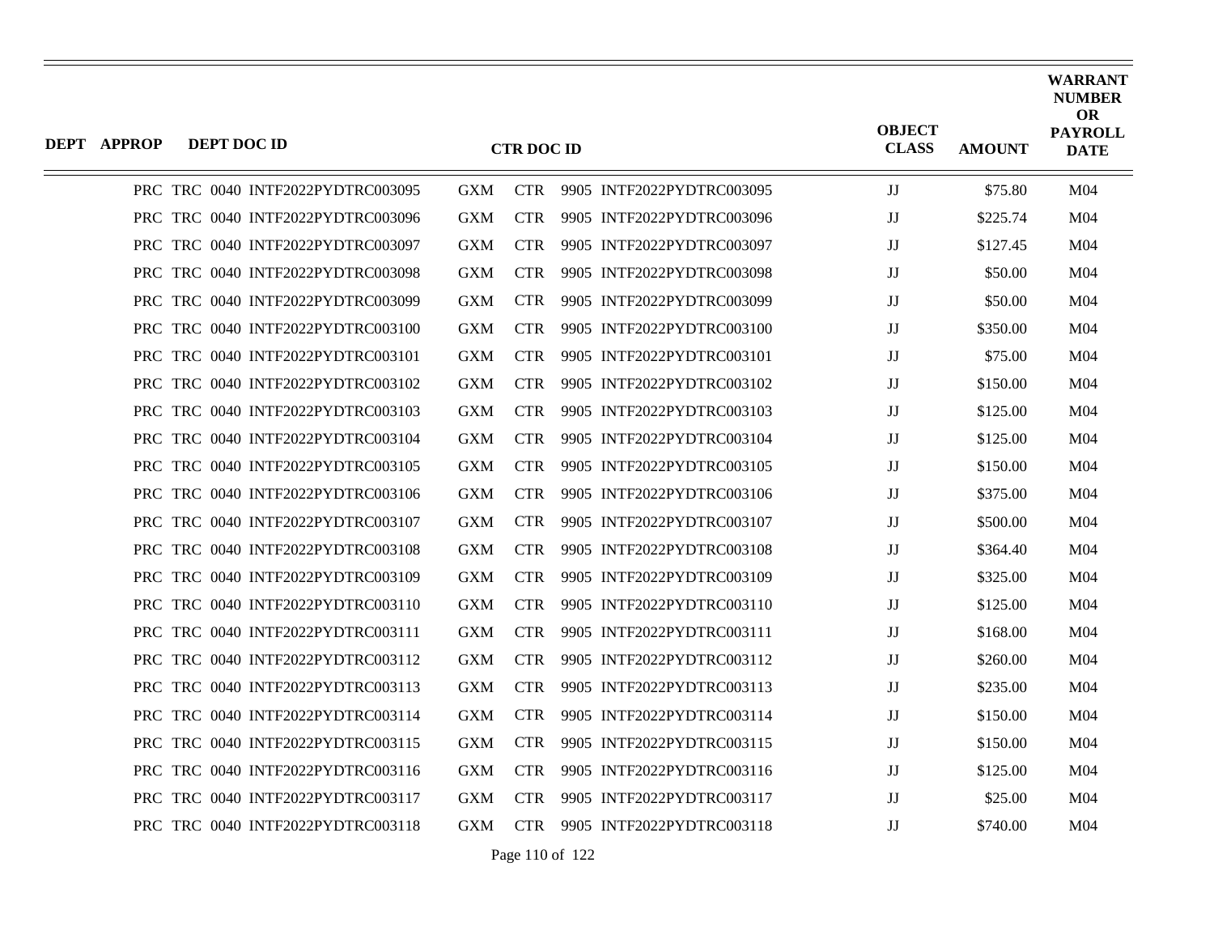| DEPT | APPROP | DEPT DOC ID | CTR DOC ID | | | | OBJECT CLASS | AMOUNT | WARRANT NUMBER OR PAYROLL DATE |
|---|---|---|---|---|---|---|---|---|---|
| PRC | TRC | 0040 INTF2022PYDTRC003095 | GXM | CTR | 9905 | INTF2022PYDTRC003095 | JJ | $75.80 | M04 |
| PRC | TRC | 0040 INTF2022PYDTRC003096 | GXM | CTR | 9905 | INTF2022PYDTRC003096 | JJ | $225.74 | M04 |
| PRC | TRC | 0040 INTF2022PYDTRC003097 | GXM | CTR | 9905 | INTF2022PYDTRC003097 | JJ | $127.45 | M04 |
| PRC | TRC | 0040 INTF2022PYDTRC003098 | GXM | CTR | 9905 | INTF2022PYDTRC003098 | JJ | $50.00 | M04 |
| PRC | TRC | 0040 INTF2022PYDTRC003099 | GXM | CTR | 9905 | INTF2022PYDTRC003099 | JJ | $50.00 | M04 |
| PRC | TRC | 0040 INTF2022PYDTRC003100 | GXM | CTR | 9905 | INTF2022PYDTRC003100 | JJ | $350.00 | M04 |
| PRC | TRC | 0040 INTF2022PYDTRC003101 | GXM | CTR | 9905 | INTF2022PYDTRC003101 | JJ | $75.00 | M04 |
| PRC | TRC | 0040 INTF2022PYDTRC003102 | GXM | CTR | 9905 | INTF2022PYDTRC003102 | JJ | $150.00 | M04 |
| PRC | TRC | 0040 INTF2022PYDTRC003103 | GXM | CTR | 9905 | INTF2022PYDTRC003103 | JJ | $125.00 | M04 |
| PRC | TRC | 0040 INTF2022PYDTRC003104 | GXM | CTR | 9905 | INTF2022PYDTRC003104 | JJ | $125.00 | M04 |
| PRC | TRC | 0040 INTF2022PYDTRC003105 | GXM | CTR | 9905 | INTF2022PYDTRC003105 | JJ | $150.00 | M04 |
| PRC | TRC | 0040 INTF2022PYDTRC003106 | GXM | CTR | 9905 | INTF2022PYDTRC003106 | JJ | $375.00 | M04 |
| PRC | TRC | 0040 INTF2022PYDTRC003107 | GXM | CTR | 9905 | INTF2022PYDTRC003107 | JJ | $500.00 | M04 |
| PRC | TRC | 0040 INTF2022PYDTRC003108 | GXM | CTR | 9905 | INTF2022PYDTRC003108 | JJ | $364.40 | M04 |
| PRC | TRC | 0040 INTF2022PYDTRC003109 | GXM | CTR | 9905 | INTF2022PYDTRC003109 | JJ | $325.00 | M04 |
| PRC | TRC | 0040 INTF2022PYDTRC003110 | GXM | CTR | 9905 | INTF2022PYDTRC003110 | JJ | $125.00 | M04 |
| PRC | TRC | 0040 INTF2022PYDTRC003111 | GXM | CTR | 9905 | INTF2022PYDTRC003111 | JJ | $168.00 | M04 |
| PRC | TRC | 0040 INTF2022PYDTRC003112 | GXM | CTR | 9905 | INTF2022PYDTRC003112 | JJ | $260.00 | M04 |
| PRC | TRC | 0040 INTF2022PYDTRC003113 | GXM | CTR | 9905 | INTF2022PYDTRC003113 | JJ | $235.00 | M04 |
| PRC | TRC | 0040 INTF2022PYDTRC003114 | GXM | CTR | 9905 | INTF2022PYDTRC003114 | JJ | $150.00 | M04 |
| PRC | TRC | 0040 INTF2022PYDTRC003115 | GXM | CTR | 9905 | INTF2022PYDTRC003115 | JJ | $150.00 | M04 |
| PRC | TRC | 0040 INTF2022PYDTRC003116 | GXM | CTR | 9905 | INTF2022PYDTRC003116 | JJ | $125.00 | M04 |
| PRC | TRC | 0040 INTF2022PYDTRC003117 | GXM | CTR | 9905 | INTF2022PYDTRC003117 | JJ | $25.00 | M04 |
| PRC | TRC | 0040 INTF2022PYDTRC003118 | GXM | CTR | 9905 | INTF2022PYDTRC003118 | JJ | $740.00 | M04 |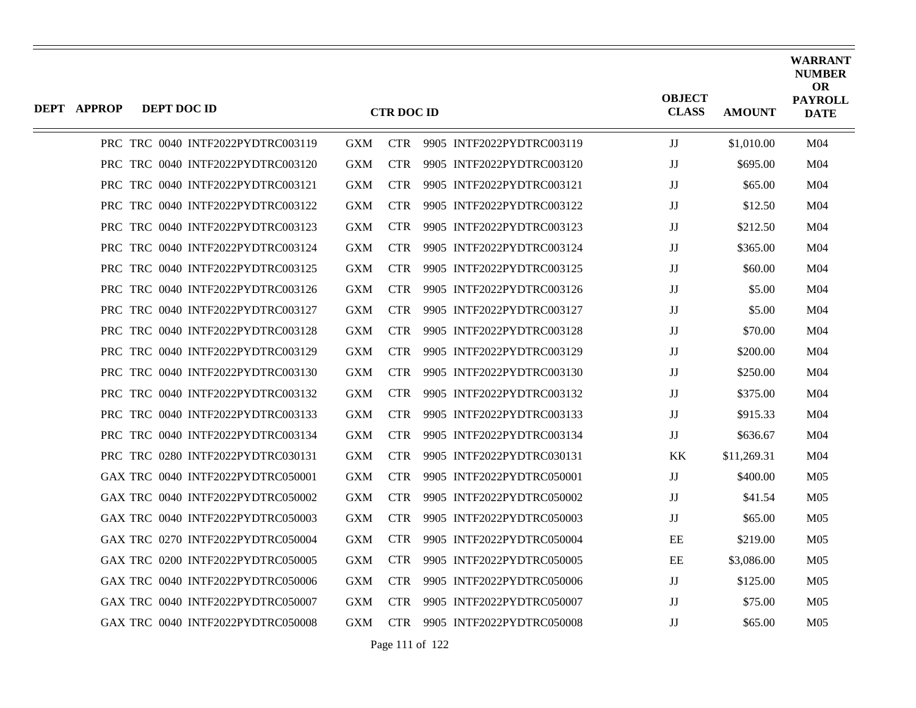| DEPT | APPROP | DEPT DOC ID | CTR DOC ID | | | | OBJECT CLASS | AMOUNT | WARRANT NUMBER OR PAYROLL DATE |
|---|---|---|---|---|---|---|---|---|---|
| PRC | TRC | 0040 INTF2022PYDTRC003119 | GXM | CTR | 9905 | INTF2022PYDTRC003119 | JJ | $1,010.00 | M04 |
| PRC | TRC | 0040 INTF2022PYDTRC003120 | GXM | CTR | 9905 | INTF2022PYDTRC003120 | JJ | $695.00 | M04 |
| PRC | TRC | 0040 INTF2022PYDTRC003121 | GXM | CTR | 9905 | INTF2022PYDTRC003121 | JJ | $65.00 | M04 |
| PRC | TRC | 0040 INTF2022PYDTRC003122 | GXM | CTR | 9905 | INTF2022PYDTRC003122 | JJ | $12.50 | M04 |
| PRC | TRC | 0040 INTF2022PYDTRC003123 | GXM | CTR | 9905 | INTF2022PYDTRC003123 | JJ | $212.50 | M04 |
| PRC | TRC | 0040 INTF2022PYDTRC003124 | GXM | CTR | 9905 | INTF2022PYDTRC003124 | JJ | $365.00 | M04 |
| PRC | TRC | 0040 INTF2022PYDTRC003125 | GXM | CTR | 9905 | INTF2022PYDTRC003125 | JJ | $60.00 | M04 |
| PRC | TRC | 0040 INTF2022PYDTRC003126 | GXM | CTR | 9905 | INTF2022PYDTRC003126 | JJ | $5.00 | M04 |
| PRC | TRC | 0040 INTF2022PYDTRC003127 | GXM | CTR | 9905 | INTF2022PYDTRC003127 | JJ | $5.00 | M04 |
| PRC | TRC | 0040 INTF2022PYDTRC003128 | GXM | CTR | 9905 | INTF2022PYDTRC003128 | JJ | $70.00 | M04 |
| PRC | TRC | 0040 INTF2022PYDTRC003129 | GXM | CTR | 9905 | INTF2022PYDTRC003129 | JJ | $200.00 | M04 |
| PRC | TRC | 0040 INTF2022PYDTRC003130 | GXM | CTR | 9905 | INTF2022PYDTRC003130 | JJ | $250.00 | M04 |
| PRC | TRC | 0040 INTF2022PYDTRC003132 | GXM | CTR | 9905 | INTF2022PYDTRC003132 | JJ | $375.00 | M04 |
| PRC | TRC | 0040 INTF2022PYDTRC003133 | GXM | CTR | 9905 | INTF2022PYDTRC003133 | JJ | $915.33 | M04 |
| PRC | TRC | 0040 INTF2022PYDTRC003134 | GXM | CTR | 9905 | INTF2022PYDTRC003134 | JJ | $636.67 | M04 |
| PRC | TRC | 0280 INTF2022PYDTRC030131 | GXM | CTR | 9905 | INTF2022PYDTRC030131 | KK | $11,269.31 | M04 |
| GAX | TRC | 0040 INTF2022PYDTRC050001 | GXM | CTR | 9905 | INTF2022PYDTRC050001 | JJ | $400.00 | M05 |
| GAX | TRC | 0040 INTF2022PYDTRC050002 | GXM | CTR | 9905 | INTF2022PYDTRC050002 | JJ | $41.54 | M05 |
| GAX | TRC | 0040 INTF2022PYDTRC050003 | GXM | CTR | 9905 | INTF2022PYDTRC050003 | JJ | $65.00 | M05 |
| GAX | TRC | 0270 INTF2022PYDTRC050004 | GXM | CTR | 9905 | INTF2022PYDTRC050004 | EE | $219.00 | M05 |
| GAX | TRC | 0200 INTF2022PYDTRC050005 | GXM | CTR | 9905 | INTF2022PYDTRC050005 | EE | $3,086.00 | M05 |
| GAX | TRC | 0040 INTF2022PYDTRC050006 | GXM | CTR | 9905 | INTF2022PYDTRC050006 | JJ | $125.00 | M05 |
| GAX | TRC | 0040 INTF2022PYDTRC050007 | GXM | CTR | 9905 | INTF2022PYDTRC050007 | JJ | $75.00 | M05 |
| GAX | TRC | 0040 INTF2022PYDTRC050008 | GXM | CTR | 9905 | INTF2022PYDTRC050008 | JJ | $65.00 | M05 |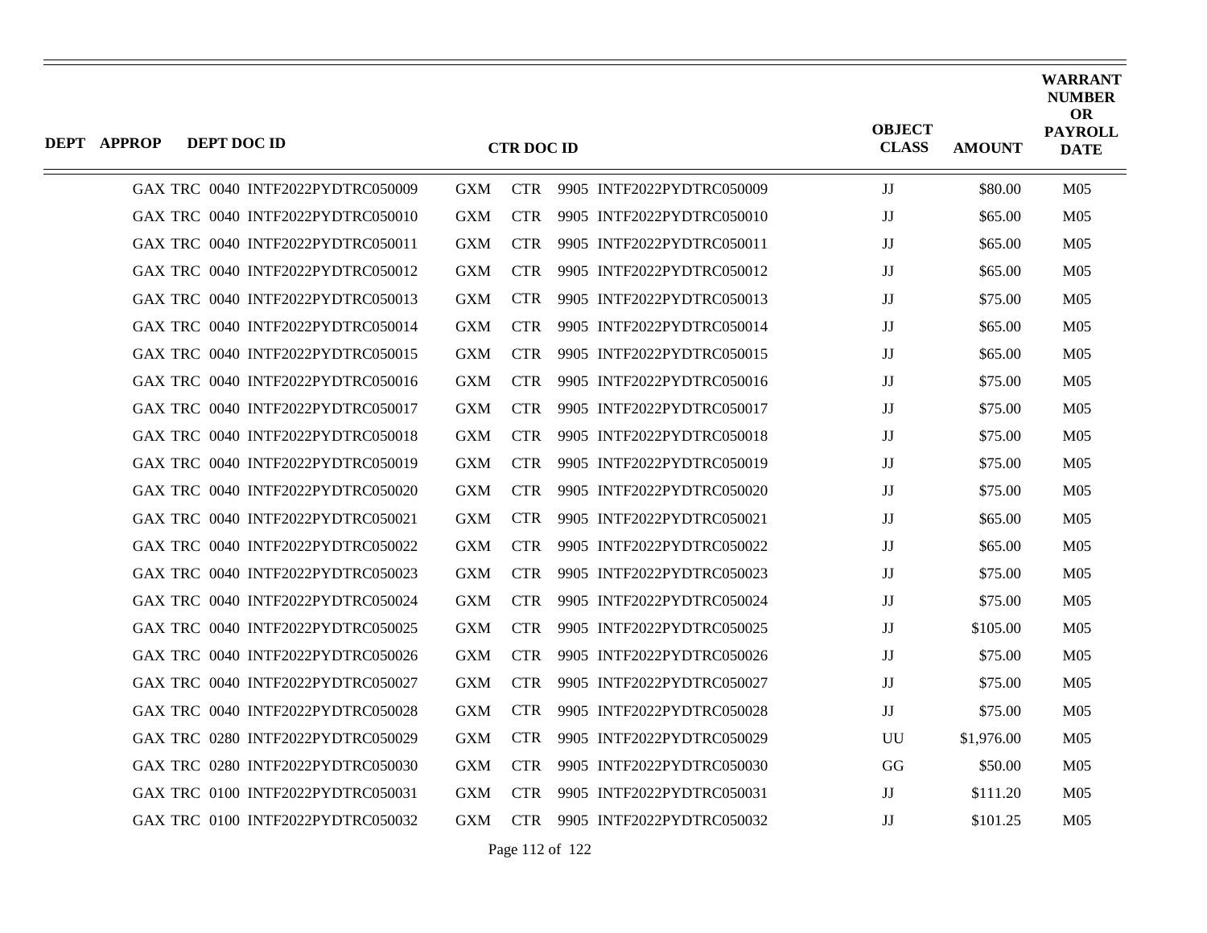| DEPT | APPROP | DEPT DOC ID | CTR DOC ID | | | | OBJECT CLASS | AMOUNT | WARRANT NUMBER OR PAYROLL DATE |
|---|---|---|---|---|---|---|---|---|---|
| GAX | TRC | 0040 INTF2022PYDTRC050009 | GXM | CTR | 9905 | INTF2022PYDTRC050009 | JJ | $80.00 | M05 |
| GAX | TRC | 0040 INTF2022PYDTRC050010 | GXM | CTR | 9905 | INTF2022PYDTRC050010 | JJ | $65.00 | M05 |
| GAX | TRC | 0040 INTF2022PYDTRC050011 | GXM | CTR | 9905 | INTF2022PYDTRC050011 | JJ | $65.00 | M05 |
| GAX | TRC | 0040 INTF2022PYDTRC050012 | GXM | CTR | 9905 | INTF2022PYDTRC050012 | JJ | $65.00 | M05 |
| GAX | TRC | 0040 INTF2022PYDTRC050013 | GXM | CTR | 9905 | INTF2022PYDTRC050013 | JJ | $75.00 | M05 |
| GAX | TRC | 0040 INTF2022PYDTRC050014 | GXM | CTR | 9905 | INTF2022PYDTRC050014 | JJ | $65.00 | M05 |
| GAX | TRC | 0040 INTF2022PYDTRC050015 | GXM | CTR | 9905 | INTF2022PYDTRC050015 | JJ | $65.00 | M05 |
| GAX | TRC | 0040 INTF2022PYDTRC050016 | GXM | CTR | 9905 | INTF2022PYDTRC050016 | JJ | $75.00 | M05 |
| GAX | TRC | 0040 INTF2022PYDTRC050017 | GXM | CTR | 9905 | INTF2022PYDTRC050017 | JJ | $75.00 | M05 |
| GAX | TRC | 0040 INTF2022PYDTRC050018 | GXM | CTR | 9905 | INTF2022PYDTRC050018 | JJ | $75.00 | M05 |
| GAX | TRC | 0040 INTF2022PYDTRC050019 | GXM | CTR | 9905 | INTF2022PYDTRC050019 | JJ | $75.00 | M05 |
| GAX | TRC | 0040 INTF2022PYDTRC050020 | GXM | CTR | 9905 | INTF2022PYDTRC050020 | JJ | $75.00 | M05 |
| GAX | TRC | 0040 INTF2022PYDTRC050021 | GXM | CTR | 9905 | INTF2022PYDTRC050021 | JJ | $65.00 | M05 |
| GAX | TRC | 0040 INTF2022PYDTRC050022 | GXM | CTR | 9905 | INTF2022PYDTRC050022 | JJ | $65.00 | M05 |
| GAX | TRC | 0040 INTF2022PYDTRC050023 | GXM | CTR | 9905 | INTF2022PYDTRC050023 | JJ | $75.00 | M05 |
| GAX | TRC | 0040 INTF2022PYDTRC050024 | GXM | CTR | 9905 | INTF2022PYDTRC050024 | JJ | $75.00 | M05 |
| GAX | TRC | 0040 INTF2022PYDTRC050025 | GXM | CTR | 9905 | INTF2022PYDTRC050025 | JJ | $105.00 | M05 |
| GAX | TRC | 0040 INTF2022PYDTRC050026 | GXM | CTR | 9905 | INTF2022PYDTRC050026 | JJ | $75.00 | M05 |
| GAX | TRC | 0040 INTF2022PYDTRC050027 | GXM | CTR | 9905 | INTF2022PYDTRC050027 | JJ | $75.00 | M05 |
| GAX | TRC | 0040 INTF2022PYDTRC050028 | GXM | CTR | 9905 | INTF2022PYDTRC050028 | JJ | $75.00 | M05 |
| GAX | TRC | 0280 INTF2022PYDTRC050029 | GXM | CTR | 9905 | INTF2022PYDTRC050029 | UU | $1,976.00 | M05 |
| GAX | TRC | 0280 INTF2022PYDTRC050030 | GXM | CTR | 9905 | INTF2022PYDTRC050030 | GG | $50.00 | M05 |
| GAX | TRC | 0100 INTF2022PYDTRC050031 | GXM | CTR | 9905 | INTF2022PYDTRC050031 | JJ | $111.20 | M05 |
| GAX | TRC | 0100 INTF2022PYDTRC050032 | GXM | CTR | 9905 | INTF2022PYDTRC050032 | JJ | $101.25 | M05 |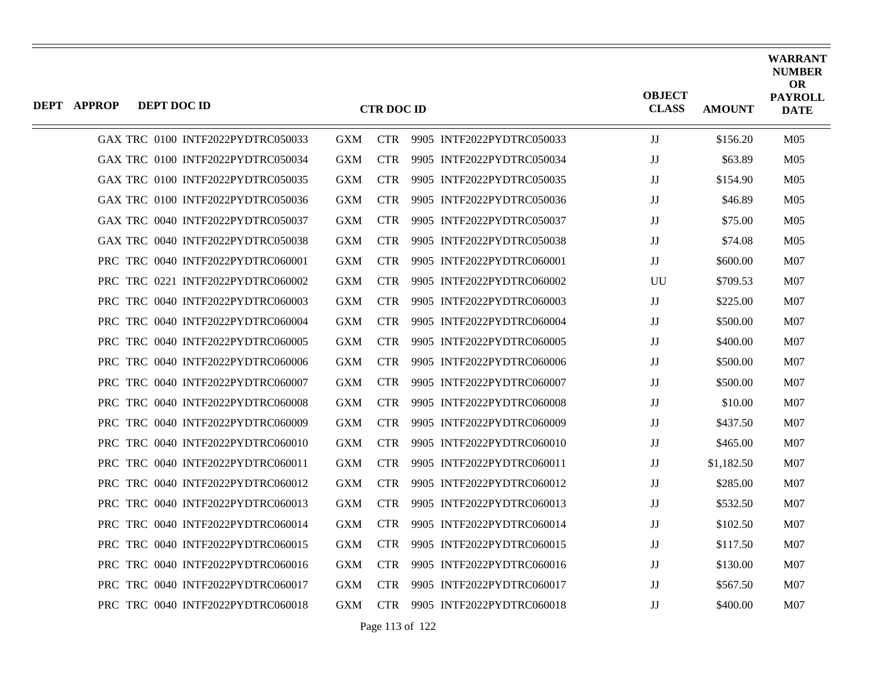| DEPT | APPROP | DEPT DOC ID | CTR DOC ID | | | | OBJECT CLASS | AMOUNT | WARRANT NUMBER OR PAYROLL DATE |
|---|---|---|---|---|---|---|---|---|---|
| GAX | TRC | 0100 INTF2022PYDTRC050033 | GXM | CTR | 9905 | INTF2022PYDTRC050033 | JJ | $156.20 | M05 |
| GAX | TRC | 0100 INTF2022PYDTRC050034 | GXM | CTR | 9905 | INTF2022PYDTRC050034 | JJ | $63.89 | M05 |
| GAX | TRC | 0100 INTF2022PYDTRC050035 | GXM | CTR | 9905 | INTF2022PYDTRC050035 | JJ | $154.90 | M05 |
| GAX | TRC | 0100 INTF2022PYDTRC050036 | GXM | CTR | 9905 | INTF2022PYDTRC050036 | JJ | $46.89 | M05 |
| GAX | TRC | 0040 INTF2022PYDTRC050037 | GXM | CTR | 9905 | INTF2022PYDTRC050037 | JJ | $75.00 | M05 |
| GAX | TRC | 0040 INTF2022PYDTRC050038 | GXM | CTR | 9905 | INTF2022PYDTRC050038 | JJ | $74.08 | M05 |
| PRC | TRC | 0040 INTF2022PYDTRC060001 | GXM | CTR | 9905 | INTF2022PYDTRC060001 | JJ | $600.00 | M07 |
| PRC | TRC | 0221 INTF2022PYDTRC060002 | GXM | CTR | 9905 | INTF2022PYDTRC060002 | UU | $709.53 | M07 |
| PRC | TRC | 0040 INTF2022PYDTRC060003 | GXM | CTR | 9905 | INTF2022PYDTRC060003 | JJ | $225.00 | M07 |
| PRC | TRC | 0040 INTF2022PYDTRC060004 | GXM | CTR | 9905 | INTF2022PYDTRC060004 | JJ | $500.00 | M07 |
| PRC | TRC | 0040 INTF2022PYDTRC060005 | GXM | CTR | 9905 | INTF2022PYDTRC060005 | JJ | $400.00 | M07 |
| PRC | TRC | 0040 INTF2022PYDTRC060006 | GXM | CTR | 9905 | INTF2022PYDTRC060006 | JJ | $500.00 | M07 |
| PRC | TRC | 0040 INTF2022PYDTRC060007 | GXM | CTR | 9905 | INTF2022PYDTRC060007 | JJ | $500.00 | M07 |
| PRC | TRC | 0040 INTF2022PYDTRC060008 | GXM | CTR | 9905 | INTF2022PYDTRC060008 | JJ | $10.00 | M07 |
| PRC | TRC | 0040 INTF2022PYDTRC060009 | GXM | CTR | 9905 | INTF2022PYDTRC060009 | JJ | $437.50 | M07 |
| PRC | TRC | 0040 INTF2022PYDTRC060010 | GXM | CTR | 9905 | INTF2022PYDTRC060010 | JJ | $465.00 | M07 |
| PRC | TRC | 0040 INTF2022PYDTRC060011 | GXM | CTR | 9905 | INTF2022PYDTRC060011 | JJ | $1,182.50 | M07 |
| PRC | TRC | 0040 INTF2022PYDTRC060012 | GXM | CTR | 9905 | INTF2022PYDTRC060012 | JJ | $285.00 | M07 |
| PRC | TRC | 0040 INTF2022PYDTRC060013 | GXM | CTR | 9905 | INTF2022PYDTRC060013 | JJ | $532.50 | M07 |
| PRC | TRC | 0040 INTF2022PYDTRC060014 | GXM | CTR | 9905 | INTF2022PYDTRC060014 | JJ | $102.50 | M07 |
| PRC | TRC | 0040 INTF2022PYDTRC060015 | GXM | CTR | 9905 | INTF2022PYDTRC060015 | JJ | $117.50 | M07 |
| PRC | TRC | 0040 INTF2022PYDTRC060016 | GXM | CTR | 9905 | INTF2022PYDTRC060016 | JJ | $130.00 | M07 |
| PRC | TRC | 0040 INTF2022PYDTRC060017 | GXM | CTR | 9905 | INTF2022PYDTRC060017 | JJ | $567.50 | M07 |
| PRC | TRC | 0040 INTF2022PYDTRC060018 | GXM | CTR | 9905 | INTF2022PYDTRC060018 | JJ | $400.00 | M07 |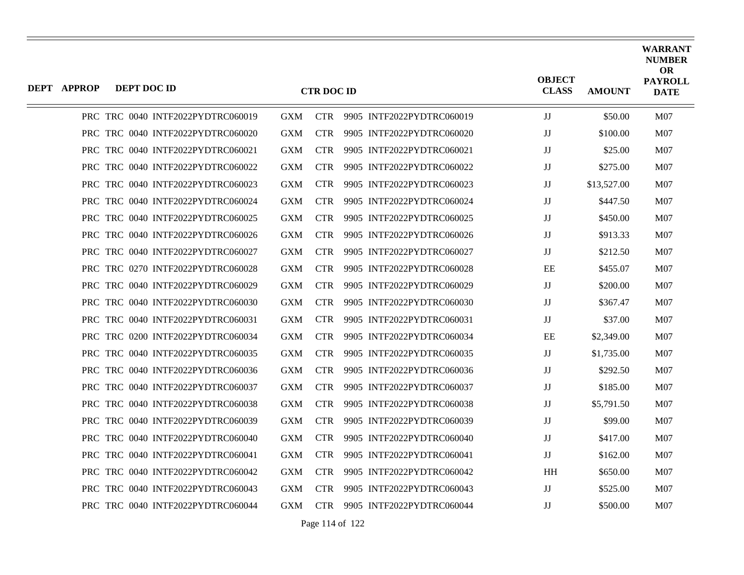| DEPT | APPROP | DEPT DOC ID | CTR DOC ID | | | | OBJECT CLASS | AMOUNT | WARRANT NUMBER OR PAYROLL DATE |
|---|---|---|---|---|---|---|---|---|---|
| PRC | TRC | 0040 INTF2022PYDTRC060019 | GXM | CTR | 9905 | INTF2022PYDTRC060019 | JJ | $50.00 | M07 |
| PRC | TRC | 0040 INTF2022PYDTRC060020 | GXM | CTR | 9905 | INTF2022PYDTRC060020 | JJ | $100.00 | M07 |
| PRC | TRC | 0040 INTF2022PYDTRC060021 | GXM | CTR | 9905 | INTF2022PYDTRC060021 | JJ | $25.00 | M07 |
| PRC | TRC | 0040 INTF2022PYDTRC060022 | GXM | CTR | 9905 | INTF2022PYDTRC060022 | JJ | $275.00 | M07 |
| PRC | TRC | 0040 INTF2022PYDTRC060023 | GXM | CTR | 9905 | INTF2022PYDTRC060023 | JJ | $13,527.00 | M07 |
| PRC | TRC | 0040 INTF2022PYDTRC060024 | GXM | CTR | 9905 | INTF2022PYDTRC060024 | JJ | $447.50 | M07 |
| PRC | TRC | 0040 INTF2022PYDTRC060025 | GXM | CTR | 9905 | INTF2022PYDTRC060025 | JJ | $450.00 | M07 |
| PRC | TRC | 0040 INTF2022PYDTRC060026 | GXM | CTR | 9905 | INTF2022PYDTRC060026 | JJ | $913.33 | M07 |
| PRC | TRC | 0040 INTF2022PYDTRC060027 | GXM | CTR | 9905 | INTF2022PYDTRC060027 | JJ | $212.50 | M07 |
| PRC | TRC | 0270 INTF2022PYDTRC060028 | GXM | CTR | 9905 | INTF2022PYDTRC060028 | EE | $455.07 | M07 |
| PRC | TRC | 0040 INTF2022PYDTRC060029 | GXM | CTR | 9905 | INTF2022PYDTRC060029 | JJ | $200.00 | M07 |
| PRC | TRC | 0040 INTF2022PYDTRC060030 | GXM | CTR | 9905 | INTF2022PYDTRC060030 | JJ | $367.47 | M07 |
| PRC | TRC | 0040 INTF2022PYDTRC060031 | GXM | CTR | 9905 | INTF2022PYDTRC060031 | JJ | $37.00 | M07 |
| PRC | TRC | 0200 INTF2022PYDTRC060034 | GXM | CTR | 9905 | INTF2022PYDTRC060034 | EE | $2,349.00 | M07 |
| PRC | TRC | 0040 INTF2022PYDTRC060035 | GXM | CTR | 9905 | INTF2022PYDTRC060035 | JJ | $1,735.00 | M07 |
| PRC | TRC | 0040 INTF2022PYDTRC060036 | GXM | CTR | 9905 | INTF2022PYDTRC060036 | JJ | $292.50 | M07 |
| PRC | TRC | 0040 INTF2022PYDTRC060037 | GXM | CTR | 9905 | INTF2022PYDTRC060037 | JJ | $185.00 | M07 |
| PRC | TRC | 0040 INTF2022PYDTRC060038 | GXM | CTR | 9905 | INTF2022PYDTRC060038 | JJ | $5,791.50 | M07 |
| PRC | TRC | 0040 INTF2022PYDTRC060039 | GXM | CTR | 9905 | INTF2022PYDTRC060039 | JJ | $99.00 | M07 |
| PRC | TRC | 0040 INTF2022PYDTRC060040 | GXM | CTR | 9905 | INTF2022PYDTRC060040 | JJ | $417.00 | M07 |
| PRC | TRC | 0040 INTF2022PYDTRC060041 | GXM | CTR | 9905 | INTF2022PYDTRC060041 | JJ | $162.00 | M07 |
| PRC | TRC | 0040 INTF2022PYDTRC060042 | GXM | CTR | 9905 | INTF2022PYDTRC060042 | HH | $650.00 | M07 |
| PRC | TRC | 0040 INTF2022PYDTRC060043 | GXM | CTR | 9905 | INTF2022PYDTRC060043 | JJ | $525.00 | M07 |
| PRC | TRC | 0040 INTF2022PYDTRC060044 | GXM | CTR | 9905 | INTF2022PYDTRC060044 | JJ | $500.00 | M07 |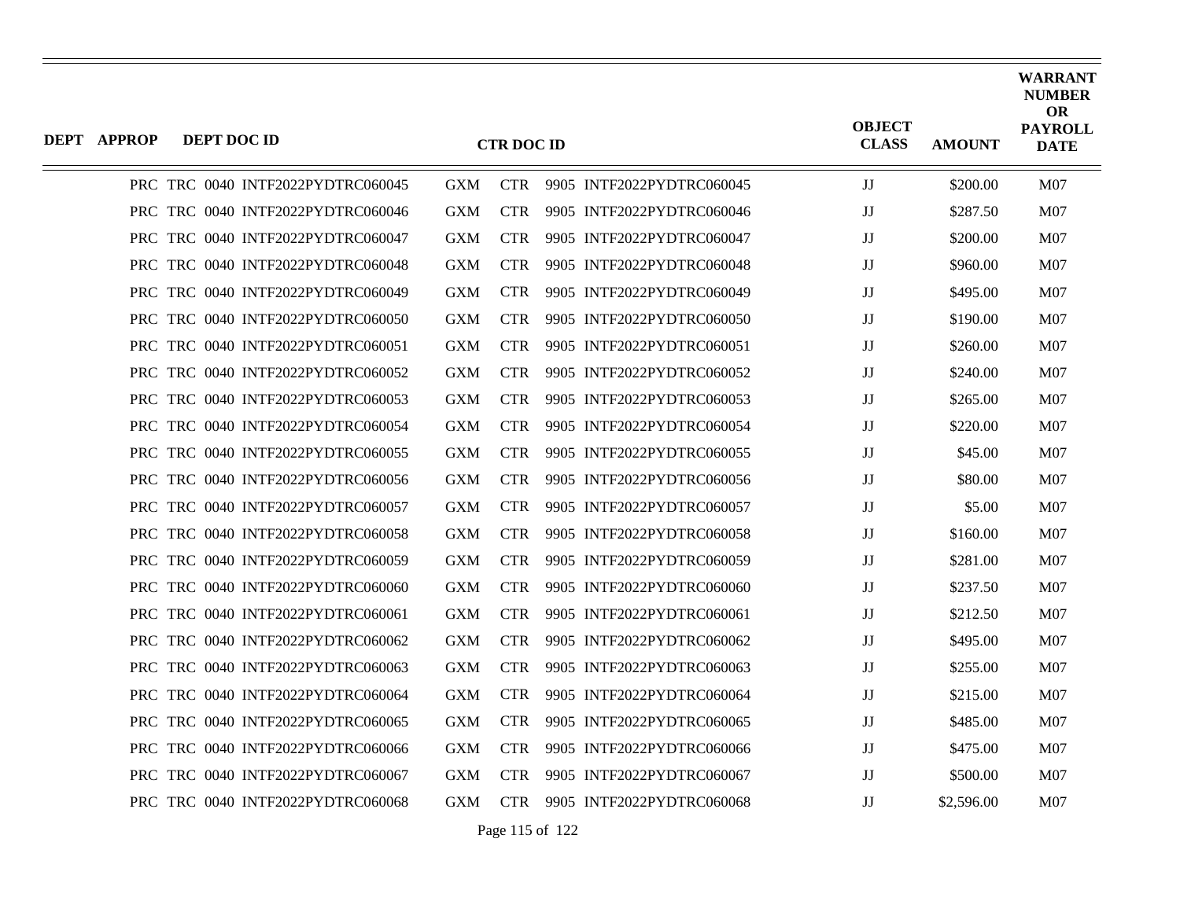| DEPT | APPROP | DEPT DOC ID | CTR DOC ID | OBJECT CLASS | AMOUNT | WARRANT NUMBER OR PAYROLL DATE |
|---|---|---|---|---|---|---|
| PRC | TRC 0040 | INTF2022PYDTRC060045 | GXM CTR 9905 INTF2022PYDTRC060045 | JJ | $200.00 | M07 |
| PRC | TRC 0040 | INTF2022PYDTRC060046 | GXM CTR 9905 INTF2022PYDTRC060046 | JJ | $287.50 | M07 |
| PRC | TRC 0040 | INTF2022PYDTRC060047 | GXM CTR 9905 INTF2022PYDTRC060047 | JJ | $200.00 | M07 |
| PRC | TRC 0040 | INTF2022PYDTRC060048 | GXM CTR 9905 INTF2022PYDTRC060048 | JJ | $960.00 | M07 |
| PRC | TRC 0040 | INTF2022PYDTRC060049 | GXM CTR 9905 INTF2022PYDTRC060049 | JJ | $495.00 | M07 |
| PRC | TRC 0040 | INTF2022PYDTRC060050 | GXM CTR 9905 INTF2022PYDTRC060050 | JJ | $190.00 | M07 |
| PRC | TRC 0040 | INTF2022PYDTRC060051 | GXM CTR 9905 INTF2022PYDTRC060051 | JJ | $260.00 | M07 |
| PRC | TRC 0040 | INTF2022PYDTRC060052 | GXM CTR 9905 INTF2022PYDTRC060052 | JJ | $240.00 | M07 |
| PRC | TRC 0040 | INTF2022PYDTRC060053 | GXM CTR 9905 INTF2022PYDTRC060053 | JJ | $265.00 | M07 |
| PRC | TRC 0040 | INTF2022PYDTRC060054 | GXM CTR 9905 INTF2022PYDTRC060054 | JJ | $220.00 | M07 |
| PRC | TRC 0040 | INTF2022PYDTRC060055 | GXM CTR 9905 INTF2022PYDTRC060055 | JJ | $45.00 | M07 |
| PRC | TRC 0040 | INTF2022PYDTRC060056 | GXM CTR 9905 INTF2022PYDTRC060056 | JJ | $80.00 | M07 |
| PRC | TRC 0040 | INTF2022PYDTRC060057 | GXM CTR 9905 INTF2022PYDTRC060057 | JJ | $5.00 | M07 |
| PRC | TRC 0040 | INTF2022PYDTRC060058 | GXM CTR 9905 INTF2022PYDTRC060058 | JJ | $160.00 | M07 |
| PRC | TRC 0040 | INTF2022PYDTRC060059 | GXM CTR 9905 INTF2022PYDTRC060059 | JJ | $281.00 | M07 |
| PRC | TRC 0040 | INTF2022PYDTRC060060 | GXM CTR 9905 INTF2022PYDTRC060060 | JJ | $237.50 | M07 |
| PRC | TRC 0040 | INTF2022PYDTRC060061 | GXM CTR 9905 INTF2022PYDTRC060061 | JJ | $212.50 | M07 |
| PRC | TRC 0040 | INTF2022PYDTRC060062 | GXM CTR 9905 INTF2022PYDTRC060062 | JJ | $495.00 | M07 |
| PRC | TRC 0040 | INTF2022PYDTRC060063 | GXM CTR 9905 INTF2022PYDTRC060063 | JJ | $255.00 | M07 |
| PRC | TRC 0040 | INTF2022PYDTRC060064 | GXM CTR 9905 INTF2022PYDTRC060064 | JJ | $215.00 | M07 |
| PRC | TRC 0040 | INTF2022PYDTRC060065 | GXM CTR 9905 INTF2022PYDTRC060065 | JJ | $485.00 | M07 |
| PRC | TRC 0040 | INTF2022PYDTRC060066 | GXM CTR 9905 INTF2022PYDTRC060066 | JJ | $475.00 | M07 |
| PRC | TRC 0040 | INTF2022PYDTRC060067 | GXM CTR 9905 INTF2022PYDTRC060067 | JJ | $500.00 | M07 |
| PRC | TRC 0040 | INTF2022PYDTRC060068 | GXM CTR 9905 INTF2022PYDTRC060068 | JJ | $2,596.00 | M07 |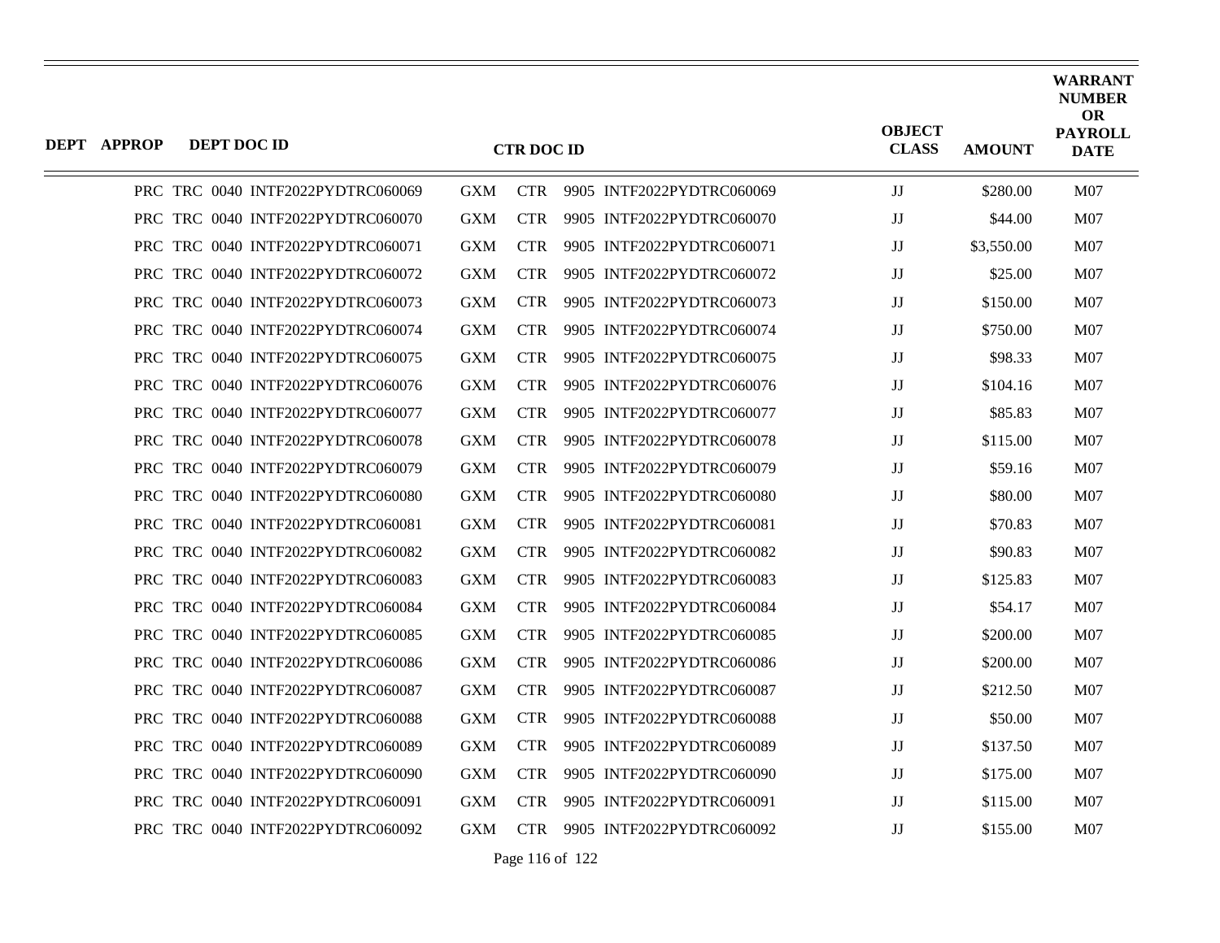| DEPT | APPROP | DEPT DOC ID | CTR DOC ID | OBJECT CLASS | AMOUNT | WARRANT NUMBER OR PAYROLL DATE |
|---|---|---|---|---|---|---|
| PRC | TRC 0040 | INTF2022PYDTRC060069 | GXM CTR 9905 INTF2022PYDTRC060069 | JJ | $280.00 | M07 |
| PRC | TRC 0040 | INTF2022PYDTRC060070 | GXM CTR 9905 INTF2022PYDTRC060070 | JJ | $44.00 | M07 |
| PRC | TRC 0040 | INTF2022PYDTRC060071 | GXM CTR 9905 INTF2022PYDTRC060071 | JJ | $3,550.00 | M07 |
| PRC | TRC 0040 | INTF2022PYDTRC060072 | GXM CTR 9905 INTF2022PYDTRC060072 | JJ | $25.00 | M07 |
| PRC | TRC 0040 | INTF2022PYDTRC060073 | GXM CTR 9905 INTF2022PYDTRC060073 | JJ | $150.00 | M07 |
| PRC | TRC 0040 | INTF2022PYDTRC060074 | GXM CTR 9905 INTF2022PYDTRC060074 | JJ | $750.00 | M07 |
| PRC | TRC 0040 | INTF2022PYDTRC060075 | GXM CTR 9905 INTF2022PYDTRC060075 | JJ | $98.33 | M07 |
| PRC | TRC 0040 | INTF2022PYDTRC060076 | GXM CTR 9905 INTF2022PYDTRC060076 | JJ | $104.16 | M07 |
| PRC | TRC 0040 | INTF2022PYDTRC060077 | GXM CTR 9905 INTF2022PYDTRC060077 | JJ | $85.83 | M07 |
| PRC | TRC 0040 | INTF2022PYDTRC060078 | GXM CTR 9905 INTF2022PYDTRC060078 | JJ | $115.00 | M07 |
| PRC | TRC 0040 | INTF2022PYDTRC060079 | GXM CTR 9905 INTF2022PYDTRC060079 | JJ | $59.16 | M07 |
| PRC | TRC 0040 | INTF2022PYDTRC060080 | GXM CTR 9905 INTF2022PYDTRC060080 | JJ | $80.00 | M07 |
| PRC | TRC 0040 | INTF2022PYDTRC060081 | GXM CTR 9905 INTF2022PYDTRC060081 | JJ | $70.83 | M07 |
| PRC | TRC 0040 | INTF2022PYDTRC060082 | GXM CTR 9905 INTF2022PYDTRC060082 | JJ | $90.83 | M07 |
| PRC | TRC 0040 | INTF2022PYDTRC060083 | GXM CTR 9905 INTF2022PYDTRC060083 | JJ | $125.83 | M07 |
| PRC | TRC 0040 | INTF2022PYDTRC060084 | GXM CTR 9905 INTF2022PYDTRC060084 | JJ | $54.17 | M07 |
| PRC | TRC 0040 | INTF2022PYDTRC060085 | GXM CTR 9905 INTF2022PYDTRC060085 | JJ | $200.00 | M07 |
| PRC | TRC 0040 | INTF2022PYDTRC060086 | GXM CTR 9905 INTF2022PYDTRC060086 | JJ | $200.00 | M07 |
| PRC | TRC 0040 | INTF2022PYDTRC060087 | GXM CTR 9905 INTF2022PYDTRC060087 | JJ | $212.50 | M07 |
| PRC | TRC 0040 | INTF2022PYDTRC060088 | GXM CTR 9905 INTF2022PYDTRC060088 | JJ | $50.00 | M07 |
| PRC | TRC 0040 | INTF2022PYDTRC060089 | GXM CTR 9905 INTF2022PYDTRC060089 | JJ | $137.50 | M07 |
| PRC | TRC 0040 | INTF2022PYDTRC060090 | GXM CTR 9905 INTF2022PYDTRC060090 | JJ | $175.00 | M07 |
| PRC | TRC 0040 | INTF2022PYDTRC060091 | GXM CTR 9905 INTF2022PYDTRC060091 | JJ | $115.00 | M07 |
| PRC | TRC 0040 | INTF2022PYDTRC060092 | GXM CTR 9905 INTF2022PYDTRC060092 | JJ | $155.00 | M07 |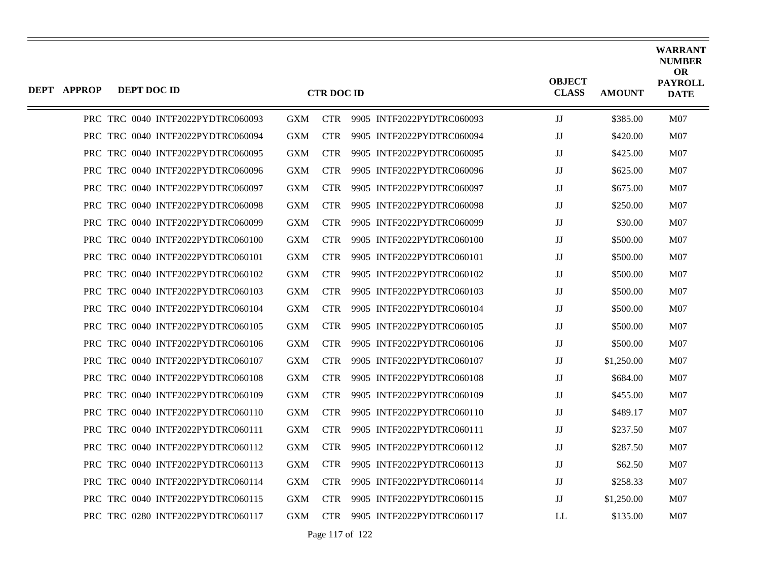| DEPT | APPROP | DEPT DOC ID | CTR DOC ID | OBJECT CLASS | AMOUNT | WARRANT NUMBER OR PAYROLL DATE |
|---|---|---|---|---|---|---|
| PRC | TRC | 0040 INTF2022PYDTRC060093 | GXM CTR 9905 INTF2022PYDTRC060093 | JJ | $385.00 | M07 |
| PRC | TRC | 0040 INTF2022PYDTRC060094 | GXM CTR 9905 INTF2022PYDTRC060094 | JJ | $420.00 | M07 |
| PRC | TRC | 0040 INTF2022PYDTRC060095 | GXM CTR 9905 INTF2022PYDTRC060095 | JJ | $425.00 | M07 |
| PRC | TRC | 0040 INTF2022PYDTRC060096 | GXM CTR 9905 INTF2022PYDTRC060096 | JJ | $625.00 | M07 |
| PRC | TRC | 0040 INTF2022PYDTRC060097 | GXM CTR 9905 INTF2022PYDTRC060097 | JJ | $675.00 | M07 |
| PRC | TRC | 0040 INTF2022PYDTRC060098 | GXM CTR 9905 INTF2022PYDTRC060098 | JJ | $250.00 | M07 |
| PRC | TRC | 0040 INTF2022PYDTRC060099 | GXM CTR 9905 INTF2022PYDTRC060099 | JJ | $30.00 | M07 |
| PRC | TRC | 0040 INTF2022PYDTRC060100 | GXM CTR 9905 INTF2022PYDTRC060100 | JJ | $500.00 | M07 |
| PRC | TRC | 0040 INTF2022PYDTRC060101 | GXM CTR 9905 INTF2022PYDTRC060101 | JJ | $500.00 | M07 |
| PRC | TRC | 0040 INTF2022PYDTRC060102 | GXM CTR 9905 INTF2022PYDTRC060102 | JJ | $500.00 | M07 |
| PRC | TRC | 0040 INTF2022PYDTRC060103 | GXM CTR 9905 INTF2022PYDTRC060103 | JJ | $500.00 | M07 |
| PRC | TRC | 0040 INTF2022PYDTRC060104 | GXM CTR 9905 INTF2022PYDTRC060104 | JJ | $500.00 | M07 |
| PRC | TRC | 0040 INTF2022PYDTRC060105 | GXM CTR 9905 INTF2022PYDTRC060105 | JJ | $500.00 | M07 |
| PRC | TRC | 0040 INTF2022PYDTRC060106 | GXM CTR 9905 INTF2022PYDTRC060106 | JJ | $500.00 | M07 |
| PRC | TRC | 0040 INTF2022PYDTRC060107 | GXM CTR 9905 INTF2022PYDTRC060107 | JJ | $1,250.00 | M07 |
| PRC | TRC | 0040 INTF2022PYDTRC060108 | GXM CTR 9905 INTF2022PYDTRC060108 | JJ | $684.00 | M07 |
| PRC | TRC | 0040 INTF2022PYDTRC060109 | GXM CTR 9905 INTF2022PYDTRC060109 | JJ | $455.00 | M07 |
| PRC | TRC | 0040 INTF2022PYDTRC060110 | GXM CTR 9905 INTF2022PYDTRC060110 | JJ | $489.17 | M07 |
| PRC | TRC | 0040 INTF2022PYDTRC060111 | GXM CTR 9905 INTF2022PYDTRC060111 | JJ | $237.50 | M07 |
| PRC | TRC | 0040 INTF2022PYDTRC060112 | GXM CTR 9905 INTF2022PYDTRC060112 | JJ | $287.50 | M07 |
| PRC | TRC | 0040 INTF2022PYDTRC060113 | GXM CTR 9905 INTF2022PYDTRC060113 | JJ | $62.50 | M07 |
| PRC | TRC | 0040 INTF2022PYDTRC060114 | GXM CTR 9905 INTF2022PYDTRC060114 | JJ | $258.33 | M07 |
| PRC | TRC | 0040 INTF2022PYDTRC060115 | GXM CTR 9905 INTF2022PYDTRC060115 | JJ | $1,250.00 | M07 |
| PRC | TRC | 0280 INTF2022PYDTRC060117 | GXM CTR 9905 INTF2022PYDTRC060117 | LL | $135.00 | M07 |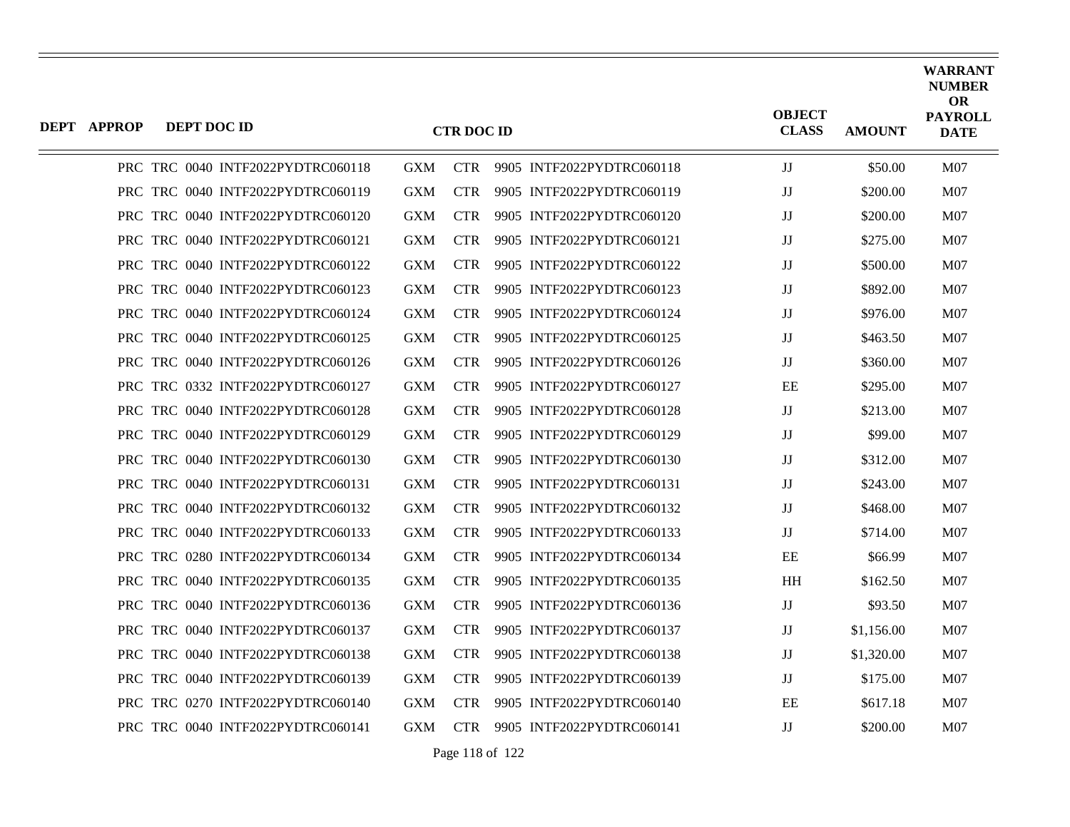| DEPT | APPROP | DEPT DOC ID | CTR DOC ID | | | | OBJECT CLASS | AMOUNT | WARRANT NUMBER OR PAYROLL DATE |
|---|---|---|---|---|---|---|---|---|---|
| PRC | TRC | 0040 INTF2022PYDTRC060118 | GXM | CTR | 9905 | INTF2022PYDTRC060118 | JJ | $50.00 | M07 |
| PRC | TRC | 0040 INTF2022PYDTRC060119 | GXM | CTR | 9905 | INTF2022PYDTRC060119 | JJ | $200.00 | M07 |
| PRC | TRC | 0040 INTF2022PYDTRC060120 | GXM | CTR | 9905 | INTF2022PYDTRC060120 | JJ | $200.00 | M07 |
| PRC | TRC | 0040 INTF2022PYDTRC060121 | GXM | CTR | 9905 | INTF2022PYDTRC060121 | JJ | $275.00 | M07 |
| PRC | TRC | 0040 INTF2022PYDTRC060122 | GXM | CTR | 9905 | INTF2022PYDTRC060122 | JJ | $500.00 | M07 |
| PRC | TRC | 0040 INTF2022PYDTRC060123 | GXM | CTR | 9905 | INTF2022PYDTRC060123 | JJ | $892.00 | M07 |
| PRC | TRC | 0040 INTF2022PYDTRC060124 | GXM | CTR | 9905 | INTF2022PYDTRC060124 | JJ | $976.00 | M07 |
| PRC | TRC | 0040 INTF2022PYDTRC060125 | GXM | CTR | 9905 | INTF2022PYDTRC060125 | JJ | $463.50 | M07 |
| PRC | TRC | 0040 INTF2022PYDTRC060126 | GXM | CTR | 9905 | INTF2022PYDTRC060126 | JJ | $360.00 | M07 |
| PRC | TRC | 0332 INTF2022PYDTRC060127 | GXM | CTR | 9905 | INTF2022PYDTRC060127 | EE | $295.00 | M07 |
| PRC | TRC | 0040 INTF2022PYDTRC060128 | GXM | CTR | 9905 | INTF2022PYDTRC060128 | JJ | $213.00 | M07 |
| PRC | TRC | 0040 INTF2022PYDTRC060129 | GXM | CTR | 9905 | INTF2022PYDTRC060129 | JJ | $99.00 | M07 |
| PRC | TRC | 0040 INTF2022PYDTRC060130 | GXM | CTR | 9905 | INTF2022PYDTRC060130 | JJ | $312.00 | M07 |
| PRC | TRC | 0040 INTF2022PYDTRC060131 | GXM | CTR | 9905 | INTF2022PYDTRC060131 | JJ | $243.00 | M07 |
| PRC | TRC | 0040 INTF2022PYDTRC060132 | GXM | CTR | 9905 | INTF2022PYDTRC060132 | JJ | $468.00 | M07 |
| PRC | TRC | 0040 INTF2022PYDTRC060133 | GXM | CTR | 9905 | INTF2022PYDTRC060133 | JJ | $714.00 | M07 |
| PRC | TRC | 0280 INTF2022PYDTRC060134 | GXM | CTR | 9905 | INTF2022PYDTRC060134 | EE | $66.99 | M07 |
| PRC | TRC | 0040 INTF2022PYDTRC060135 | GXM | CTR | 9905 | INTF2022PYDTRC060135 | HH | $162.50 | M07 |
| PRC | TRC | 0040 INTF2022PYDTRC060136 | GXM | CTR | 9905 | INTF2022PYDTRC060136 | JJ | $93.50 | M07 |
| PRC | TRC | 0040 INTF2022PYDTRC060137 | GXM | CTR | 9905 | INTF2022PYDTRC060137 | JJ | $1,156.00 | M07 |
| PRC | TRC | 0040 INTF2022PYDTRC060138 | GXM | CTR | 9905 | INTF2022PYDTRC060138 | JJ | $1,320.00 | M07 |
| PRC | TRC | 0040 INTF2022PYDTRC060139 | GXM | CTR | 9905 | INTF2022PYDTRC060139 | JJ | $175.00 | M07 |
| PRC | TRC | 0270 INTF2022PYDTRC060140 | GXM | CTR | 9905 | INTF2022PYDTRC060140 | EE | $617.18 | M07 |
| PRC | TRC | 0040 INTF2022PYDTRC060141 | GXM | CTR | 9905 | INTF2022PYDTRC060141 | JJ | $200.00 | M07 |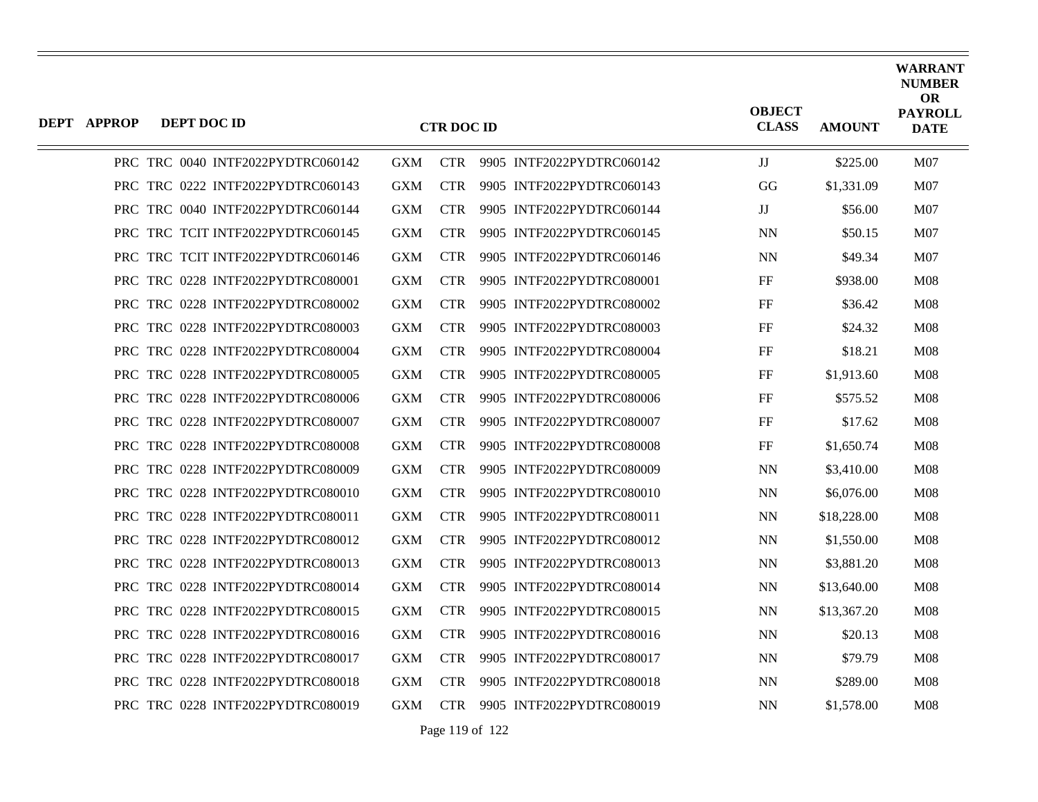| DEPT | APPROP | DEPT DOC ID | CTR DOC ID | | | | OBJECT CLASS | AMOUNT | WARRANT NUMBER OR PAYROLL DATE |
|---|---|---|---|---|---|---|---|---|---|
| PRC | TRC | 0040 INTF2022PYDTRC060142 | GXM | CTR | 9905 | INTF2022PYDTRC060142 | JJ | $225.00 | M07 |
| PRC | TRC | 0222 INTF2022PYDTRC060143 | GXM | CTR | 9905 | INTF2022PYDTRC060143 | GG | $1,331.09 | M07 |
| PRC | TRC | 0040 INTF2022PYDTRC060144 | GXM | CTR | 9905 | INTF2022PYDTRC060144 | JJ | $56.00 | M07 |
| PRC | TRC | TCIT INTF2022PYDTRC060145 | GXM | CTR | 9905 | INTF2022PYDTRC060145 | NN | $50.15 | M07 |
| PRC | TRC | TCIT INTF2022PYDTRC060146 | GXM | CTR | 9905 | INTF2022PYDTRC060146 | NN | $49.34 | M07 |
| PRC | TRC | 0228 INTF2022PYDTRC080001 | GXM | CTR | 9905 | INTF2022PYDTRC080001 | FF | $938.00 | M08 |
| PRC | TRC | 0228 INTF2022PYDTRC080002 | GXM | CTR | 9905 | INTF2022PYDTRC080002 | FF | $36.42 | M08 |
| PRC | TRC | 0228 INTF2022PYDTRC080003 | GXM | CTR | 9905 | INTF2022PYDTRC080003 | FF | $24.32 | M08 |
| PRC | TRC | 0228 INTF2022PYDTRC080004 | GXM | CTR | 9905 | INTF2022PYDTRC080004 | FF | $18.21 | M08 |
| PRC | TRC | 0228 INTF2022PYDTRC080005 | GXM | CTR | 9905 | INTF2022PYDTRC080005 | FF | $1,913.60 | M08 |
| PRC | TRC | 0228 INTF2022PYDTRC080006 | GXM | CTR | 9905 | INTF2022PYDTRC080006 | FF | $575.52 | M08 |
| PRC | TRC | 0228 INTF2022PYDTRC080007 | GXM | CTR | 9905 | INTF2022PYDTRC080007 | FF | $17.62 | M08 |
| PRC | TRC | 0228 INTF2022PYDTRC080008 | GXM | CTR | 9905 | INTF2022PYDTRC080008 | FF | $1,650.74 | M08 |
| PRC | TRC | 0228 INTF2022PYDTRC080009 | GXM | CTR | 9905 | INTF2022PYDTRC080009 | NN | $3,410.00 | M08 |
| PRC | TRC | 0228 INTF2022PYDTRC080010 | GXM | CTR | 9905 | INTF2022PYDTRC080010 | NN | $6,076.00 | M08 |
| PRC | TRC | 0228 INTF2022PYDTRC080011 | GXM | CTR | 9905 | INTF2022PYDTRC080011 | NN | $18,228.00 | M08 |
| PRC | TRC | 0228 INTF2022PYDTRC080012 | GXM | CTR | 9905 | INTF2022PYDTRC080012 | NN | $1,550.00 | M08 |
| PRC | TRC | 0228 INTF2022PYDTRC080013 | GXM | CTR | 9905 | INTF2022PYDTRC080013 | NN | $3,881.20 | M08 |
| PRC | TRC | 0228 INTF2022PYDTRC080014 | GXM | CTR | 9905 | INTF2022PYDTRC080014 | NN | $13,640.00 | M08 |
| PRC | TRC | 0228 INTF2022PYDTRC080015 | GXM | CTR | 9905 | INTF2022PYDTRC080015 | NN | $13,367.20 | M08 |
| PRC | TRC | 0228 INTF2022PYDTRC080016 | GXM | CTR | 9905 | INTF2022PYDTRC080016 | NN | $20.13 | M08 |
| PRC | TRC | 0228 INTF2022PYDTRC080017 | GXM | CTR | 9905 | INTF2022PYDTRC080017 | NN | $79.79 | M08 |
| PRC | TRC | 0228 INTF2022PYDTRC080018 | GXM | CTR | 9905 | INTF2022PYDTRC080018 | NN | $289.00 | M08 |
| PRC | TRC | 0228 INTF2022PYDTRC080019 | GXM | CTR | 9905 | INTF2022PYDTRC080019 | NN | $1,578.00 | M08 |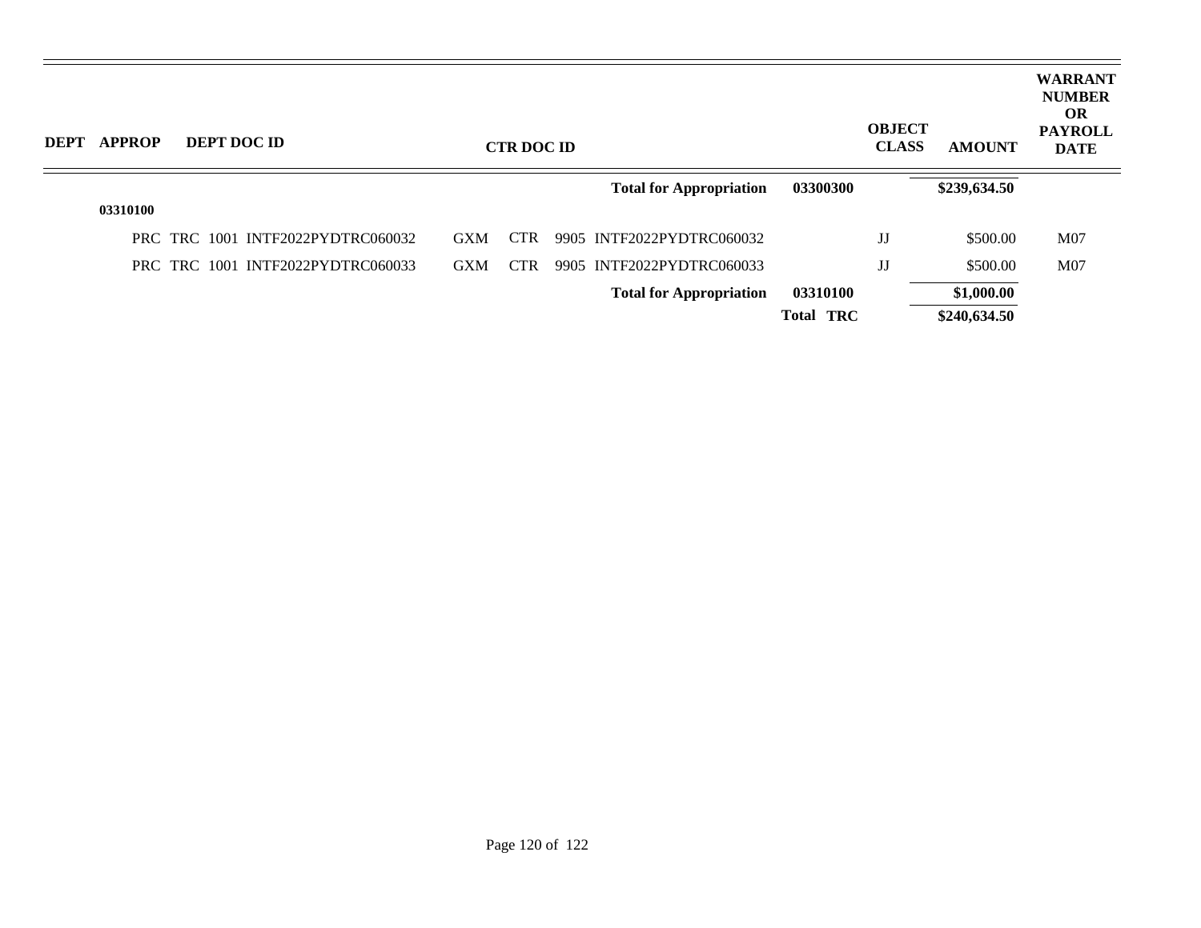| DEPT | APPROP | DEPT DOC ID | CTR DOC ID | | OBJECT CLASS | AMOUNT | WARRANT NUMBER OR PAYROLL DATE |
|---|---|---|---|---|---|---|---|
| | | | Total for Appropriation | 03300300 | | $239,634.50 | |
| | 03310100 | | | | | | |
| | | PRC TRC 1001 INTF2022PYDTRC060032 | GXM CTR 9905 INTF2022PYDTRC060032 | | JJ | $500.00 | M07 |
| | | PRC TRC 1001 INTF2022PYDTRC060033 | GXM CTR 9905 INTF2022PYDTRC060033 | | JJ | $500.00 | M07 |
| | | | Total for Appropriation | 03310100 | | $1,000.00 | |
| | | | | Total TRC | | $240,634.50 | |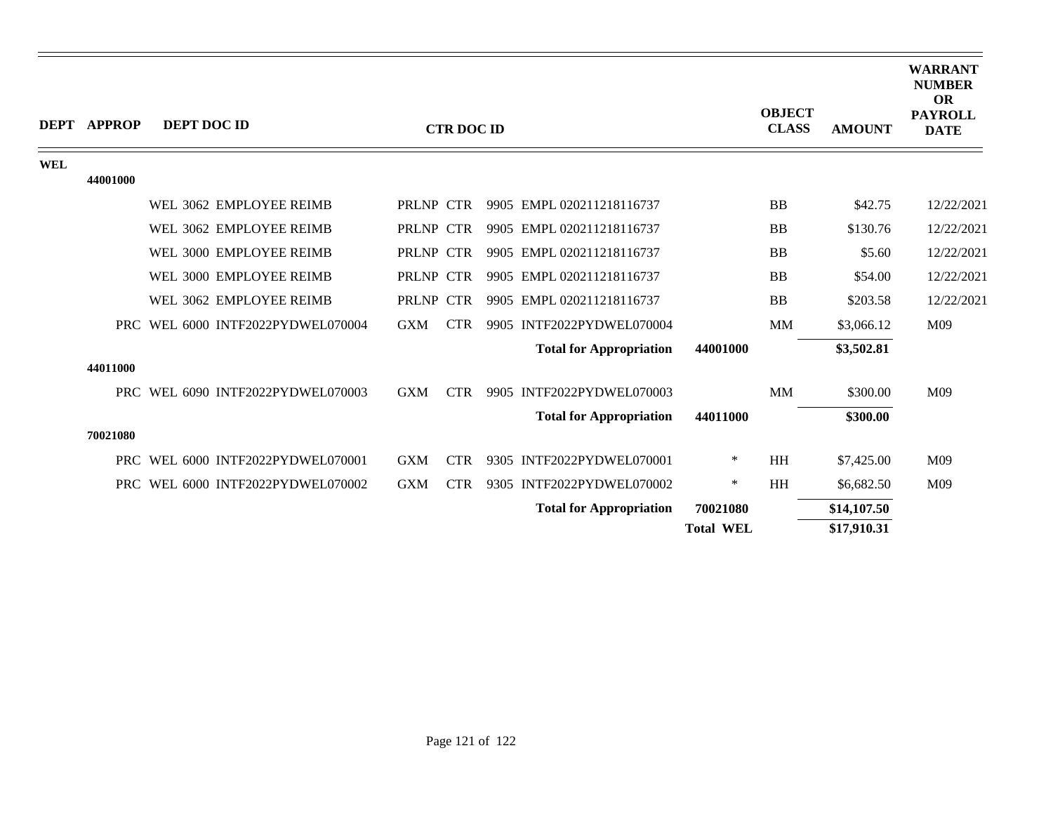| DEPT | APPROP | DEPT DOC ID | CTR DOC ID | | | | OBJECT CLASS | AMOUNT | WARRANT NUMBER OR PAYROLL DATE |
|---|---|---|---|---|---|---|---|---|---|
| WEL | | | | | | | | | |
| | 44001000 | | | | | | | | |
| | | WEL 3062 EMPLOYEE REIMB | PRLNP | CTR | 9905 EMPL 020211218116737 | | BB | $42.75 | 12/22/2021 |
| | | WEL 3062 EMPLOYEE REIMB | PRLNP | CTR | 9905 EMPL 020211218116737 | | BB | $130.76 | 12/22/2021 |
| | | WEL 3000 EMPLOYEE REIMB | PRLNP | CTR | 9905 EMPL 020211218116737 | | BB | $5.60 | 12/22/2021 |
| | | WEL 3000 EMPLOYEE REIMB | PRLNP | CTR | 9905 EMPL 020211218116737 | | BB | $54.00 | 12/22/2021 |
| | | WEL 3062 EMPLOYEE REIMB | PRLNP | CTR | 9905 EMPL 020211218116737 | | BB | $203.58 | 12/22/2021 |
| | | PRC WEL 6000 INTF2022PYDWEL070004 | GXM | CTR | 9905 INTF2022PYDWEL070004 | | MM | $3,066.12 | M09 |
| | | | | | **Total for Appropriation** | **44001000** | | **$3,502.81** | |
| | 44011000 | | | | | | | | |
| | | PRC WEL 6090 INTF2022PYDWEL070003 | GXM | CTR | 9905 INTF2022PYDWEL070003 | | MM | $300.00 | M09 |
| | | | | | **Total for Appropriation** | **44011000** | | **$300.00** | |
| | 70021080 | | | | | | | | |
| | | PRC WEL 6000 INTF2022PYDWEL070001 | GXM | CTR | 9305 INTF2022PYDWEL070001 | * | HH | $7,425.00 | M09 |
| | | PRC WEL 6000 INTF2022PYDWEL070002 | GXM | CTR | 9305 INTF2022PYDWEL070002 | * | HH | $6,682.50 | M09 |
| | | | | | **Total for Appropriation** | **70021080** | | **$14,107.50** | |
| | | | | | | **Total WEL** | | **$17,910.31** | |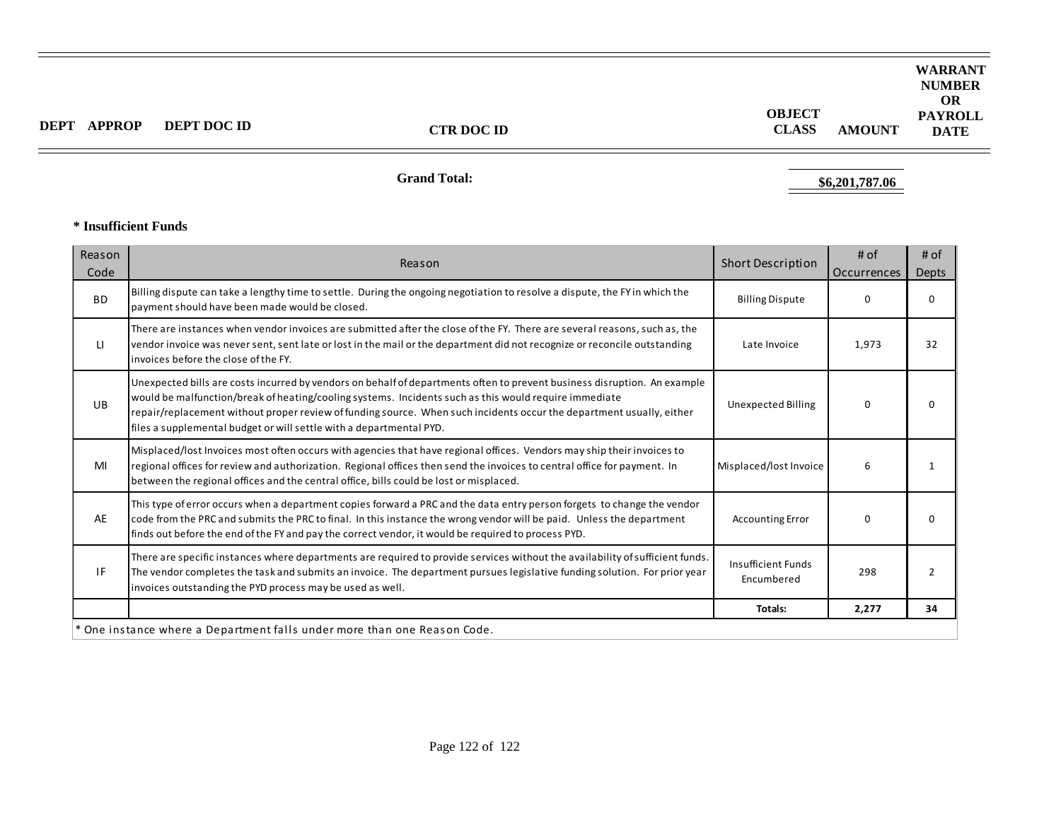| DEPT | APPROP | DEPT DOC ID | CTR DOC ID | OBJECT CLASS | AMOUNT | WARRANT NUMBER OR PAYROLL DATE |
|---|---|---|---|---|---|---|
| | | | Grand Total: | | $6,201,787.06 | |

**\* Insufficient Funds**

| Reason Code | Reason | Short Description | # of Occurrences | # of Depts |
|---|---|---|---|---|
| BD | Billing dispute can take a lengthy time to settle. During the ongoing negotiation to resolve a dispute, the FY in which the payment should have been made would be closed. | Billing Dispute | 0 | 0 |
| LI | There are instances when vendor invoices are submitted after the close of the FY. There are several reasons, such as, the vendor invoice was never sent, sent late or lost in the mail or the department did not recognize or reconcile outstanding invoices before the close of the FY. | Late Invoice | 1,973 | 32 |
| UB | Unexpected bills are costs incurred by vendors on behalf of departments often to prevent business disruption. An example would be malfunction/break of heating/cooling systems. Incidents such as this would require immediate repair/replacement without proper review of funding source. When such incidents occur the department usually, either files a supplemental budget or will settle with a departmental PYD. | Unexpected Billing | 0 | 0 |
| MI | Misplaced/lost Invoices most often occurs with agencies that have regional offices. Vendors may ship their invoices to regional offices for review and authorization. Regional offices then send the invoices to central office for payment. In between the regional offices and the central office, bills could be lost or misplaced. | Misplaced/lost Invoice | 6 | 1 |
| AE | This type of error occurs when a department copies forward a PRC and the data entry person forgets to change the vendor code from the PRC and submits the PRC to final. In this instance the wrong vendor will be paid. Unless the department finds out before the end of the FY and pay the correct vendor, it would be required to process PYD. | Accounting Error | 0 | 0 |
| IF | There are specific instances where departments are required to provide services without the availability of sufficient funds. The vendor completes the task and submits an invoice. The department pursues legislative funding solution. For prior year invoices outstanding the PYD process may be used as well. | Insufficient Funds Encumbered | 298 | 2 |
| | | **Totals:** | **2,277** | **34** |

\* One instance where a Department falls under more than one Reason Code.